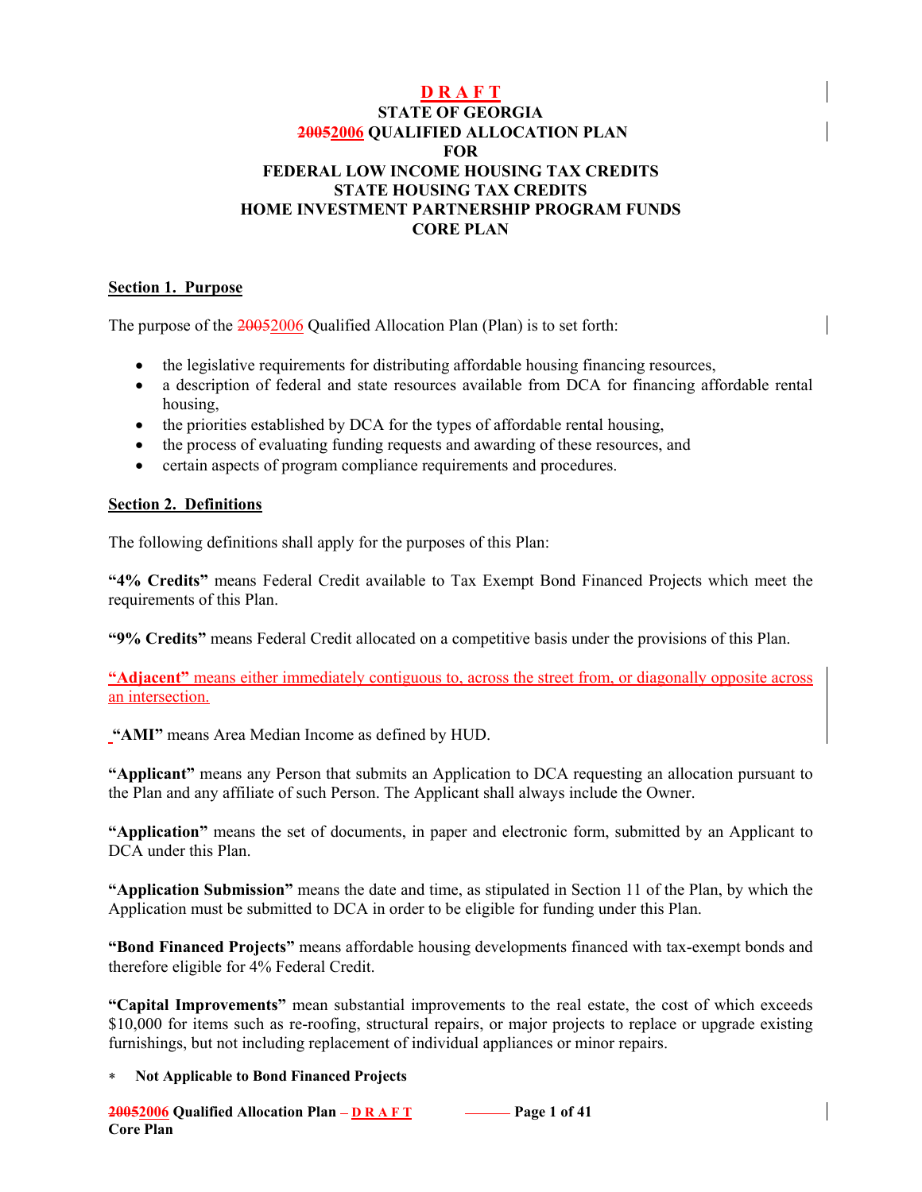**D R A F T**

**STATE OF GEORGIA**

**~~2005~~2006 QUALIFIED ALLOCATION PLAN**

**FOR**

**FEDERAL LOW INCOME HOUSING TAX CREDITS**

**STATE HOUSING TAX CREDITS**

**HOME INVESTMENT PARTNERSHIP PROGRAM FUNDS**

**CORE PLAN**

## Section 1. Purpose

The purpose of the ~~2005~~2006 Qualified Allocation Plan (Plan) is to set forth:

- the legislative requirements for distributing affordable housing financing resources,
- a description of federal and state resources available from DCA for financing affordable rental housing,
- the priorities established by DCA for the types of affordable rental housing,
- the process of evaluating funding requests and awarding of these resources, and
- certain aspects of program compliance requirements and procedures.

## Section 2. Definitions

The following definitions shall apply for the purposes of this Plan:

**"4% Credits"** means Federal Credit available to Tax Exempt Bond Financed Projects which meet the requirements of this Plan.

**"9% Credits"** means Federal Credit allocated on a competitive basis under the provisions of this Plan.

**"Adjacent"** means either immediately contiguous to, across the street from, or diagonally opposite across an intersection.

**"AMI"** means Area Median Income as defined by HUD.

**"Applicant"** means any Person that submits an Application to DCA requesting an allocation pursuant to the Plan and any affiliate of such Person. The Applicant shall always include the Owner.

**"Application"** means the set of documents, in paper and electronic form, submitted by an Applicant to DCA under this Plan.

**"Application Submission"** means the date and time, as stipulated in Section 11 of the Plan, by which the Application must be submitted to DCA in order to be eligible for funding under this Plan.

**"Bond Financed Projects"** means affordable housing developments financed with tax-exempt bonds and therefore eligible for 4% Federal Credit.

**"Capital Improvements"** mean substantial improvements to the real estate, the cost of which exceeds $10,000 for items such as re-roofing, structural repairs, or major projects to replace or upgrade existing furnishings, but not including replacement of individual appliances or minor repairs.

\* **Not Applicable to Bond Financed Projects**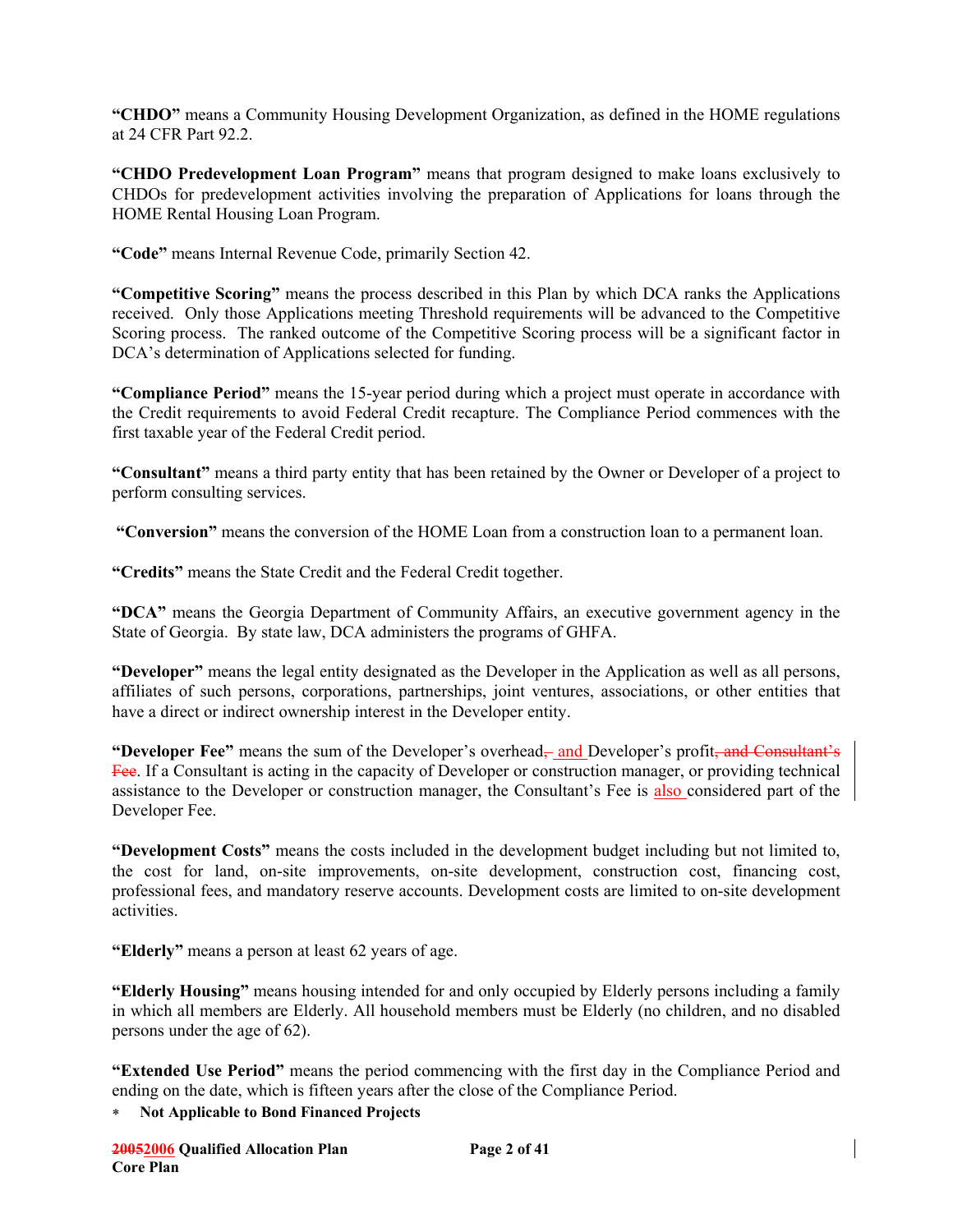**"CHDO"** means a Community Housing Development Organization, as defined in the HOME regulations at 24 CFR Part 92.2.

**"CHDO Predevelopment Loan Program"** means that program designed to make loans exclusively to CHDOs for predevelopment activities involving the preparation of Applications for loans through the HOME Rental Housing Loan Program.

**"Code"** means Internal Revenue Code, primarily Section 42.

**"Competitive Scoring"** means the process described in this Plan by which DCA ranks the Applications received. Only those Applications meeting Threshold requirements will be advanced to the Competitive Scoring process. The ranked outcome of the Competitive Scoring process will be a significant factor in DCA's determination of Applications selected for funding.

**"Compliance Period"** means the 15-year period during which a project must operate in accordance with the Credit requirements to avoid Federal Credit recapture. The Compliance Period commences with the first taxable year of the Federal Credit period.

**"Consultant"** means a third party entity that has been retained by the Owner or Developer of a project to perform consulting services.

**"Conversion"** means the conversion of the HOME Loan from a construction loan to a permanent loan.

**"Credits"** means the State Credit and the Federal Credit together.

**"DCA"** means the Georgia Department of Community Affairs, an executive government agency in the State of Georgia. By state law, DCA administers the programs of GHFA.

**"Developer"** means the legal entity designated as the Developer in the Application as well as all persons, affiliates of such persons, corporations, partnerships, joint ventures, associations, or other entities that have a direct or indirect ownership interest in the Developer entity.

**"Developer Fee"** means the sum of the Developer's overhead~~,~~ and Developer's profit~~, and Consultant's Fee~~. If a Consultant is acting in the capacity of Developer or construction manager, or providing technical assistance to the Developer or construction manager, the Consultant's Fee is also considered part of the Developer Fee.

**"Development Costs"** means the costs included in the development budget including but not limited to, the cost for land, on-site improvements, on-site development, construction cost, financing cost, professional fees, and mandatory reserve accounts. Development costs are limited to on-site development activities.

**"Elderly"** means a person at least 62 years of age.

**"Elderly Housing"** means housing intended for and only occupied by Elderly persons including a family in which all members are Elderly. All household members must be Elderly (no children, and no disabled persons under the age of 62).

**"Extended Use Period"** means the period commencing with the first day in the Compliance Period and ending on the date, which is fifteen years after the close of the Compliance Period.

* **Not Applicable to Bond Financed Projects**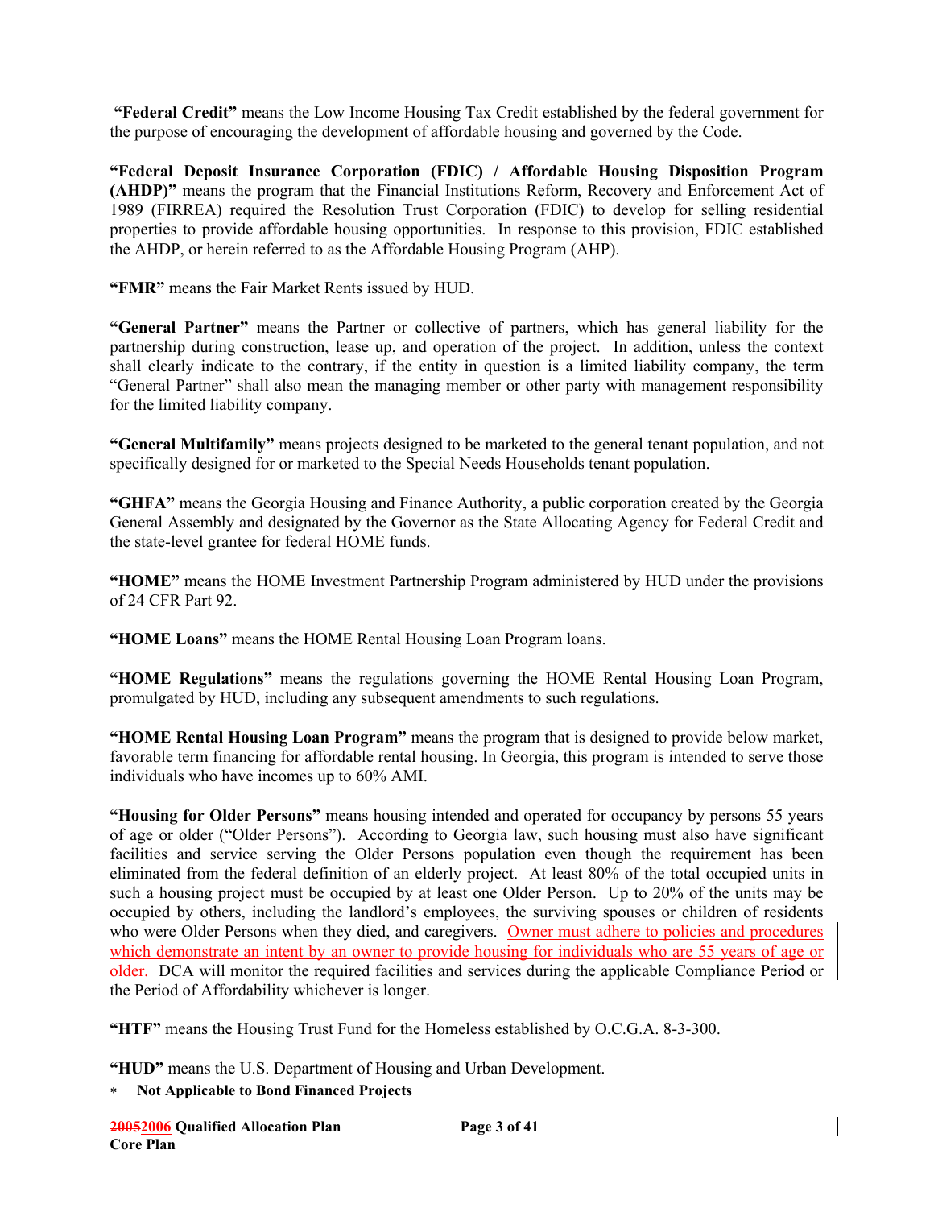**"Federal Credit"** means the Low Income Housing Tax Credit established by the federal government for the purpose of encouraging the development of affordable housing and governed by the Code.

**"Federal Deposit Insurance Corporation (FDIC) / Affordable Housing Disposition Program (AHDP)"** means the program that the Financial Institutions Reform, Recovery and Enforcement Act of 1989 (FIRREA) required the Resolution Trust Corporation (FDIC) to develop for selling residential properties to provide affordable housing opportunities. In response to this provision, FDIC established the AHDP, or herein referred to as the Affordable Housing Program (AHP).

**"FMR"** means the Fair Market Rents issued by HUD.

**"General Partner"** means the Partner or collective of partners, which has general liability for the partnership during construction, lease up, and operation of the project. In addition, unless the context shall clearly indicate to the contrary, if the entity in question is a limited liability company, the term "General Partner" shall also mean the managing member or other party with management responsibility for the limited liability company.

**"General Multifamily"** means projects designed to be marketed to the general tenant population, and not specifically designed for or marketed to the Special Needs Households tenant population.

**"GHFA"** means the Georgia Housing and Finance Authority, a public corporation created by the Georgia General Assembly and designated by the Governor as the State Allocating Agency for Federal Credit and the state-level grantee for federal HOME funds.

**"HOME"** means the HOME Investment Partnership Program administered by HUD under the provisions of 24 CFR Part 92.

**"HOME Loans"** means the HOME Rental Housing Loan Program loans.

**"HOME Regulations"** means the regulations governing the HOME Rental Housing Loan Program, promulgated by HUD, including any subsequent amendments to such regulations.

**"HOME Rental Housing Loan Program"** means the program that is designed to provide below market, favorable term financing for affordable rental housing. In Georgia, this program is intended to serve those individuals who have incomes up to 60% AMI.

**"Housing for Older Persons"** means housing intended and operated for occupancy by persons 55 years of age or older ("Older Persons"). According to Georgia law, such housing must also have significant facilities and service serving the Older Persons population even though the requirement has been eliminated from the federal definition of an elderly project. At least 80% of the total occupied units in such a housing project must be occupied by at least one Older Person. Up to 20% of the units may be occupied by others, including the landlord's employees, the surviving spouses or children of residents who were Older Persons when they died, and caregivers. Owner must adhere to policies and procedures which demonstrate an intent by an owner to provide housing for individuals who are 55 years of age or older. DCA will monitor the required facilities and services during the applicable Compliance Period or the Period of Affordability whichever is longer.

**"HTF"** means the Housing Trust Fund for the Homeless established by O.C.G.A. 8-3-300.

**"HUD"** means the U.S. Department of Housing and Urban Development.

\* **Not Applicable to Bond Financed Projects**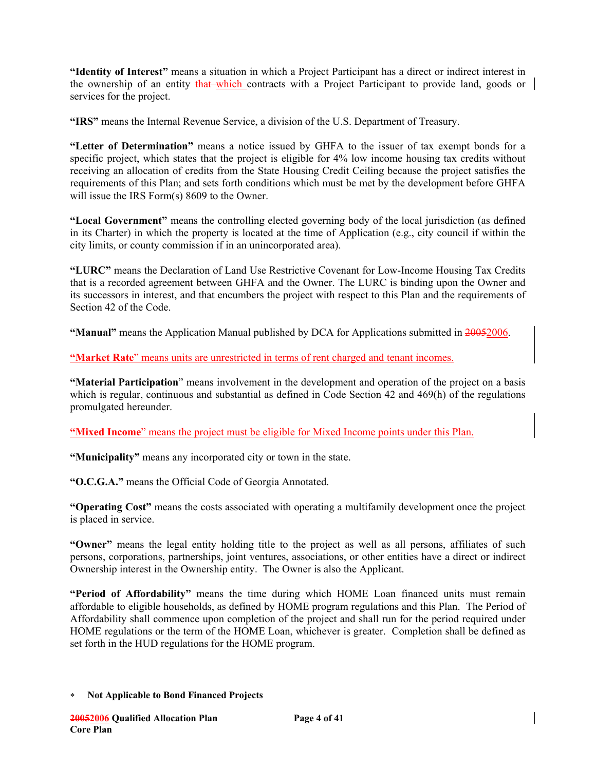**"Identity of Interest"** means a situation in which a Project Participant has a direct or indirect interest in the ownership of an entity ~~that~~ which contracts with a Project Participant to provide land, goods or services for the project.

**"IRS"** means the Internal Revenue Service, a division of the U.S. Department of Treasury.

**"Letter of Determination"** means a notice issued by GHFA to the issuer of tax exempt bonds for a specific project, which states that the project is eligible for 4% low income housing tax credits without receiving an allocation of credits from the State Housing Credit Ceiling because the project satisfies the requirements of this Plan; and sets forth conditions which must be met by the development before GHFA will issue the IRS Form(s) 8609 to the Owner.

**"Local Government"** means the controlling elected governing body of the local jurisdiction (as defined in its Charter) in which the property is located at the time of Application (e.g., city council if within the city limits, or county commission if in an unincorporated area).

**"LURC"** means the Declaration of Land Use Restrictive Covenant for Low-Income Housing Tax Credits that is a recorded agreement between GHFA and the Owner. The LURC is binding upon the Owner and its successors in interest, and that encumbers the project with respect to this Plan and the requirements of Section 42 of the Code.

**"Manual"** means the Application Manual published by DCA for Applications submitted in ~~2005~~2006.

**"Market Rate"** means units are unrestricted in terms of rent charged and tenant incomes.

**"Material Participation"** means involvement in the development and operation of the project on a basis which is regular, continuous and substantial as defined in Code Section 42 and 469(h) of the regulations promulgated hereunder.

**"Mixed Income"** means the project must be eligible for Mixed Income points under this Plan.

**"Municipality"** means any incorporated city or town in the state.

**"O.C.G.A."** means the Official Code of Georgia Annotated.

**"Operating Cost"** means the costs associated with operating a multifamily development once the project is placed in service.

**"Owner"** means the legal entity holding title to the project as well as all persons, affiliates of such persons, corporations, partnerships, joint ventures, associations, or other entities have a direct or indirect Ownership interest in the Ownership entity. The Owner is also the Applicant.

**"Period of Affordability"** means the time during which HOME Loan financed units must remain affordable to eligible households, as defined by HOME program regulations and this Plan. The Period of Affordability shall commence upon completion of the project and shall run for the period required under HOME regulations or the term of the HOME Loan, whichever is greater. Completion shall be defined as set forth in the HUD regulations for the HOME program.

\* **Not Applicable to Bond Financed Projects**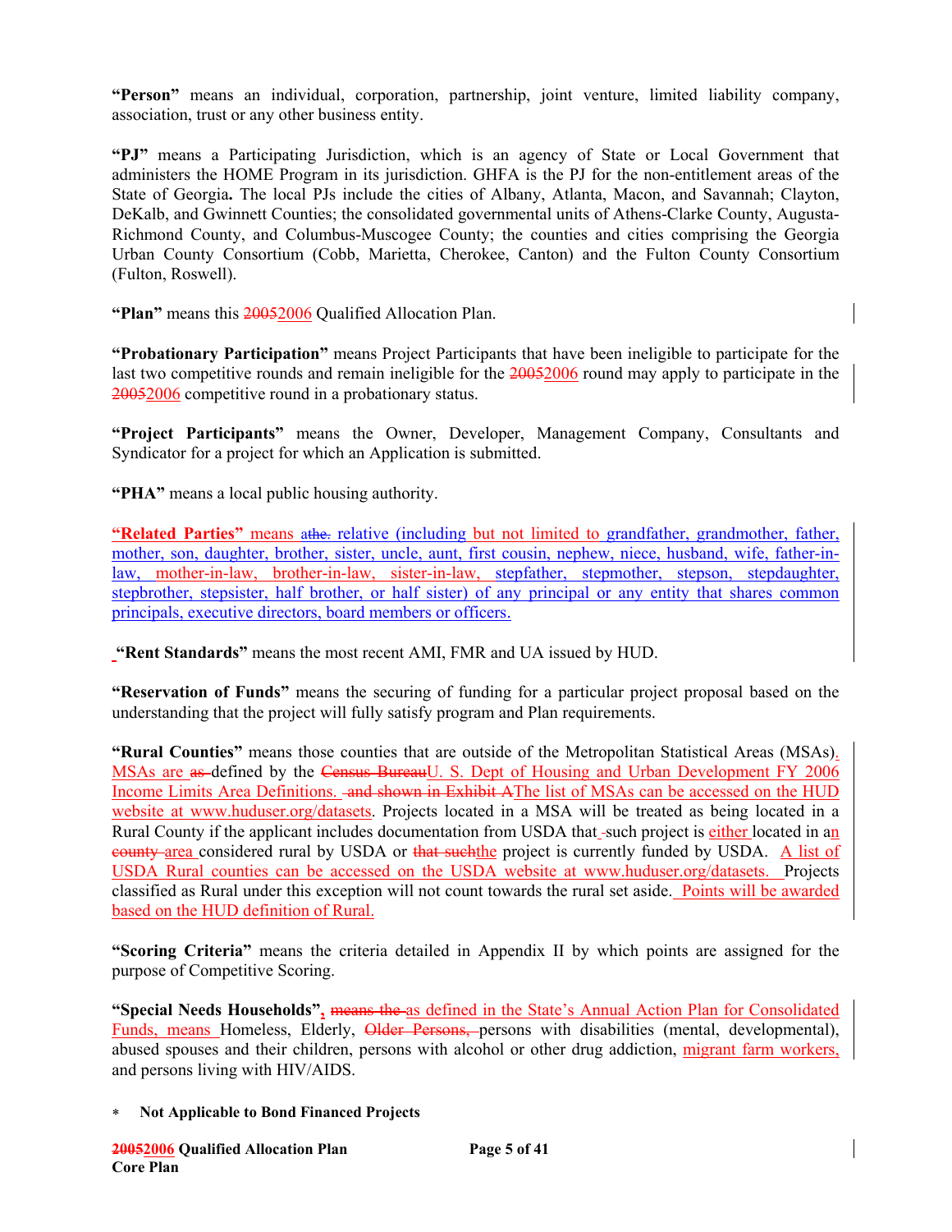**"Person"** means an individual, corporation, partnership, joint venture, limited liability company, association, trust or any other business entity.

**"PJ"** means a Participating Jurisdiction, which is an agency of State or Local Government that administers the HOME Program in its jurisdiction. GHFA is the PJ for the non-entitlement areas of the State of Georgia**.** The local PJs include the cities of Albany, Atlanta, Macon, and Savannah; Clayton, DeKalb, and Gwinnett Counties; the consolidated governmental units of Athens-Clarke County, Augusta-Richmond County, and Columbus-Muscogee County; the counties and cities comprising the Georgia Urban County Consortium (Cobb, Marietta, Cherokee, Canton) and the Fulton County Consortium (Fulton, Roswell).

**"Plan"** means this ~~2005~~2006 Qualified Allocation Plan.

**"Probationary Participation"** means Project Participants that have been ineligible to participate for the last two competitive rounds and remain ineligible for the ~~2005~~2006 round may apply to participate in the ~~2005~~2006 competitive round in a probationary status.

**"Project Participants"** means the Owner, Developer, Management Company, Consultants and Syndicator for a project for which an Application is submitted.

**"PHA"** means a local public housing authority.

**"Related Parties"** means ~~athe.~~ relative (including but not limited to grandfather, grandmother, father, mother, son, daughter, brother, sister, uncle, aunt, first cousin, nephew, niece, husband, wife, father-in-law, mother-in-law, brother-in-law, sister-in-law, stepfather, stepmother, stepson, stepdaughter, stepbrother, stepsister, half brother, or half sister) of any principal or any entity that shares common principals, executive directors, board members or officers.

**"Rent Standards"** means the most recent AMI, FMR and UA issued by HUD.

**"Reservation of Funds"** means the securing of funding for a particular project proposal based on the understanding that the project will fully satisfy program and Plan requirements.

**"Rural Counties"** means those counties that are outside of the Metropolitan Statistical Areas (MSAs). MSAs are ~~as~~ defined by the ~~Census Bureau~~U. S. Dept of Housing and Urban Development FY 2006 Income Limits Area Definitions. ~~and shown in Exhibit A~~The list of MSAs can be accessed on the HUD website at www.huduser.org/datasets. Projects located in a MSA will be treated as being located in a Rural County if the applicant includes documentation from USDA that ~~-~~such project is either located in an ~~county~~ area considered rural by USDA or ~~that such~~the project is currently funded by USDA. A list of USDA Rural counties can be accessed on the USDA website at www.huduser.org/datasets. Projects classified as Rural under this exception will not count towards the rural set aside. Points will be awarded based on the HUD definition of Rural.

**"Scoring Criteria"** means the criteria detailed in Appendix II by which points are assigned for the purpose of Competitive Scoring.

**"Special Needs Households"**, ~~means the~~ as defined in the State's Annual Action Plan for Consolidated Funds, means Homeless, Elderly, ~~Older Persons,~~ persons with disabilities (mental, developmental), abused spouses and their children, persons with alcohol or other drug addiction, migrant farm workers, and persons living with HIV/AIDS.

∗ **Not Applicable to Bond Financed Projects**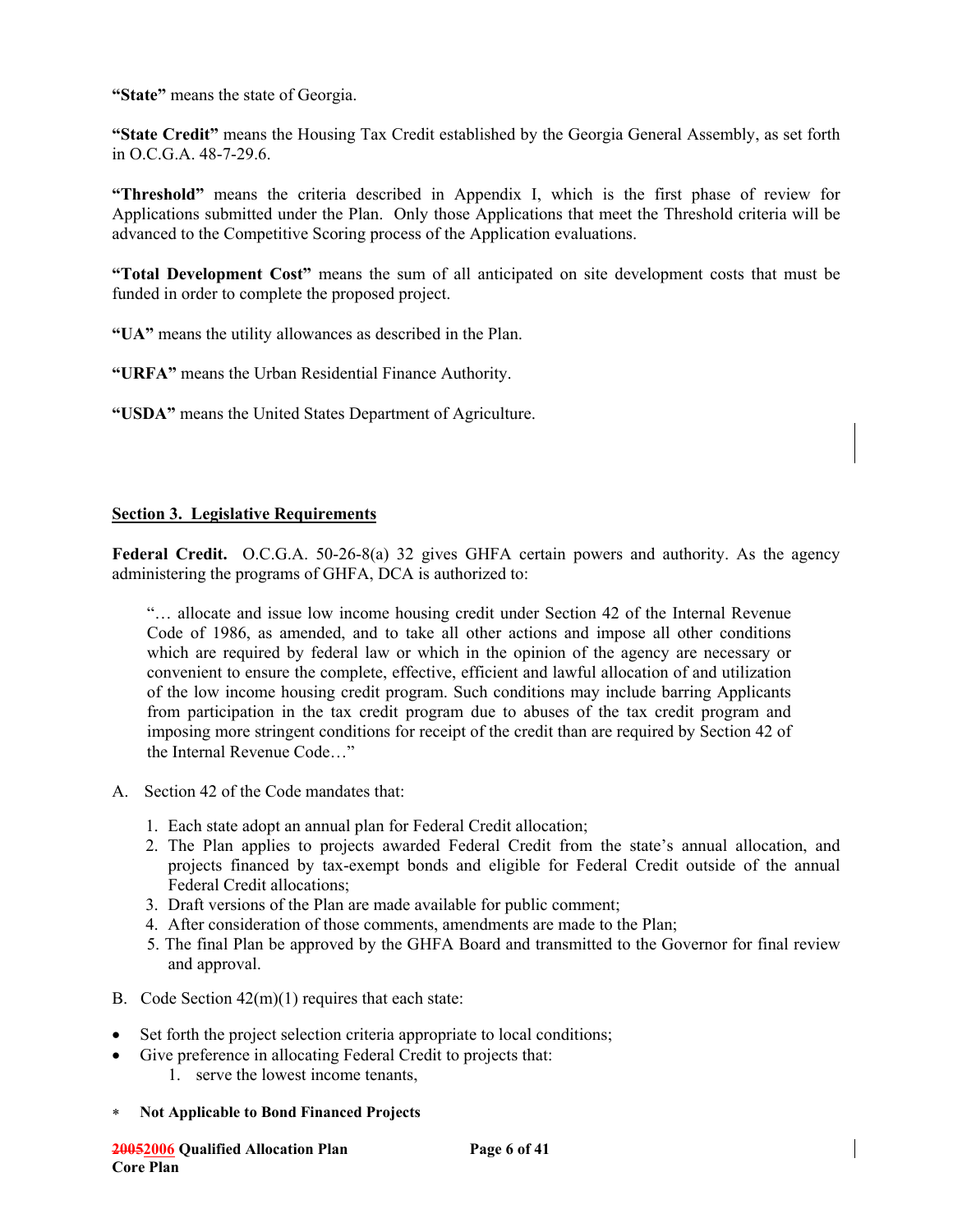**"State"** means the state of Georgia.

**"State Credit"** means the Housing Tax Credit established by the Georgia General Assembly, as set forth in O.C.G.A. 48-7-29.6.

**"Threshold"** means the criteria described in Appendix I, which is the first phase of review for Applications submitted under the Plan. Only those Applications that meet the Threshold criteria will be advanced to the Competitive Scoring process of the Application evaluations.

**"Total Development Cost"** means the sum of all anticipated on site development costs that must be funded in order to complete the proposed project.

**"UA"** means the utility allowances as described in the Plan.

**"URFA"** means the Urban Residential Finance Authority.

**"USDA"** means the United States Department of Agriculture.

## Section 3. Legislative Requirements

**Federal Credit.** O.C.G.A. 50-26-8(a) 32 gives GHFA certain powers and authority. As the agency administering the programs of GHFA, DCA is authorized to:

> "… allocate and issue low income housing credit under Section 42 of the Internal Revenue Code of 1986, as amended, and to take all other actions and impose all other conditions which are required by federal law or which in the opinion of the agency are necessary or convenient to ensure the complete, effective, efficient and lawful allocation of and utilization of the low income housing credit program. Such conditions may include barring Applicants from participation in the tax credit program due to abuses of the tax credit program and imposing more stringent conditions for receipt of the credit than are required by Section 42 of the Internal Revenue Code…"

A. Section 42 of the Code mandates that:

1. Each state adopt an annual plan for Federal Credit allocation;
2. The Plan applies to projects awarded Federal Credit from the state's annual allocation, and projects financed by tax-exempt bonds and eligible for Federal Credit outside of the annual Federal Credit allocations;
3. Draft versions of the Plan are made available for public comment;
4. After consideration of those comments, amendments are made to the Plan;
5. The final Plan be approved by the GHFA Board and transmitted to the Governor for final review and approval.

B. Code Section 42(m)(1) requires that each state:

- Set forth the project selection criteria appropriate to local conditions;
- Give preference in allocating Federal Credit to projects that:
  1. serve the lowest income tenants,

\* **Not Applicable to Bond Financed Projects**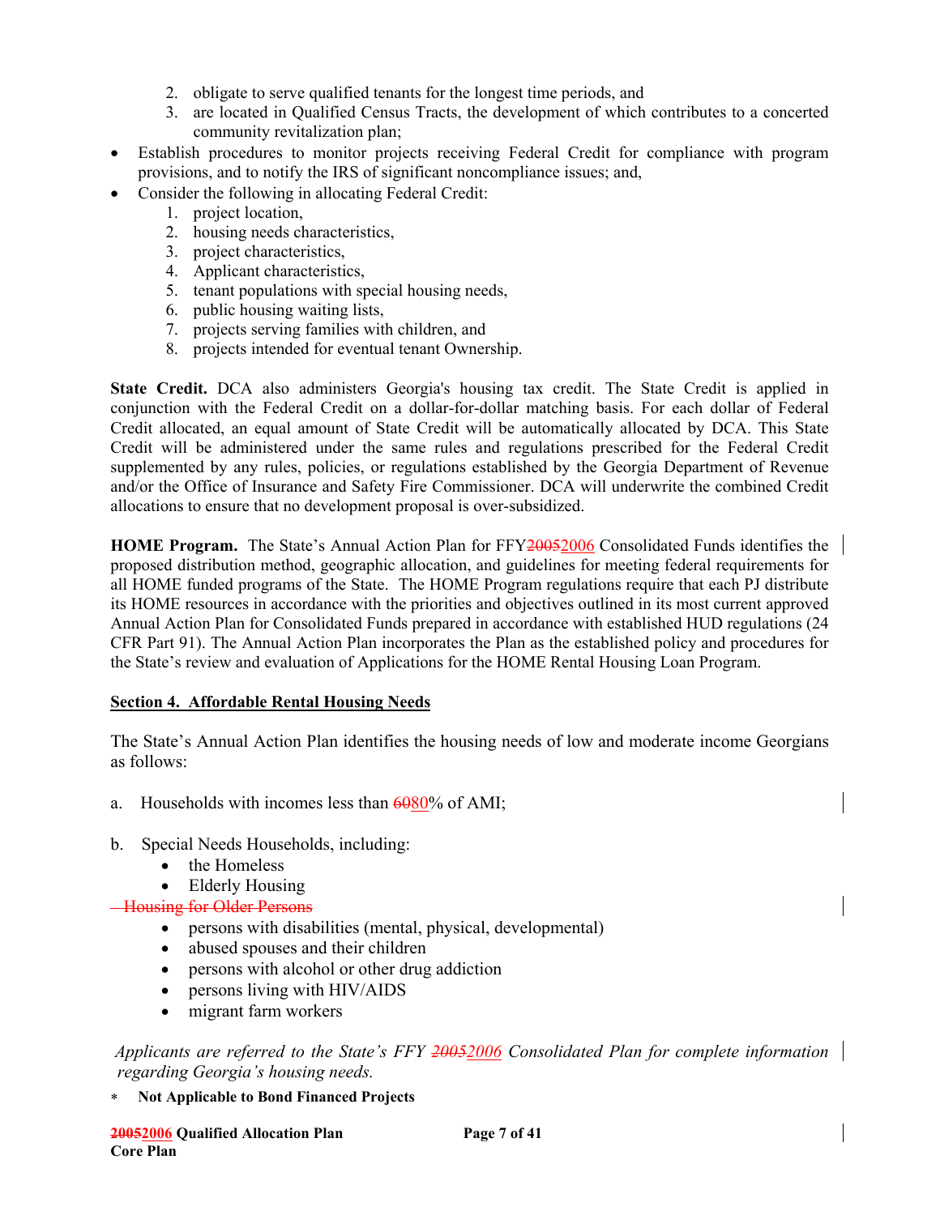2. obligate to serve qualified tenants for the longest time periods, and
3. are located in Qualified Census Tracts, the development of which contributes to a concerted community revitalization plan;

- Establish procedures to monitor projects receiving Federal Credit for compliance with program provisions, and to notify the IRS of significant noncompliance issues; and,
- Consider the following in allocating Federal Credit:
    1. project location,
    2. housing needs characteristics,
    3. project characteristics,
    4. Applicant characteristics,
    5. tenant populations with special housing needs,
    6. public housing waiting lists,
    7. projects serving families with children, and
    8. projects intended for eventual tenant Ownership.

**State Credit.** DCA also administers Georgia's housing tax credit. The State Credit is applied in conjunction with the Federal Credit on a dollar-for-dollar matching basis. For each dollar of Federal Credit allocated, an equal amount of State Credit will be automatically allocated by DCA. This State Credit will be administered under the same rules and regulations prescribed for the Federal Credit supplemented by any rules, policies, or regulations established by the Georgia Department of Revenue and/or the Office of Insurance and Safety Fire Commissioner. DCA will underwrite the combined Credit allocations to ensure that no development proposal is over-subsidized.

**HOME Program.** The State's Annual Action Plan for FFY~~2005~~2006 Consolidated Funds identifies the proposed distribution method, geographic allocation, and guidelines for meeting federal requirements for all HOME funded programs of the State. The HOME Program regulations require that each PJ distribute its HOME resources in accordance with the priorities and objectives outlined in its most current approved Annual Action Plan for Consolidated Funds prepared in accordance with established HUD regulations (24 CFR Part 91). The Annual Action Plan incorporates the Plan as the established policy and procedures for the State's review and evaluation of Applications for the HOME Rental Housing Loan Program.

## Section 4. Affordable Rental Housing Needs

The State's Annual Action Plan identifies the housing needs of low and moderate income Georgians as follows:

a. Households with incomes less than ~~60~~80% of AMI;

b. Special Needs Households, including:
- the Homeless
- Elderly Housing

~~Housing for Older Persons~~
- persons with disabilities (mental, physical, developmental)
- abused spouses and their children
- persons with alcohol or other drug addiction
- persons living with HIV/AIDS
- migrant farm workers

*Applicants are referred to the State's FFY ~~2005~~2006 Consolidated Plan for complete information regarding Georgia's housing needs.*

\* **Not Applicable to Bond Financed Projects**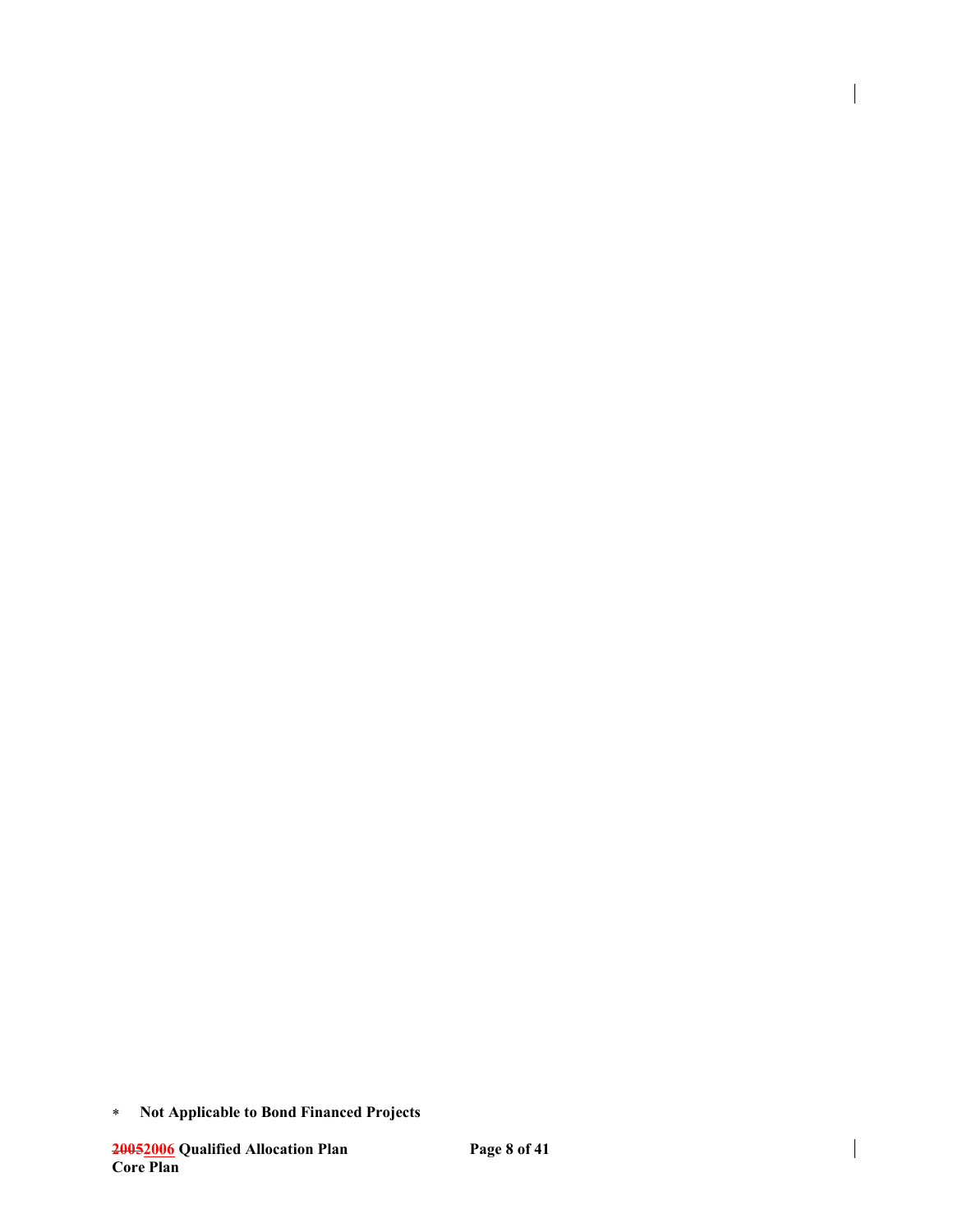* Not Applicable to Bond Financed Projects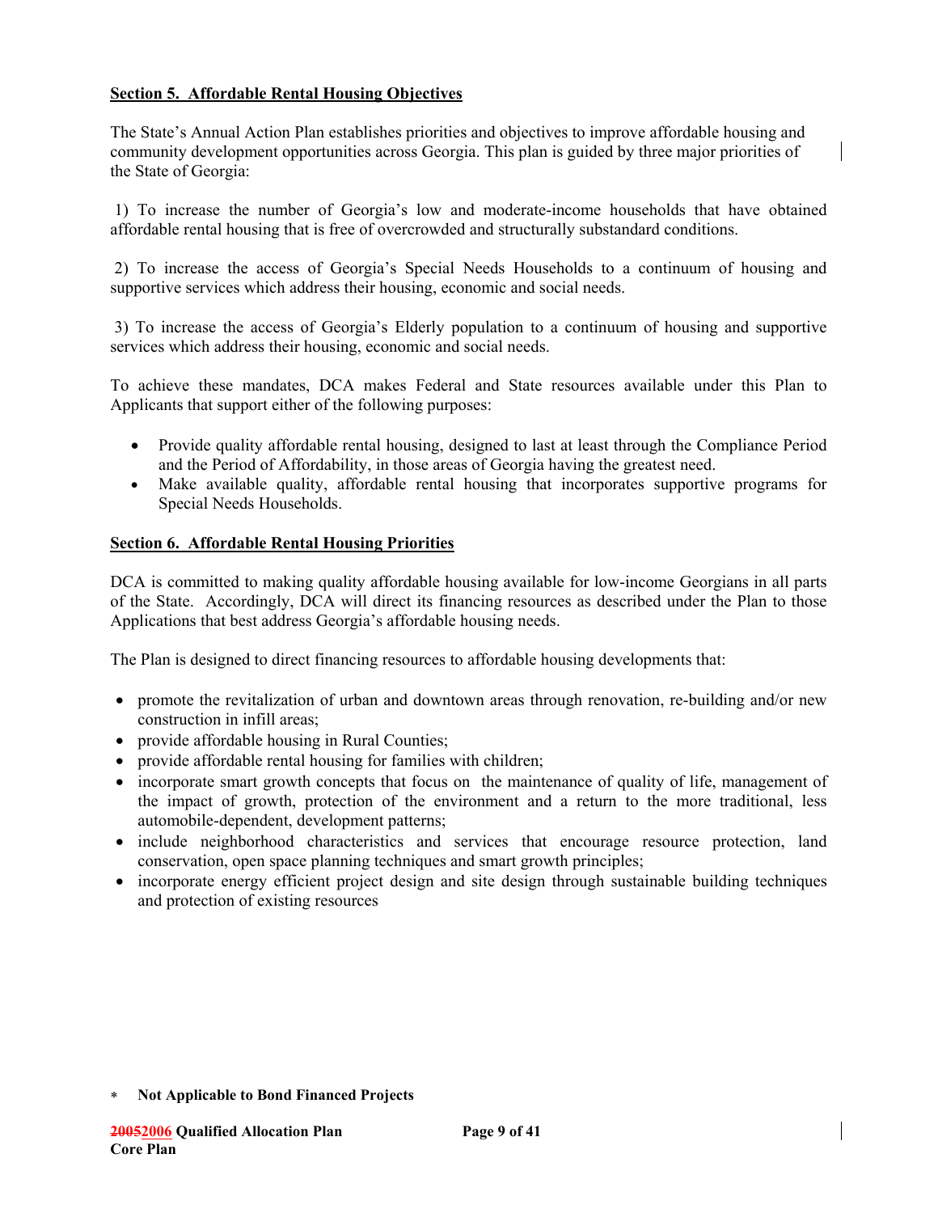**Section 5. Affordable Rental Housing Objectives**

The State's Annual Action Plan establishes priorities and objectives to improve affordable housing and community development opportunities across Georgia. This plan is guided by three major priorities of the State of Georgia:

1) To increase the number of Georgia's low and moderate-income households that have obtained affordable rental housing that is free of overcrowded and structurally substandard conditions.

2) To increase the access of Georgia's Special Needs Households to a continuum of housing and supportive services which address their housing, economic and social needs.

3) To increase the access of Georgia's Elderly population to a continuum of housing and supportive services which address their housing, economic and social needs.

To achieve these mandates, DCA makes Federal and State resources available under this Plan to Applicants that support either of the following purposes:

- Provide quality affordable rental housing, designed to last at least through the Compliance Period and the Period of Affordability, in those areas of Georgia having the greatest need.
- Make available quality, affordable rental housing that incorporates supportive programs for Special Needs Households.

**Section 6. Affordable Rental Housing Priorities**

DCA is committed to making quality affordable housing available for low-income Georgians in all parts of the State. Accordingly, DCA will direct its financing resources as described under the Plan to those Applications that best address Georgia's affordable housing needs.

The Plan is designed to direct financing resources to affordable housing developments that:

- promote the revitalization of urban and downtown areas through renovation, re-building and/or new construction in infill areas;
- provide affordable housing in Rural Counties;
- provide affordable rental housing for families with children;
- incorporate smart growth concepts that focus on the maintenance of quality of life, management of the impact of growth, protection of the environment and a return to the more traditional, less automobile-dependent, development patterns;
- include neighborhood characteristics and services that encourage resource protection, land conservation, open space planning techniques and smart growth principles;
- incorporate energy efficient project design and site design through sustainable building techniques and protection of existing resources

\* **Not Applicable to Bond Financed Projects**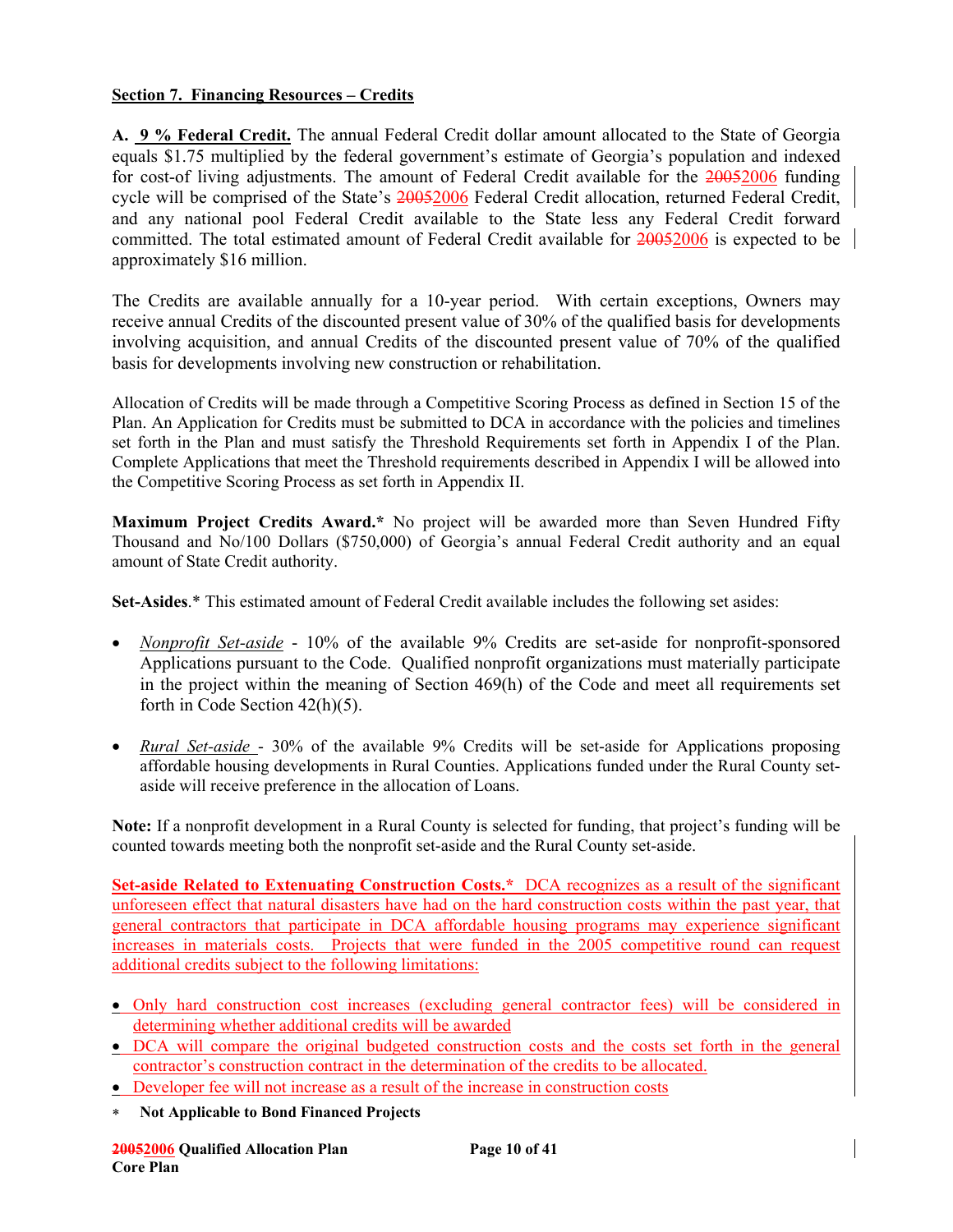## Section 7. Financing Resources – Credits

**A. 9 % Federal Credit.** The annual Federal Credit dollar amount allocated to the State of Georgia equals $1.75 multiplied by the federal government's estimate of Georgia's population and indexed for cost-of living adjustments. The amount of Federal Credit available for the ~~2005~~2006 funding cycle will be comprised of the State's ~~2005~~2006 Federal Credit allocation, returned Federal Credit, and any national pool Federal Credit available to the State less any Federal Credit forward committed. The total estimated amount of Federal Credit available for ~~2005~~2006 is expected to be approximately $16 million.

The Credits are available annually for a 10-year period. With certain exceptions, Owners may receive annual Credits of the discounted present value of 30% of the qualified basis for developments involving acquisition, and annual Credits of the discounted present value of 70% of the qualified basis for developments involving new construction or rehabilitation.

Allocation of Credits will be made through a Competitive Scoring Process as defined in Section 15 of the Plan. An Application for Credits must be submitted to DCA in accordance with the policies and timelines set forth in the Plan and must satisfy the Threshold Requirements set forth in Appendix I of the Plan. Complete Applications that meet the Threshold requirements described in Appendix I will be allowed into the Competitive Scoring Process as set forth in Appendix II.

**Maximum Project Credits Award.*** No project will be awarded more than Seven Hundred Fifty Thousand and No/100 Dollars ($750,000) of Georgia's annual Federal Credit authority and an equal amount of State Credit authority.

**Set-Asides**.* This estimated amount of Federal Credit available includes the following set asides:

- *Nonprofit Set-aside* - 10% of the available 9% Credits are set-aside for nonprofit-sponsored Applications pursuant to the Code. Qualified nonprofit organizations must materially participate in the project within the meaning of Section 469(h) of the Code and meet all requirements set forth in Code Section 42(h)(5).

- *Rural Set-aside* - 30% of the available 9% Credits will be set-aside for Applications proposing affordable housing developments in Rural Counties. Applications funded under the Rural County set-aside will receive preference in the allocation of Loans.

**Note:** If a nonprofit development in a Rural County is selected for funding, that project's funding will be counted towards meeting both the nonprofit set-aside and the Rural County set-aside.

**Set-aside Related to Extenuating Construction Costs.*** DCA recognizes as a result of the significant unforeseen effect that natural disasters have had on the hard construction costs within the past year, that general contractors that participate in DCA affordable housing programs may experience significant increases in materials costs. Projects that were funded in the 2005 competitive round can request additional credits subject to the following limitations:

- Only hard construction cost increases (excluding general contractor fees) will be considered in determining whether additional credits will be awarded
- DCA will compare the original budgeted construction costs and the costs set forth in the general contractor's construction contract in the determination of the credits to be allocated.
- Developer fee will not increase as a result of the increase in construction costs

\* **Not Applicable to Bond Financed Projects**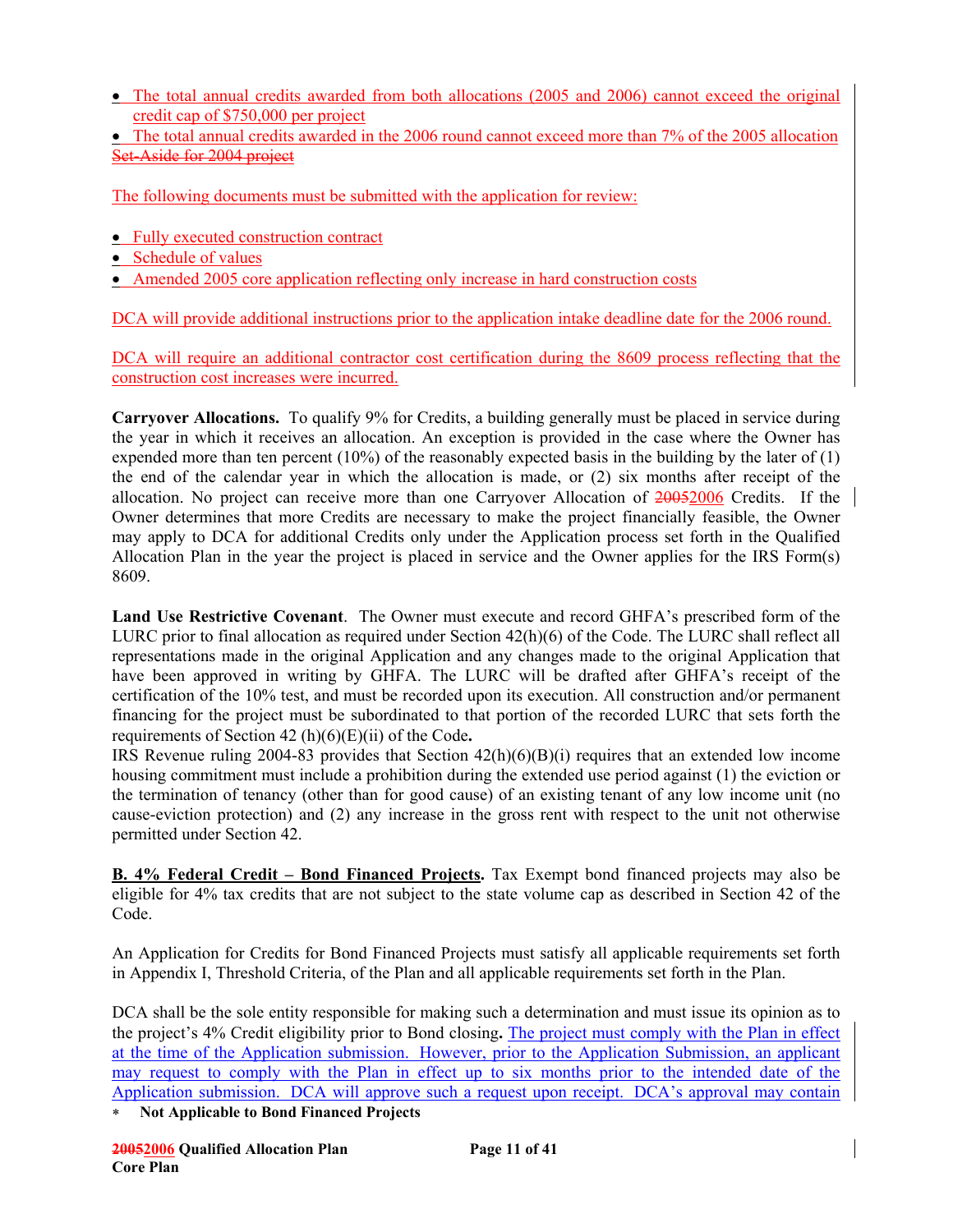- The total annual credits awarded from both allocations (2005 and 2006) cannot exceed the original credit cap of $750,000 per project
- The total annual credits awarded in the 2006 round cannot exceed more than 7% of the 2005 allocation ~~Set-Aside for 2004 project~~

The following documents must be submitted with the application for review:

- Fully executed construction contract
- Schedule of values
- Amended 2005 core application reflecting only increase in hard construction costs

DCA will provide additional instructions prior to the application intake deadline date for the 2006 round.

DCA will require an additional contractor cost certification during the 8609 process reflecting that the construction cost increases were incurred.

**Carryover Allocations.** To qualify 9% for Credits, a building generally must be placed in service during the year in which it receives an allocation. An exception is provided in the case where the Owner has expended more than ten percent (10%) of the reasonably expected basis in the building by the later of (1) the end of the calendar year in which the allocation is made, or (2) six months after receipt of the allocation. No project can receive more than one Carryover Allocation of ~~2005~~2006 Credits. If the Owner determines that more Credits are necessary to make the project financially feasible, the Owner may apply to DCA for additional Credits only under the Application process set forth in the Qualified Allocation Plan in the year the project is placed in service and the Owner applies for the IRS Form(s) 8609.

**Land Use Restrictive Covenant**. The Owner must execute and record GHFA's prescribed form of the LURC prior to final allocation as required under Section 42(h)(6) of the Code. The LURC shall reflect all representations made in the original Application and any changes made to the original Application that have been approved in writing by GHFA. The LURC will be drafted after GHFA's receipt of the certification of the 10% test, and must be recorded upon its execution. All construction and/or permanent financing for the project must be subordinated to that portion of the recorded LURC that sets forth the requirements of Section 42 (h)(6)(E)(ii) of the Code**.**
IRS Revenue ruling 2004-83 provides that Section 42(h)(6)(B)(i) requires that an extended low income housing commitment must include a prohibition during the extended use period against (1) the eviction or the termination of tenancy (other than for good cause) of an existing tenant of any low income unit (no cause-eviction protection) and (2) any increase in the gross rent with respect to the unit not otherwise permitted under Section 42.

**B. 4% Federal Credit – Bond Financed Projects.** Tax Exempt bond financed projects may also be eligible for 4% tax credits that are not subject to the state volume cap as described in Section 42 of the Code.

An Application for Credits for Bond Financed Projects must satisfy all applicable requirements set forth in Appendix I, Threshold Criteria, of the Plan and all applicable requirements set forth in the Plan.

DCA shall be the sole entity responsible for making such a determination and must issue its opinion as to the project's 4% Credit eligibility prior to Bond closing**.** The project must comply with the Plan in effect at the time of the Application submission. However, prior to the Application Submission, an applicant may request to comply with the Plan in effect up to six months prior to the intended date of the Application submission. DCA will approve such a request upon receipt. DCA's approval may contain

\* **Not Applicable to Bond Financed Projects**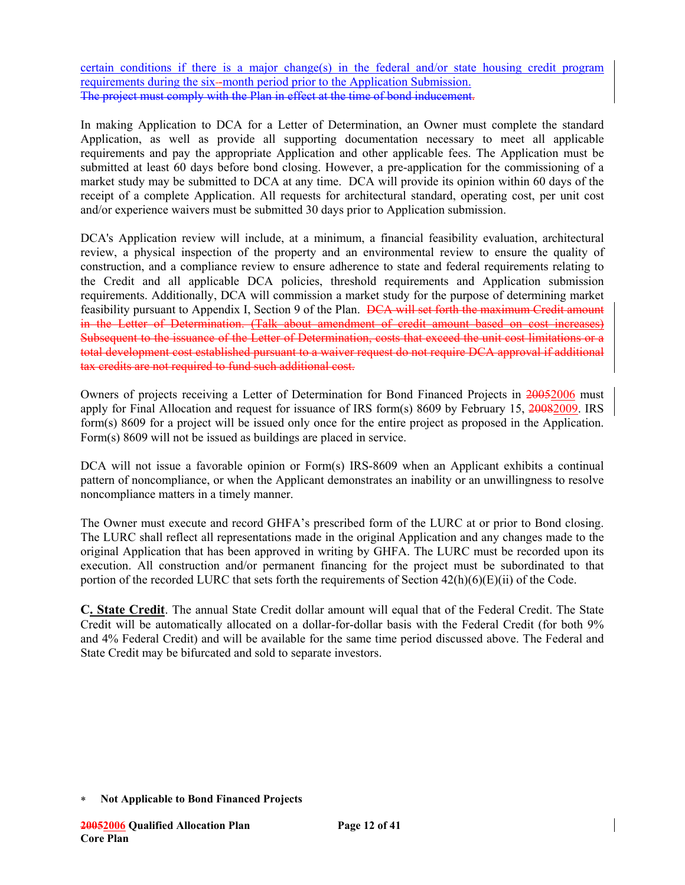certain conditions if there is a major change(s) in the federal and/or state housing credit program requirements during the six--month period prior to the Application Submission.
~~The project must comply with the Plan in effect at the time of bond inducement.~~

In making Application to DCA for a Letter of Determination, an Owner must complete the standard Application, as well as provide all supporting documentation necessary to meet all applicable requirements and pay the appropriate Application and other applicable fees. The Application must be submitted at least 60 days before bond closing. However, a pre-application for the commissioning of a market study may be submitted to DCA at any time. DCA will provide its opinion within 60 days of the receipt of a complete Application. All requests for architectural standard, operating cost, per unit cost and/or experience waivers must be submitted 30 days prior to Application submission.

DCA's Application review will include, at a minimum, a financial feasibility evaluation, architectural review, a physical inspection of the property and an environmental review to ensure the quality of construction, and a compliance review to ensure adherence to state and federal requirements relating to the Credit and all applicable DCA policies, threshold requirements and Application submission requirements. Additionally, DCA will commission a market study for the purpose of determining market feasibility pursuant to Appendix I, Section 9 of the Plan. ~~DCA will set forth the maximum Credit amount in the Letter of Determination. (Talk about amendment of credit amount based on cost increases) Subsequent to the issuance of the Letter of Determination, costs that exceed the unit cost limitations or a total development cost established pursuant to a waiver request do not require DCA approval if additional tax credits are not required to fund such additional cost.~~

Owners of projects receiving a Letter of Determination for Bond Financed Projects in ~~2005~~2006 must apply for Final Allocation and request for issuance of IRS form(s) 8609 by February 15, ~~2008~~2009. IRS form(s) 8609 for a project will be issued only once for the entire project as proposed in the Application. Form(s) 8609 will not be issued as buildings are placed in service.

DCA will not issue a favorable opinion or Form(s) IRS-8609 when an Applicant exhibits a continual pattern of noncompliance, or when the Applicant demonstrates an inability or an unwillingness to resolve noncompliance matters in a timely manner.

The Owner must execute and record GHFA's prescribed form of the LURC at or prior to Bond closing. The LURC shall reflect all representations made in the original Application and any changes made to the original Application that has been approved in writing by GHFA. The LURC must be recorded upon its execution. All construction and/or permanent financing for the project must be subordinated to that portion of the recorded LURC that sets forth the requirements of Section 42(h)(6)(E)(ii) of the Code.

**C. State Credit**. The annual State Credit dollar amount will equal that of the Federal Credit. The State Credit will be automatically allocated on a dollar-for-dollar basis with the Federal Credit (for both 9% and 4% Federal Credit) and will be available for the same time period discussed above. The Federal and State Credit may be bifurcated and sold to separate investors.

\* **Not Applicable to Bond Financed Projects**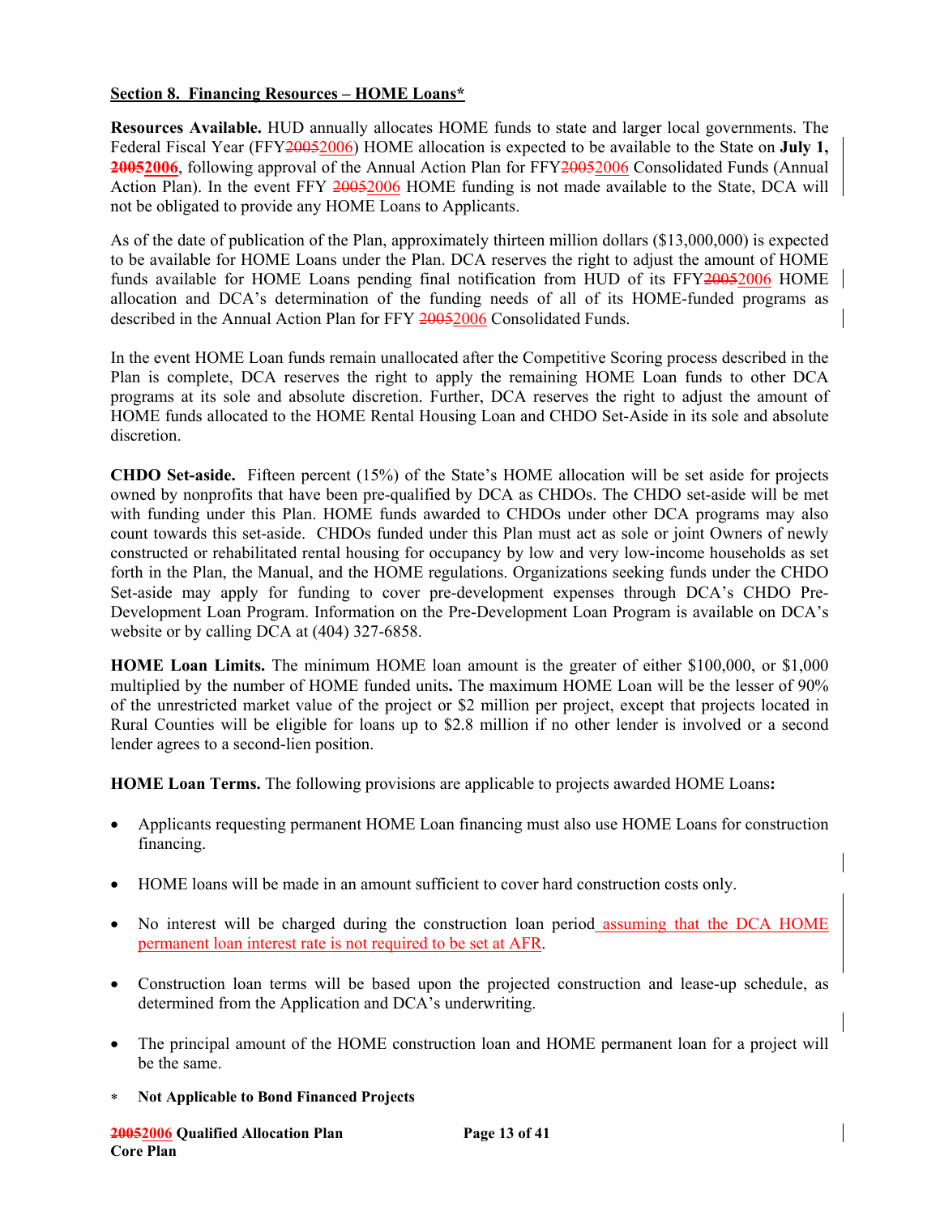## Section 8. Financing Resources – HOME Loans*

**Resources Available.** HUD annually allocates HOME funds to state and larger local governments. The Federal Fiscal Year (FFY~~2005~~2006) HOME allocation is expected to be available to the State on **July 1, ~~2005~~2006**, following approval of the Annual Action Plan for FFY~~2005~~2006 Consolidated Funds (Annual Action Plan). In the event FFY ~~2005~~2006 HOME funding is not made available to the State, DCA will not be obligated to provide any HOME Loans to Applicants.

As of the date of publication of the Plan, approximately thirteen million dollars ($13,000,000) is expected to be available for HOME Loans under the Plan. DCA reserves the right to adjust the amount of HOME funds available for HOME Loans pending final notification from HUD of its FFY~~2005~~2006 HOME allocation and DCA's determination of the funding needs of all of its HOME-funded programs as described in the Annual Action Plan for FFY ~~2005~~2006 Consolidated Funds.

In the event HOME Loan funds remain unallocated after the Competitive Scoring process described in the Plan is complete, DCA reserves the right to apply the remaining HOME Loan funds to other DCA programs at its sole and absolute discretion. Further, DCA reserves the right to adjust the amount of HOME funds allocated to the HOME Rental Housing Loan and CHDO Set-Aside in its sole and absolute discretion.

**CHDO Set-aside.** Fifteen percent (15%) of the State's HOME allocation will be set aside for projects owned by nonprofits that have been pre-qualified by DCA as CHDOs. The CHDO set-aside will be met with funding under this Plan. HOME funds awarded to CHDOs under other DCA programs may also count towards this set-aside. CHDOs funded under this Plan must act as sole or joint Owners of newly constructed or rehabilitated rental housing for occupancy by low and very low-income households as set forth in the Plan, the Manual, and the HOME regulations. Organizations seeking funds under the CHDO Set-aside may apply for funding to cover pre-development expenses through DCA's CHDO Pre-Development Loan Program. Information on the Pre-Development Loan Program is available on DCA's website or by calling DCA at (404) 327-6858.

**HOME Loan Limits.** The minimum HOME loan amount is the greater of either $100,000, or $1,000 multiplied by the number of HOME funded units**.** The maximum HOME Loan will be the lesser of 90% of the unrestricted market value of the project or $2 million per project, except that projects located in Rural Counties will be eligible for loans up to $2.8 million if no other lender is involved or a second lender agrees to a second-lien position.

**HOME Loan Terms.** The following provisions are applicable to projects awarded HOME Loans**:**

- Applicants requesting permanent HOME Loan financing must also use HOME Loans for construction financing.
- HOME loans will be made in an amount sufficient to cover hard construction costs only.
- No interest will be charged during the construction loan period assuming that the DCA HOME permanent loan interest rate is not required to be set at AFR.
- Construction loan terms will be based upon the projected construction and lease-up schedule, as determined from the Application and DCA's underwriting.
- The principal amount of the HOME construction loan and HOME permanent loan for a project will be the same.

\* **Not Applicable to Bond Financed Projects**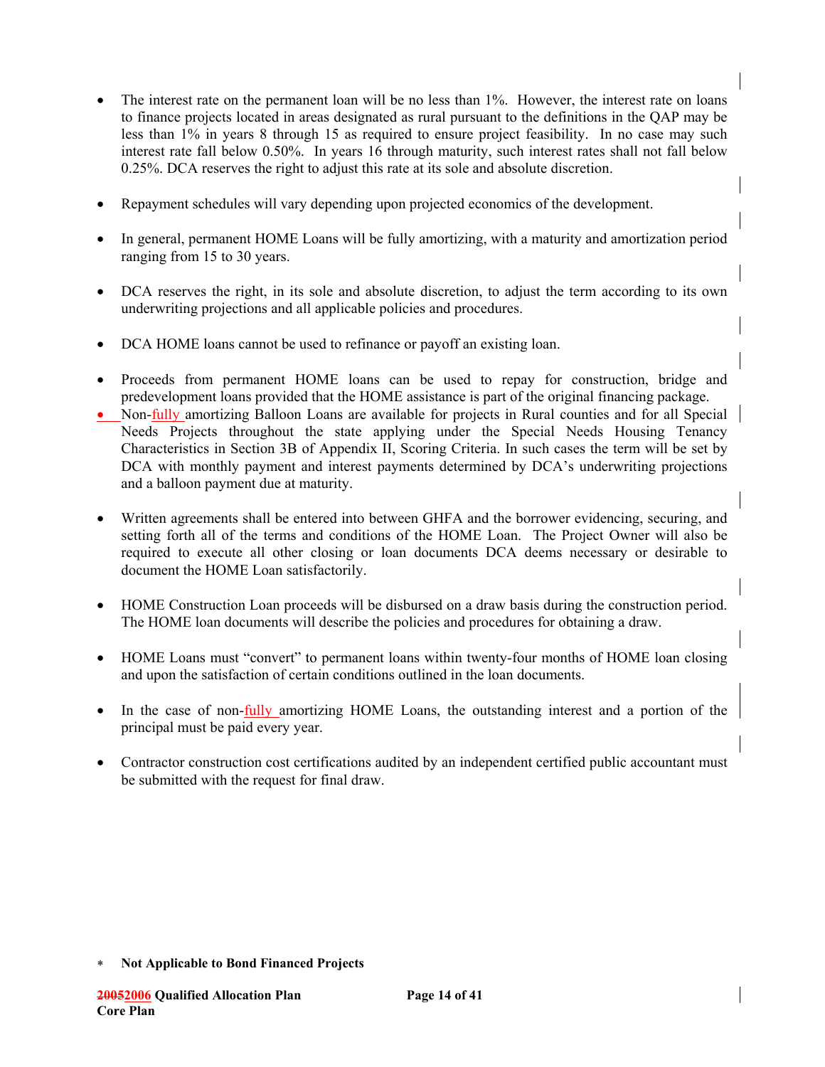- The interest rate on the permanent loan will be no less than 1%. However, the interest rate on loans to finance projects located in areas designated as rural pursuant to the definitions in the QAP may be less than 1% in years 8 through 15 as required to ensure project feasibility. In no case may such interest rate fall below 0.50%. In years 16 through maturity, such interest rates shall not fall below 0.25%. DCA reserves the right to adjust this rate at its sole and absolute discretion.

- Repayment schedules will vary depending upon projected economics of the development.

- In general, permanent HOME Loans will be fully amortizing, with a maturity and amortization period ranging from 15 to 30 years.

- DCA reserves the right, in its sole and absolute discretion, to adjust the term according to its own underwriting projections and all applicable policies and procedures.

- DCA HOME loans cannot be used to refinance or payoff an existing loan.

- Proceeds from permanent HOME loans can be used to repay for construction, bridge and predevelopment loans provided that the HOME assistance is part of the original financing package.
- Non-fully amortizing Balloon Loans are available for projects in Rural counties and for all Special Needs Projects throughout the state applying under the Special Needs Housing Tenancy Characteristics in Section 3B of Appendix II, Scoring Criteria. In such cases the term will be set by DCA with monthly payment and interest payments determined by DCA's underwriting projections and a balloon payment due at maturity.

- Written agreements shall be entered into between GHFA and the borrower evidencing, securing, and setting forth all of the terms and conditions of the HOME Loan. The Project Owner will also be required to execute all other closing or loan documents DCA deems necessary or desirable to document the HOME Loan satisfactorily.

- HOME Construction Loan proceeds will be disbursed on a draw basis during the construction period. The HOME loan documents will describe the policies and procedures for obtaining a draw.

- HOME Loans must "convert" to permanent loans within twenty-four months of HOME loan closing and upon the satisfaction of certain conditions outlined in the loan documents.

- In the case of non-fully amortizing HOME Loans, the outstanding interest and a portion of the principal must be paid every year.

- Contractor construction cost certifications audited by an independent certified public accountant must be submitted with the request for final draw.

\* **Not Applicable to Bond Financed Projects**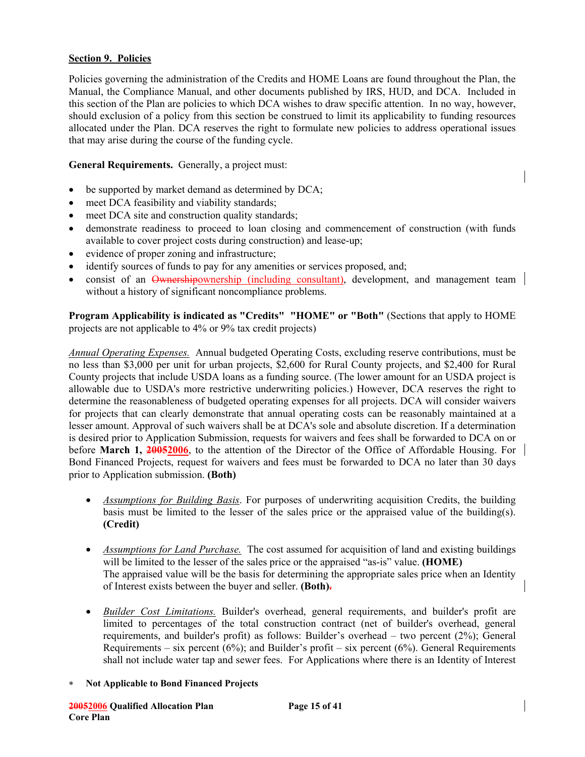**Section 9. Policies**

Policies governing the administration of the Credits and HOME Loans are found throughout the Plan, the Manual, the Compliance Manual, and other documents published by IRS, HUD, and DCA. Included in this section of the Plan are policies to which DCA wishes to draw specific attention. In no way, however, should exclusion of a policy from this section be construed to limit its applicability to funding resources allocated under the Plan. DCA reserves the right to formulate new policies to address operational issues that may arise during the course of the funding cycle.

**General Requirements.** Generally, a project must:

- be supported by market demand as determined by DCA;
- meet DCA feasibility and viability standards;
- meet DCA site and construction quality standards;
- demonstrate readiness to proceed to loan closing and commencement of construction (with funds available to cover project costs during construction) and lease-up;
- evidence of proper zoning and infrastructure;
- identify sources of funds to pay for any amenities or services proposed, and;
- consist of an ~~Ownership~~ownership (including consultant), development, and management team without a history of significant noncompliance problems.

**Program Applicability is indicated as "Credits" "HOME" or "Both"** (Sections that apply to HOME projects are not applicable to 4% or 9% tax credit projects)

*Annual Operating Expenses.* Annual budgeted Operating Costs, excluding reserve contributions, must be no less than $3,000 per unit for urban projects, $2,600 for Rural County projects, and $2,400 for Rural County projects that include USDA loans as a funding source. (The lower amount for an USDA project is allowable due to USDA's more restrictive underwriting policies.) However, DCA reserves the right to determine the reasonableness of budgeted operating expenses for all projects. DCA will consider waivers for projects that can clearly demonstrate that annual operating costs can be reasonably maintained at a lesser amount. Approval of such waivers shall be at DCA's sole and absolute discretion. If a determination is desired prior to Application Submission, requests for waivers and fees shall be forwarded to DCA on or before **March 1, ~~2005~~2006**, to the attention of the Director of the Office of Affordable Housing. For Bond Financed Projects, request for waivers and fees must be forwarded to DCA no later than 30 days prior to Application submission. **(Both)**

- *Assumptions for Building Basis*. For purposes of underwriting acquisition Credits, the building basis must be limited to the lesser of the sales price or the appraised value of the building(s). **(Credit)**

- *Assumptions for Land Purchase.* The cost assumed for acquisition of land and existing buildings will be limited to the lesser of the sales price or the appraised "as-is" value. **(HOME)**
  The appraised value will be the basis for determining the appropriate sales price when an Identity of Interest exists between the buyer and seller. **(Both)**~~.~~

- *Builder Cost Limitations.* Builder's overhead, general requirements, and builder's profit are limited to percentages of the total construction contract (net of builder's overhead, general requirements, and builder's profit) as follows: Builder's overhead – two percent (2%); General Requirements – six percent (6%); and Builder's profit – six percent (6%). General Requirements shall not include water tap and sewer fees. For Applications where there is an Identity of Interest

\* **Not Applicable to Bond Financed Projects**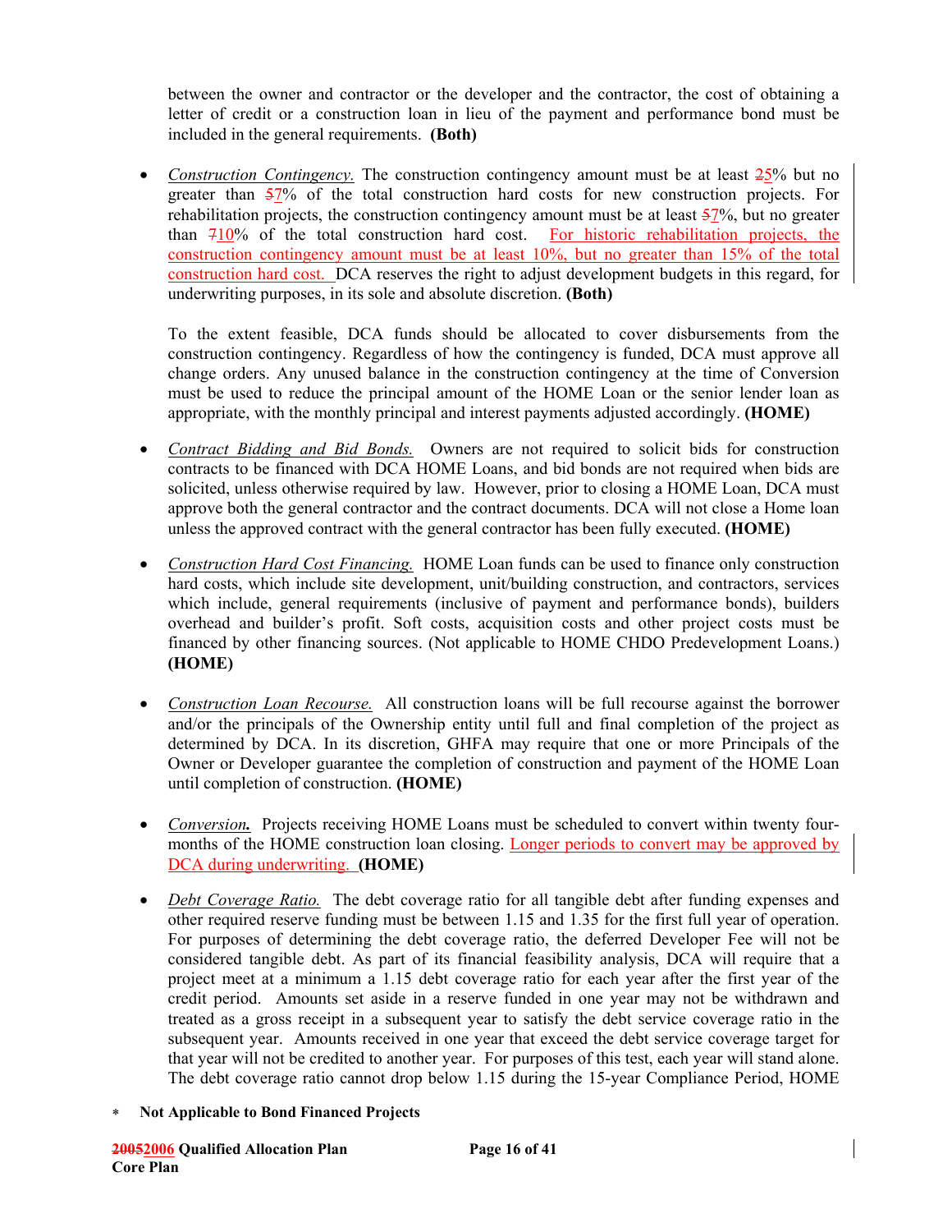between the owner and contractor or the developer and the contractor, the cost of obtaining a letter of credit or a construction loan in lieu of the payment and performance bond must be included in the general requirements. **(Both)**

- *Construction Contingency.* The construction contingency amount must be at least ~~2~~5% but no greater than ~~5~~7% of the total construction hard costs for new construction projects. For rehabilitation projects, the construction contingency amount must be at least ~~5~~7%, but no greater than ~~7~~10% of the total construction hard cost. For historic rehabilitation projects, the construction contingency amount must be at least 10%, but no greater than 15% of the total construction hard cost. DCA reserves the right to adjust development budgets in this regard, for underwriting purposes, in its sole and absolute discretion. **(Both)**

  To the extent feasible, DCA funds should be allocated to cover disbursements from the construction contingency. Regardless of how the contingency is funded, DCA must approve all change orders. Any unused balance in the construction contingency at the time of Conversion must be used to reduce the principal amount of the HOME Loan or the senior lender loan as appropriate, with the monthly principal and interest payments adjusted accordingly. **(HOME)**

- *Contract Bidding and Bid Bonds.* Owners are not required to solicit bids for construction contracts to be financed with DCA HOME Loans, and bid bonds are not required when bids are solicited, unless otherwise required by law. However, prior to closing a HOME Loan, DCA must approve both the general contractor and the contract documents. DCA will not close a Home loan unless the approved contract with the general contractor has been fully executed. **(HOME)**

- *Construction Hard Cost Financing.* HOME Loan funds can be used to finance only construction hard costs, which include site development, unit/building construction, and contractors, services which include, general requirements (inclusive of payment and performance bonds), builders overhead and builder's profit. Soft costs, acquisition costs and other project costs must be financed by other financing sources. (Not applicable to HOME CHDO Predevelopment Loans.) **(HOME)**

- *Construction Loan Recourse.* All construction loans will be full recourse against the borrower and/or the principals of the Ownership entity until full and final completion of the project as determined by DCA. In its discretion, GHFA may require that one or more Principals of the Owner or Developer guarantee the completion of construction and payment of the HOME Loan until completion of construction. **(HOME)**

- ***Conversion.*** Projects receiving HOME Loans must be scheduled to convert within twenty four-months of the HOME construction loan closing. Longer periods to convert may be approved by DCA during underwriting. **(HOME)**

- *Debt Coverage Ratio.* The debt coverage ratio for all tangible debt after funding expenses and other required reserve funding must be between 1.15 and 1.35 for the first full year of operation. For purposes of determining the debt coverage ratio, the deferred Developer Fee will not be considered tangible debt. As part of its financial feasibility analysis, DCA will require that a project meet at a minimum a 1.15 debt coverage ratio for each year after the first year of the credit period. Amounts set aside in a reserve funded in one year may not be withdrawn and treated as a gross receipt in a subsequent year to satisfy the debt service coverage ratio in the subsequent year. Amounts received in one year that exceed the debt service coverage target for that year will not be credited to another year. For purposes of this test, each year will stand alone. The debt coverage ratio cannot drop below 1.15 during the 15-year Compliance Period, HOME

\* **Not Applicable to Bond Financed Projects**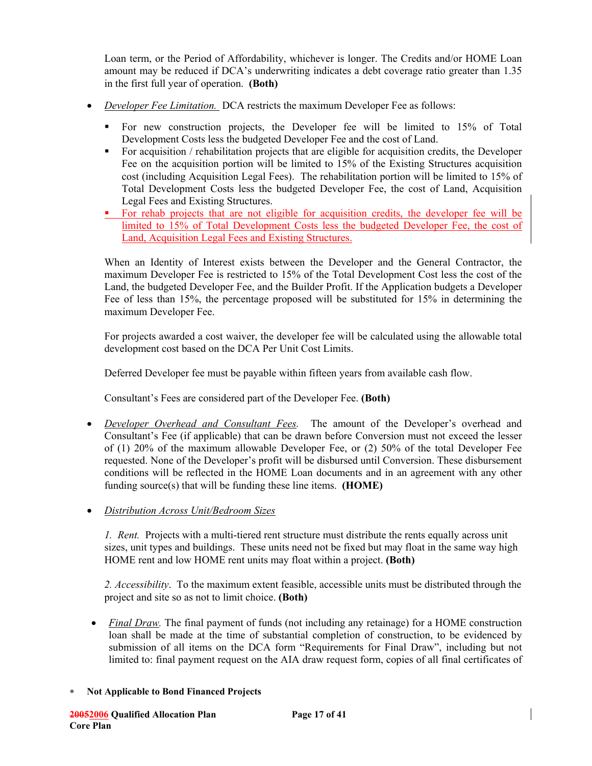Loan term, or the Period of Affordability, whichever is longer. The Credits and/or HOME Loan amount may be reduced if DCA's underwriting indicates a debt coverage ratio greater than 1.35 in the first full year of operation. **(Both)**

- *Developer Fee Limitation.* DCA restricts the maximum Developer Fee as follows:
  - For new construction projects, the Developer fee will be limited to 15% of Total Development Costs less the budgeted Developer Fee and the cost of Land.
  - For acquisition / rehabilitation projects that are eligible for acquisition credits, the Developer Fee on the acquisition portion will be limited to 15% of the Existing Structures acquisition cost (including Acquisition Legal Fees). The rehabilitation portion will be limited to 15% of Total Development Costs less the budgeted Developer Fee, the cost of Land, Acquisition Legal Fees and Existing Structures.
  - For rehab projects that are not eligible for acquisition credits, the developer fee will be limited to 15% of Total Development Costs less the budgeted Developer Fee, the cost of Land, Acquisition Legal Fees and Existing Structures.

  When an Identity of Interest exists between the Developer and the General Contractor, the maximum Developer Fee is restricted to 15% of the Total Development Cost less the cost of the Land, the budgeted Developer Fee, and the Builder Profit. If the Application budgets a Developer Fee of less than 15%, the percentage proposed will be substituted for 15% in determining the maximum Developer Fee.

  For projects awarded a cost waiver, the developer fee will be calculated using the allowable total development cost based on the DCA Per Unit Cost Limits.

  Deferred Developer fee must be payable within fifteen years from available cash flow.

  Consultant's Fees are considered part of the Developer Fee. **(Both)**

- *Developer Overhead and Consultant Fees.* The amount of the Developer's overhead and Consultant's Fee (if applicable) that can be drawn before Conversion must not exceed the lesser of (1) 20% of the maximum allowable Developer Fee, or (2) 50% of the total Developer Fee requested. None of the Developer's profit will be disbursed until Conversion. These disbursement conditions will be reflected in the HOME Loan documents and in an agreement with any other funding source(s) that will be funding these line items. **(HOME)**

- *Distribution Across Unit/Bedroom Sizes*

  *1. Rent.* Projects with a multi-tiered rent structure must distribute the rents equally across unit sizes, unit types and buildings. These units need not be fixed but may float in the same way high HOME rent and low HOME rent units may float within a project. **(Both)**

  *2. Accessibility*. To the maximum extent feasible, accessible units must be distributed through the project and site so as not to limit choice. **(Both)**

- *Final Draw.* The final payment of funds (not including any retainage) for a HOME construction loan shall be made at the time of substantial completion of construction, to be evidenced by submission of all items on the DCA form "Requirements for Final Draw", including but not limited to: final payment request on the AIA draw request form, copies of all final certificates of

\* **Not Applicable to Bond Financed Projects**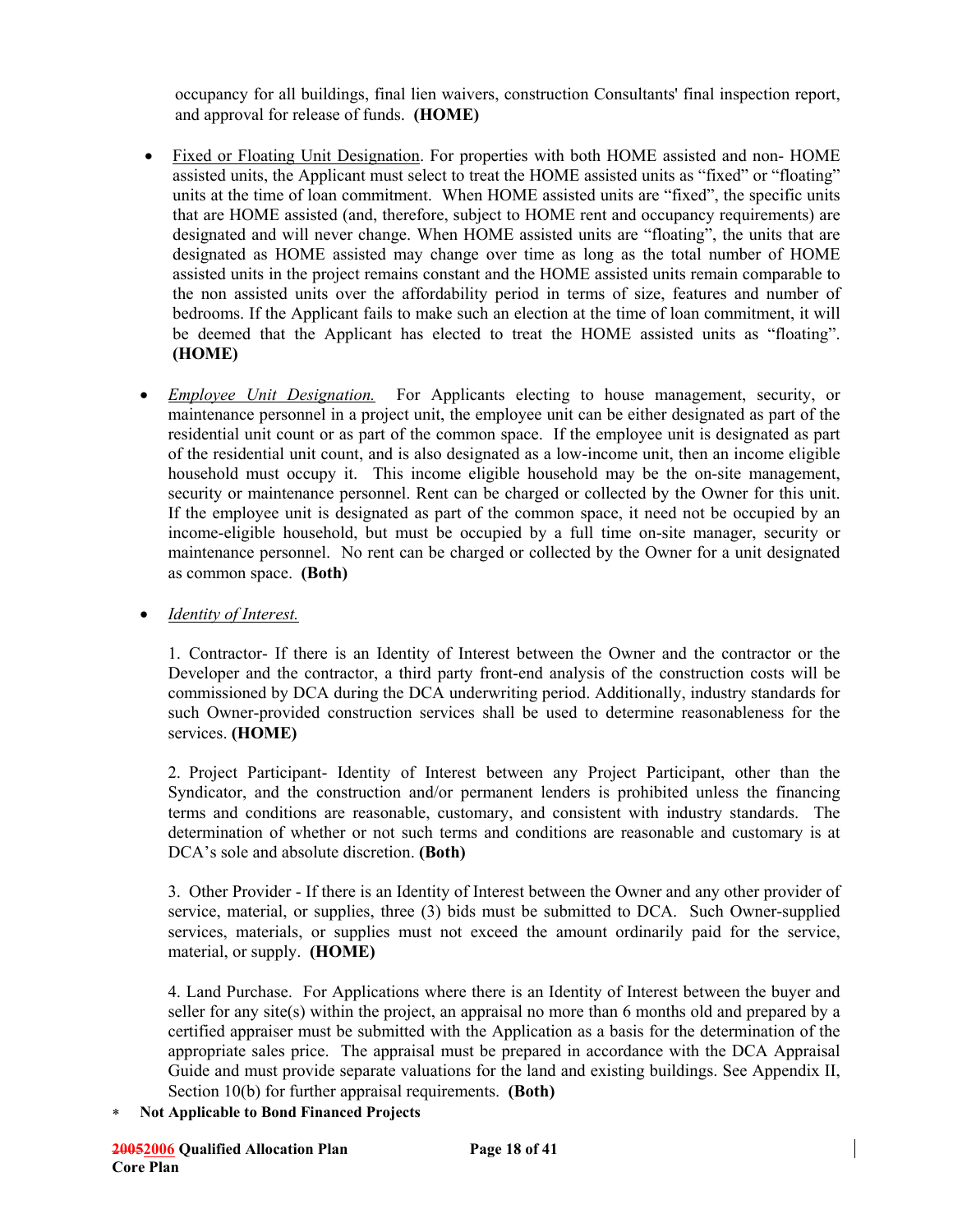occupancy for all buildings, final lien waivers, construction Consultants' final inspection report, and approval for release of funds. **(HOME)**

- <u>Fixed or Floating Unit Designation</u>. For properties with both HOME assisted and non- HOME assisted units, the Applicant must select to treat the HOME assisted units as "fixed" or "floating" units at the time of loan commitment. When HOME assisted units are "fixed", the specific units that are HOME assisted (and, therefore, subject to HOME rent and occupancy requirements) are designated and will never change. When HOME assisted units are "floating", the units that are designated as HOME assisted may change over time as long as the total number of HOME assisted units in the project remains constant and the HOME assisted units remain comparable to the non assisted units over the affordability period in terms of size, features and number of bedrooms. If the Applicant fails to make such an election at the time of loan commitment, it will be deemed that the Applicant has elected to treat the HOME assisted units as "floating". **(HOME)**

- *<u>Employee Unit Designation.</u>* For Applicants electing to house management, security, or maintenance personnel in a project unit, the employee unit can be either designated as part of the residential unit count or as part of the common space. If the employee unit is designated as part of the residential unit count, and is also designated as a low-income unit, then an income eligible household must occupy it. This income eligible household may be the on-site management, security or maintenance personnel. Rent can be charged or collected by the Owner for this unit. If the employee unit is designated as part of the common space, it need not be occupied by an income-eligible household, but must be occupied by a full time on-site manager, security or maintenance personnel. No rent can be charged or collected by the Owner for a unit designated as common space. **(Both)**

- *<u>Identity of Interest.</u>*

  1. Contractor- If there is an Identity of Interest between the Owner and the contractor or the Developer and the contractor, a third party front-end analysis of the construction costs will be commissioned by DCA during the DCA underwriting period. Additionally, industry standards for such Owner-provided construction services shall be used to determine reasonableness for the services. **(HOME)**

  2. Project Participant- Identity of Interest between any Project Participant, other than the Syndicator, and the construction and/or permanent lenders is prohibited unless the financing terms and conditions are reasonable, customary, and consistent with industry standards. The determination of whether or not such terms and conditions are reasonable and customary is at DCA's sole and absolute discretion. **(Both)**

  3. Other Provider - If there is an Identity of Interest between the Owner and any other provider of service, material, or supplies, three (3) bids must be submitted to DCA. Such Owner-supplied services, materials, or supplies must not exceed the amount ordinarily paid for the service, material, or supply. **(HOME)**

  4. Land Purchase. For Applications where there is an Identity of Interest between the buyer and seller for any site(s) within the project, an appraisal no more than 6 months old and prepared by a certified appraiser must be submitted with the Application as a basis for the determination of the appropriate sales price. The appraisal must be prepared in accordance with the DCA Appraisal Guide and must provide separate valuations for the land and existing buildings. See Appendix II, Section 10(b) for further appraisal requirements. **(Both)**

\* **Not Applicable to Bond Financed Projects**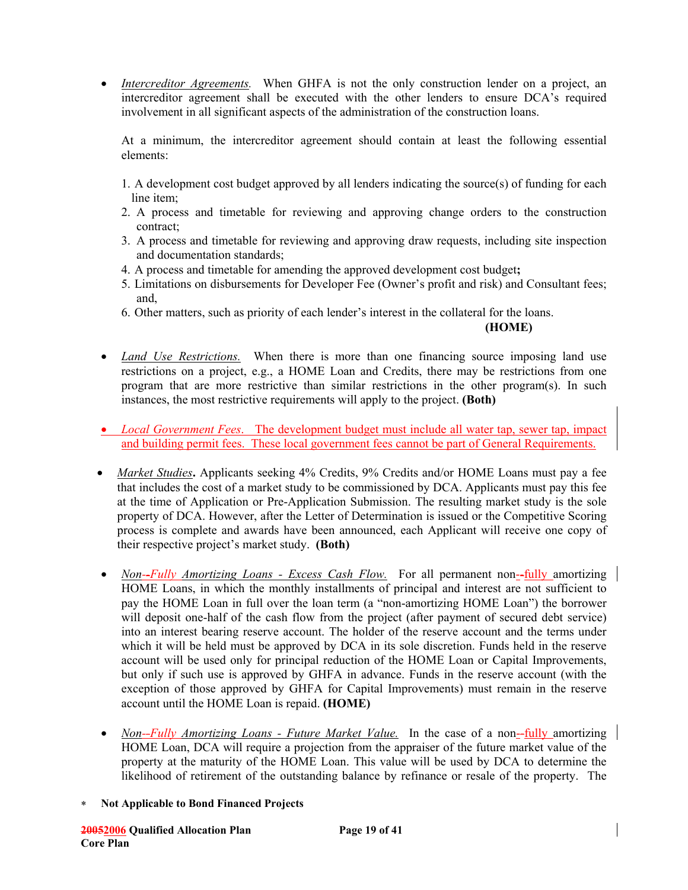- *Intercreditor Agreements.* When GHFA is not the only construction lender on a project, an intercreditor agreement shall be executed with the other lenders to ensure DCA's required involvement in all significant aspects of the administration of the construction loans.

  At a minimum, the intercreditor agreement should contain at least the following essential elements:

  1. A development cost budget approved by all lenders indicating the source(s) of funding for each line item;
  2. A process and timetable for reviewing and approving change orders to the construction contract;
  3. A process and timetable for reviewing and approving draw requests, including site inspection and documentation standards;
  4. A process and timetable for amending the approved development cost budget**;**
  5. Limitations on disbursements for Developer Fee (Owner's profit and risk) and Consultant fees; and,
  6. Other matters, such as priority of each lender's interest in the collateral for the loans.

  **(HOME)**

- *Land Use Restrictions.* When there is more than one financing source imposing land use restrictions on a project, e.g., a HOME Loan and Credits, there may be restrictions from one program that are more restrictive than similar restrictions in the other program(s). In such instances, the most restrictive requirements will apply to the project. **(Both)**

- *Local Government Fees*. The development budget must include all water tap, sewer tap, impact and building permit fees. These local government fees cannot be part of General Requirements.

- *Market Studies***.** Applicants seeking 4% Credits, 9% Credits and/or HOME Loans must pay a fee that includes the cost of a market study to be commissioned by DCA. Applicants must pay this fee at the time of Application or Pre-Application Submission. The resulting market study is the sole property of DCA. However, after the Letter of Determination is issued or the Competitive Scoring process is complete and awards have been announced, each Applicant will receive one copy of their respective project's market study. **(Both)**

- *Non-~~-~~Fully Amortizing Loans - Excess Cash Flow.* For all permanent non-~~-~~fully amortizing HOME Loans, in which the monthly installments of principal and interest are not sufficient to pay the HOME Loan in full over the loan term (a "non-amortizing HOME Loan") the borrower will deposit one-half of the cash flow from the project (after payment of secured debt service) into an interest bearing reserve account. The holder of the reserve account and the terms under which it will be held must be approved by DCA in its sole discretion. Funds held in the reserve account will be used only for principal reduction of the HOME Loan or Capital Improvements, but only if such use is approved by GHFA in advance. Funds in the reserve account (with the exception of those approved by GHFA for Capital Improvements) must remain in the reserve account until the HOME Loan is repaid. **(HOME)**

- *Non-~~-~~Fully Amortizing Loans - Future Market Value.* In the case of a non-~~-~~fully amortizing HOME Loan, DCA will require a projection from the appraiser of the future market value of the property at the maturity of the HOME Loan. This value will be used by DCA to determine the likelihood of retirement of the outstanding balance by refinance or resale of the property. The

∗ **Not Applicable to Bond Financed Projects**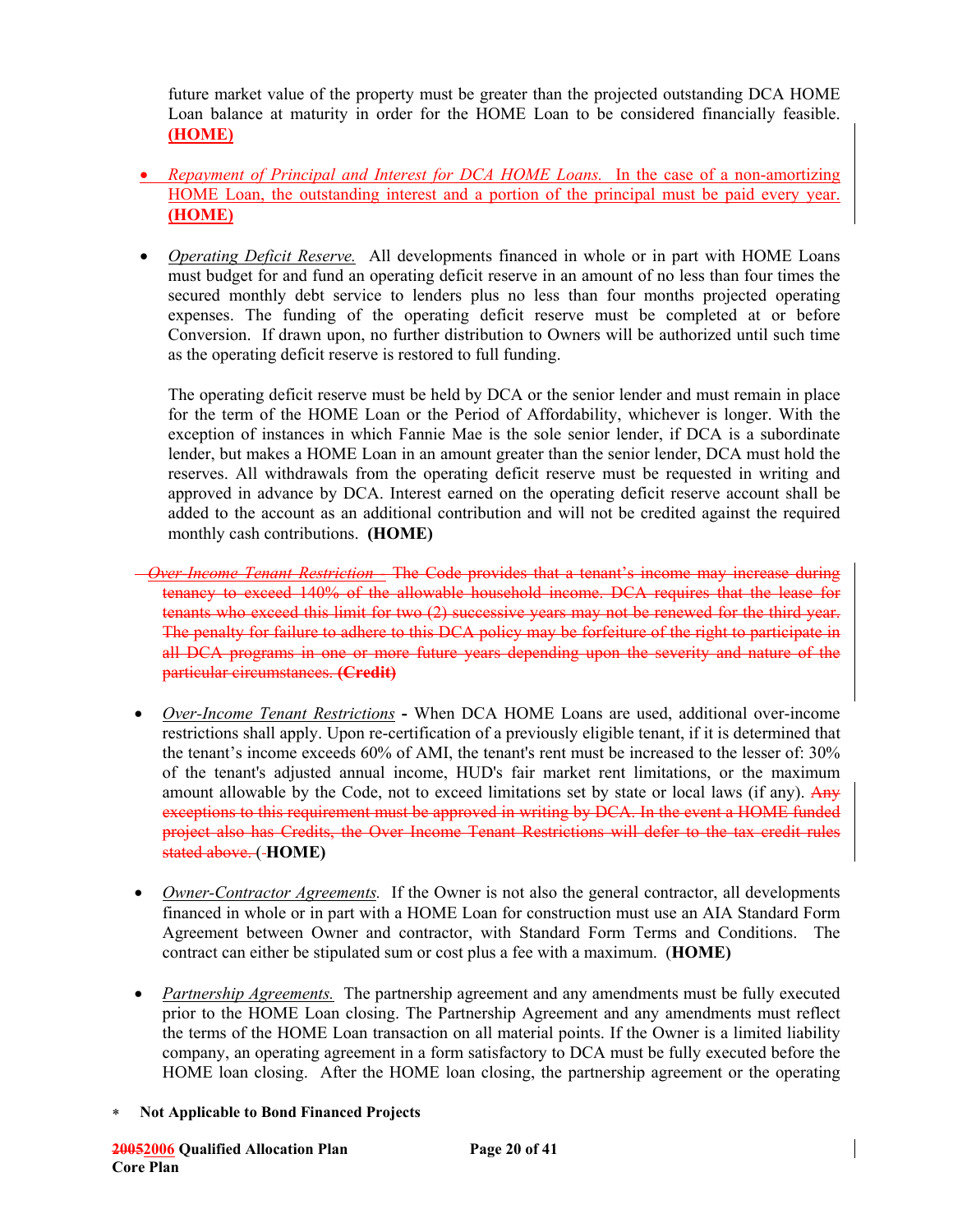future market value of the property must be greater than the projected outstanding DCA HOME Loan balance at maturity in order for the HOME Loan to be considered financially feasible. **(HOME)**

- *Repayment of Principal and Interest for DCA HOME Loans.* In the case of a non-amortizing HOME Loan, the outstanding interest and a portion of the principal must be paid every year. **(HOME)**

- *Operating Deficit Reserve.* All developments financed in whole or in part with HOME Loans must budget for and fund an operating deficit reserve in an amount of no less than four times the secured monthly debt service to lenders plus no less than four months projected operating expenses. The funding of the operating deficit reserve must be completed at or before Conversion. If drawn upon, no further distribution to Owners will be authorized until such time as the operating deficit reserve is restored to full funding.

  The operating deficit reserve must be held by DCA or the senior lender and must remain in place for the term of the HOME Loan or the Period of Affordability, whichever is longer. With the exception of instances in which Fannie Mae is the sole senior lender, if DCA is a subordinate lender, but makes a HOME Loan in an amount greater than the senior lender, DCA must hold the reserves. All withdrawals from the operating deficit reserve must be requested in writing and approved in advance by DCA. Interest earned on the operating deficit reserve account shall be added to the account as an additional contribution and will not be credited against the required monthly cash contributions. **(HOME)**

~~*Over-Income Tenant Restriction.* The Code provides that a tenant's income may increase during tenancy to exceed 140% of the allowable household income. DCA requires that the lease for tenants who exceed this limit for two (2) successive years may not be renewed for the third year. The penalty for failure to adhere to this DCA policy may be forfeiture of the right to participate in all DCA programs in one or more future years depending upon the severity and nature of the particular circumstances. **(Credit)**~~

- *Over-Income Tenant Restrictions* **-** When DCA HOME Loans are used, additional over-income restrictions shall apply. Upon re-certification of a previously eligible tenant, if it is determined that the tenant's income exceeds 60% of AMI, the tenant's rent must be increased to the lesser of: 30% of the tenant's adjusted annual income, HUD's fair market rent limitations, or the maximum amount allowable by the Code, not to exceed limitations set by state or local laws (if any). ~~Any exceptions to this requirement must be approved in writing by DCA. In the event a HOME funded project also has Credits, the Over Income Tenant Restrictions will defer to the tax credit rules stated above.~~ (**HOME)**

- *Owner-Contractor Agreements.* If the Owner is not also the general contractor, all developments financed in whole or in part with a HOME Loan for construction must use an AIA Standard Form Agreement between Owner and contractor, with Standard Form Terms and Conditions. The contract can either be stipulated sum or cost plus a fee with a maximum. (**HOME)**

- *Partnership Agreements.* The partnership agreement and any amendments must be fully executed prior to the HOME Loan closing. The Partnership Agreement and any amendments must reflect the terms of the HOME Loan transaction on all material points. If the Owner is a limited liability company, an operating agreement in a form satisfactory to DCA must be fully executed before the HOME loan closing. After the HOME loan closing, the partnership agreement or the operating

∗ **Not Applicable to Bond Financed Projects**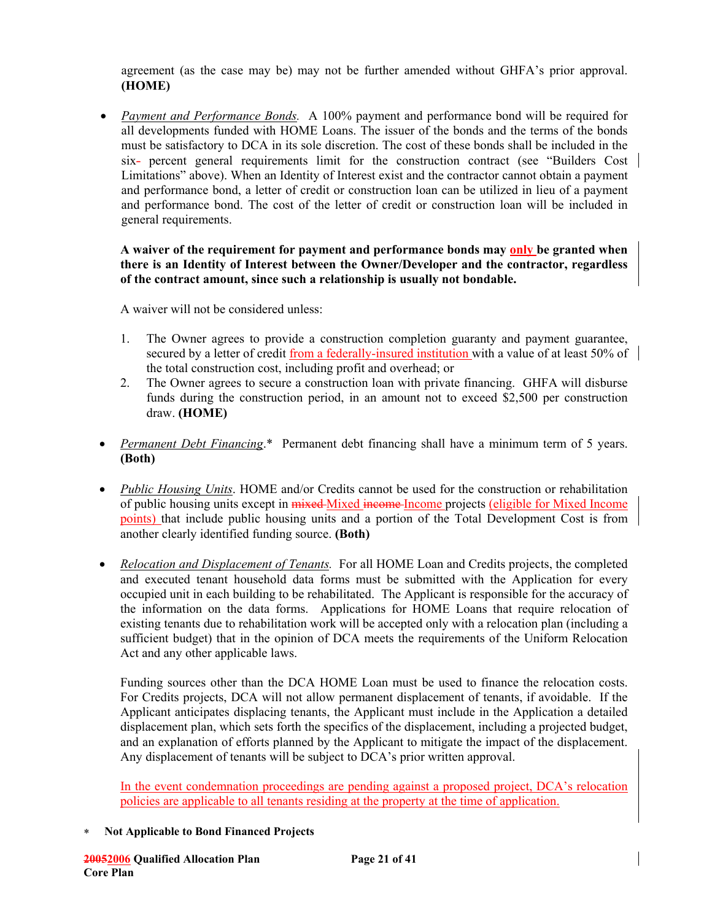agreement (as the case may be) may not be further amended without GHFA's prior approval. **(HOME)**

- *Payment and Performance Bonds.* A 100% payment and performance bond will be required for all developments funded with HOME Loans. The issuer of the bonds and the terms of the bonds must be satisfactory to DCA in its sole discretion. The cost of these bonds shall be included in the six- percent general requirements limit for the construction contract (see "Builders Cost Limitations" above). When an Identity of Interest exist and the contractor cannot obtain a payment and performance bond, a letter of credit or construction loan can be utilized in lieu of a payment and performance bond. The cost of the letter of credit or construction loan will be included in general requirements.

  **A waiver of the requirement for payment and performance bonds may only be granted when there is an Identity of Interest between the Owner/Developer and the contractor, regardless of the contract amount, since such a relationship is usually not bondable.**

  A waiver will not be considered unless:

  1. The Owner agrees to provide a construction completion guaranty and payment guarantee, secured by a letter of credit from a federally-insured institution with a value of at least 50% of the total construction cost, including profit and overhead; or
  2. The Owner agrees to secure a construction loan with private financing. GHFA will disburse funds during the construction period, in an amount not to exceed $2,500 per construction draw. **(HOME)**

- *Permanent Debt Financing*.* Permanent debt financing shall have a minimum term of 5 years. **(Both)**

- *Public Housing Units*. HOME and/or Credits cannot be used for the construction or rehabilitation of public housing units except in ~~mixed~~ Mixed ~~income~~ Income projects (eligible for Mixed Income points) that include public housing units and a portion of the Total Development Cost is from another clearly identified funding source. **(Both)**

- *Relocation and Displacement of Tenants.* For all HOME Loan and Credits projects, the completed and executed tenant household data forms must be submitted with the Application for every occupied unit in each building to be rehabilitated. The Applicant is responsible for the accuracy of the information on the data forms. Applications for HOME Loans that require relocation of existing tenants due to rehabilitation work will be accepted only with a relocation plan (including a sufficient budget) that in the opinion of DCA meets the requirements of the Uniform Relocation Act and any other applicable laws.

  Funding sources other than the DCA HOME Loan must be used to finance the relocation costs. For Credits projects, DCA will not allow permanent displacement of tenants, if avoidable. If the Applicant anticipates displacing tenants, the Applicant must include in the Application a detailed displacement plan, which sets forth the specifics of the displacement, including a projected budget, and an explanation of efforts planned by the Applicant to mitigate the impact of the displacement. Any displacement of tenants will be subject to DCA's prior written approval.

  In the event condemnation proceedings are pending against a proposed project, DCA's relocation policies are applicable to all tenants residing at the property at the time of application.

\* **Not Applicable to Bond Financed Projects**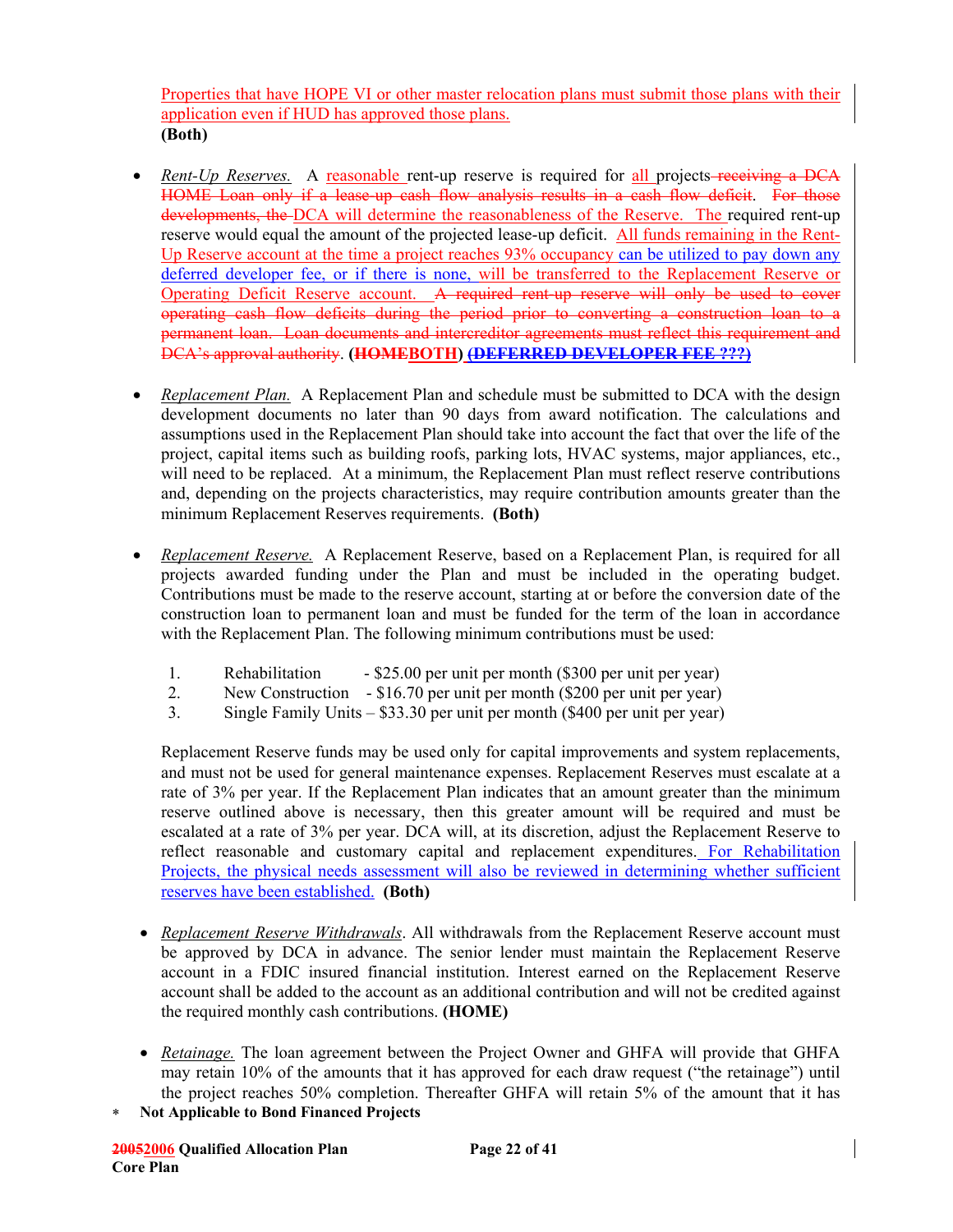Properties that have HOPE VI or other master relocation plans must submit those plans with their application even if HUD has approved those plans.
**(Both)**

- *Rent-Up Reserves.* A reasonable rent-up reserve is required for all projects ~~receiving a DCA HOME Loan only if a lease-up cash flow analysis results in a cash flow deficit~~. ~~For those developments, the~~ DCA will determine the reasonableness of the Reserve. The required rent-up reserve would equal the amount of the projected lease-up deficit. All funds remaining in the Rent-Up Reserve account at the time a project reaches 93% occupancy can be utilized to pay down any deferred developer fee, or if there is none, will be transferred to the Replacement Reserve or Operating Deficit Reserve account. ~~A required rent-up reserve will only be used to cover operating cash flow deficits during the period prior to converting a construction loan to a permanent loan. Loan documents and intercreditor agreements must reflect this requirement and DCA's approval authority~~. **(~~HOME~~BOTH) ~~(DEFERRED DEVELOPER FEE ???)~~**

- *Replacement Plan.* A Replacement Plan and schedule must be submitted to DCA with the design development documents no later than 90 days from award notification. The calculations and assumptions used in the Replacement Plan should take into account the fact that over the life of the project, capital items such as building roofs, parking lots, HVAC systems, major appliances, etc., will need to be replaced. At a minimum, the Replacement Plan must reflect reserve contributions and, depending on the projects characteristics, may require contribution amounts greater than the minimum Replacement Reserves requirements. **(Both)**

- *Replacement Reserve.* A Replacement Reserve, based on a Replacement Plan, is required for all projects awarded funding under the Plan and must be included in the operating budget. Contributions must be made to the reserve account, starting at or before the conversion date of the construction loan to permanent loan and must be funded for the term of the loan in accordance with the Replacement Plan. The following minimum contributions must be used:

  1. Rehabilitation - $25.00 per unit per month ($300 per unit per year)
  2. New Construction - $16.70 per unit per month ($200 per unit per year)
  3. Single Family Units – $33.30 per unit per month ($400 per unit per year)

  Replacement Reserve funds may be used only for capital improvements and system replacements, and must not be used for general maintenance expenses. Replacement Reserves must escalate at a rate of 3% per year. If the Replacement Plan indicates that an amount greater than the minimum reserve outlined above is necessary, then this greater amount will be required and must be escalated at a rate of 3% per year. DCA will, at its discretion, adjust the Replacement Reserve to reflect reasonable and customary capital and replacement expenditures. For Rehabilitation Projects, the physical needs assessment will also be reviewed in determining whether sufficient reserves have been established. **(Both)**

- *Replacement Reserve Withdrawals*. All withdrawals from the Replacement Reserve account must be approved by DCA in advance. The senior lender must maintain the Replacement Reserve account in a FDIC insured financial institution. Interest earned on the Replacement Reserve account shall be added to the account as an additional contribution and will not be credited against the required monthly cash contributions. **(HOME)**

- *Retainage.* The loan agreement between the Project Owner and GHFA will provide that GHFA may retain 10% of the amounts that it has approved for each draw request ("the retainage") until the project reaches 50% completion. Thereafter GHFA will retain 5% of the amount that it has

\* **Not Applicable to Bond Financed Projects**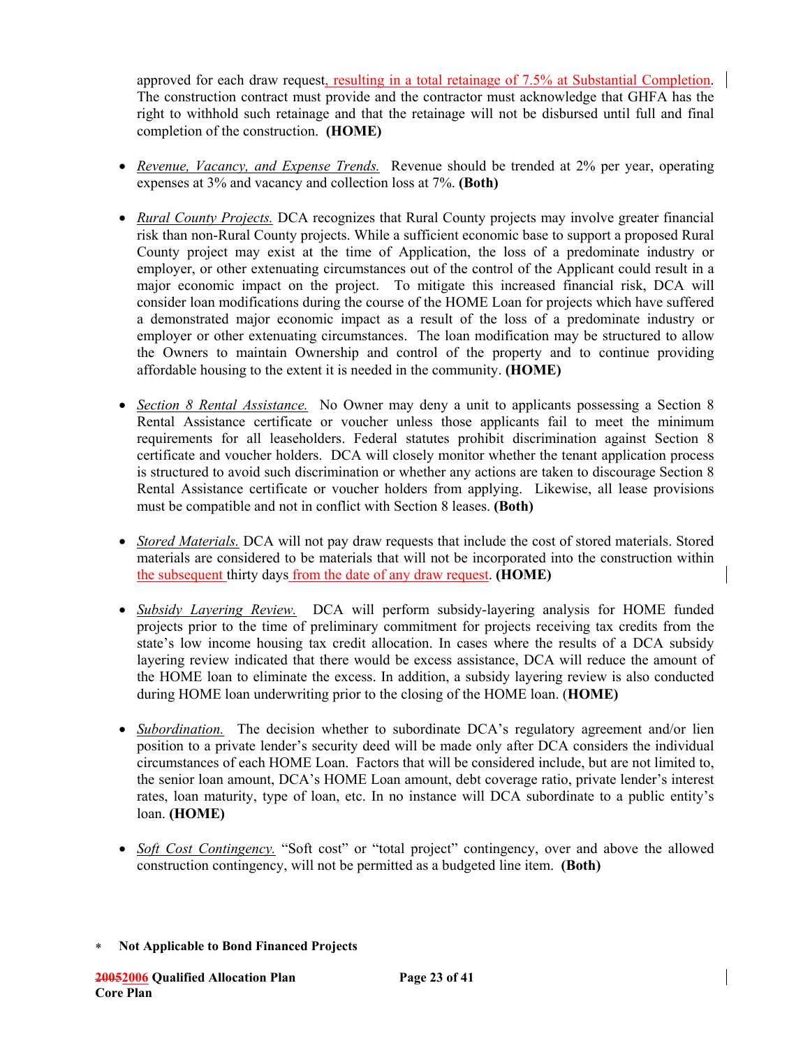approved for each draw request, resulting in a total retainage of 7.5% at Substantial Completion. The construction contract must provide and the contractor must acknowledge that GHFA has the right to withhold such retainage and that the retainage will not be disbursed until full and final completion of the construction. **(HOME)**

- *Revenue, Vacancy, and Expense Trends.* Revenue should be trended at 2% per year, operating expenses at 3% and vacancy and collection loss at 7%. **(Both)**

- *Rural County Projects.* DCA recognizes that Rural County projects may involve greater financial risk than non-Rural County projects. While a sufficient economic base to support a proposed Rural County project may exist at the time of Application, the loss of a predominate industry or employer, or other extenuating circumstances out of the control of the Applicant could result in a major economic impact on the project. To mitigate this increased financial risk, DCA will consider loan modifications during the course of the HOME Loan for projects which have suffered a demonstrated major economic impact as a result of the loss of a predominate industry or employer or other extenuating circumstances. The loan modification may be structured to allow the Owners to maintain Ownership and control of the property and to continue providing affordable housing to the extent it is needed in the community. **(HOME)**

- *Section 8 Rental Assistance.* No Owner may deny a unit to applicants possessing a Section 8 Rental Assistance certificate or voucher unless those applicants fail to meet the minimum requirements for all leaseholders. Federal statutes prohibit discrimination against Section 8 certificate and voucher holders. DCA will closely monitor whether the tenant application process is structured to avoid such discrimination or whether any actions are taken to discourage Section 8 Rental Assistance certificate or voucher holders from applying. Likewise, all lease provisions must be compatible and not in conflict with Section 8 leases. **(Both)**

- *Stored Materials.* DCA will not pay draw requests that include the cost of stored materials. Stored materials are considered to be materials that will not be incorporated into the construction within the subsequent thirty days from the date of any draw request. **(HOME)**

- *Subsidy Layering Review.* DCA will perform subsidy-layering analysis for HOME funded projects prior to the time of preliminary commitment for projects receiving tax credits from the state's low income housing tax credit allocation. In cases where the results of a DCA subsidy layering review indicated that there would be excess assistance, DCA will reduce the amount of the HOME loan to eliminate the excess. In addition, a subsidy layering review is also conducted during HOME loan underwriting prior to the closing of the HOME loan. (**HOME)**

- *Subordination.* The decision whether to subordinate DCA's regulatory agreement and/or lien position to a private lender's security deed will be made only after DCA considers the individual circumstances of each HOME Loan. Factors that will be considered include, but are not limited to, the senior loan amount, DCA's HOME Loan amount, debt coverage ratio, private lender's interest rates, loan maturity, type of loan, etc. In no instance will DCA subordinate to a public entity's loan. **(HOME)**

- *Soft Cost Contingency.* "Soft cost" or "total project" contingency, over and above the allowed construction contingency, will not be permitted as a budgeted line item. **(Both)**

∗ **Not Applicable to Bond Financed Projects**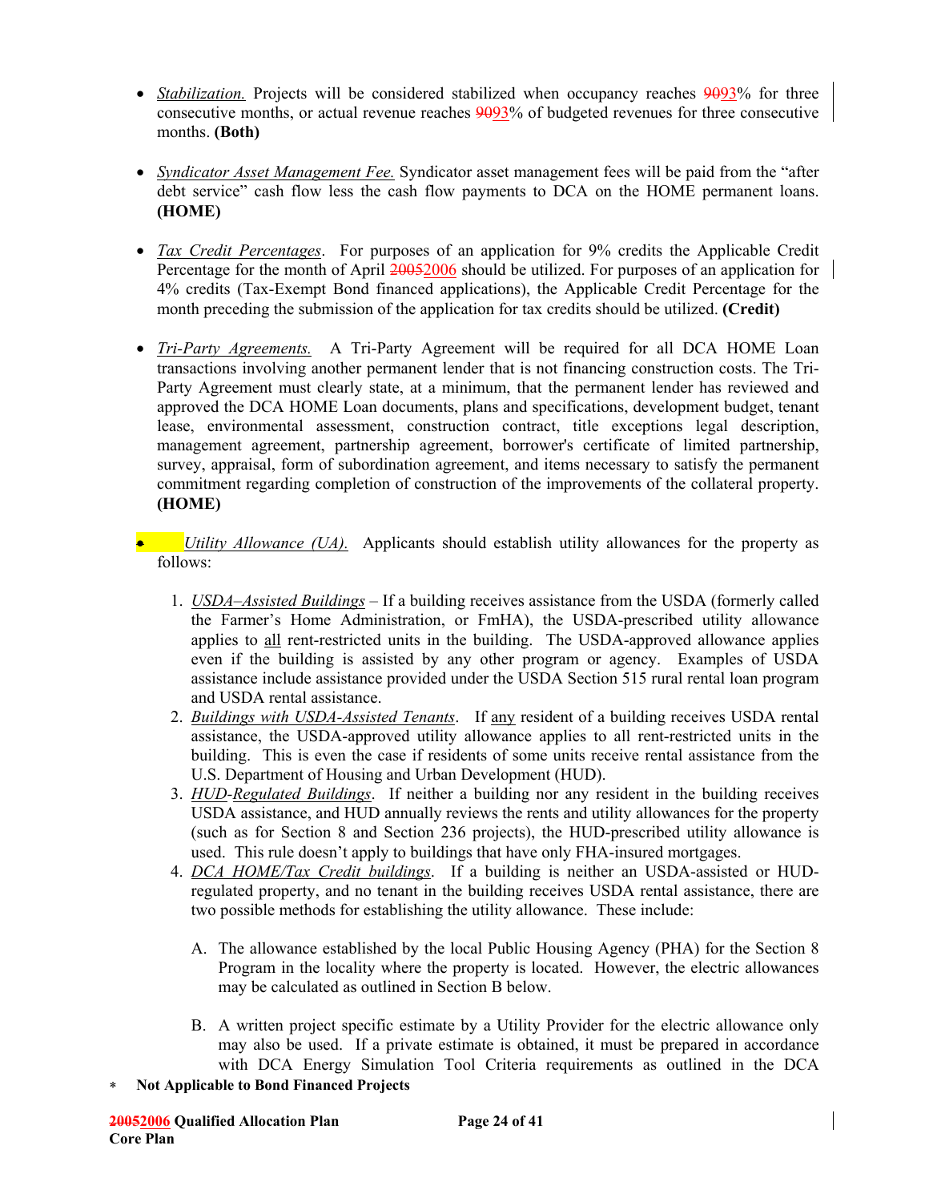- *Stabilization.* Projects will be considered stabilized when occupancy reaches ~~90~~93% for three consecutive months, or actual revenue reaches ~~90~~93% of budgeted revenues for three consecutive months. **(Both)**

- *Syndicator Asset Management Fee.* Syndicator asset management fees will be paid from the "after debt service" cash flow less the cash flow payments to DCA on the HOME permanent loans. **(HOME)**

- *Tax Credit Percentages*. For purposes of an application for 9% credits the Applicable Credit Percentage for the month of April ~~2005~~2006 should be utilized. For purposes of an application for 4% credits (Tax-Exempt Bond financed applications), the Applicable Credit Percentage for the month preceding the submission of the application for tax credits should be utilized. **(Credit)**

- *Tri-Party Agreements.* A Tri-Party Agreement will be required for all DCA HOME Loan transactions involving another permanent lender that is not financing construction costs. The Tri-Party Agreement must clearly state, at a minimum, that the permanent lender has reviewed and approved the DCA HOME Loan documents, plans and specifications, development budget, tenant lease, environmental assessment, construction contract, title exceptions legal description, management agreement, partnership agreement, borrower's certificate of limited partnership, survey, appraisal, form of subordination agreement, and items necessary to satisfy the permanent commitment regarding completion of construction of the improvements of the collateral property. **(HOME)**

- *Utility Allowance (UA).* Applicants should establish utility allowances for the property as follows:

  1. *USDA–Assisted Buildings* – If a building receives assistance from the USDA (formerly called the Farmer's Home Administration, or FmHA), the USDA-prescribed utility allowance applies to all rent-restricted units in the building. The USDA-approved allowance applies even if the building is assisted by any other program or agency. Examples of USDA assistance include assistance provided under the USDA Section 515 rural rental loan program and USDA rental assistance.
  2. *Buildings with USDA-Assisted Tenants*. If any resident of a building receives USDA rental assistance, the USDA-approved utility allowance applies to all rent-restricted units in the building. This is even the case if residents of some units receive rental assistance from the U.S. Department of Housing and Urban Development (HUD).
  3. *HUD-Regulated Buildings*. If neither a building nor any resident in the building receives USDA assistance, and HUD annually reviews the rents and utility allowances for the property (such as for Section 8 and Section 236 projects), the HUD-prescribed utility allowance is used. This rule doesn't apply to buildings that have only FHA-insured mortgages.
  4. *DCA HOME/Tax Credit buildings*. If a building is neither an USDA-assisted or HUD-regulated property, and no tenant in the building receives USDA rental assistance, there are two possible methods for establishing the utility allowance. These include:

     A. The allowance established by the local Public Housing Agency (PHA) for the Section 8 Program in the locality where the property is located. However, the electric allowances may be calculated as outlined in Section B below.

     B. A written project specific estimate by a Utility Provider for the electric allowance only may also be used. If a private estimate is obtained, it must be prepared in accordance with DCA Energy Simulation Tool Criteria requirements as outlined in the DCA

\* **Not Applicable to Bond Financed Projects**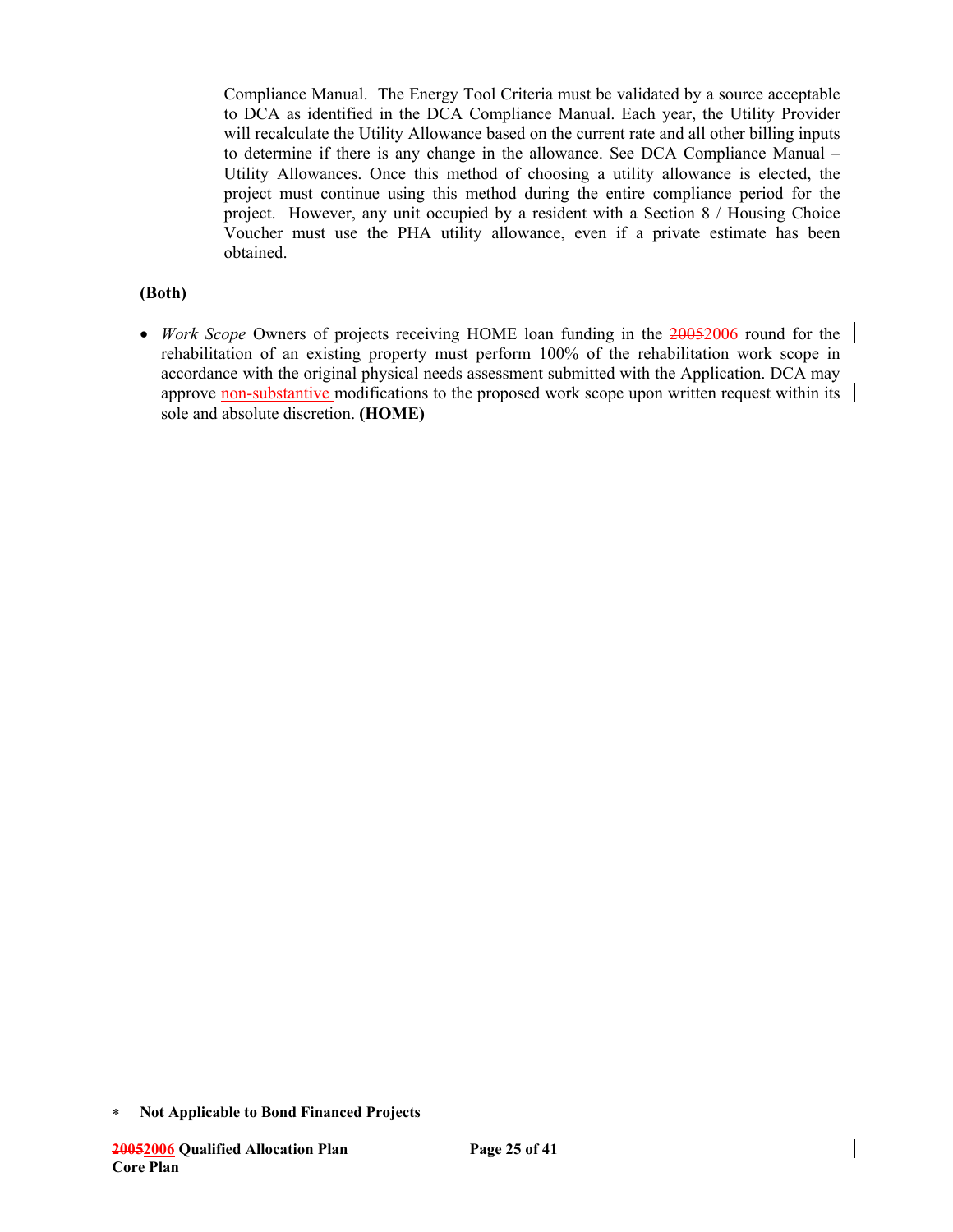Compliance Manual. The Energy Tool Criteria must be validated by a source acceptable to DCA as identified in the DCA Compliance Manual. Each year, the Utility Provider will recalculate the Utility Allowance based on the current rate and all other billing inputs to determine if there is any change in the allowance. See DCA Compliance Manual – Utility Allowances. Once this method of choosing a utility allowance is elected, the project must continue using this method during the entire compliance period for the project. However, any unit occupied by a resident with a Section 8 / Housing Choice Voucher must use the PHA utility allowance, even if a private estimate has been obtained.

**(Both)**

- *Work Scope* Owners of projects receiving HOME loan funding in the ~~2005~~2006 round for the rehabilitation of an existing property must perform 100% of the rehabilitation work scope in accordance with the original physical needs assessment submitted with the Application. DCA may approve non-substantive modifications to the proposed work scope upon written request within its sole and absolute discretion. **(HOME)**

∗ **Not Applicable to Bond Financed Projects**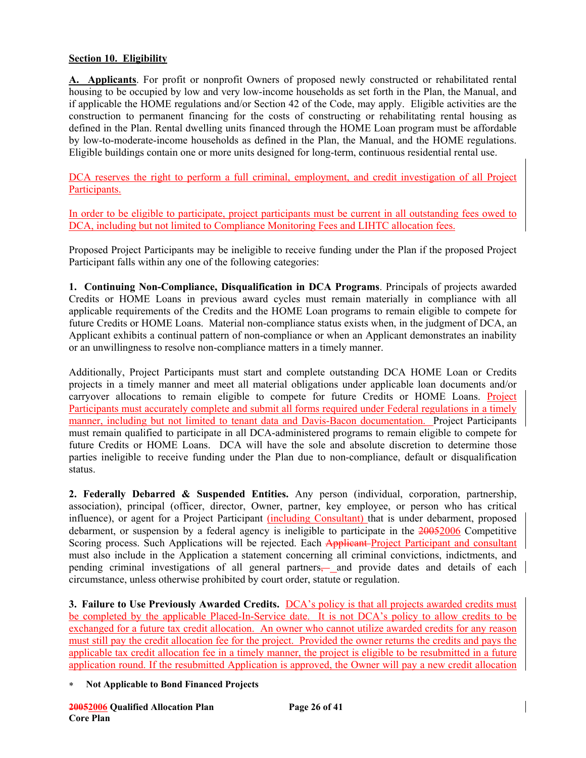**Section 10. Eligibility**

**A. Applicants**. For profit or nonprofit Owners of proposed newly constructed or rehabilitated rental housing to be occupied by low and very low-income households as set forth in the Plan, the Manual, and if applicable the HOME regulations and/or Section 42 of the Code, may apply. Eligible activities are the construction to permanent financing for the costs of constructing or rehabilitating rental housing as defined in the Plan. Rental dwelling units financed through the HOME Loan program must be affordable by low-to-moderate-income households as defined in the Plan, the Manual, and the HOME regulations. Eligible buildings contain one or more units designed for long-term, continuous residential rental use.

DCA reserves the right to perform a full criminal, employment, and credit investigation of all Project Participants.

In order to be eligible to participate, project participants must be current in all outstanding fees owed to DCA, including but not limited to Compliance Monitoring Fees and LIHTC allocation fees.

Proposed Project Participants may be ineligible to receive funding under the Plan if the proposed Project Participant falls within any one of the following categories:

**1. Continuing Non-Compliance, Disqualification in DCA Programs**. Principals of projects awarded Credits or HOME Loans in previous award cycles must remain materially in compliance with all applicable requirements of the Credits and the HOME Loan programs to remain eligible to compete for future Credits or HOME Loans. Material non-compliance status exists when, in the judgment of DCA, an Applicant exhibits a continual pattern of non-compliance or when an Applicant demonstrates an inability or an unwillingness to resolve non-compliance matters in a timely manner.

Additionally, Project Participants must start and complete outstanding DCA HOME Loan or Credits projects in a timely manner and meet all material obligations under applicable loan documents and/or carryover allocations to remain eligible to compete for future Credits or HOME Loans. Project Participants must accurately complete and submit all forms required under Federal regulations in a timely manner, including but not limited to tenant data and Davis-Bacon documentation. Project Participants must remain qualified to participate in all DCA-administered programs to remain eligible to compete for future Credits or HOME Loans. DCA will have the sole and absolute discretion to determine those parties ineligible to receive funding under the Plan due to non-compliance, default or disqualification status.

**2. Federally Debarred & Suspended Entities.** Any person (individual, corporation, partnership, association), principal (officer, director, Owner, partner, key employee, or person who has critical influence), or agent for a Project Participant (including Consultant) that is under debarment, proposed debarment, or suspension by a federal agency is ineligible to participate in the ~~2005~~2006 Competitive Scoring process. Such Applications will be rejected. Each ~~Applicant~~ Project Participant and consultant must also include in the Application a statement concerning all criminal convictions, indictments, and pending criminal investigations of all general partners, and provide dates and details of each circumstance, unless otherwise prohibited by court order, statute or regulation.

**3. Failure to Use Previously Awarded Credits.** DCA's policy is that all projects awarded credits must be completed by the applicable Placed-In-Service date. It is not DCA's policy to allow credits to be exchanged for a future tax credit allocation. An owner who cannot utilize awarded credits for any reason must still pay the credit allocation fee for the project. Provided the owner returns the credits and pays the applicable tax credit allocation fee in a timely manner, the project is eligible to be resubmitted in a future application round. If the resubmitted Application is approved, the Owner will pay a new credit allocation

\* **Not Applicable to Bond Financed Projects**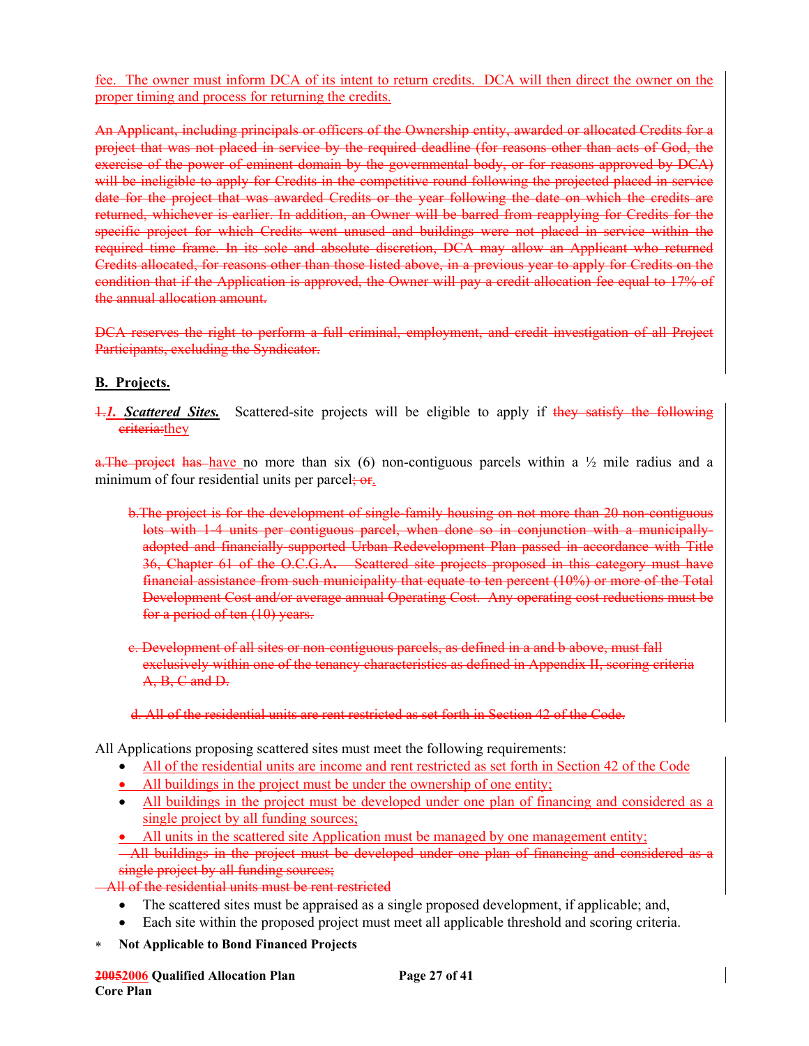fee. The owner must inform DCA of its intent to return credits. DCA will then direct the owner on the proper timing and process for returning the credits.

~~An Applicant, including principals or officers of the Ownership entity, awarded or allocated Credits for a project that was not placed in service by the required deadline (for reasons other than acts of God, the exercise of the power of eminent domain by the governmental body, or for reasons approved by DCA) will be ineligible to apply for Credits in the competitive round following the projected placed in service date for the project that was awarded Credits or the year following the date on which the credits are returned, whichever is earlier. In addition, an Owner will be barred from reapplying for Credits for the specific project for which Credits went unused and buildings were not placed in service within the required time frame. In its sole and absolute discretion, DCA may allow an Applicant who returned Credits allocated, for reasons other than those listed above, in a previous year to apply for Credits on the condition that if the Application is approved, the Owner will pay a credit allocation fee equal to 17% of the annual allocation amount.~~

~~DCA reserves the right to perform a full criminal, employment, and credit investigation of all Project Participants, excluding the Syndicator.~~

**B. Projects.**

~~1.~~***1. Scattered Sites.*** Scattered-site projects will be eligible to apply if ~~they satisfy the following criteria:~~they

~~a.The project~~ ~~has~~ have no more than six (6) non-contiguous parcels within a ½ mile radius and a minimum of four residential units per parcel~~; or~~.

~~b.The project is for the development of single-family housing on not more than 20 non-contiguous lots with 1-4 units per contiguous parcel, when done so in conjunction with a municipally-adopted and financially-supported Urban Redevelopment Plan passed in accordance with Title 36, Chapter 61 of the O.C.G.A. Scattered site projects proposed in this category must have financial assistance from such municipality that equate to ten percent (10%) or more of the Total Development Cost and/or average annual Operating Cost. Any operating cost reductions must be for a period of ten (10) years.~~

~~c. Development of all sites or non-contiguous parcels, as defined in a and b above, must fall exclusively within one of the tenancy characteristics as defined in Appendix II, scoring criteria A, B, C and D.~~

~~d. All of the residential units are rent restricted as set forth in Section 42 of the Code.~~

All Applications proposing scattered sites must meet the following requirements:

- All of the residential units are income and rent restricted as set forth in Section 42 of the Code
- All buildings in the project must be under the ownership of one entity;
- All buildings in the project must be developed under one plan of financing and considered as a single project by all funding sources;
- All units in the scattered site Application must be managed by one management entity;
- ~~All buildings in the project must be developed under one plan of financing and considered as a single project by all funding sources;~~
- ~~All of the residential units must be rent restricted~~
- The scattered sites must be appraised as a single proposed development, if applicable; and,
- Each site within the proposed project must meet all applicable threshold and scoring criteria.

\* **Not Applicable to Bond Financed Projects**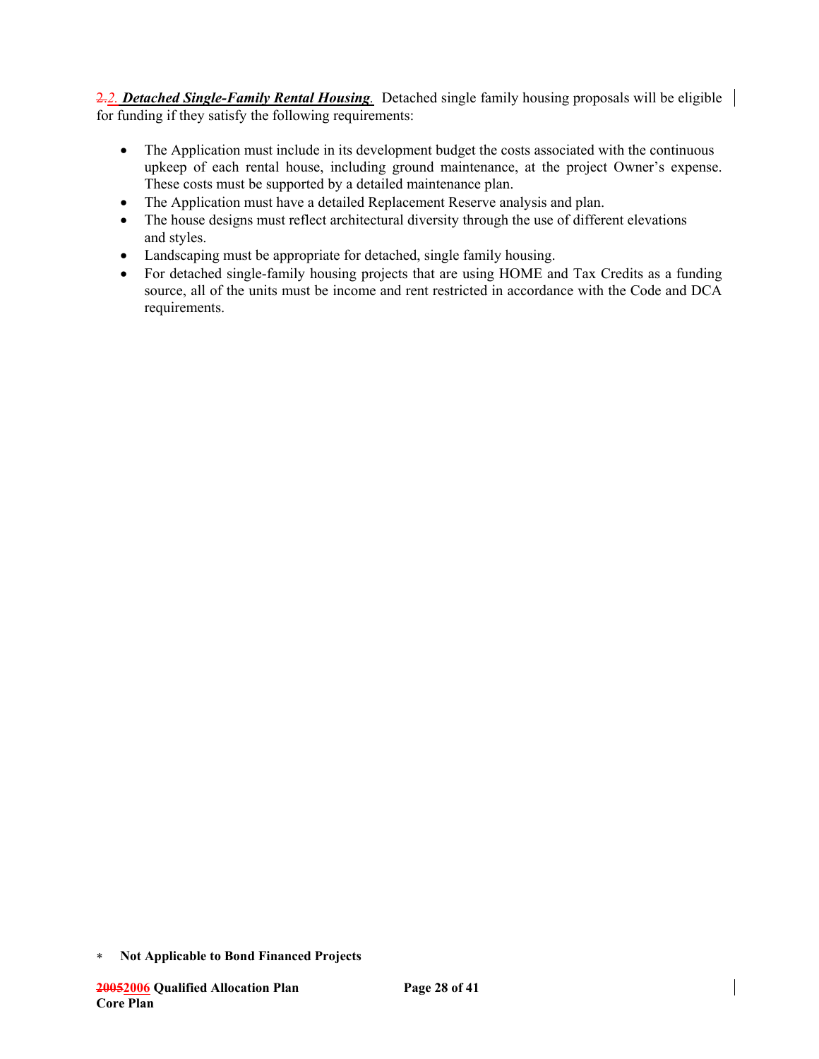2.2. ***Detached Single-Family Rental Housing***. Detached single family housing proposals will be eligible for funding if they satisfy the following requirements:

- The Application must include in its development budget the costs associated with the continuous upkeep of each rental house, including ground maintenance, at the project Owner's expense. These costs must be supported by a detailed maintenance plan.
- The Application must have a detailed Replacement Reserve analysis and plan.
- The house designs must reflect architectural diversity through the use of different elevations and styles.
- Landscaping must be appropriate for detached, single family housing.
- For detached single-family housing projects that are using HOME and Tax Credits as a funding source, all of the units must be income and rent restricted in accordance with the Code and DCA requirements.

∗ **Not Applicable to Bond Financed Projects**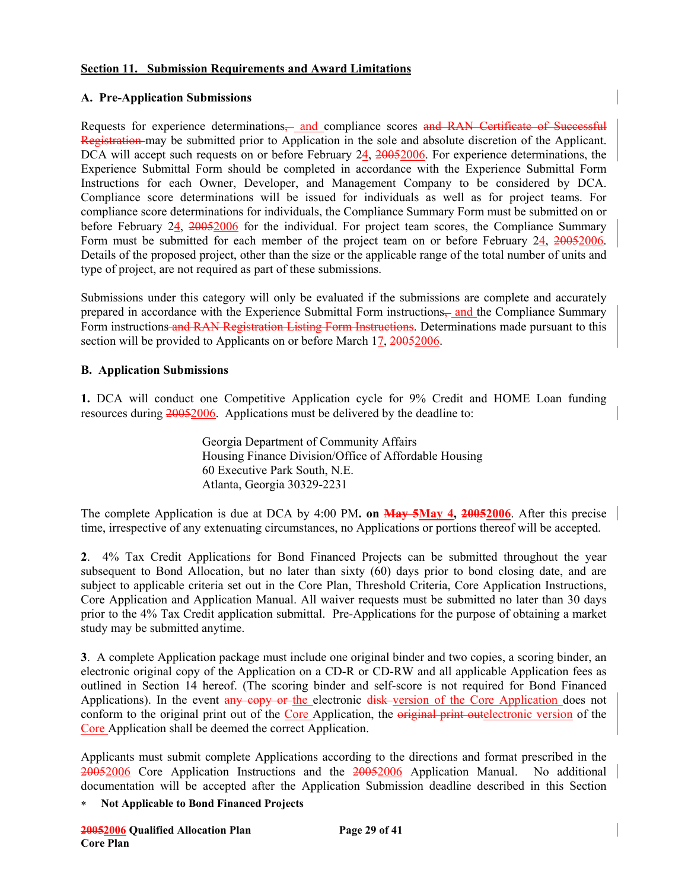## Section 11. Submission Requirements and Award Limitations

### A. Pre-Application Submissions

Requests for experience determinations, and compliance scores and RAN Certificate of Successful Registration may be submitted prior to Application in the sole and absolute discretion of the Applicant. DCA will accept such requests on or before February 24, 20052006. For experience determinations, the Experience Submittal Form should be completed in accordance with the Experience Submittal Form Instructions for each Owner, Developer, and Management Company to be considered by DCA. Compliance score determinations will be issued for individuals as well as for project teams. For compliance score determinations for individuals, the Compliance Summary Form must be submitted on or before February 24, 20052006 for the individual. For project team scores, the Compliance Summary Form must be submitted for each member of the project team on or before February 24, 20052006. Details of the proposed project, other than the size or the applicable range of the total number of units and type of project, are not required as part of these submissions.

Submissions under this category will only be evaluated if the submissions are complete and accurately prepared in accordance with the Experience Submittal Form instructions, and the Compliance Summary Form instructions and RAN Registration Listing Form Instructions. Determinations made pursuant to this section will be provided to Applicants on or before March 17, 20052006.

### B. Application Submissions

**1.** DCA will conduct one Competitive Application cycle for 9% Credit and HOME Loan funding resources during 20052006. Applications must be delivered by the deadline to:

Georgia Department of Community Affairs
Housing Finance Division/Office of Affordable Housing
60 Executive Park South, N.E.
Atlanta, Georgia 30329-2231

The complete Application is due at DCA by 4:00 PM**. on May 5May 4, 20052006**. After this precise time, irrespective of any extenuating circumstances, no Applications or portions thereof will be accepted.

**2**. 4% Tax Credit Applications for Bond Financed Projects can be submitted throughout the year subsequent to Bond Allocation, but no later than sixty (60) days prior to bond closing date, and are subject to applicable criteria set out in the Core Plan, Threshold Criteria, Core Application Instructions, Core Application and Application Manual. All waiver requests must be submitted no later than 30 days prior to the 4% Tax Credit application submittal. Pre-Applications for the purpose of obtaining a market study may be submitted anytime.

**3**. A complete Application package must include one original binder and two copies, a scoring binder, an electronic original copy of the Application on a CD-R or CD-RW and all applicable Application fees as outlined in Section 14 hereof. (The scoring binder and self-score is not required for Bond Financed Applications). In the event any copy or the electronic disk version of the Core Application does not conform to the original print out of the Core Application, the original print outelectronic version of the Core Application shall be deemed the correct Application.

Applicants must submit complete Applications according to the directions and format prescribed in the 20052006 Core Application Instructions and the 20052006 Application Manual. No additional documentation will be accepted after the Application Submission deadline described in this Section

* **Not Applicable to Bond Financed Projects**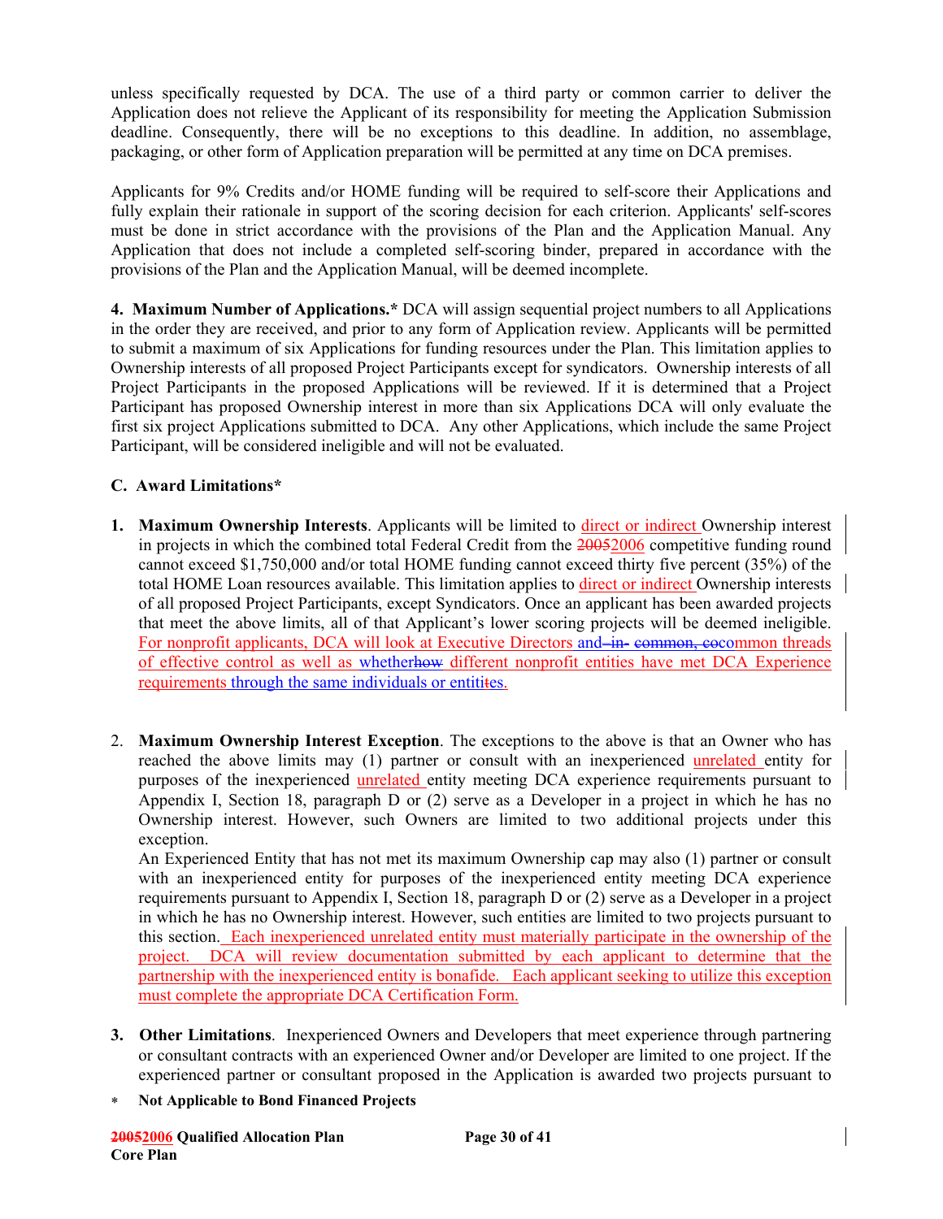unless specifically requested by DCA. The use of a third party or common carrier to deliver the Application does not relieve the Applicant of its responsibility for meeting the Application Submission deadline. Consequently, there will be no exceptions to this deadline. In addition, no assemblage, packaging, or other form of Application preparation will be permitted at any time on DCA premises.

Applicants for 9% Credits and/or HOME funding will be required to self-score their Applications and fully explain their rationale in support of the scoring decision for each criterion. Applicants' self-scores must be done in strict accordance with the provisions of the Plan and the Application Manual. Any Application that does not include a completed self-scoring binder, prepared in accordance with the provisions of the Plan and the Application Manual, will be deemed incomplete.

**4. Maximum Number of Applications.*** DCA will assign sequential project numbers to all Applications in the order they are received, and prior to any form of Application review. Applicants will be permitted to submit a maximum of six Applications for funding resources under the Plan. This limitation applies to Ownership interests of all proposed Project Participants except for syndicators. Ownership interests of all Project Participants in the proposed Applications will be reviewed. If it is determined that a Project Participant has proposed Ownership interest in more than six Applications DCA will only evaluate the first six project Applications submitted to DCA. Any other Applications, which include the same Project Participant, will be considered ineligible and will not be evaluated.

**C. Award Limitations***

1. **Maximum Ownership Interests**. Applicants will be limited to direct or indirect Ownership interest in projects in which the combined total Federal Credit from the ~~2005~~2006 competitive funding round cannot exceed $1,750,000 and/or total HOME funding cannot exceed thirty five percent (35%) of the total HOME Loan resources available. This limitation applies to direct or indirect Ownership interests of all proposed Project Participants, except Syndicators. Once an applicant has been awarded projects that meet the above limits, all of that Applicant's lower scoring projects will be deemed ineligible. For nonprofit applicants, DCA will look at Executive Directors and ~~in~~ ~~common,~~ ~~co~~common threads of effective control as well as whether~~how~~ different nonprofit entities have met DCA Experience requirements through the same individuals or entiti~~t~~es.

2. **Maximum Ownership Interest Exception**. The exceptions to the above is that an Owner who has reached the above limits may (1) partner or consult with an inexperienced unrelated entity for purposes of the inexperienced unrelated entity meeting DCA experience requirements pursuant to Appendix I, Section 18, paragraph D or (2) serve as a Developer in a project in which he has no Ownership interest. However, such Owners are limited to two additional projects under this exception.
   An Experienced Entity that has not met its maximum Ownership cap may also (1) partner or consult with an inexperienced entity for purposes of the inexperienced entity meeting DCA experience requirements pursuant to Appendix I, Section 18, paragraph D or (2) serve as a Developer in a project in which he has no Ownership interest. However, such entities are limited to two projects pursuant to this section. Each inexperienced unrelated entity must materially participate in the ownership of the project. DCA will review documentation submitted by each applicant to determine that the partnership with the inexperienced entity is bonafide. Each applicant seeking to utilize this exception must complete the appropriate DCA Certification Form.

3. **Other Limitations**. Inexperienced Owners and Developers that meet experience through partnering or consultant contracts with an experienced Owner and/or Developer are limited to one project. If the experienced partner or consultant proposed in the Application is awarded two projects pursuant to

\* **Not Applicable to Bond Financed Projects**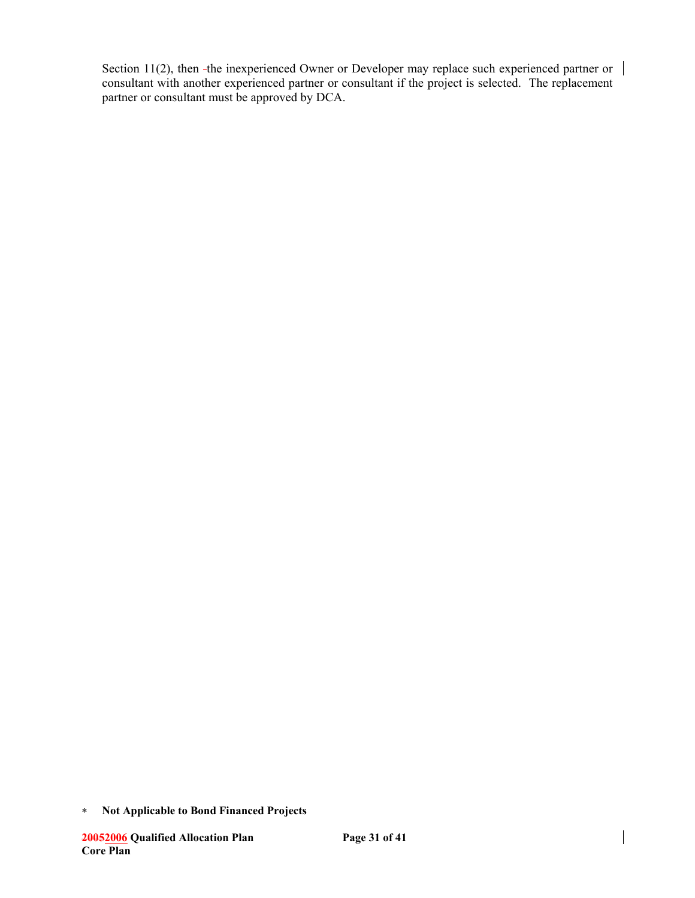Section 11(2), then the inexperienced Owner or Developer may replace such experienced partner or consultant with another experienced partner or consultant if the project is selected. The replacement partner or consultant must be approved by DCA.

* **Not Applicable to Bond Financed Projects**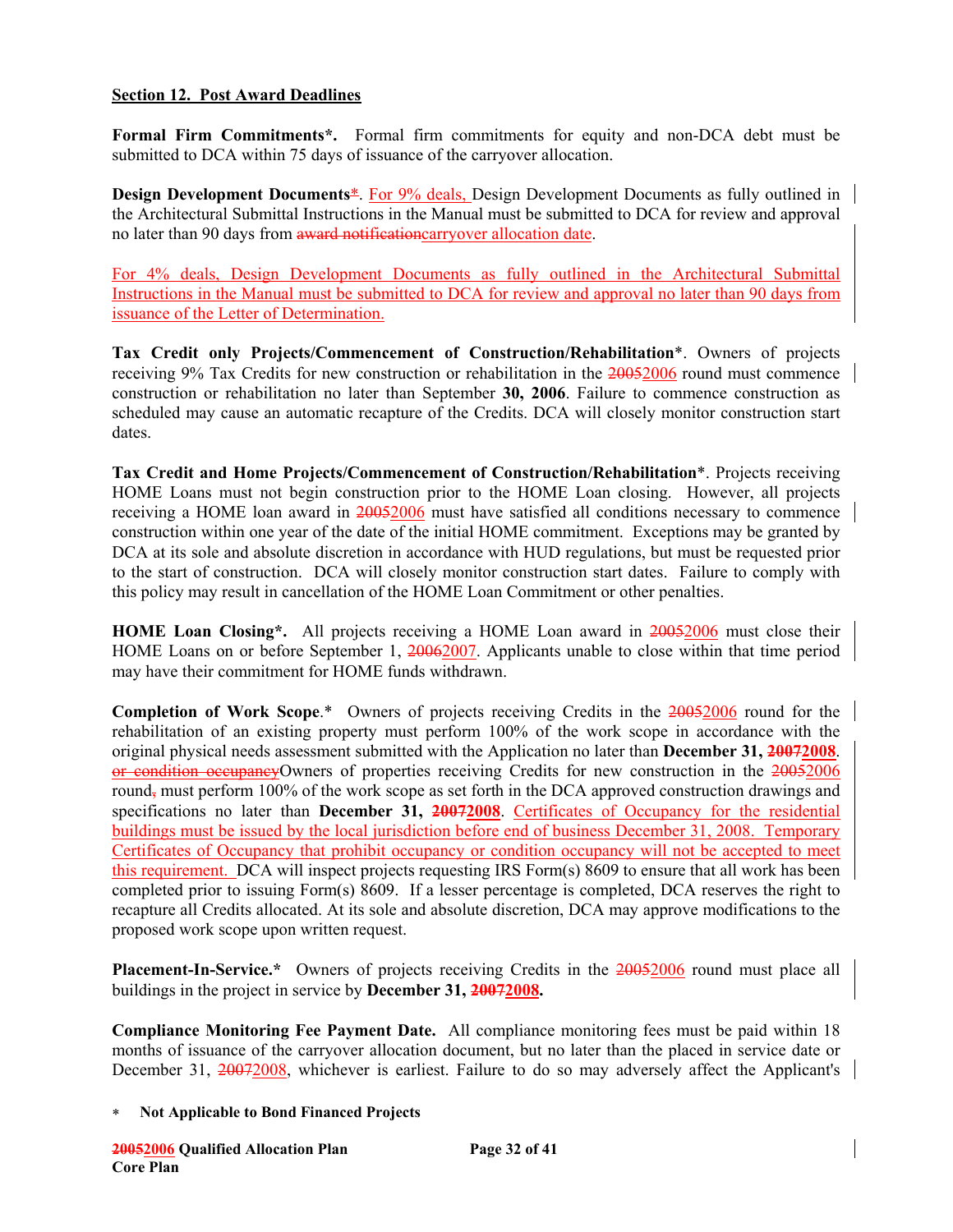**Section 12. Post Award Deadlines**

**Formal Firm Commitments\*.** Formal firm commitments for equity and non-DCA debt must be submitted to DCA within 75 days of issuance of the carryover allocation.

**Design Development Documents**~~\*~~. For 9% deals, Design Development Documents as fully outlined in the Architectural Submittal Instructions in the Manual must be submitted to DCA for review and approval no later than 90 days from ~~award notification~~carryover allocation date.

For 4% deals, Design Development Documents as fully outlined in the Architectural Submittal Instructions in the Manual must be submitted to DCA for review and approval no later than 90 days from issuance of the Letter of Determination.

**Tax Credit only Projects/Commencement of Construction/Rehabilitation**\*. Owners of projects receiving 9% Tax Credits for new construction or rehabilitation in the ~~2005~~2006 round must commence construction or rehabilitation no later than September **30, 2006**. Failure to commence construction as scheduled may cause an automatic recapture of the Credits. DCA will closely monitor construction start dates.

**Tax Credit and Home Projects/Commencement of Construction/Rehabilitation**\*. Projects receiving HOME Loans must not begin construction prior to the HOME Loan closing. However, all projects receiving a HOME loan award in ~~2005~~2006 must have satisfied all conditions necessary to commence construction within one year of the date of the initial HOME commitment. Exceptions may be granted by DCA at its sole and absolute discretion in accordance with HUD regulations, but must be requested prior to the start of construction. DCA will closely monitor construction start dates. Failure to comply with this policy may result in cancellation of the HOME Loan Commitment or other penalties.

**HOME Loan Closing\*.** All projects receiving a HOME Loan award in ~~2005~~2006 must close their HOME Loans on or before September 1, ~~2006~~2007. Applicants unable to close within that time period may have their commitment for HOME funds withdrawn.

**Completion of Work Scope**.\* Owners of projects receiving Credits in the ~~2005~~2006 round for the rehabilitation of an existing property must perform 100% of the work scope in accordance with the original physical needs assessment submitted with the Application no later than **December 31, ~~2007~~2008**. ~~or condition occupancy~~Owners of properties receiving Credits for new construction in the ~~2005~~2006 round~~,~~ must perform 100% of the work scope as set forth in the DCA approved construction drawings and specifications no later than **December 31, ~~2007~~2008**. Certificates of Occupancy for the residential buildings must be issued by the local jurisdiction before end of business December 31, 2008. Temporary Certificates of Occupancy that prohibit occupancy or condition occupancy will not be accepted to meet this requirement. DCA will inspect projects requesting IRS Form(s) 8609 to ensure that all work has been completed prior to issuing Form(s) 8609. If a lesser percentage is completed, DCA reserves the right to recapture all Credits allocated. At its sole and absolute discretion, DCA may approve modifications to the proposed work scope upon written request.

**Placement-In-Service.\*** Owners of projects receiving Credits in the ~~2005~~2006 round must place all buildings in the project in service by **December 31, ~~2007~~2008.**

**Compliance Monitoring Fee Payment Date.** All compliance monitoring fees must be paid within 18 months of issuance of the carryover allocation document, but no later than the placed in service date or December 31, ~~2007~~2008, whichever is earliest. Failure to do so may adversely affect the Applicant's

\* **Not Applicable to Bond Financed Projects**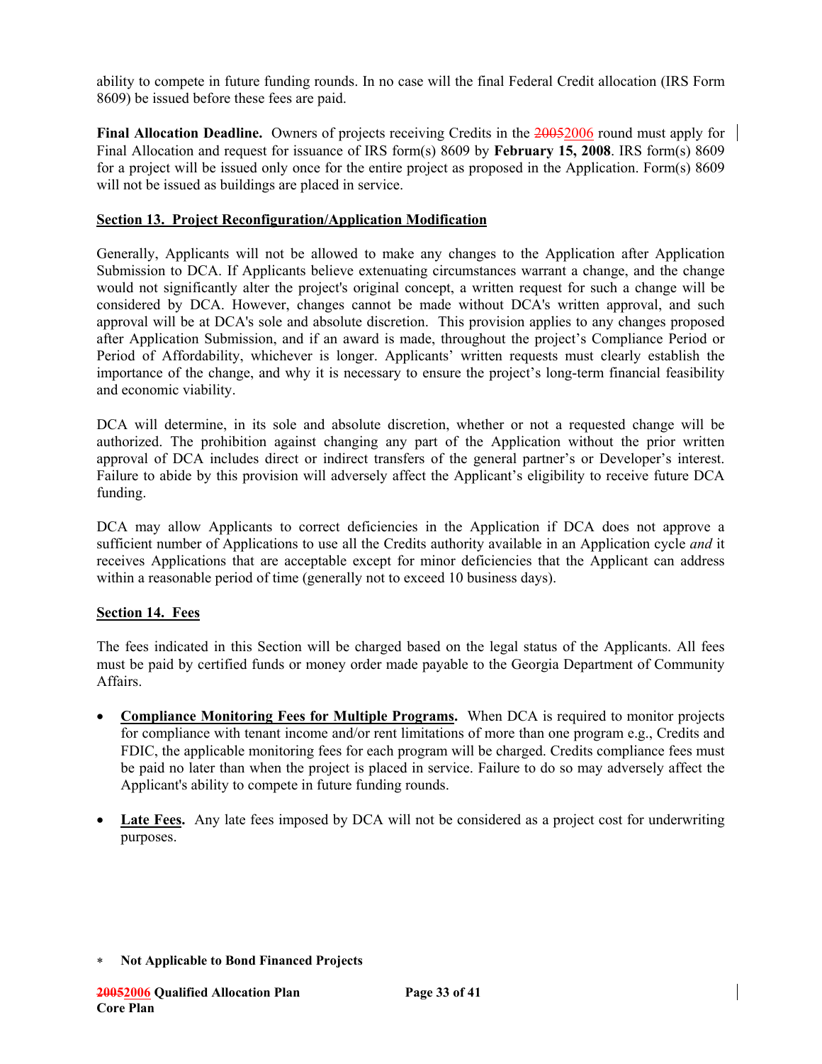ability to compete in future funding rounds. In no case will the final Federal Credit allocation (IRS Form 8609) be issued before these fees are paid.

**Final Allocation Deadline.** Owners of projects receiving Credits in the ~~2005~~2006 round must apply for Final Allocation and request for issuance of IRS form(s) 8609 by **February 15, 2008**. IRS form(s) 8609 for a project will be issued only once for the entire project as proposed in the Application. Form(s) 8609 will not be issued as buildings are placed in service.

## Section 13. Project Reconfiguration/Application Modification

Generally, Applicants will not be allowed to make any changes to the Application after Application Submission to DCA. If Applicants believe extenuating circumstances warrant a change, and the change would not significantly alter the project's original concept, a written request for such a change will be considered by DCA. However, changes cannot be made without DCA's written approval, and such approval will be at DCA's sole and absolute discretion. This provision applies to any changes proposed after Application Submission, and if an award is made, throughout the project's Compliance Period or Period of Affordability, whichever is longer. Applicants' written requests must clearly establish the importance of the change, and why it is necessary to ensure the project's long-term financial feasibility and economic viability.

DCA will determine, in its sole and absolute discretion, whether or not a requested change will be authorized. The prohibition against changing any part of the Application without the prior written approval of DCA includes direct or indirect transfers of the general partner's or Developer's interest. Failure to abide by this provision will adversely affect the Applicant's eligibility to receive future DCA funding.

DCA may allow Applicants to correct deficiencies in the Application if DCA does not approve a sufficient number of Applications to use all the Credits authority available in an Application cycle *and* it receives Applications that are acceptable except for minor deficiencies that the Applicant can address within a reasonable period of time (generally not to exceed 10 business days).

## Section 14. Fees

The fees indicated in this Section will be charged based on the legal status of the Applicants. All fees must be paid by certified funds or money order made payable to the Georgia Department of Community Affairs.

- **Compliance Monitoring Fees for Multiple Programs.** When DCA is required to monitor projects for compliance with tenant income and/or rent limitations of more than one program e.g., Credits and FDIC, the applicable monitoring fees for each program will be charged. Credits compliance fees must be paid no later than when the project is placed in service. Failure to do so may adversely affect the Applicant's ability to compete in future funding rounds.

- **Late Fees.** Any late fees imposed by DCA will not be considered as a project cost for underwriting purposes.

∗ **Not Applicable to Bond Financed Projects**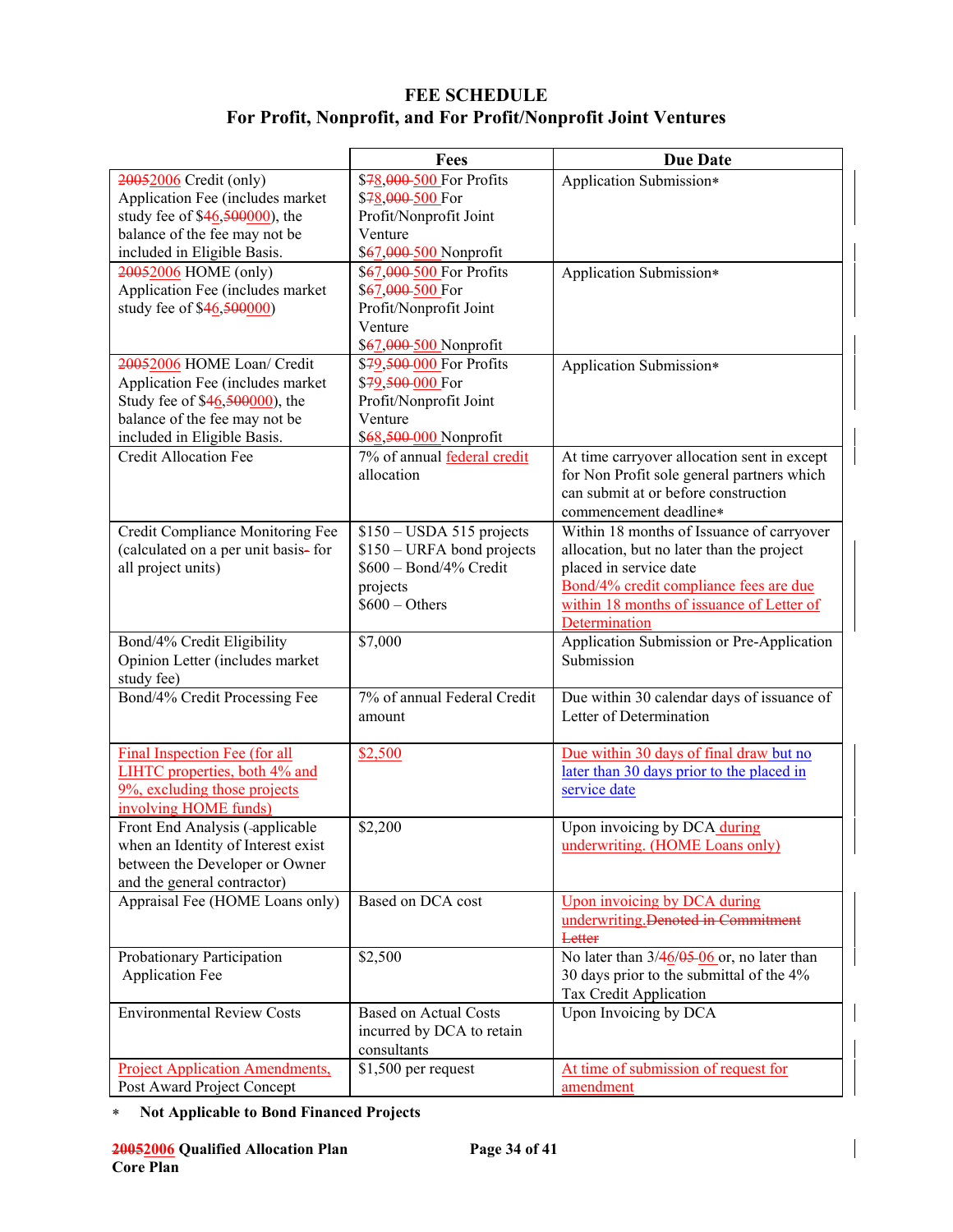# FEE SCHEDULE
## For Profit, Nonprofit, and For Profit/Nonprofit Joint Ventures

| | Fees | Due Date |
|---|---|---|
| 20052006 Credit (only) Application Fee (includes market study fee of $46,500000), the balance of the fee may not be included in Eligible Basis. | $78,000 500 For Profits $78,000 500 For Profit/Nonprofit Joint Venture $67,000 500 Nonprofit | Application Submission* |
| 20052006 HOME (only) Application Fee (includes market study fee of $46,500000) | $67,000 500 For Profits $67,000 500 For Profit/Nonprofit Joint Venture $67,000 500 Nonprofit | Application Submission* |
| 20052006 HOME Loan/ Credit Application Fee (includes market Study fee of $46,500000), the balance of the fee may not be included in Eligible Basis. | $79,500 000 For Profits $79,500 000 For Profit/Nonprofit Joint Venture $68,500 000 Nonprofit | Application Submission* |
| Credit Allocation Fee | 7% of annual federal credit allocation | At time carryover allocation sent in except for Non Profit sole general partners which can submit at or before construction commencement deadline* |
| Credit Compliance Monitoring Fee (calculated on a per unit basis- for all project units) | $150 – USDA 515 projects $150 – URFA bond projects $600 – Bond/4% Credit projects $600 – Others | Within 18 months of Issuance of carryover allocation, but no later than the project placed in service date Bond/4% credit compliance fees are due within 18 months of issuance of Letter of Determination |
| Bond/4% Credit Eligibility Opinion Letter (includes market study fee) | $7,000 | Application Submission or Pre-Application Submission |
| Bond/4% Credit Processing Fee | 7% of annual Federal Credit amount | Due within 30 calendar days of issuance of Letter of Determination |
| Final Inspection Fee (for all LIHTC properties, both 4% and 9%, excluding those projects involving HOME funds) | $2,500 | Due within 30 days of final draw but no later than 30 days prior to the placed in service date |
| Front End Analysis (-applicable when an Identity of Interest exist between the Developer or Owner and the general contractor) | $2,200 | Upon invoicing by DCA during underwriting. (HOME Loans only) |
| Appraisal Fee (HOME Loans only) | Based on DCA cost | Upon invoicing by DCA during underwriting.Denoted in Commitment Letter |
| Probationary Participation Application Fee | $2,500 | No later than 3/46/05 06 or, no later than 30 days prior to the submittal of the 4% Tax Credit Application |
| Environmental Review Costs | Based on Actual Costs incurred by DCA to retain consultants | Upon Invoicing by DCA |
| Project Application Amendments, Post Award Project Concept | $1,500 per request | At time of submission of request for amendment |

* **Not Applicable to Bond Financed Projects**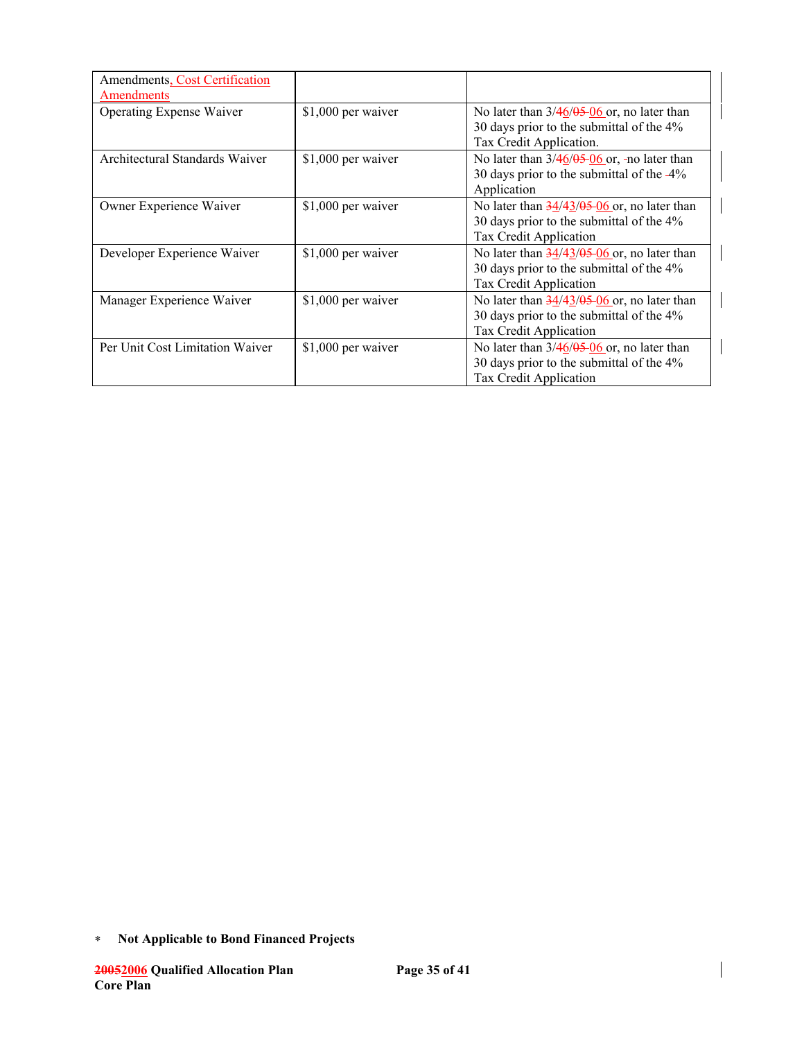| Amendments, Cost Certification Amendments | | |
|---|---|---|
| Operating Expense Waiver | $1,000 per waiver | No later than 3/~~4~~6/~~05~~ 06 or, no later than 30 days prior to the submittal of the 4% Tax Credit Application. |
| Architectural Standards Waiver | $1,000 per waiver | No later than 3/~~4~~6/~~05~~ 06 or, ~~-~~no later than 30 days prior to the submittal of the ~~-~~4% Application |
| Owner Experience Waiver | $1,000 per waiver | No later than ~~3~~4/~~4~~3/~~05~~ 06 or, no later than 30 days prior to the submittal of the 4% Tax Credit Application |
| Developer Experience Waiver | $1,000 per waiver | No later than ~~3~~4/~~4~~3/~~05~~ 06 or, no later than 30 days prior to the submittal of the 4% Tax Credit Application |
| Manager Experience Waiver | $1,000 per waiver | No later than ~~3~~4/~~4~~3/~~05~~ 06 or, no later than 30 days prior to the submittal of the 4% Tax Credit Application |
| Per Unit Cost Limitation Waiver | $1,000 per waiver | No later than 3/~~4~~6/~~05~~ 06 or, no later than 30 days prior to the submittal of the 4% Tax Credit Application |

\* **Not Applicable to Bond Financed Projects**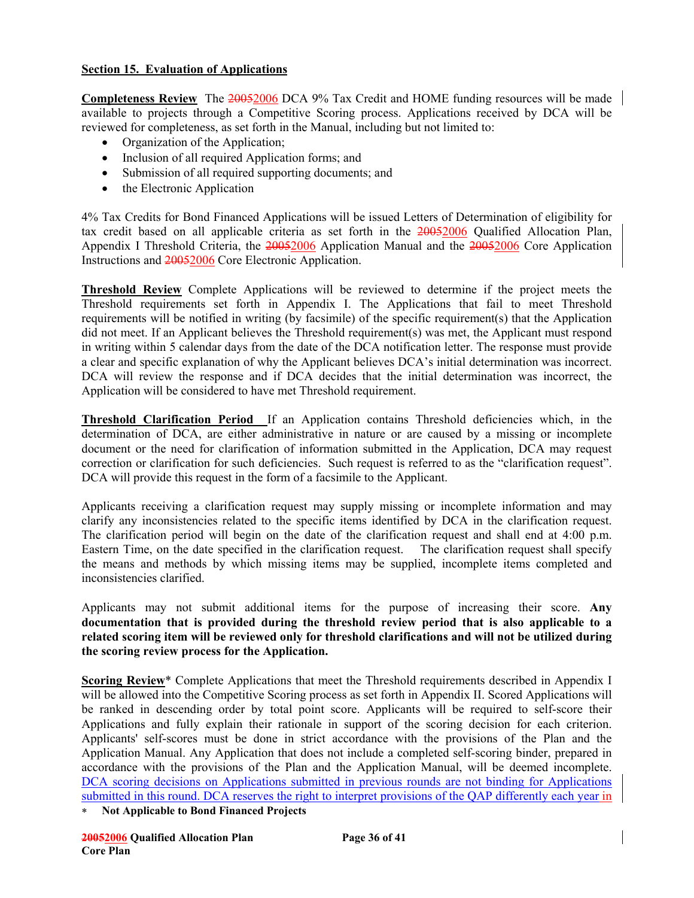**Section 15. Evaluation of Applications**

**Completeness Review** The ~~2005~~2006 DCA 9% Tax Credit and HOME funding resources will be made available to projects through a Competitive Scoring process. Applications received by DCA will be reviewed for completeness, as set forth in the Manual, including but not limited to:

- Organization of the Application;
- Inclusion of all required Application forms; and
- Submission of all required supporting documents; and
- the Electronic Application

4% Tax Credits for Bond Financed Applications will be issued Letters of Determination of eligibility for tax credit based on all applicable criteria as set forth in the ~~2005~~2006 Qualified Allocation Plan, Appendix I Threshold Criteria, the ~~2005~~2006 Application Manual and the ~~2005~~2006 Core Application Instructions and ~~2005~~2006 Core Electronic Application.

**Threshold Review** Complete Applications will be reviewed to determine if the project meets the Threshold requirements set forth in Appendix I. The Applications that fail to meet Threshold requirements will be notified in writing (by facsimile) of the specific requirement(s) that the Application did not meet. If an Applicant believes the Threshold requirement(s) was met, the Applicant must respond in writing within 5 calendar days from the date of the DCA notification letter. The response must provide a clear and specific explanation of why the Applicant believes DCA's initial determination was incorrect. DCA will review the response and if DCA decides that the initial determination was incorrect, the Application will be considered to have met Threshold requirement.

**Threshold Clarification Period** If an Application contains Threshold deficiencies which, in the determination of DCA, are either administrative in nature or are caused by a missing or incomplete document or the need for clarification of information submitted in the Application, DCA may request correction or clarification for such deficiencies. Such request is referred to as the "clarification request". DCA will provide this request in the form of a facsimile to the Applicant.

Applicants receiving a clarification request may supply missing or incomplete information and may clarify any inconsistencies related to the specific items identified by DCA in the clarification request. The clarification period will begin on the date of the clarification request and shall end at 4:00 p.m. Eastern Time, on the date specified in the clarification request. The clarification request shall specify the means and methods by which missing items may be supplied, incomplete items completed and inconsistencies clarified.

Applicants may not submit additional items for the purpose of increasing their score. **Any documentation that is provided during the threshold review period that is also applicable to a related scoring item will be reviewed only for threshold clarifications and will not be utilized during the scoring review process for the Application.**

**Scoring Review*** Complete Applications that meet the Threshold requirements described in Appendix I will be allowed into the Competitive Scoring process as set forth in Appendix II. Scored Applications will be ranked in descending order by total point score. Applicants will be required to self-score their Applications and fully explain their rationale in support of the scoring decision for each criterion. Applicants' self-scores must be done in strict accordance with the provisions of the Plan and the Application Manual. Any Application that does not include a completed self-scoring binder, prepared in accordance with the provisions of the Plan and the Application Manual, will be deemed incomplete. DCA scoring decisions on Applications submitted in previous rounds are not binding for Applications submitted in this round. DCA reserves the right to interpret provisions of the QAP differently each year in

* **Not Applicable to Bond Financed Projects**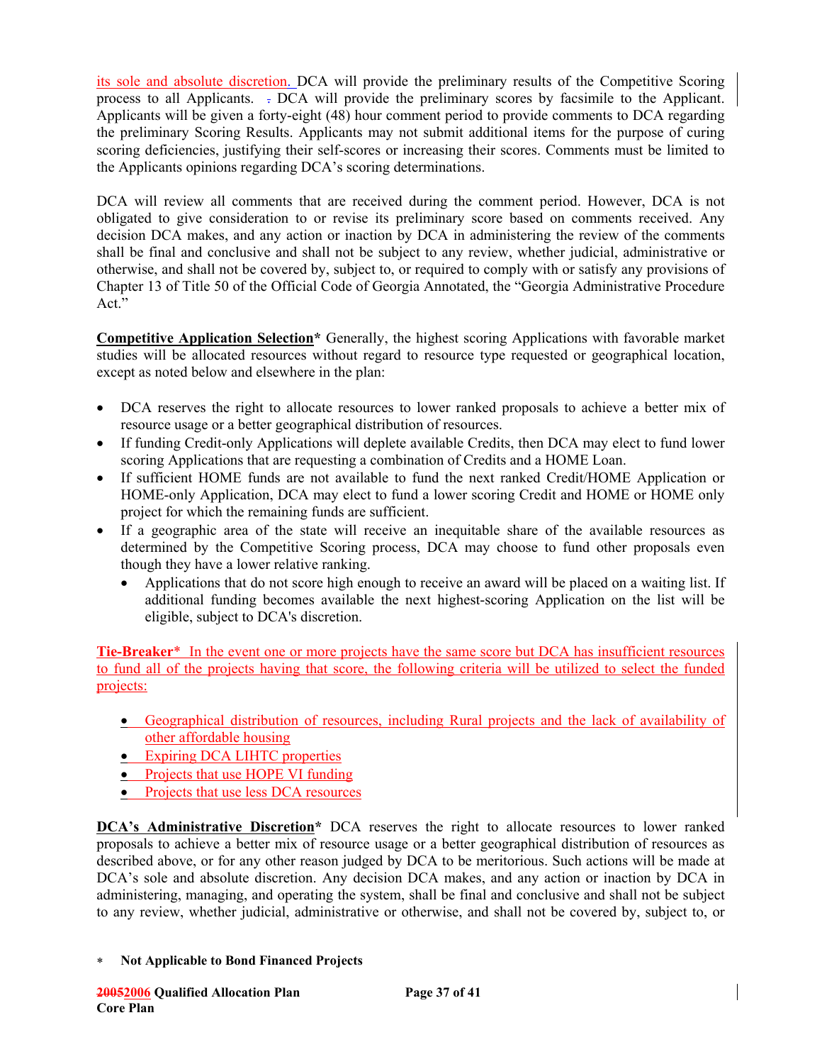its sole and absolute discretion. DCA will provide the preliminary results of the Competitive Scoring process to all Applicants. . DCA will provide the preliminary scores by facsimile to the Applicant. Applicants will be given a forty-eight (48) hour comment period to provide comments to DCA regarding the preliminary Scoring Results. Applicants may not submit additional items for the purpose of curing scoring deficiencies, justifying their self-scores or increasing their scores. Comments must be limited to the Applicants opinions regarding DCA's scoring determinations.

DCA will review all comments that are received during the comment period. However, DCA is not obligated to give consideration to or revise its preliminary score based on comments received. Any decision DCA makes, and any action or inaction by DCA in administering the review of the comments shall be final and conclusive and shall not be subject to any review, whether judicial, administrative or otherwise, and shall not be covered by, subject to, or required to comply with or satisfy any provisions of Chapter 13 of Title 50 of the Official Code of Georgia Annotated, the "Georgia Administrative Procedure Act."

**Competitive Application Selection*** Generally, the highest scoring Applications with favorable market studies will be allocated resources without regard to resource type requested or geographical location, except as noted below and elsewhere in the plan:

- DCA reserves the right to allocate resources to lower ranked proposals to achieve a better mix of resource usage or a better geographical distribution of resources.
- If funding Credit-only Applications will deplete available Credits, then DCA may elect to fund lower scoring Applications that are requesting a combination of Credits and a HOME Loan.
- If sufficient HOME funds are not available to fund the next ranked Credit/HOME Application or HOME-only Application, DCA may elect to fund a lower scoring Credit and HOME or HOME only project for which the remaining funds are sufficient.
- If a geographic area of the state will receive an inequitable share of the available resources as determined by the Competitive Scoring process, DCA may choose to fund other proposals even though they have a lower relative ranking.
  - Applications that do not score high enough to receive an award will be placed on a waiting list. If additional funding becomes available the next highest-scoring Application on the list will be eligible, subject to DCA's discretion.

**Tie-Breaker*** In the event one or more projects have the same score but DCA has insufficient resources to fund all of the projects having that score, the following criteria will be utilized to select the funded projects:

- Geographical distribution of resources, including Rural projects and the lack of availability of other affordable housing
- Expiring DCA LIHTC properties
- Projects that use HOPE VI funding
- Projects that use less DCA resources

**DCA's Administrative Discretion*** DCA reserves the right to allocate resources to lower ranked proposals to achieve a better mix of resource usage or a better geographical distribution of resources as described above, or for any other reason judged by DCA to be meritorious. Such actions will be made at DCA's sole and absolute discretion. Any decision DCA makes, and any action or inaction by DCA in administering, managing, and operating the system, shall be final and conclusive and shall not be subject to any review, whether judicial, administrative or otherwise, and shall not be covered by, subject to, or

\* **Not Applicable to Bond Financed Projects**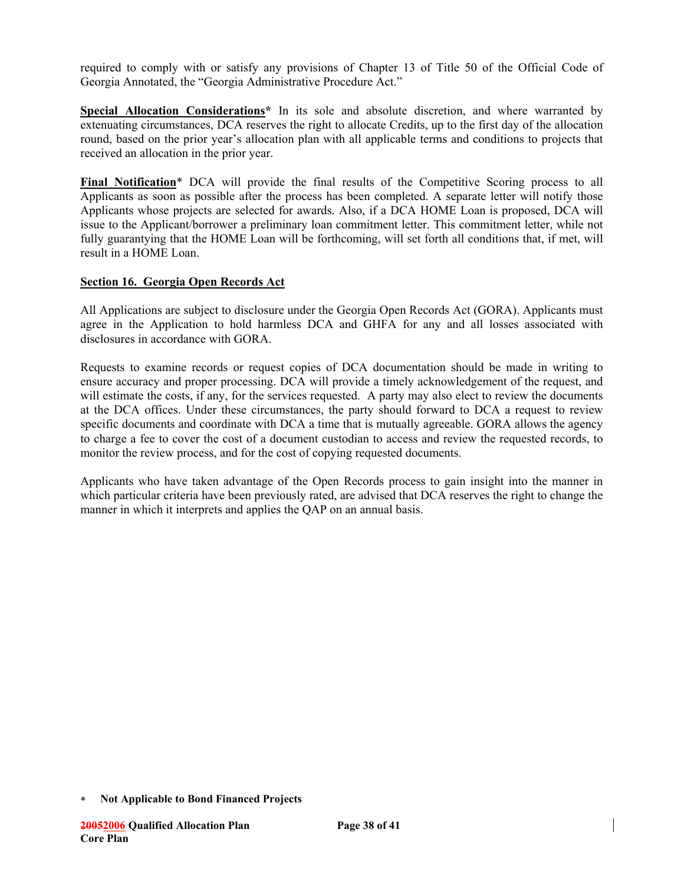required to comply with or satisfy any provisions of Chapter 13 of Title 50 of the Official Code of Georgia Annotated, the "Georgia Administrative Procedure Act."

**Special Allocation Considerations*** In its sole and absolute discretion, and where warranted by extenuating circumstances, DCA reserves the right to allocate Credits, up to the first day of the allocation round, based on the prior year's allocation plan with all applicable terms and conditions to projects that received an allocation in the prior year.

**Final Notification*** DCA will provide the final results of the Competitive Scoring process to all Applicants as soon as possible after the process has been completed. A separate letter will notify those Applicants whose projects are selected for awards. Also, if a DCA HOME Loan is proposed, DCA will issue to the Applicant/borrower a preliminary loan commitment letter. This commitment letter, while not fully guarantying that the HOME Loan will be forthcoming, will set forth all conditions that, if met, will result in a HOME Loan.

## Section 16. Georgia Open Records Act

All Applications are subject to disclosure under the Georgia Open Records Act (GORA). Applicants must agree in the Application to hold harmless DCA and GHFA for any and all losses associated with disclosures in accordance with GORA.

Requests to examine records or request copies of DCA documentation should be made in writing to ensure accuracy and proper processing. DCA will provide a timely acknowledgement of the request, and will estimate the costs, if any, for the services requested. A party may also elect to review the documents at the DCA offices. Under these circumstances, the party should forward to DCA a request to review specific documents and coordinate with DCA a time that is mutually agreeable. GORA allows the agency to charge a fee to cover the cost of a document custodian to access and review the requested records, to monitor the review process, and for the cost of copying requested documents.

Applicants who have taken advantage of the Open Records process to gain insight into the manner in which particular criteria have been previously rated, are advised that DCA reserves the right to change the manner in which it interprets and applies the QAP on an annual basis.

\* **Not Applicable to Bond Financed Projects**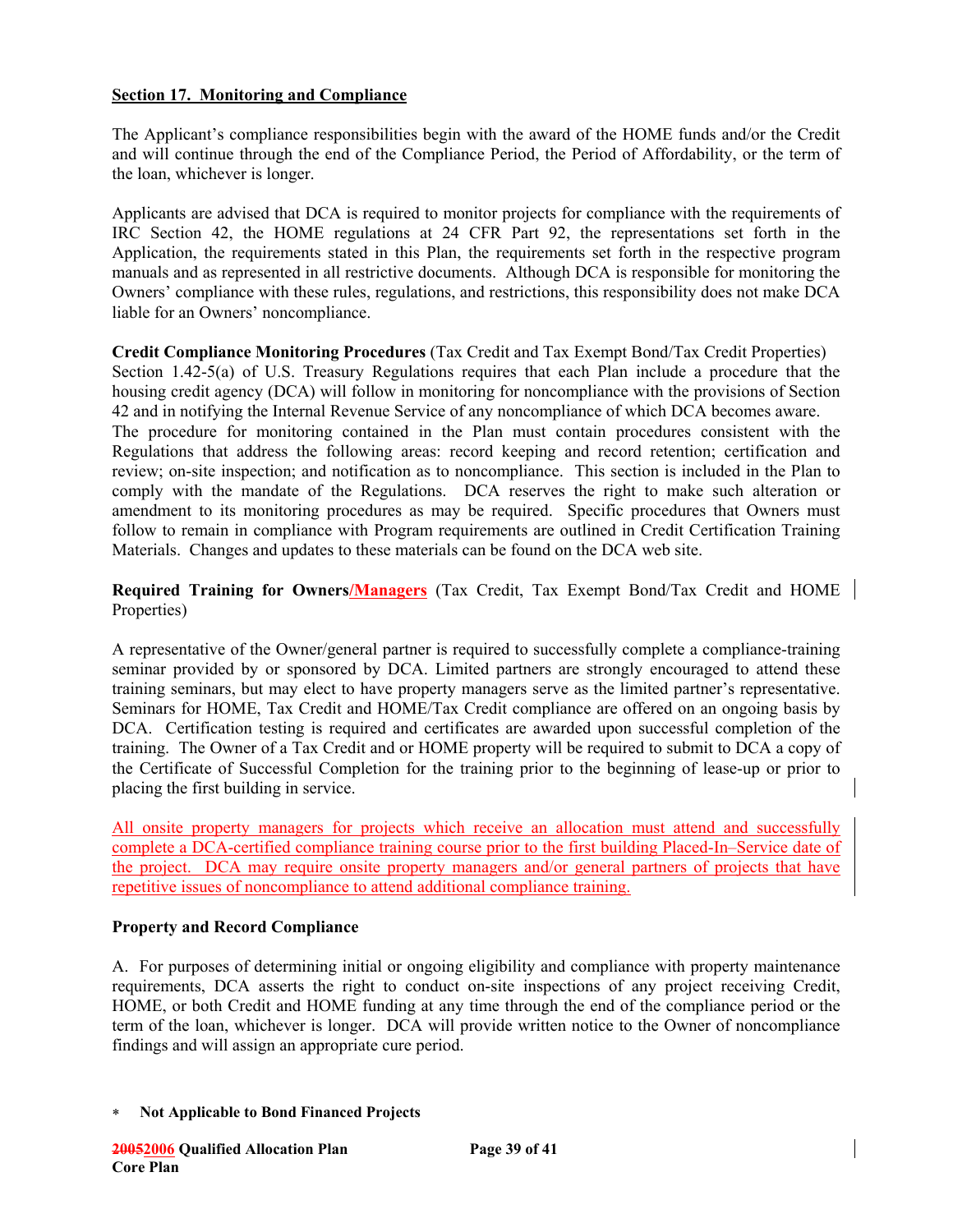**Section 17. Monitoring and Compliance**

The Applicant's compliance responsibilities begin with the award of the HOME funds and/or the Credit and will continue through the end of the Compliance Period, the Period of Affordability, or the term of the loan, whichever is longer.

Applicants are advised that DCA is required to monitor projects for compliance with the requirements of IRC Section 42, the HOME regulations at 24 CFR Part 92, the representations set forth in the Application, the requirements stated in this Plan, the requirements set forth in the respective program manuals and as represented in all restrictive documents. Although DCA is responsible for monitoring the Owners' compliance with these rules, regulations, and restrictions, this responsibility does not make DCA liable for an Owners' noncompliance.

**Credit Compliance Monitoring Procedures** (Tax Credit and Tax Exempt Bond/Tax Credit Properties) Section 1.42-5(a) of U.S. Treasury Regulations requires that each Plan include a procedure that the housing credit agency (DCA) will follow in monitoring for noncompliance with the provisions of Section 42 and in notifying the Internal Revenue Service of any noncompliance of which DCA becomes aware. The procedure for monitoring contained in the Plan must contain procedures consistent with the Regulations that address the following areas: record keeping and record retention; certification and review; on-site inspection; and notification as to noncompliance. This section is included in the Plan to comply with the mandate of the Regulations. DCA reserves the right to make such alteration or amendment to its monitoring procedures as may be required. Specific procedures that Owners must follow to remain in compliance with Program requirements are outlined in Credit Certification Training Materials. Changes and updates to these materials can be found on the DCA web site.

**Required Training for Owners/Managers** (Tax Credit, Tax Exempt Bond/Tax Credit and HOME Properties)

A representative of the Owner/general partner is required to successfully complete a compliance-training seminar provided by or sponsored by DCA. Limited partners are strongly encouraged to attend these training seminars, but may elect to have property managers serve as the limited partner's representative. Seminars for HOME, Tax Credit and HOME/Tax Credit compliance are offered on an ongoing basis by DCA. Certification testing is required and certificates are awarded upon successful completion of the training. The Owner of a Tax Credit and or HOME property will be required to submit to DCA a copy of the Certificate of Successful Completion for the training prior to the beginning of lease-up or prior to placing the first building in service.

All onsite property managers for projects which receive an allocation must attend and successfully complete a DCA-certified compliance training course prior to the first building Placed-In–Service date of the project. DCA may require onsite property managers and/or general partners of projects that have repetitive issues of noncompliance to attend additional compliance training.

**Property and Record Compliance**

A. For purposes of determining initial or ongoing eligibility and compliance with property maintenance requirements, DCA asserts the right to conduct on-site inspections of any project receiving Credit, HOME, or both Credit and HOME funding at any time through the end of the compliance period or the term of the loan, whichever is longer. DCA will provide written notice to the Owner of noncompliance findings and will assign an appropriate cure period.

\* **Not Applicable to Bond Financed Projects**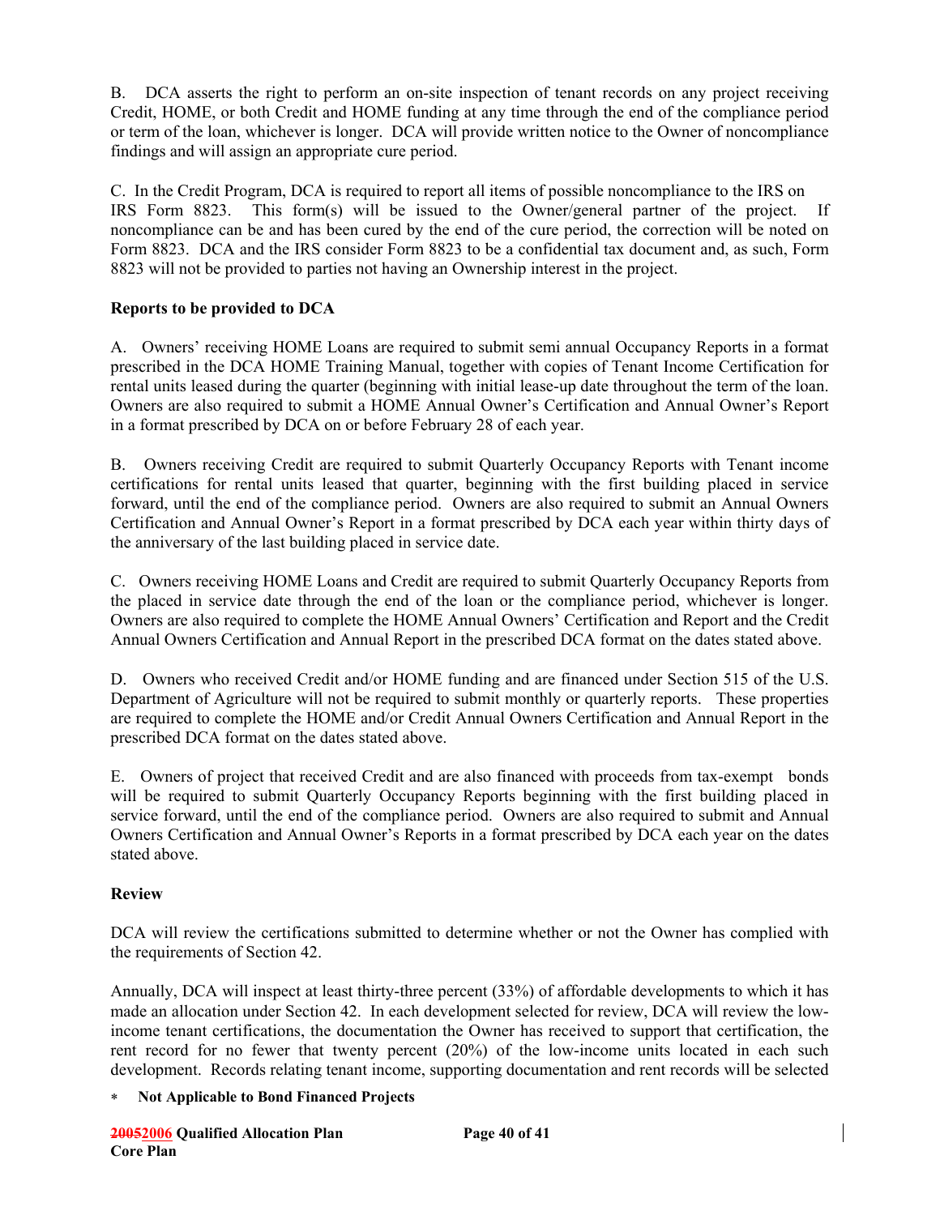B. DCA asserts the right to perform an on-site inspection of tenant records on any project receiving Credit, HOME, or both Credit and HOME funding at any time through the end of the compliance period or term of the loan, whichever is longer. DCA will provide written notice to the Owner of noncompliance findings and will assign an appropriate cure period.

C. In the Credit Program, DCA is required to report all items of possible noncompliance to the IRS on IRS Form 8823. This form(s) will be issued to the Owner/general partner of the project. If noncompliance can be and has been cured by the end of the cure period, the correction will be noted on Form 8823. DCA and the IRS consider Form 8823 to be a confidential tax document and, as such, Form 8823 will not be provided to parties not having an Ownership interest in the project.

**Reports to be provided to DCA**

A. Owners' receiving HOME Loans are required to submit semi annual Occupancy Reports in a format prescribed in the DCA HOME Training Manual, together with copies of Tenant Income Certification for rental units leased during the quarter (beginning with initial lease-up date throughout the term of the loan. Owners are also required to submit a HOME Annual Owner's Certification and Annual Owner's Report in a format prescribed by DCA on or before February 28 of each year.

B. Owners receiving Credit are required to submit Quarterly Occupancy Reports with Tenant income certifications for rental units leased that quarter, beginning with the first building placed in service forward, until the end of the compliance period. Owners are also required to submit an Annual Owners Certification and Annual Owner's Report in a format prescribed by DCA each year within thirty days of the anniversary of the last building placed in service date.

C. Owners receiving HOME Loans and Credit are required to submit Quarterly Occupancy Reports from the placed in service date through the end of the loan or the compliance period, whichever is longer. Owners are also required to complete the HOME Annual Owners' Certification and Report and the Credit Annual Owners Certification and Annual Report in the prescribed DCA format on the dates stated above.

D. Owners who received Credit and/or HOME funding and are financed under Section 515 of the U.S. Department of Agriculture will not be required to submit monthly or quarterly reports. These properties are required to complete the HOME and/or Credit Annual Owners Certification and Annual Report in the prescribed DCA format on the dates stated above.

E. Owners of project that received Credit and are also financed with proceeds from tax-exempt bonds will be required to submit Quarterly Occupancy Reports beginning with the first building placed in service forward, until the end of the compliance period. Owners are also required to submit and Annual Owners Certification and Annual Owner's Reports in a format prescribed by DCA each year on the dates stated above.

**Review**

DCA will review the certifications submitted to determine whether or not the Owner has complied with the requirements of Section 42.

Annually, DCA will inspect at least thirty-three percent (33%) of affordable developments to which it has made an allocation under Section 42. In each development selected for review, DCA will review the low-income tenant certifications, the documentation the Owner has received to support that certification, the rent record for no fewer that twenty percent (20%) of the low-income units located in each such development. Records relating tenant income, supporting documentation and rent records will be selected

* **Not Applicable to Bond Financed Projects**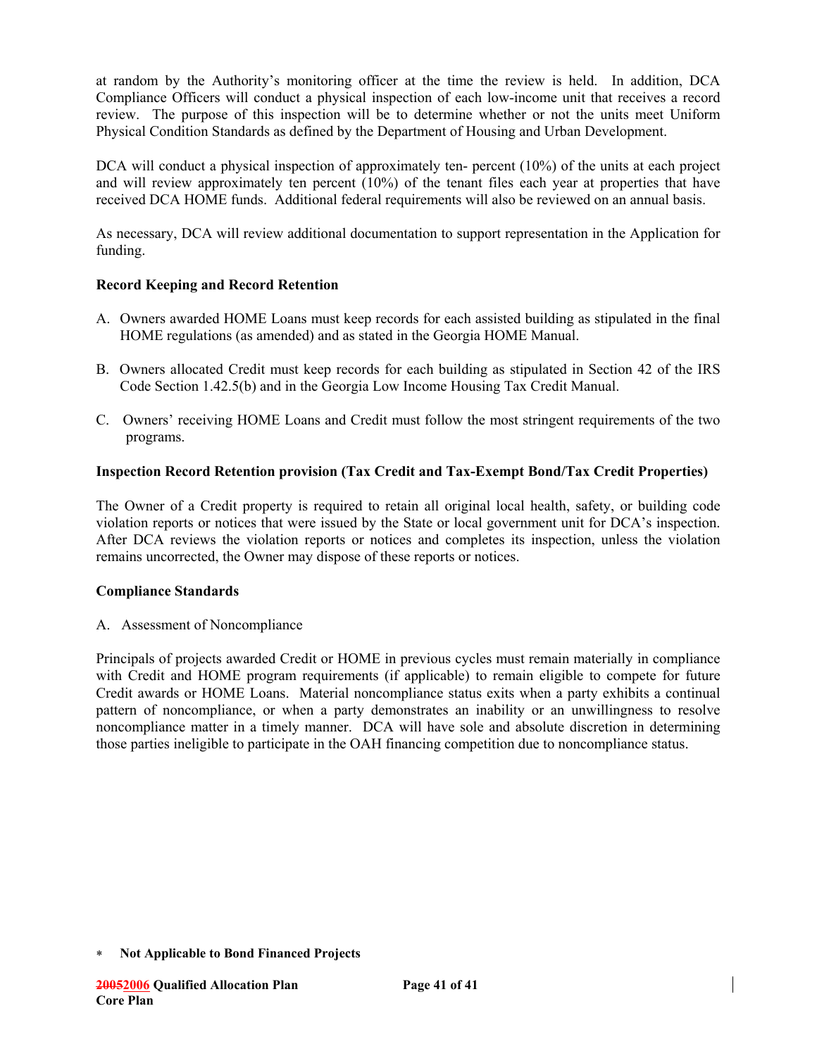at random by the Authority's monitoring officer at the time the review is held. In addition, DCA Compliance Officers will conduct a physical inspection of each low-income unit that receives a record review. The purpose of this inspection will be to determine whether or not the units meet Uniform Physical Condition Standards as defined by the Department of Housing and Urban Development.

DCA will conduct a physical inspection of approximately ten- percent (10%) of the units at each project and will review approximately ten percent (10%) of the tenant files each year at properties that have received DCA HOME funds. Additional federal requirements will also be reviewed on an annual basis.

As necessary, DCA will review additional documentation to support representation in the Application for funding.

**Record Keeping and Record Retention**

A. Owners awarded HOME Loans must keep records for each assisted building as stipulated in the final HOME regulations (as amended) and as stated in the Georgia HOME Manual.

B. Owners allocated Credit must keep records for each building as stipulated in Section 42 of the IRS Code Section 1.42.5(b) and in the Georgia Low Income Housing Tax Credit Manual.

C. Owners' receiving HOME Loans and Credit must follow the most stringent requirements of the two programs.

**Inspection Record Retention provision (Tax Credit and Tax-Exempt Bond/Tax Credit Properties)**

The Owner of a Credit property is required to retain all original local health, safety, or building code violation reports or notices that were issued by the State or local government unit for DCA's inspection. After DCA reviews the violation reports or notices and completes its inspection, unless the violation remains uncorrected, the Owner may dispose of these reports or notices.

**Compliance Standards**

A. Assessment of Noncompliance

Principals of projects awarded Credit or HOME in previous cycles must remain materially in compliance with Credit and HOME program requirements (if applicable) to remain eligible to compete for future Credit awards or HOME Loans. Material noncompliance status exits when a party exhibits a continual pattern of noncompliance, or when a party demonstrates an inability or an unwillingness to resolve noncompliance matter in a timely manner. DCA will have sole and absolute discretion in determining those parties ineligible to participate in the OAH financing competition due to noncompliance status.

∗ **Not Applicable to Bond Financed Projects**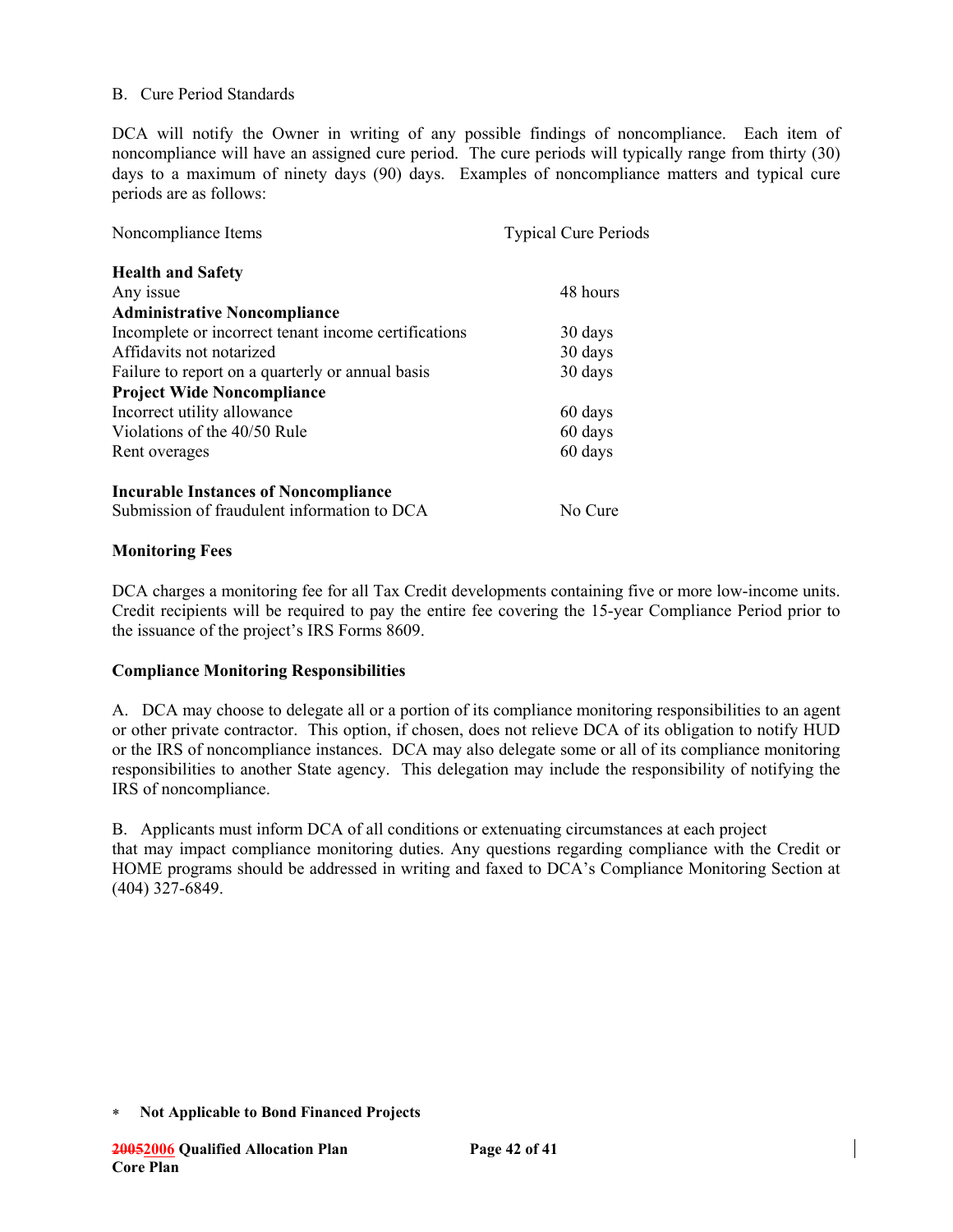B. Cure Period Standards

DCA will notify the Owner in writing of any possible findings of noncompliance. Each item of noncompliance will have an assigned cure period. The cure periods will typically range from thirty (30) days to a maximum of ninety days (90) days. Examples of noncompliance matters and typical cure periods are as follows:

| Noncompliance Items | Typical Cure Periods |
|---|---|
| **Health and Safety** | |
| Any issue | 48 hours |
| **Administrative Noncompliance** | |
| Incomplete or incorrect tenant income certifications | 30 days |
| Affidavits not notarized | 30 days |
| Failure to report on a quarterly or annual basis | 30 days |
| **Project Wide Noncompliance** | |
| Incorrect utility allowance | 60 days |
| Violations of the 40/50 Rule | 60 days |
| Rent overages | 60 days |
| **Incurable Instances of Noncompliance** | |
| Submission of fraudulent information to DCA | No Cure |

**Monitoring Fees**

DCA charges a monitoring fee for all Tax Credit developments containing five or more low-income units. Credit recipients will be required to pay the entire fee covering the 15-year Compliance Period prior to the issuance of the project's IRS Forms 8609.

**Compliance Monitoring Responsibilities**

A. DCA may choose to delegate all or a portion of its compliance monitoring responsibilities to an agent or other private contractor. This option, if chosen, does not relieve DCA of its obligation to notify HUD or the IRS of noncompliance instances. DCA may also delegate some or all of its compliance monitoring responsibilities to another State agency. This delegation may include the responsibility of notifying the IRS of noncompliance.

B. Applicants must inform DCA of all conditions or extenuating circumstances at each project that may impact compliance monitoring duties. Any questions regarding compliance with the Credit or HOME programs should be addressed in writing and faxed to DCA's Compliance Monitoring Section at (404) 327-6849.

\* **Not Applicable to Bond Financed Projects**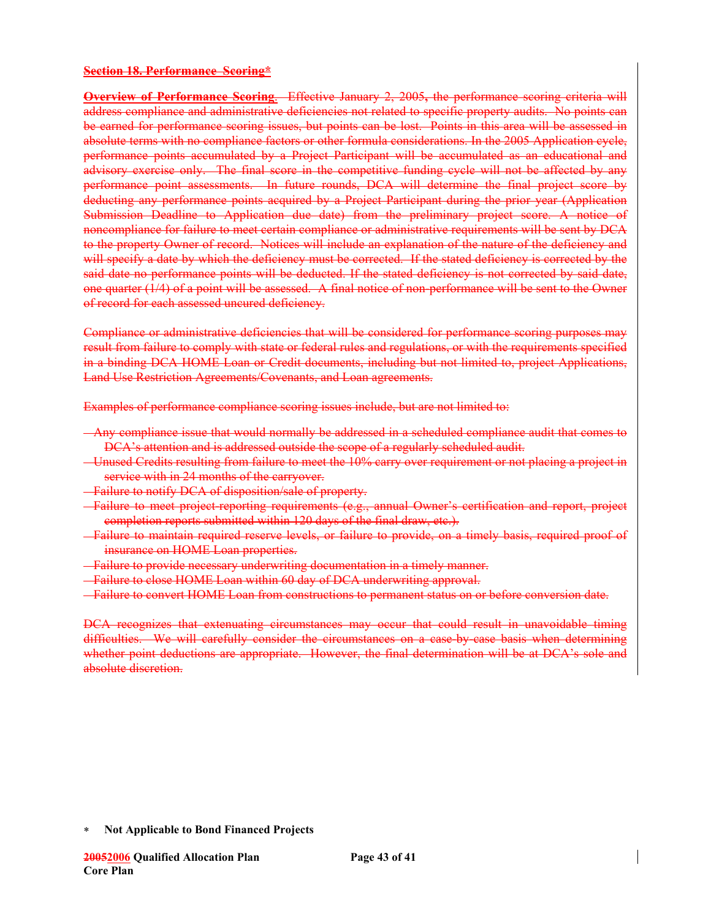**Section 18. Performance Scoring***

**Overview of Performance Scoring**. Effective January 2, 2005, the performance scoring criteria will address compliance and administrative deficiencies not related to specific property audits. No points can be earned for performance scoring issues, but points can be lost. Points in this area will be assessed in absolute terms with no compliance factors or other formula considerations. In the 2005 Application cycle, performance points accumulated by a Project Participant will be accumulated as an educational and advisory exercise only. The final score in the competitive funding cycle will not be affected by any performance point assessments. In future rounds, DCA will determine the final project score by deducting any performance points acquired by a Project Participant during the prior year (Application Submission Deadline to Application due date) from the preliminary project score. A notice of noncompliance for failure to meet certain compliance or administrative requirements will be sent by DCA to the property Owner of record. Notices will include an explanation of the nature of the deficiency and will specify a date by which the deficiency must be corrected. If the stated deficiency is corrected by the said date no performance points will be deducted. If the stated deficiency is not corrected by said date, one quarter (1/4) of a point will be assessed. A final notice of non-performance will be sent to the Owner of record for each assessed uncured deficiency.

Compliance or administrative deficiencies that will be considered for performance scoring purposes may result from failure to comply with state or federal rules and regulations, or with the requirements specified in a binding DCA HOME Loan or Credit documents, including but not limited to, project Applications, Land Use Restriction Agreements/Covenants, and Loan agreements.

Examples of performance compliance scoring issues include, but are not limited to:

- Any compliance issue that would normally be addressed in a scheduled compliance audit that comes to DCA's attention and is addressed outside the scope of a regularly scheduled audit.
- Unused Credits resulting from failure to meet the 10% carry over requirement or not placing a project in service with in 24 months of the carryover.
- Failure to notify DCA of disposition/sale of property.
- Failure to meet project-reporting requirements (e.g., annual Owner's certification and report, project completion reports submitted within 120 days of the final draw, etc.).
- Failure to maintain required reserve levels, or failure to provide, on a timely basis, required proof of insurance on HOME Loan properties.
- Failure to provide necessary underwriting documentation in a timely manner.
- Failure to close HOME Loan within 60 day of DCA underwriting approval.
- Failure to convert HOME Loan from constructions to permanent status on or before conversion date.

DCA recognizes that extenuating circumstances may occur that could result in unavoidable timing difficulties. We will carefully consider the circumstances on a case-by-case basis when determining whether point deductions are appropriate. However, the final determination will be at DCA's sole and absolute discretion.

\* **Not Applicable to Bond Financed Projects**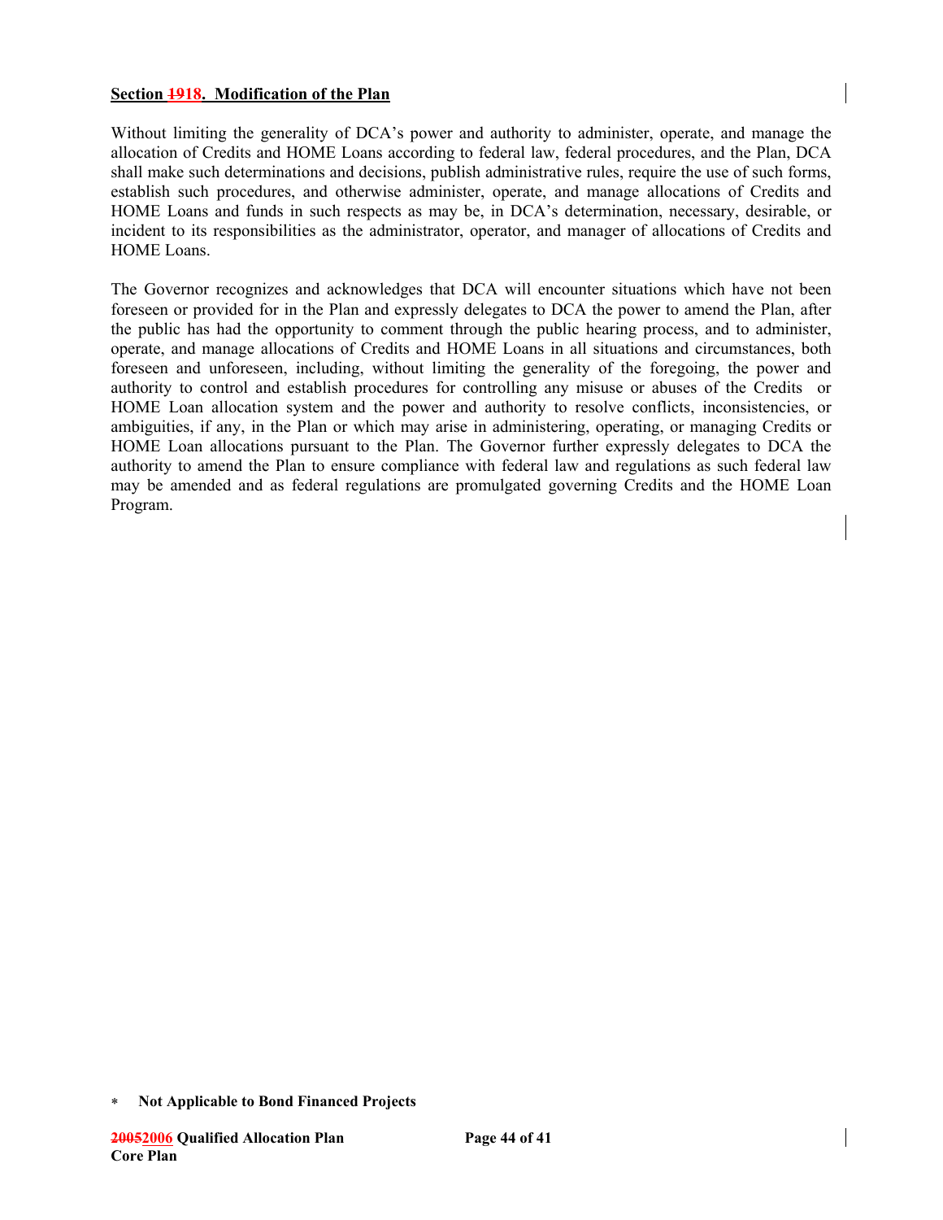**Section ~~19~~18. Modification of the Plan**

Without limiting the generality of DCA's power and authority to administer, operate, and manage the allocation of Credits and HOME Loans according to federal law, federal procedures, and the Plan, DCA shall make such determinations and decisions, publish administrative rules, require the use of such forms, establish such procedures, and otherwise administer, operate, and manage allocations of Credits and HOME Loans and funds in such respects as may be, in DCA's determination, necessary, desirable, or incident to its responsibilities as the administrator, operator, and manager of allocations of Credits and HOME Loans.

The Governor recognizes and acknowledges that DCA will encounter situations which have not been foreseen or provided for in the Plan and expressly delegates to DCA the power to amend the Plan, after the public has had the opportunity to comment through the public hearing process, and to administer, operate, and manage allocations of Credits and HOME Loans in all situations and circumstances, both foreseen and unforeseen, including, without limiting the generality of the foregoing, the power and authority to control and establish procedures for controlling any misuse or abuses of the Credits or HOME Loan allocation system and the power and authority to resolve conflicts, inconsistencies, or ambiguities, if any, in the Plan or which may arise in administering, operating, or managing Credits or HOME Loan allocations pursuant to the Plan. The Governor further expressly delegates to DCA the authority to amend the Plan to ensure compliance with federal law and regulations as such federal law may be amended and as federal regulations are promulgated governing Credits and the HOME Loan Program.

* **Not Applicable to Bond Financed Projects**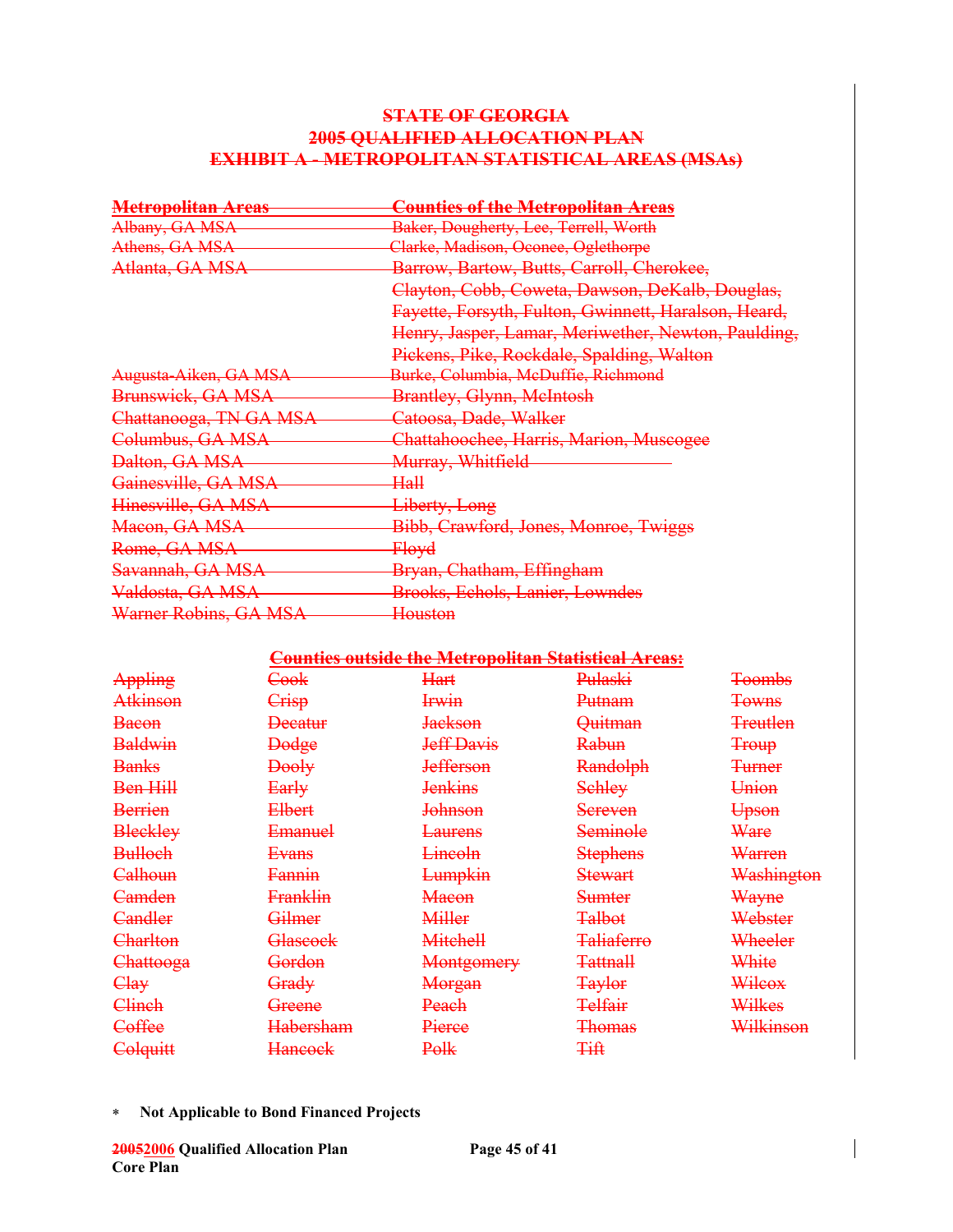~~**STATE OF GEORGIA**~~
~~**2005 QUALIFIED ALLOCATION PLAN**~~
~~**EXHIBIT A - METROPOLITAN STATISTICAL AREAS (MSAs)**~~

| ~~**Metropolitan Areas**~~ | ~~**Counties of the Metropolitan Areas**~~ |
|---|---|
| ~~Albany, GA MSA~~ | ~~Baker, Dougherty, Lee, Terrell, Worth~~ |
| ~~Athens, GA MSA~~ | ~~Clarke, Madison, Oconee, Oglethorpe~~ |
| ~~Atlanta, GA MSA~~ | ~~Barrow, Bartow, Butts, Carroll, Cherokee, Clayton, Cobb, Coweta, Dawson, DeKalb, Douglas, Fayette, Forsyth, Fulton, Gwinnett, Haralson, Heard, Henry, Jasper, Lamar, Meriwether, Newton, Paulding, Pickens, Pike, Rockdale, Spalding, Walton~~ |
| ~~Augusta-Aiken, GA MSA~~ | ~~Burke, Columbia, McDuffie, Richmond~~ |
| ~~Brunswick, GA MSA~~ | ~~Brantley, Glynn, McIntosh~~ |
| ~~Chattanooga, TN GA MSA~~ | ~~Catoosa, Dade, Walker~~ |
| ~~Columbus, GA MSA~~ | ~~Chattahoochee, Harris, Marion, Muscogee~~ |
| ~~Dalton, GA MSA~~ | ~~Murray, Whitfield~~ |
| ~~Gainesville, GA MSA~~ | ~~Hall~~ |
| ~~Hinesville, GA MSA~~ | ~~Liberty, Long~~ |
| ~~Macon, GA MSA~~ | ~~Bibb, Crawford, Jones, Monroe, Twiggs~~ |
| ~~Rome, GA MSA~~ | ~~Floyd~~ |
| ~~Savannah, GA MSA~~ | ~~Bryan, Chatham, Effingham~~ |
| ~~Valdosta, GA MSA~~ | ~~Brooks, Echols, Lanier, Lowndes~~ |
| ~~Warner Robins, GA MSA~~ | ~~Houston~~ |

~~**Counties outside the Metropolitan Statistical Areas:**~~

| | | | | |
|---|---|---|---|---|
| ~~Appling~~ | ~~Cook~~ | ~~Hart~~ | ~~Pulaski~~ | ~~Toombs~~ |
| ~~Atkinson~~ | ~~Crisp~~ | ~~Irwin~~ | ~~Putnam~~ | ~~Towns~~ |
| ~~Bacon~~ | ~~Decatur~~ | ~~Jackson~~ | ~~Quitman~~ | ~~Treutlen~~ |
| ~~Baldwin~~ | ~~Dodge~~ | ~~Jeff Davis~~ | ~~Rabun~~ | ~~Troup~~ |
| ~~Banks~~ | ~~Dooly~~ | ~~Jefferson~~ | ~~Randolph~~ | ~~Turner~~ |
| ~~Ben Hill~~ | ~~Early~~ | ~~Jenkins~~ | ~~Schley~~ | ~~Union~~ |
| ~~Berrien~~ | ~~Elbert~~ | ~~Johnson~~ | ~~Screven~~ | ~~Upson~~ |
| ~~Bleckley~~ | ~~Emanuel~~ | ~~Laurens~~ | ~~Seminole~~ | ~~Ware~~ |
| ~~Bulloch~~ | ~~Evans~~ | ~~Lincoln~~ | ~~Stephens~~ | ~~Warren~~ |
| ~~Calhoun~~ | ~~Fannin~~ | ~~Lumpkin~~ | ~~Stewart~~ | ~~Washington~~ |
| ~~Camden~~ | ~~Franklin~~ | ~~Macon~~ | ~~Sumter~~ | ~~Wayne~~ |
| ~~Candler~~ | ~~Gilmer~~ | ~~Miller~~ | ~~Talbot~~ | ~~Webster~~ |
| ~~Charlton~~ | ~~Glascock~~ | ~~Mitchell~~ | ~~Taliaferro~~ | ~~Wheeler~~ |
| ~~Chattooga~~ | ~~Gordon~~ | ~~Montgomery~~ | ~~Tattnall~~ | ~~White~~ |
| ~~Clay~~ | ~~Grady~~ | ~~Morgan~~ | ~~Taylor~~ | ~~Wilcox~~ |
| ~~Clinch~~ | ~~Greene~~ | ~~Peach~~ | ~~Telfair~~ | ~~Wilkes~~ |
| ~~Coffee~~ | ~~Habersham~~ | ~~Pierce~~ | ~~Thomas~~ | ~~Wilkinson~~ |
| ~~Colquitt~~ | ~~Hancock~~ | ~~Polk~~ | ~~Tift~~ | |

* **Not Applicable to Bond Financed Projects**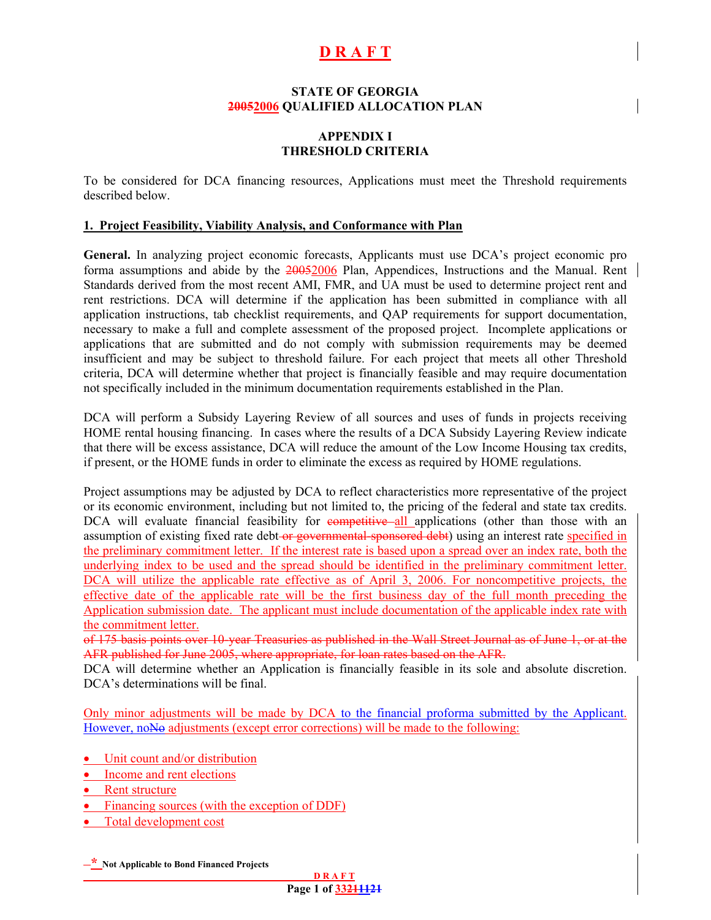# D R A F T

**STATE OF GEORGIA**
**~~2005~~2006 QUALIFIED ALLOCATION PLAN**

**APPENDIX I**
**THRESHOLD CRITERIA**

To be considered for DCA financing resources, Applications must meet the Threshold requirements described below.

## 1. Project Feasibility, Viability Analysis, and Conformance with Plan

**General.** In analyzing project economic forecasts, Applicants must use DCA's project economic pro forma assumptions and abide by the ~~2005~~2006 Plan, Appendices, Instructions and the Manual. Rent Standards derived from the most recent AMI, FMR, and UA must be used to determine project rent and rent restrictions. DCA will determine if the application has been submitted in compliance with all application instructions, tab checklist requirements, and QAP requirements for support documentation, necessary to make a full and complete assessment of the proposed project. Incomplete applications or applications that are submitted and do not comply with submission requirements may be deemed insufficient and may be subject to threshold failure. For each project that meets all other Threshold criteria, DCA will determine whether that project is financially feasible and may require documentation not specifically included in the minimum documentation requirements established in the Plan.

DCA will perform a Subsidy Layering Review of all sources and uses of funds in projects receiving HOME rental housing financing. In cases where the results of a DCA Subsidy Layering Review indicate that there will be excess assistance, DCA will reduce the amount of the Low Income Housing tax credits, if present, or the HOME funds in order to eliminate the excess as required by HOME regulations.

Project assumptions may be adjusted by DCA to reflect characteristics more representative of the project or its economic environment, including but not limited to, the pricing of the federal and state tax credits. DCA will evaluate financial feasibility for ~~competitive~~ all applications (other than those with an assumption of existing fixed rate debt ~~or governmental-sponsored debt~~) using an interest rate specified in the preliminary commitment letter. If the interest rate is based upon a spread over an index rate, both the underlying index to be used and the spread should be identified in the preliminary commitment letter. DCA will utilize the applicable rate effective as of April 3, 2006. For noncompetitive projects, the effective date of the applicable rate will be the first business day of the full month preceding the Application submission date. The applicant must include documentation of the applicable index rate with the commitment letter.
~~of 175 basis points over 10-year Treasuries as published in the Wall Street Journal as of June 1, or at the AFR published for June 2005, where appropriate, for loan rates based on the AFR.~~
DCA will determine whether an Application is financially feasible in its sole and absolute discretion. DCA's determinations will be final.

Only minor adjustments will be made by DCA to the financial proforma submitted by the Applicant. However, no~~No~~ adjustments (except error corrections) will be made to the following:

- Unit count and/or distribution
- Income and rent elections
- Rent structure
- Financing sources (with the exception of DDF)
- Total development cost

\* Not Applicable to Bond Financed Projects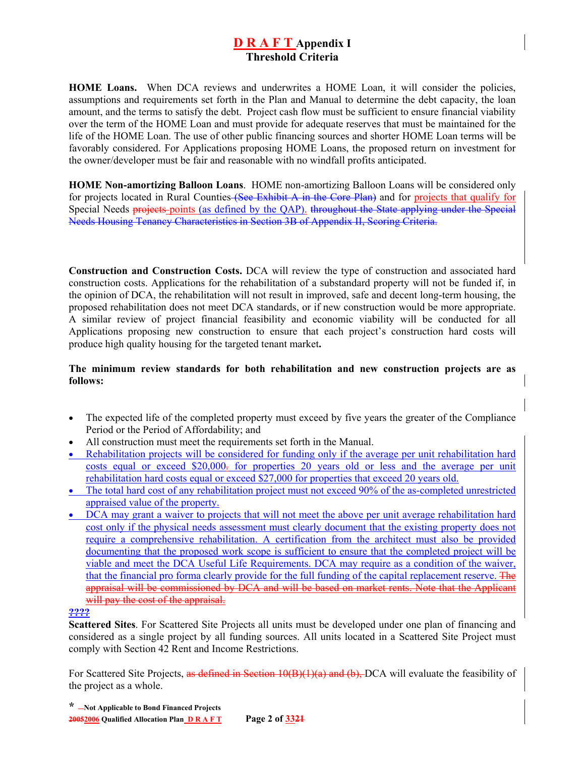# D R A F T Appendix I
## Threshold Criteria

**HOME Loans.** When DCA reviews and underwrites a HOME Loan, it will consider the policies, assumptions and requirements set forth in the Plan and Manual to determine the debt capacity, the loan amount, and the terms to satisfy the debt. Project cash flow must be sufficient to ensure financial viability over the term of the HOME Loan and must provide for adequate reserves that must be maintained for the life of the HOME Loan. The use of other public financing sources and shorter HOME Loan terms will be favorably considered. For Applications proposing HOME Loans, the proposed return on investment for the owner/developer must be fair and reasonable with no windfall profits anticipated.

**HOME Non-amortizing Balloon Loans**. HOME non-amortizing Balloon Loans will be considered only for projects located in Rural Counties ~~(See Exhibit A in the Core Plan)~~ and for projects that qualify for Special Needs ~~projects~~ points (as defined by the QAP). ~~throughout the State applying under the Special Needs Housing Tenancy Characteristics in Section 3B of Appendix II, Scoring Criteria.~~

**Construction and Construction Costs.** DCA will review the type of construction and associated hard construction costs. Applications for the rehabilitation of a substandard property will not be funded if, in the opinion of DCA, the rehabilitation will not result in improved, safe and decent long-term housing, the proposed rehabilitation does not meet DCA standards, or if new construction would be more appropriate. A similar review of project financial feasibility and economic viability will be conducted for all Applications proposing new construction to ensure that each project's construction hard costs will produce high quality housing for the targeted tenant market**.**

**The minimum review standards for both rehabilitation and new construction projects are as follows:**

- The expected life of the completed property must exceed by five years the greater of the Compliance Period or the Period of Affordability; and
- All construction must meet the requirements set forth in the Manual.
- Rehabilitation projects will be considered for funding only if the average per unit rehabilitation hard costs equal or exceed $20,000~~.~~ for properties 20 years old or less and the average per unit rehabilitation hard costs equal or exceed $27,000 for properties that exceed 20 years old.
- The total hard cost of any rehabilitation project must not exceed 90% of the as-completed unrestricted appraised value of the property.
- DCA may grant a waiver to projects that will not meet the above per unit average rehabilitation hard cost only if the physical needs assessment must clearly document that the existing property does not require a comprehensive rehabilitation. A certification from the architect must also be provided documenting that the proposed work scope is sufficient to ensure that the completed project will be viable and meet the DCA Useful Life Requirements. DCA may require as a condition of the waiver, that the financial pro forma clearly provide for the full funding of the capital replacement reserve. ~~The appraisal will be commissioned by DCA and will be based on market rents. Note that the Applicant will pay the cost of the appraisal.~~

**????**

**Scattered Sites**. For Scattered Site Projects all units must be developed under one plan of financing and considered as a single project by all funding sources. All units located in a Scattered Site Project must comply with Section 42 Rent and Income Restrictions.

For Scattered Site Projects, ~~as defined in Section 10(B)(1)(a) and (b),~~ DCA will evaluate the feasibility of the project as a whole.

\* Not Applicable to Bond Financed Projects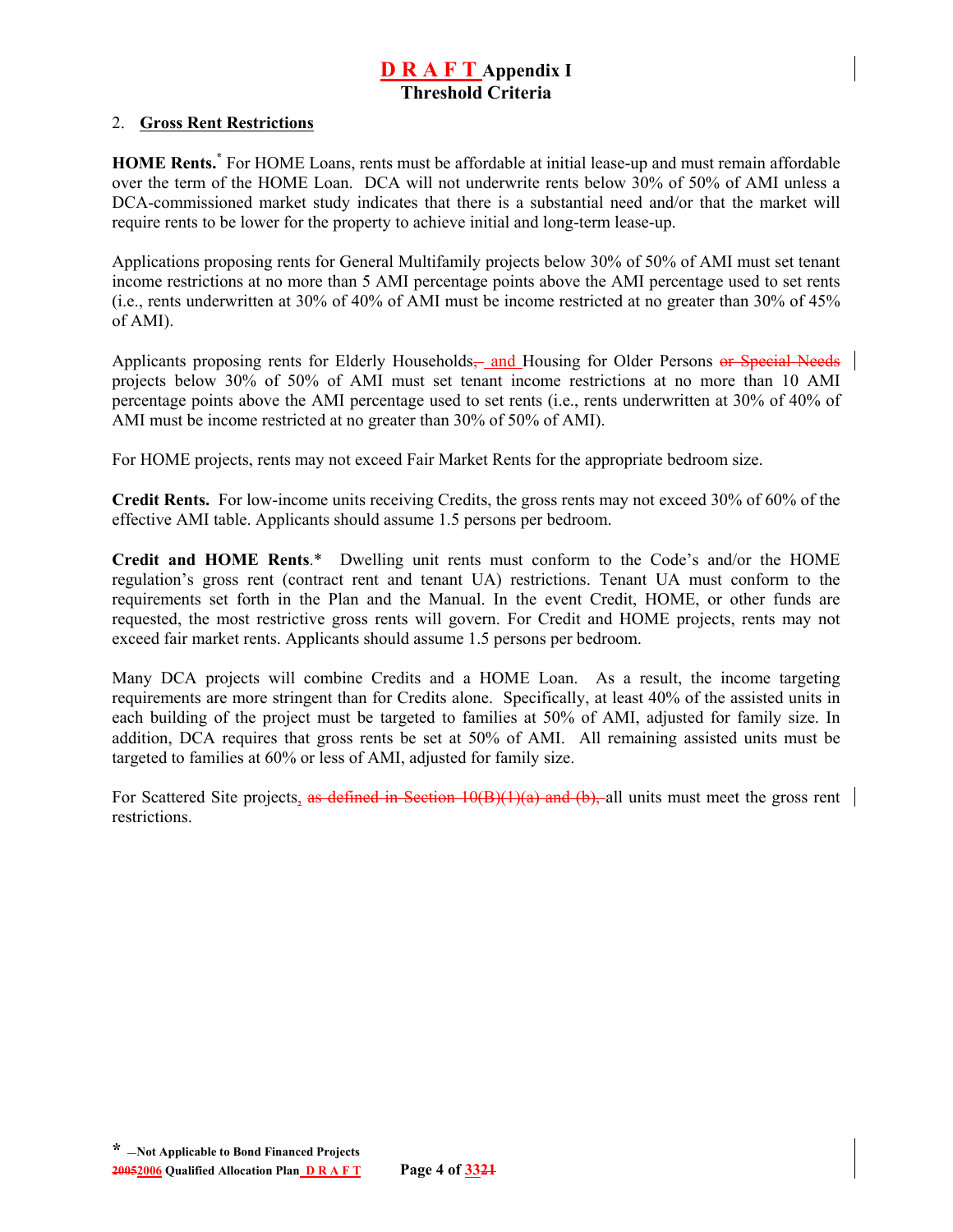# D R A F T Appendix I
## Threshold Criteria

2. **Gross Rent Restrictions**

**HOME Rents.*** For HOME Loans, rents must be affordable at initial lease-up and must remain affordable over the term of the HOME Loan. DCA will not underwrite rents below 30% of 50% of AMI unless a DCA-commissioned market study indicates that there is a substantial need and/or that the market will require rents to be lower for the property to achieve initial and long-term lease-up.

Applications proposing rents for General Multifamily projects below 30% of 50% of AMI must set tenant income restrictions at no more than 5 AMI percentage points above the AMI percentage used to set rents (i.e., rents underwritten at 30% of 40% of AMI must be income restricted at no greater than 30% of 45% of AMI).

Applicants proposing rents for Elderly Households, and Housing for Older Persons ~~or Special Needs~~ projects below 30% of 50% of AMI must set tenant income restrictions at no more than 10 AMI percentage points above the AMI percentage used to set rents (i.e., rents underwritten at 30% of 40% of AMI must be income restricted at no greater than 30% of 50% of AMI).

For HOME projects, rents may not exceed Fair Market Rents for the appropriate bedroom size.

**Credit Rents.** For low-income units receiving Credits, the gross rents may not exceed 30% of 60% of the effective AMI table. Applicants should assume 1.5 persons per bedroom.

**Credit and HOME Rents**.* Dwelling unit rents must conform to the Code's and/or the HOME regulation's gross rent (contract rent and tenant UA) restrictions. Tenant UA must conform to the requirements set forth in the Plan and the Manual. In the event Credit, HOME, or other funds are requested, the most restrictive gross rents will govern. For Credit and HOME projects, rents may not exceed fair market rents. Applicants should assume 1.5 persons per bedroom.

Many DCA projects will combine Credits and a HOME Loan. As a result, the income targeting requirements are more stringent than for Credits alone. Specifically, at least 40% of the assisted units in each building of the project must be targeted to families at 50% of AMI, adjusted for family size. In addition, DCA requires that gross rents be set at 50% of AMI. All remaining assisted units must be targeted to families at 60% or less of AMI, adjusted for family size.

For Scattered Site projects, ~~as defined in Section 10(B)(1)(a) and (b),~~ all units must meet the gross rent restrictions.

\* Not Applicable to Bond Financed Projects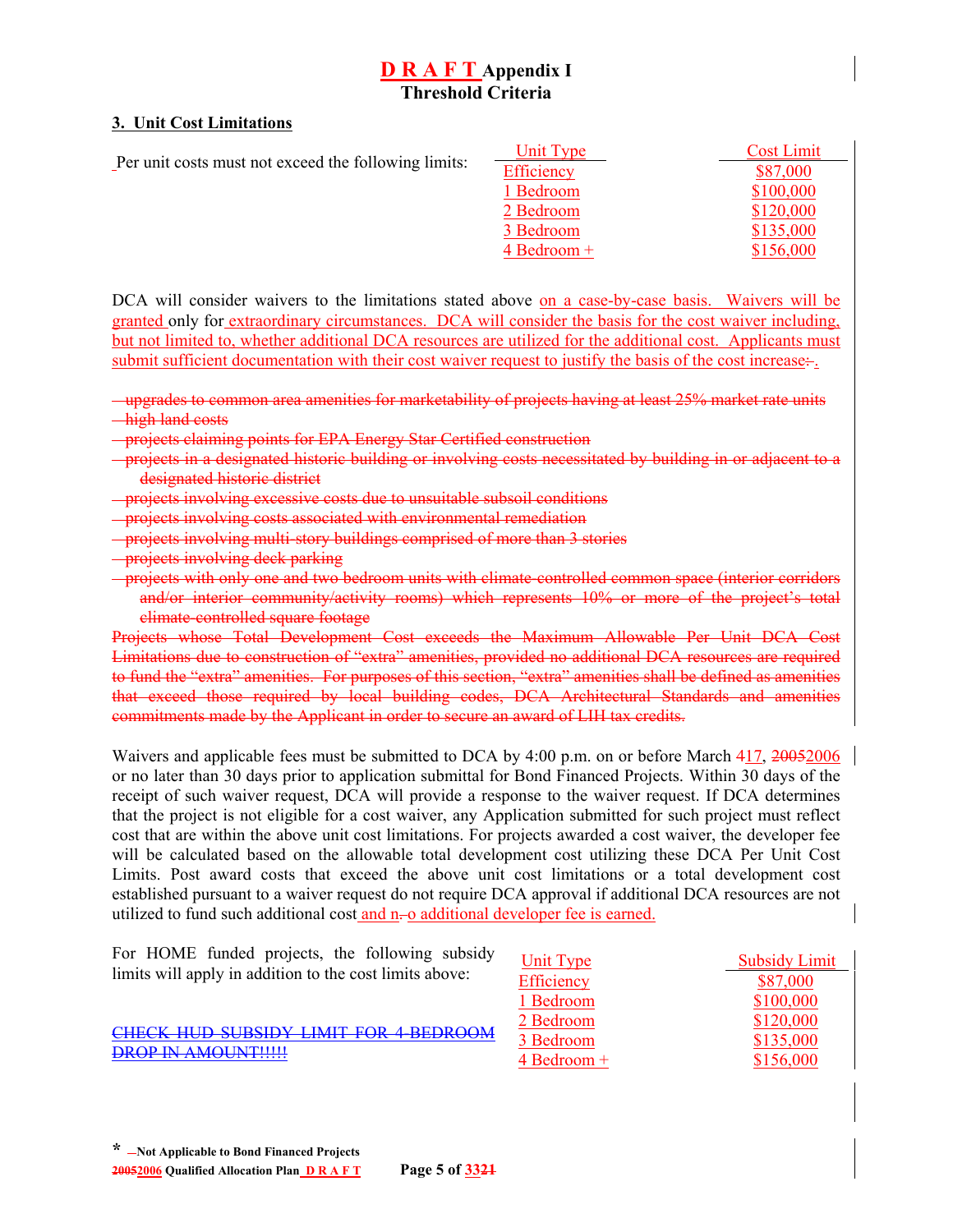# D R A F T Appendix I
## Threshold Criteria

**3. Unit Cost Limitations**

Per unit costs must not exceed the following limits:

| Unit Type | Cost Limit |
|---|---|
| Efficiency | $87,000 |
| 1 Bedroom | $100,000 |
| 2 Bedroom | $120,000 |
| 3 Bedroom | $135,000 |
| 4 Bedroom + | $156,000 |

DCA will consider waivers to the limitations stated above on a case-by-case basis. Waivers will be granted only for extraordinary circumstances. DCA will consider the basis for the cost waiver including, but not limited to, whether additional DCA resources are utilized for the additional cost. Applicants must submit sufficient documentation with their cost waiver request to justify the basis of the cost increase:.

- ~~upgrades to common area amenities for marketability of projects having at least 25% market rate units~~
- ~~high land costs~~
- ~~projects claiming points for EPA Energy Star Certified construction~~
- ~~projects in a designated historic building or involving costs necessitated by building in or adjacent to a designated historic district~~
- ~~projects involving excessive costs due to unsuitable subsoil conditions~~
- ~~projects involving costs associated with environmental remediation~~
- ~~projects involving multi-story buildings comprised of more than 3 stories~~
- ~~projects involving deck parking~~
- ~~projects with only one and two bedroom units with climate-controlled common space (interior corridors and/or interior community/activity rooms) which represents 10% or more of the project's total climate-controlled square footage~~

~~Projects whose Total Development Cost exceeds the Maximum Allowable Per Unit DCA Cost Limitations due to construction of "extra" amenities, provided no additional DCA resources are required to fund the "extra" amenities. For purposes of this section, "extra" amenities shall be defined as amenities that exceed those required by local building codes, DCA Architectural Standards and amenities commitments made by the Applicant in order to secure an award of LIH tax credits.~~

Waivers and applicable fees must be submitted to DCA by 4:00 p.m. on or before March ~~4~~17, ~~2005~~2006 or no later than 30 days prior to application submittal for Bond Financed Projects. Within 30 days of the receipt of such waiver request, DCA will provide a response to the waiver request. If DCA determines that the project is not eligible for a cost waiver, any Application submitted for such project must reflect cost that are within the above unit cost limitations. For projects awarded a cost waiver, the developer fee will be calculated based on the allowable total development cost utilizing these DCA Per Unit Cost Limits. Post award costs that exceed the above unit cost limitations or a total development cost established pursuant to a waiver request do not require DCA approval if additional DCA resources are not utilized to fund such additional cost and no additional developer fee is earned.

For HOME funded projects, the following subsidy limits will apply in addition to the cost limits above:

~~CHECK HUD SUBSIDY LIMIT FOR 4-BEDROOM DROP IN AMOUNT!!!!!~~

| Unit Type | Subsidy Limit |
|---|---|
| Efficiency | $87,000 |
| 1 Bedroom | $100,000 |
| 2 Bedroom | $120,000 |
| 3 Bedroom | $135,000 |
| 4 Bedroom + | $156,000 |

\* Not Applicable to Bond Financed Projects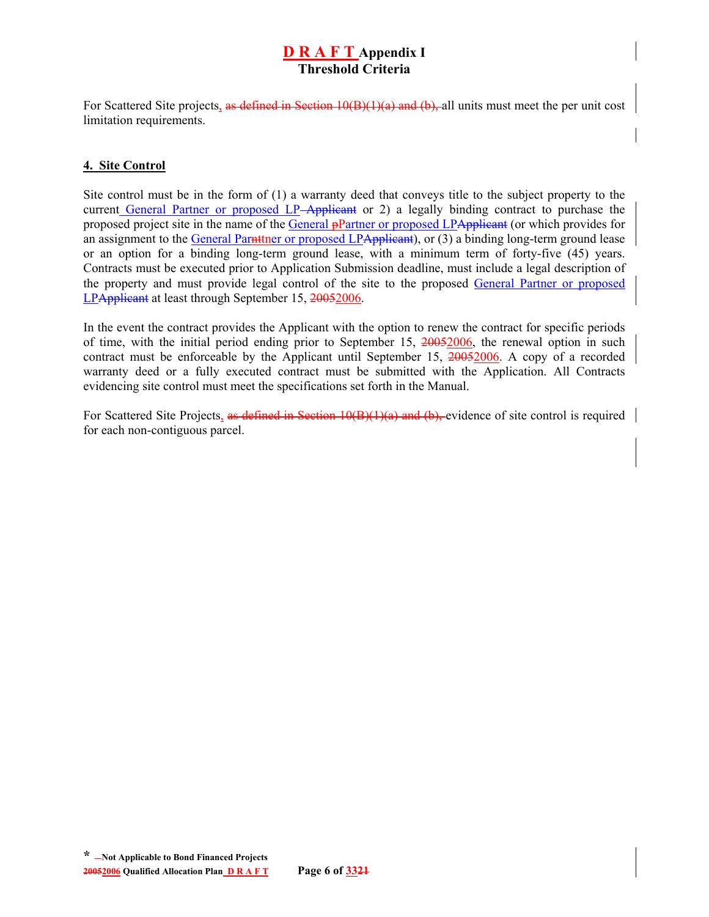# D R A F T Appendix I
## Threshold Criteria

For Scattered Site projects, ~~as defined in Section 10(B)(1)(a) and (b),~~ all units must meet the per unit cost limitation requirements.

**4. Site Control**

Site control must be in the form of (1) a warranty deed that conveys title to the subject property to the current General Partner or proposed LP ~~Applicant~~ or 2) a legally binding contract to purchase the proposed project site in the name of the General ~~p~~Partner or proposed LP~~Applicant~~ (or which provides for an assignment to the General Par~~ntt~~ner or proposed LP~~Applicant~~), or (3) a binding long-term ground lease or an option for a binding long-term ground lease, with a minimum term of forty-five (45) years. Contracts must be executed prior to Application Submission deadline, must include a legal description of the property and must provide legal control of the site to the proposed General Partner or proposed LP~~Applicant~~ at least through September 15, ~~2005~~2006.

In the event the contract provides the Applicant with the option to renew the contract for specific periods of time, with the initial period ending prior to September 15, ~~2005~~2006, the renewal option in such contract must be enforceable by the Applicant until September 15, ~~2005~~2006. A copy of a recorded warranty deed or a fully executed contract must be submitted with the Application. All Contracts evidencing site control must meet the specifications set forth in the Manual.

For Scattered Site Projects, ~~as defined in Section 10(B)(1)(a) and (b),~~ evidence of site control is required for each non-contiguous parcel.

\* Not Applicable to Bond Financed Projects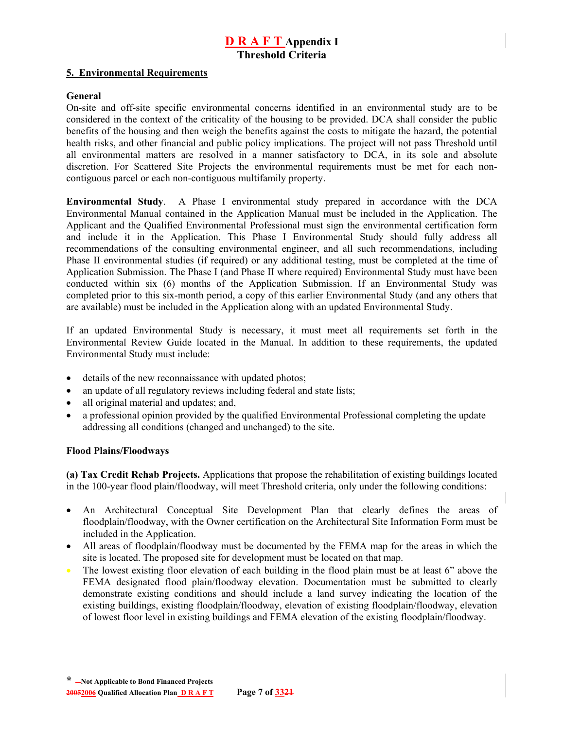# D R A F T Appendix I
## Threshold Criteria

### 5. Environmental Requirements

**General**
On-site and off-site specific environmental concerns identified in an environmental study are to be considered in the context of the criticality of the housing to be provided. DCA shall consider the public benefits of the housing and then weigh the benefits against the costs to mitigate the hazard, the potential health risks, and other financial and public policy implications. The project will not pass Threshold until all environmental matters are resolved in a manner satisfactory to DCA, in its sole and absolute discretion. For Scattered Site Projects the environmental requirements must be met for each non-contiguous parcel or each non-contiguous multifamily property.

**Environmental Study**. A Phase I environmental study prepared in accordance with the DCA Environmental Manual contained in the Application Manual must be included in the Application. The Applicant and the Qualified Environmental Professional must sign the environmental certification form and include it in the Application. This Phase I Environmental Study should fully address all recommendations of the consulting environmental engineer, and all such recommendations, including Phase II environmental studies (if required) or any additional testing, must be completed at the time of Application Submission. The Phase I (and Phase II where required) Environmental Study must have been conducted within six (6) months of the Application Submission. If an Environmental Study was completed prior to this six-month period, a copy of this earlier Environmental Study (and any others that are available) must be included in the Application along with an updated Environmental Study.

If an updated Environmental Study is necessary, it must meet all requirements set forth in the Environmental Review Guide located in the Manual. In addition to these requirements, the updated Environmental Study must include:

- details of the new reconnaissance with updated photos;
- an update of all regulatory reviews including federal and state lists;
- all original material and updates; and,
- a professional opinion provided by the qualified Environmental Professional completing the update addressing all conditions (changed and unchanged) to the site.

**Flood Plains/Floodways**

**(a) Tax Credit Rehab Projects.** Applications that propose the rehabilitation of existing buildings located in the 100-year flood plain/floodway, will meet Threshold criteria, only under the following conditions:

- An Architectural Conceptual Site Development Plan that clearly defines the areas of floodplain/floodway, with the Owner certification on the Architectural Site Information Form must be included in the Application.
- All areas of floodplain/floodway must be documented by the FEMA map for the areas in which the site is located. The proposed site for development must be located on that map.
- The lowest existing floor elevation of each building in the flood plain must be at least 6" above the FEMA designated flood plain/floodway elevation. Documentation must be submitted to clearly demonstrate existing conditions and should include a land survey indicating the location of the existing buildings, existing floodplain/floodway, elevation of existing floodplain/floodway, elevation of lowest floor level in existing buildings and FEMA elevation of the existing floodplain/floodway.

\* Not Applicable to Bond Financed Projects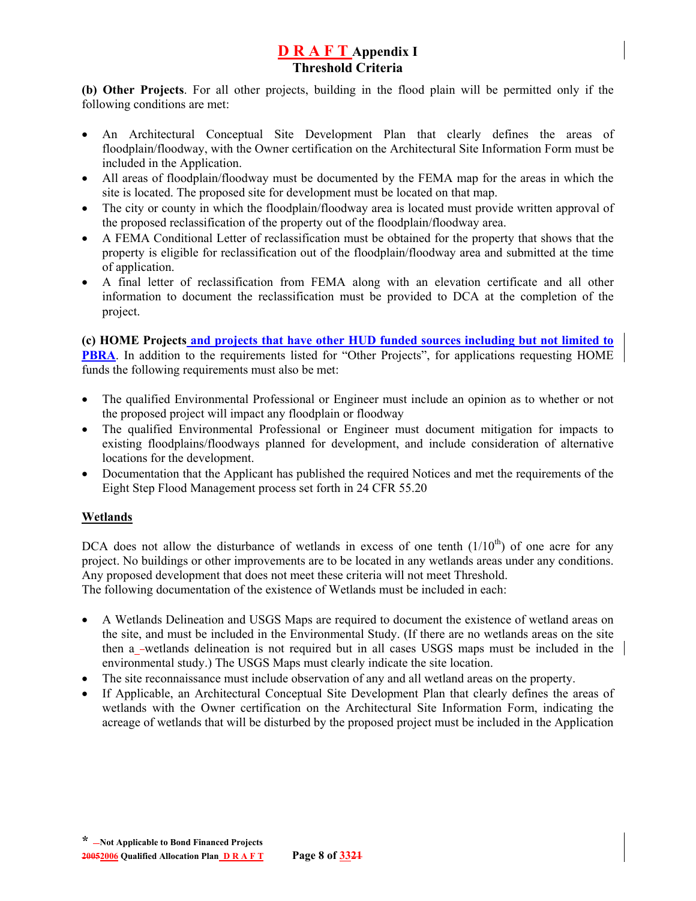**(b) Other Projects**. For all other projects, building in the flood plain will be permitted only if the following conditions are met:

- An Architectural Conceptual Site Development Plan that clearly defines the areas of floodplain/floodway, with the Owner certification on the Architectural Site Information Form must be included in the Application.
- All areas of floodplain/floodway must be documented by the FEMA map for the areas in which the site is located. The proposed site for development must be located on that map.
- The city or county in which the floodplain/floodway area is located must provide written approval of the proposed reclassification of the property out of the floodplain/floodway area.
- A FEMA Conditional Letter of reclassification must be obtained for the property that shows that the property is eligible for reclassification out of the floodplain/floodway area and submitted at the time of application.
- A final letter of reclassification from FEMA along with an elevation certificate and all other information to document the reclassification must be provided to DCA at the completion of the project.

**(c) HOME Projects and projects that have other HUD funded sources including but not limited to PBRA**. In addition to the requirements listed for "Other Projects", for applications requesting HOME funds the following requirements must also be met:

- The qualified Environmental Professional or Engineer must include an opinion as to whether or not the proposed project will impact any floodplain or floodway
- The qualified Environmental Professional or Engineer must document mitigation for impacts to existing floodplains/floodways planned for development, and include consideration of alternative locations for the development.
- Documentation that the Applicant has published the required Notices and met the requirements of the Eight Step Flood Management process set forth in 24 CFR 55.20

## Wetlands

DCA does not allow the disturbance of wetlands in excess of one tenth ($1/10^{th}$) of one acre for any project. No buildings or other improvements are to be located in any wetlands areas under any conditions. Any proposed development that does not meet these criteria will not meet Threshold.
The following documentation of the existence of Wetlands must be included in each:

- A Wetlands Delineation and USGS Maps are required to document the existence of wetland areas on the site, and must be included in the Environmental Study. (If there are no wetlands areas on the site then a wetlands delineation is not required but in all cases USGS maps must be included in the environmental study.) The USGS Maps must clearly indicate the site location.
- The site reconnaissance must include observation of any and all wetland areas on the property.
- If Applicable, an Architectural Conceptual Site Development Plan that clearly defines the areas of wetlands with the Owner certification on the Architectural Site Information Form, indicating the acreage of wetlands that will be disturbed by the proposed project must be included in the Application

\* Not Applicable to Bond Financed Projects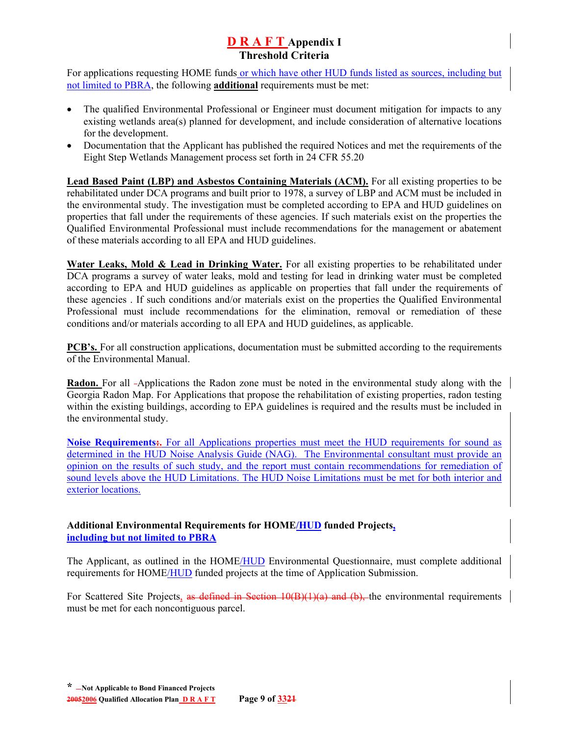# D R A F T Appendix I
## Threshold Criteria

For applications requesting HOME funds or which have other HUD funds listed as sources, including but not limited to PBRA, the following **additional** requirements must be met:

- The qualified Environmental Professional or Engineer must document mitigation for impacts to any existing wetlands area(s) planned for development, and include consideration of alternative locations for the development.
- Documentation that the Applicant has published the required Notices and met the requirements of the Eight Step Wetlands Management process set forth in 24 CFR 55.20

**Lead Based Paint (LBP) and Asbestos Containing Materials (ACM).** For all existing properties to be rehabilitated under DCA programs and built prior to 1978, a survey of LBP and ACM must be included in the environmental study. The investigation must be completed according to EPA and HUD guidelines on properties that fall under the requirements of these agencies. If such materials exist on the properties the Qualified Environmental Professional must include recommendations for the management or abatement of these materials according to all EPA and HUD guidelines.

**Water Leaks, Mold & Lead in Drinking Water.** For all existing properties to be rehabilitated under DCA programs a survey of water leaks, mold and testing for lead in drinking water must be completed according to EPA and HUD guidelines as applicable on properties that fall under the requirements of these agencies . If such conditions and/or materials exist on the properties the Qualified Environmental Professional must include recommendations for the elimination, removal or remediation of these conditions and/or materials according to all EPA and HUD guidelines, as applicable.

**PCB's.** For all construction applications, documentation must be submitted according to the requirements of the Environmental Manual.

**Radon.** For all Applications the Radon zone must be noted in the environmental study along with the Georgia Radon Map. For Applications that propose the rehabilitation of existing properties, radon testing within the existing buildings, according to EPA guidelines is required and the results must be included in the environmental study.

**Noise Requirements.** For all Applications properties must meet the HUD requirements for sound as determined in the HUD Noise Analysis Guide (NAG). The Environmental consultant must provide an opinion on the results of such study, and the report must contain recommendations for remediation of sound levels above the HUD Limitations. The HUD Noise Limitations must be met for both interior and exterior locations.

**Additional Environmental Requirements for HOME/HUD funded Projects, including but not limited to PBRA**

The Applicant, as outlined in the HOME/HUD Environmental Questionnaire, must complete additional requirements for HOME/HUD funded projects at the time of Application Submission.

For Scattered Site Projects, ~~as defined in Section 10(B)(1)(a) and (b),~~ the environmental requirements must be met for each noncontiguous parcel.

\* Not Applicable to Bond Financed Projects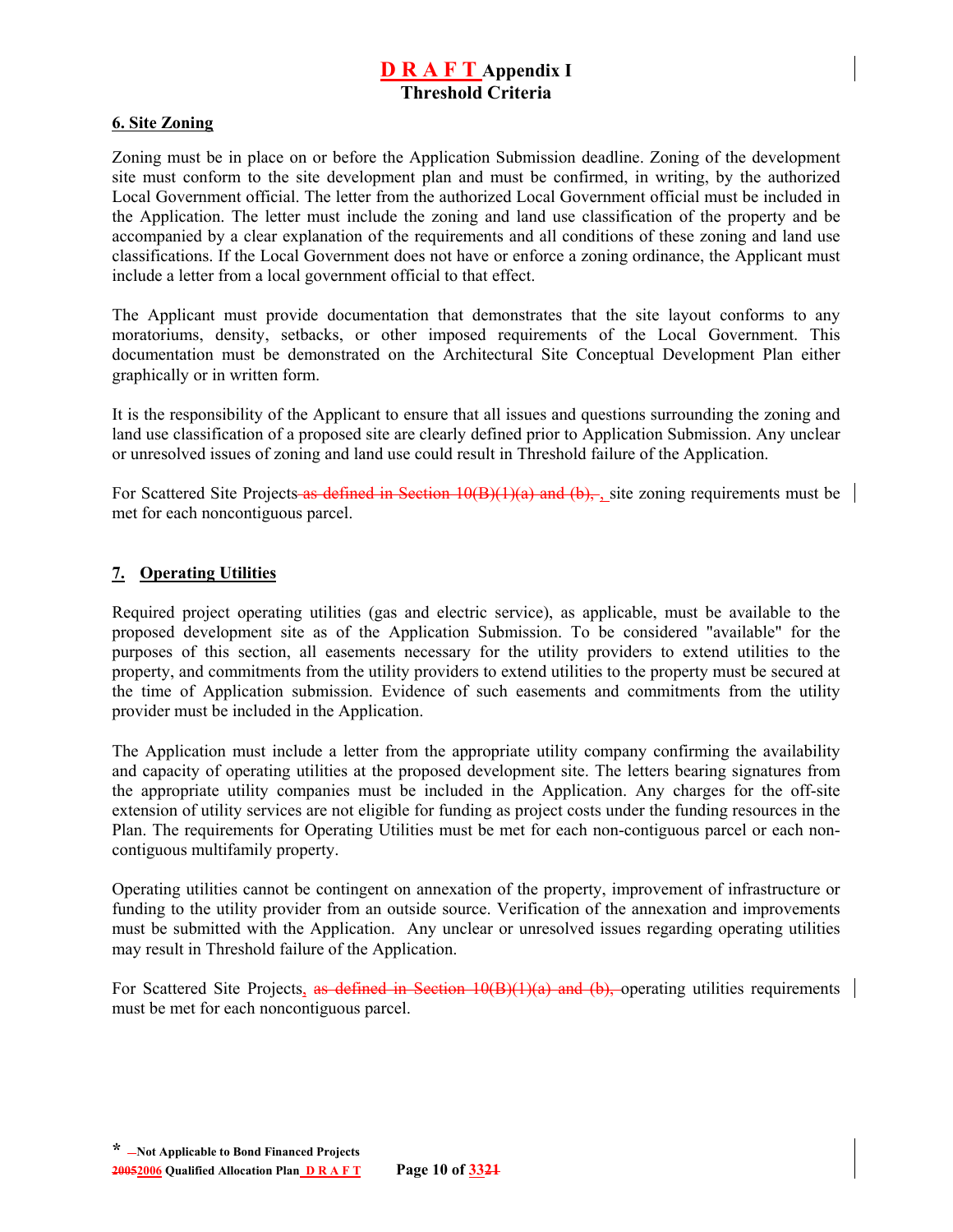## 6. Site Zoning

Zoning must be in place on or before the Application Submission deadline. Zoning of the development site must conform to the site development plan and must be confirmed, in writing, by the authorized Local Government official. The letter from the authorized Local Government official must be included in the Application. The letter must include the zoning and land use classification of the property and be accompanied by a clear explanation of the requirements and all conditions of these zoning and land use classifications. If the Local Government does not have or enforce a zoning ordinance, the Applicant must include a letter from a local government official to that effect.

The Applicant must provide documentation that demonstrates that the site layout conforms to any moratoriums, density, setbacks, or other imposed requirements of the Local Government. This documentation must be demonstrated on the Architectural Site Conceptual Development Plan either graphically or in written form.

It is the responsibility of the Applicant to ensure that all issues and questions surrounding the zoning and land use classification of a proposed site are clearly defined prior to Application Submission. Any unclear or unresolved issues of zoning and land use could result in Threshold failure of the Application.

For Scattered Site Projects ~~as defined in Section 10(B)(1)(a) and (b),~~ , site zoning requirements must be met for each noncontiguous parcel.

## 7. Operating Utilities

Required project operating utilities (gas and electric service), as applicable, must be available to the proposed development site as of the Application Submission. To be considered "available" for the purposes of this section, all easements necessary for the utility providers to extend utilities to the property, and commitments from the utility providers to extend utilities to the property must be secured at the time of Application submission. Evidence of such easements and commitments from the utility provider must be included in the Application.

The Application must include a letter from the appropriate utility company confirming the availability and capacity of operating utilities at the proposed development site. The letters bearing signatures from the appropriate utility companies must be included in the Application. Any charges for the off-site extension of utility services are not eligible for funding as project costs under the funding resources in the Plan. The requirements for Operating Utilities must be met for each non-contiguous parcel or each non-contiguous multifamily property.

Operating utilities cannot be contingent on annexation of the property, improvement of infrastructure or funding to the utility provider from an outside source. Verification of the annexation and improvements must be submitted with the Application. Any unclear or unresolved issues regarding operating utilities may result in Threshold failure of the Application.

For Scattered Site Projects, ~~as defined in Section 10(B)(1)(a) and (b),~~ operating utilities requirements must be met for each noncontiguous parcel.

* Not Applicable to Bond Financed Projects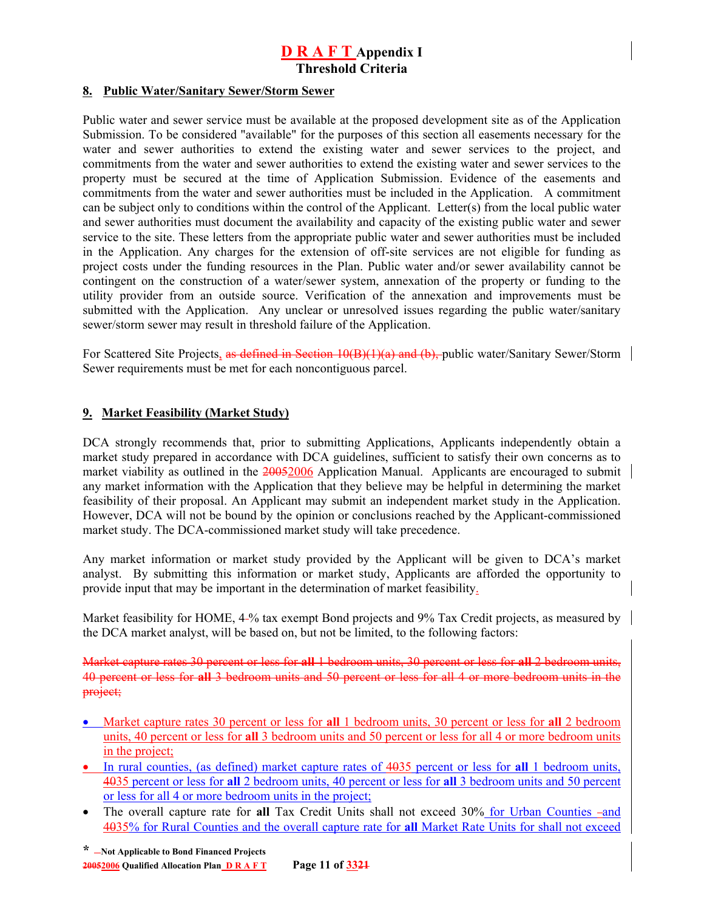# D R A F T Appendix I
## Threshold Criteria

### 8. Public Water/Sanitary Sewer/Storm Sewer

Public water and sewer service must be available at the proposed development site as of the Application Submission. To be considered "available" for the purposes of this section all easements necessary for the water and sewer authorities to extend the existing water and sewer services to the project, and commitments from the water and sewer authorities to extend the existing water and sewer services to the property must be secured at the time of Application Submission. Evidence of the easements and commitments from the water and sewer authorities must be included in the Application. A commitment can be subject only to conditions within the control of the Applicant. Letter(s) from the local public water and sewer authorities must document the availability and capacity of the existing public water and sewer service to the site. These letters from the appropriate public water and sewer authorities must be included in the Application. Any charges for the extension of off-site services are not eligible for funding as project costs under the funding resources in the Plan. Public water and/or sewer availability cannot be contingent on the construction of a water/sewer system, annexation of the property or funding to the utility provider from an outside source. Verification of the annexation and improvements must be submitted with the Application. Any unclear or unresolved issues regarding the public water/sanitary sewer/storm sewer may result in threshold failure of the Application.

For Scattered Site Projects, ~~as defined in Section 10(B)(1)(a) and (b),~~ public water/Sanitary Sewer/Storm Sewer requirements must be met for each noncontiguous parcel.

### 9. Market Feasibility (Market Study)

DCA strongly recommends that, prior to submitting Applications, Applicants independently obtain a market study prepared in accordance with DCA guidelines, sufficient to satisfy their own concerns as to market viability as outlined in the ~~2005~~2006 Application Manual. Applicants are encouraged to submit any market information with the Application that they believe may be helpful in determining the market feasibility of their proposal. An Applicant may submit an independent market study in the Application. However, DCA will not be bound by the opinion or conclusions reached by the Applicant-commissioned market study. The DCA-commissioned market study will take precedence.

Any market information or market study provided by the Applicant will be given to DCA's market analyst. By submitting this information or market study, Applicants are afforded the opportunity to provide input that may be important in the determination of market feasibility.

Market feasibility for HOME, 4 % tax exempt Bond projects and 9% Tax Credit projects, as measured by the DCA market analyst, will be based on, but not be limited, to the following factors:

~~Market capture rates 30 percent or less for **all** 1 bedroom units, 30 percent or less for **all** 2 bedroom units, 40 percent or less for **all** 3 bedroom units and 50 percent or less for all 4 or more bedroom units in the project;~~

- Market capture rates 30 percent or less for **all** 1 bedroom units, 30 percent or less for **all** 2 bedroom units, 40 percent or less for **all** 3 bedroom units and 50 percent or less for all 4 or more bedroom units in the project;
- In rural counties, (as defined) market capture rates of ~~40~~35 percent or less for **all** 1 bedroom units, ~~40~~35 percent or less for **all** 2 bedroom units, 40 percent or less for **all** 3 bedroom units and 50 percent or less for all 4 or more bedroom units in the project;
- The overall capture rate for **all** Tax Credit Units shall not exceed 30% for Urban Counties and ~~40~~35% for Rural Counties and the overall capture rate for **all** Market Rate Units for shall not exceed

\* Not Applicable to Bond Financed Projects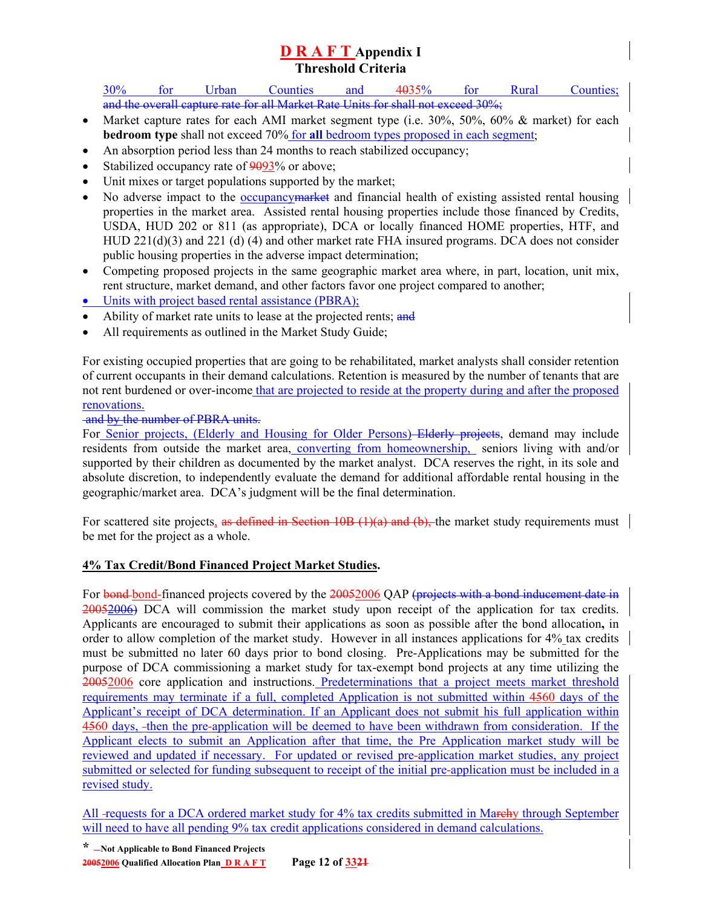# D R A F T Appendix I
## Threshold Criteria

30% for Urban Counties and 4035% for Rural Counties; and the overall capture rate for all Market Rate Units for shall not exceed 30%;

- Market capture rates for each AMI market segment type (i.e. 30%, 50%, 60% & market) for each **bedroom type** shall not exceed 70% for **all** bedroom types proposed in each segment;
- An absorption period less than 24 months to reach stabilized occupancy;
- Stabilized occupancy rate of 9093% or above;
- Unit mixes or target populations supported by the market;
- No adverse impact to the occupancymarket and financial health of existing assisted rental housing properties in the market area. Assisted rental housing properties include those financed by Credits, USDA, HUD 202 or 811 (as appropriate), DCA or locally financed HOME properties, HTF, and HUD 221(d)(3) and 221 (d) (4) and other market rate FHA insured programs. DCA does not consider public housing properties in the adverse impact determination;
- Competing proposed projects in the same geographic market area where, in part, location, unit mix, rent structure, market demand, and other factors favor one project compared to another;
- Units with project based rental assistance (PBRA);
- Ability of market rate units to lease at the projected rents; and
- All requirements as outlined in the Market Study Guide;

For existing occupied properties that are going to be rehabilitated, market analysts shall consider retention of current occupants in their demand calculations. Retention is measured by the number of tenants that are not rent burdened or over-income that are projected to reside at the property during and after the proposed renovations.

and by the number of PBRA units.

For Senior projects, (Elderly and Housing for Older Persons) Elderly projects, demand may include residents from outside the market area, converting from homeownership, seniors living with and/or supported by their children as documented by the market analyst. DCA reserves the right, in its sole and absolute discretion, to independently evaluate the demand for additional affordable rental housing in the geographic/market area. DCA's judgment will be the final determination.

For scattered site projects, as defined in Section 10B (1)(a) and (b), the market study requirements must be met for the project as a whole.

**4% Tax Credit/Bond Financed Project Market Studies.**

For bond bond-financed projects covered by the 20052006 QAP (projects with a bond inducement date in 20052006) DCA will commission the market study upon receipt of the application for tax credits. Applicants are encouraged to submit their applications as soon as possible after the bond allocation**,** in order to allow completion of the market study. However in all instances applications for 4% tax credits must be submitted no later 60 days prior to bond closing. Pre-Applications may be submitted for the purpose of DCA commissioning a market study for tax-exempt bond projects at any time utilizing the 20052006 core application and instructions. Predeterminations that a project meets market threshold requirements may terminate if a full, completed Application is not submitted within 4560 days of the Applicant's receipt of DCA determination. If an Applicant does not submit his full application within 4560 days, then the pre-application will be deemed to have been withdrawn from consideration. If the Applicant elects to submit an Application after that time, the Pre Application market study will be reviewed and updated if necessary. For updated or revised pre-application market studies, any project submitted or selected for funding subsequent to receipt of the initial pre-application must be included in a revised study.

All requests for a DCA ordered market study for 4% tax credits submitted in Marchy through September will need to have all pending 9% tax credit applications considered in demand calculations.

\* Not Applicable to Bond Financed Projects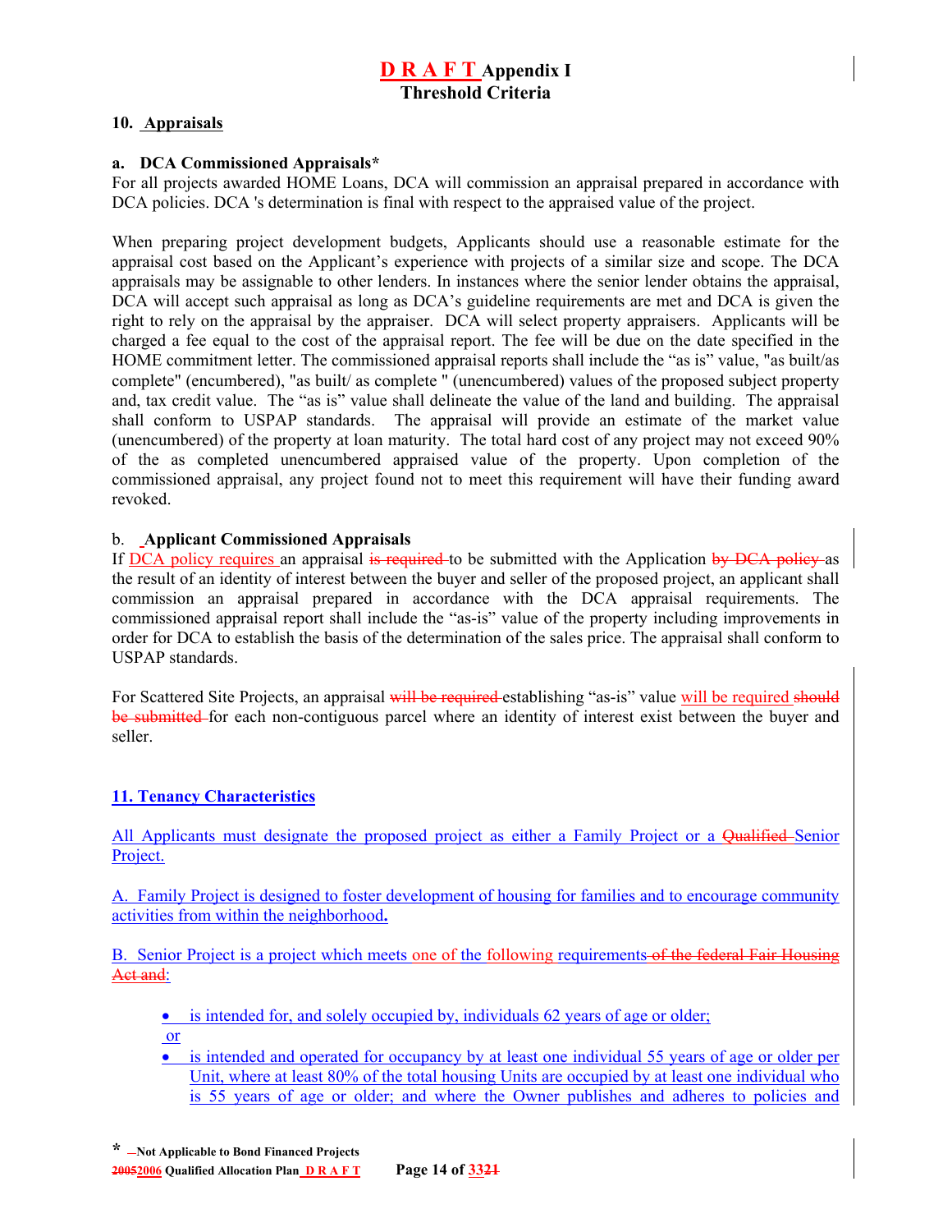## 10. Appraisals

### a. DCA Commissioned Appraisals*

For all projects awarded HOME Loans, DCA will commission an appraisal prepared in accordance with DCA policies. DCA 's determination is final with respect to the appraised value of the project.

When preparing project development budgets, Applicants should use a reasonable estimate for the appraisal cost based on the Applicant's experience with projects of a similar size and scope. The DCA appraisals may be assignable to other lenders. In instances where the senior lender obtains the appraisal, DCA will accept such appraisal as long as DCA's guideline requirements are met and DCA is given the right to rely on the appraisal by the appraiser. DCA will select property appraisers. Applicants will be charged a fee equal to the cost of the appraisal report. The fee will be due on the date specified in the HOME commitment letter. The commissioned appraisal reports shall include the "as is" value, "as built/as complete" (encumbered), "as built/ as complete " (unencumbered) values of the proposed subject property and, tax credit value. The "as is" value shall delineate the value of the land and building. The appraisal shall conform to USPAP standards. The appraisal will provide an estimate of the market value (unencumbered) of the property at loan maturity. The total hard cost of any project may not exceed 90% of the as completed unencumbered appraised value of the property. Upon completion of the commissioned appraisal, any project found not to meet this requirement will have their funding award revoked.

### b. Applicant Commissioned Appraisals

If DCA policy requires an appraisal ~~is required~~ to be submitted with the Application ~~by DCA policy~~ as the result of an identity of interest between the buyer and seller of the proposed project, an applicant shall commission an appraisal prepared in accordance with the DCA appraisal requirements. The commissioned appraisal report shall include the "as-is" value of the property including improvements in order for DCA to establish the basis of the determination of the sales price. The appraisal shall conform to USPAP standards.

For Scattered Site Projects, an appraisal ~~will be required~~ establishing "as-is" value will be required ~~should be submitted~~ for each non-contiguous parcel where an identity of interest exist between the buyer and seller.

## 11. Tenancy Characteristics

All Applicants must designate the proposed project as either a Family Project or a ~~Qualified~~ Senior Project.

A. Family Project is designed to foster development of housing for families and to encourage community activities from within the neighborhood**.**

B. Senior Project is a project which meets one of the following requirements ~~of the federal Fair Housing Act and~~:

- is intended for, and solely occupied by, individuals 62 years of age or older;

  or

- is intended and operated for occupancy by at least one individual 55 years of age or older per Unit, where at least 80% of the total housing Units are occupied by at least one individual who is 55 years of age or older; and where the Owner publishes and adheres to policies and

\* Not Applicable to Bond Financed Projects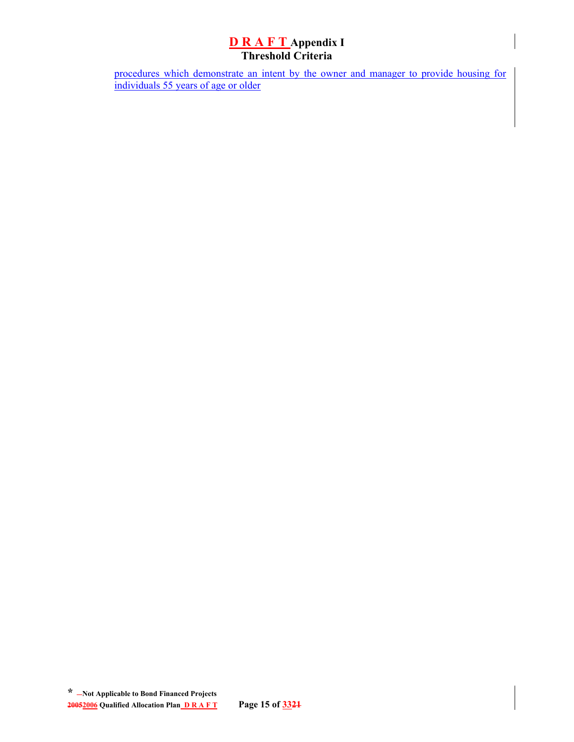procedures which demonstrate an intent by the owner and manager to provide housing for individuals 55 years of age or older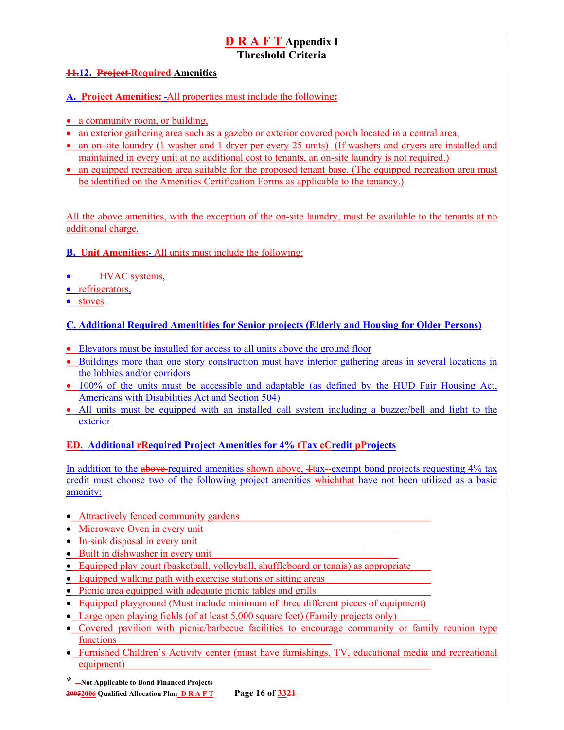# D R A F T Appendix I
## Threshold Criteria

**12. Required Amenities**

**A. Project Amenities:** All properties must include the following:

- a community room, or building,
- an exterior gathering area such as a gazebo or exterior covered porch located in a central area,
- an on-site laundry (1 washer and 1 dryer per every 25 units) (If washers and dryers are installed and maintained in every unit at no additional cost to tenants, an on-site laundry is not required.)
- an equipped recreation area suitable for the proposed tenant base. (The equipped recreation area must be identified on the Amenities Certification Forms as applicable to the tenancy.)

All the above amenities, with the exception of the on-site laundry, must be available to the tenants at no additional charge.

**B. Unit Amenities:** All units must include the following:

- HVAC systems
- refrigerators
- stoves

**C. Additional Required Amenities for Senior projects (Elderly and Housing for Older Persons)**

- Elevators must be installed for access to all units above the ground floor
- Buildings more than one story construction must have interior gathering areas in several locations in the lobbies and/or corridors
- 100% of the units must be accessible and adaptable (as defined by the HUD Fair Housing Act, Americans with Disabilities Act and Section 504)
- All units must be equipped with an installed call system including a buzzer/bell and light to the exterior

**D. Additional Required Project Amenities for 4% Tax Credit Projects**

In addition to the required amenities shown above, tax-exempt bond projects requesting 4% tax credit must choose two of the following project amenities that have not been utilized as a basic amenity:

- Attractively fenced community gardens
- Microwave Oven in every unit
- In-sink disposal in every unit
- Built in dishwasher in every unit
- Equipped play court (basketball, volleyball, shuffleboard or tennis) as appropriate
- Equipped walking path with exercise stations or sitting areas
- Picnic area equipped with adequate picnic tables and grills
- Equipped playground (Must include minimum of three different pieces of equipment)
- Large open playing fields (of at least 5,000 square feet) (Family projects only)
- Covered pavilion with picnic/barbecue facilities to encourage community or family reunion type functions
- Furnished Children's Activity center (must have furnishings, TV, educational media and recreational equipment)

\* Not Applicable to Bond Financed Projects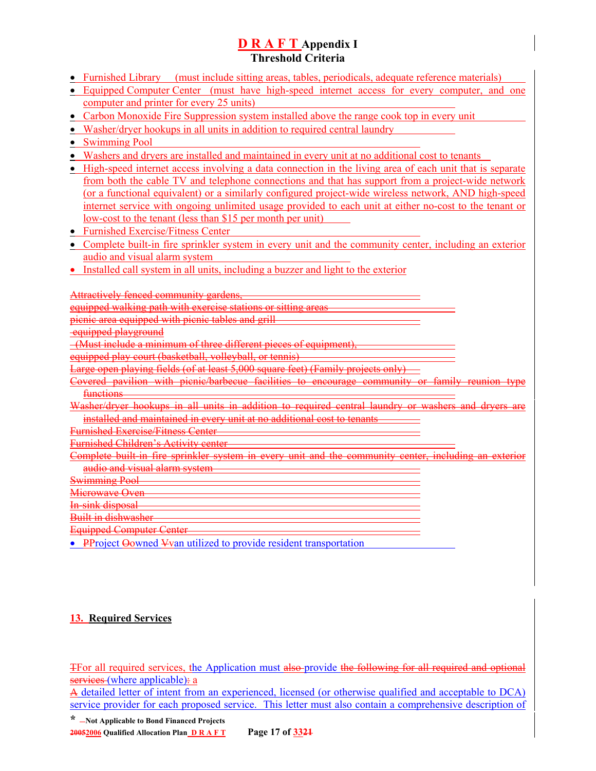- Furnished Library (must include sitting areas, tables, periodicals, adequate reference materials)
- Equipped Computer Center (must have high-speed internet access for every computer, and one computer and printer for every 25 units)
- Carbon Monoxide Fire Suppression system installed above the range cook top in every unit
- Washer/dryer hookups in all units in addition to required central laundry
- Swimming Pool
- Washers and dryers are installed and maintained in every unit at no additional cost to tenants
- High-speed internet access involving a data connection in the living area of each unit that is separate from both the cable TV and telephone connections and that has support from a project-wide network (or a functional equivalent) or a similarly configured project-wide wireless network, AND high-speed internet service with ongoing unlimited usage provided to each unit at either no-cost to the tenant or low-cost to the tenant (less than $15 per month per unit)
- Furnished Exercise/Fitness Center
- Complete built-in fire sprinkler system in every unit and the community center, including an exterior audio and visual alarm system
- Installed call system in all units, including a buzzer and light to the exterior

~~Attractively fenced community gardens,~~
~~equipped walking path with exercise stations or sitting areas~~
~~picnic area equipped with picnic tables and grill~~
~~equipped playground~~
~~(Must include a minimum of three different pieces of equipment),~~
~~equipped play court (basketball, volleyball, or tennis)~~
~~Large open playing fields (of at least 5,000 square feet) (Family projects only)~~
~~Covered pavilion with picnic/barbecue facilities to encourage community or family reunion type functions~~
~~Washer/dryer hookups in all units in addition to required central laundry or washers and dryers are installed and maintained in every unit at no additional cost to tenants~~
~~Furnished Exercise/Fitness Center~~
~~Furnished Children's Activity center~~
~~Complete built-in fire sprinkler system in every unit and the community center, including an exterior audio and visual alarm system~~
~~Swimming Pool~~
~~Microwave Oven~~
~~In-sink disposal~~
~~Built in dishwasher~~
~~Equipped Computer Center~~

- ~~P~~Project ~~O~~owned ~~V~~van utilized to provide resident transportation

## 13. Required Services

~~T~~For all required services, the Application must ~~also~~ provide ~~the following for all required and optional services~~ (where applicable)~~:~~ a

~~A~~ detailed letter of intent from an experienced, licensed (or otherwise qualified and acceptable to DCA) service provider for each proposed service. This letter must also contain a comprehensive description of

\* Not Applicable to Bond Financed Projects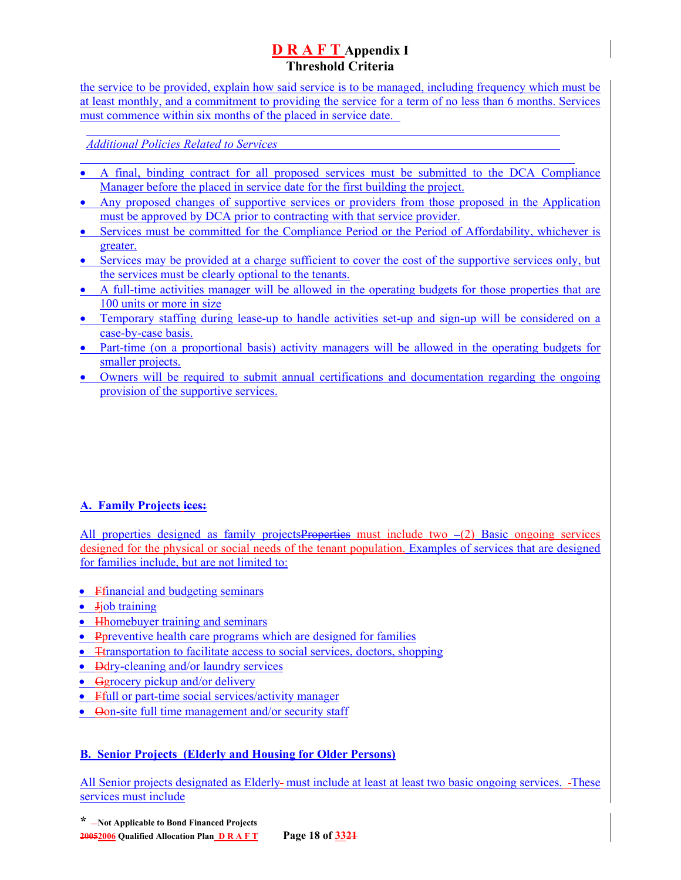the service to be provided, explain how said service is to be managed, including frequency which must be at least monthly, and a commitment to providing the service for a term of no less than 6 months. Services must commence within six months of the placed in service date.

*Additional Policies Related to Services*

- A final, binding contract for all proposed services must be submitted to the DCA Compliance Manager before the placed in service date for the first building the project.
- Any proposed changes of supportive services or providers from those proposed in the Application must be approved by DCA prior to contracting with that service provider.
- Services must be committed for the Compliance Period or the Period of Affordability, whichever is greater.
- Services may be provided at a charge sufficient to cover the cost of the supportive services only, but the services must be clearly optional to the tenants.
- A full-time activities manager will be allowed in the operating budgets for those properties that are 100 units or more in size
- Temporary staffing during lease-up to handle activities set-up and sign-up will be considered on a case-by-case basis.
- Part-time (on a proportional basis) activity managers will be allowed in the operating budgets for smaller projects.
- Owners will be required to submit annual certifications and documentation regarding the ongoing provision of the supportive services.

**A. Family Projects ~~ices:~~**

All properties designed as family projects~~Properties~~ must include two –(2) Basic ongoing services designed for the physical or social needs of the tenant population. Examples of services that are designed for families include, but are not limited to:

- ~~F~~financial and budgeting seminars
- ~~J~~job training
- ~~H~~homebuyer training and seminars
- ~~P~~preventive health care programs which are designed for families
- ~~T~~transportation to facilitate access to social services, doctors, shopping
- ~~D~~dry-cleaning and/or laundry services
- ~~G~~grocery pickup and/or delivery
- ~~F~~full or part-time social services/activity manager
- ~~O~~on-site full time management and/or security staff

**B. Senior Projects (Elderly and Housing for Older Persons)**

All Senior projects designated as Elderly- must include at least at least two basic ongoing services. -These services must include

\* Not Applicable to Bond Financed Projects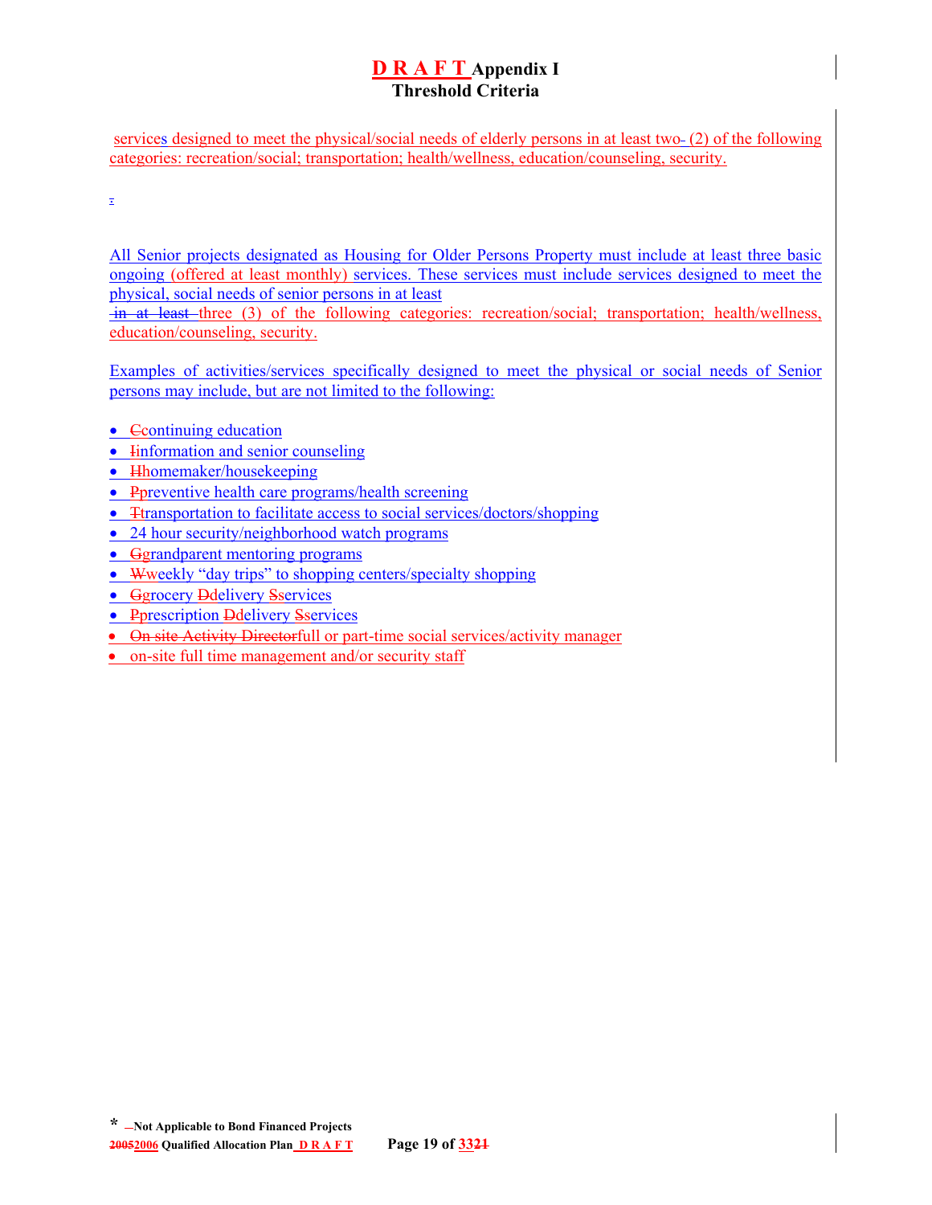services designed to meet the physical/social needs of elderly persons in at least two (2) of the following categories: recreation/social; transportation; health/wellness, education/counseling, security.

All Senior projects designated as Housing for Older Persons Property must include at least three basic ongoing (offered at least monthly) services. These services must include services designed to meet the physical, social needs of senior persons in at least three (3) of the following categories: recreation/social; transportation; health/wellness, education/counseling, security.

Examples of activities/services specifically designed to meet the physical or social needs of Senior persons may include, but are not limited to the following:

- continuing education
- information and senior counseling
- homemaker/housekeeping
- preventive health care programs/health screening
- transportation to facilitate access to social services/doctors/shopping
- 24 hour security/neighborhood watch programs
- grandparent mentoring programs
- weekly "day trips" to shopping centers/specialty shopping
- grocery delivery services
- prescription delivery services
- full or part-time social services/activity manager
- on-site full time management and/or security staff

* Not Applicable to Bond Financed Projects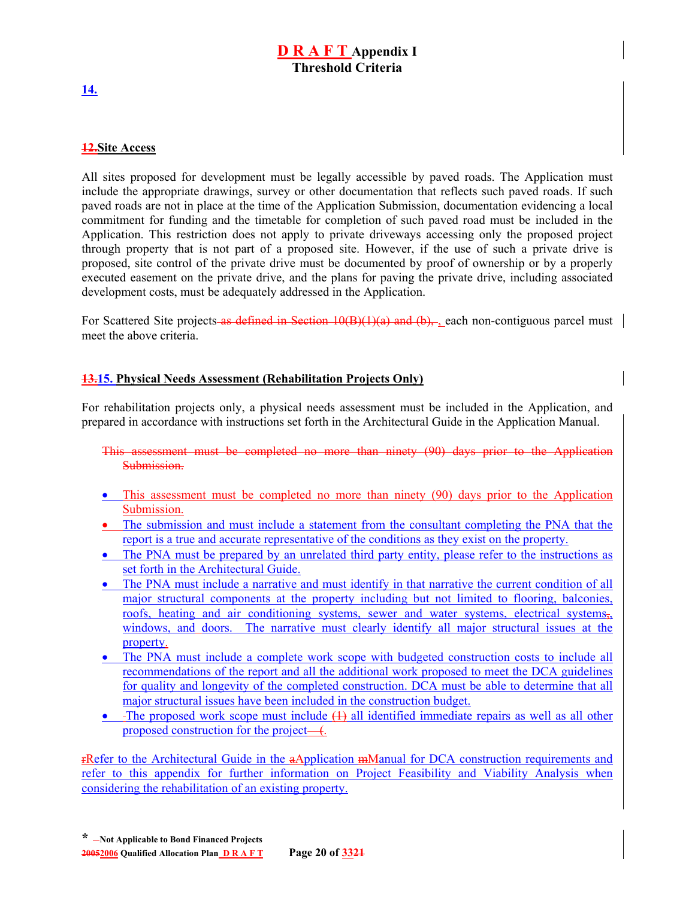**14.**

**12.Site Access**

All sites proposed for development must be legally accessible by paved roads. The Application must include the appropriate drawings, survey or other documentation that reflects such paved roads. If such paved roads are not in place at the time of the Application Submission, documentation evidencing a local commitment for funding and the timetable for completion of such paved road must be included in the Application. This restriction does not apply to private driveways accessing only the proposed project through property that is not part of a proposed site. However, if the use of such a private drive is proposed, site control of the private drive must be documented by proof of ownership or by a properly executed easement on the private drive, and the plans for paving the private drive, including associated development costs, must be adequately addressed in the Application.

For Scattered Site projects as defined in Section 10(B)(1)(a) and (b), , each non-contiguous parcel must meet the above criteria.

**13.15. Physical Needs Assessment (Rehabilitation Projects Only)**

For rehabilitation projects only, a physical needs assessment must be included in the Application, and prepared in accordance with instructions set forth in the Architectural Guide in the Application Manual.

This assessment must be completed no more than ninety (90) days prior to the Application Submission.

- This assessment must be completed no more than ninety (90) days prior to the Application Submission.
- The submission and must include a statement from the consultant completing the PNA that the report is a true and accurate representative of the conditions as they exist on the property.
- The PNA must be prepared by an unrelated third party entity, please refer to the instructions as set forth in the Architectural Guide.
- The PNA must include a narrative and must identify in that narrative the current condition of all major structural components at the property including but not limited to flooring, balconies, roofs, heating and air conditioning systems, sewer and water systems, electrical systems,, windows, and doors. The narrative must clearly identify all major structural issues at the property.
- The PNA must include a complete work scope with budgeted construction costs to include all recommendations of the report and all the additional work proposed to meet the DCA guidelines for quality and longevity of the completed construction. DCA must be able to determine that all major structural issues have been included in the construction budget.
- -The proposed work scope must include (1) all identified immediate repairs as well as all other proposed construction for the project—(.

rRefer to the Architectural Guide in the aApplication mManual for DCA construction requirements and refer to this appendix for further information on Project Feasibility and Viability Analysis when considering the rehabilitation of an existing property.

* —Not Applicable to Bond Financed Projects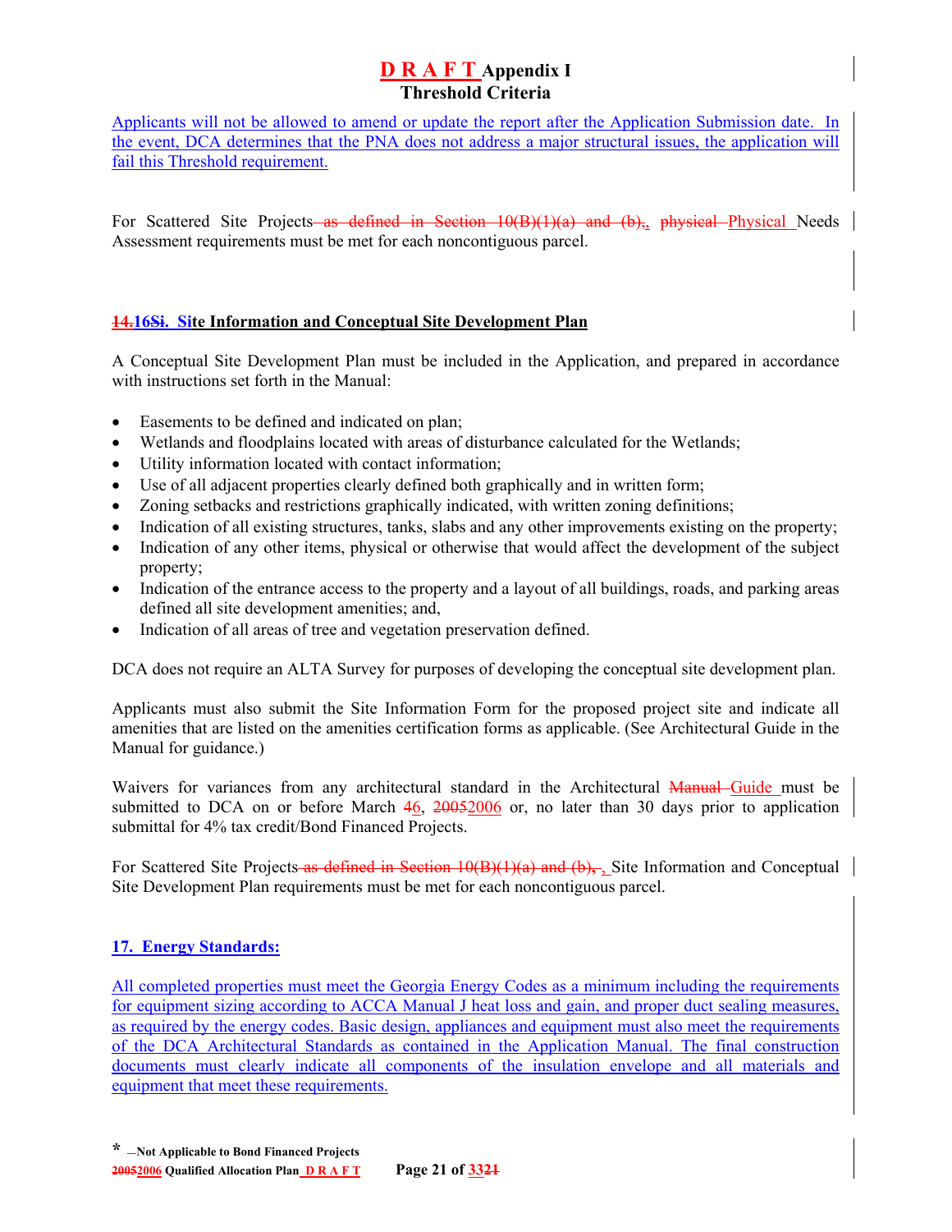Applicants will not be allowed to amend or update the report after the Application Submission date. In the event, DCA determines that the PNA does not address a major structural issues, the application will fail this Threshold requirement.

For Scattered Site Projects as defined in Section 10(B)(1)(a) and (b),, physical Physical Needs Assessment requirements must be met for each noncontiguous parcel.

## 14.16Si. Site Information and Conceptual Site Development Plan

A Conceptual Site Development Plan must be included in the Application, and prepared in accordance with instructions set forth in the Manual:

- Easements to be defined and indicated on plan;
- Wetlands and floodplains located with areas of disturbance calculated for the Wetlands;
- Utility information located with contact information;
- Use of all adjacent properties clearly defined both graphically and in written form;
- Zoning setbacks and restrictions graphically indicated, with written zoning definitions;
- Indication of all existing structures, tanks, slabs and any other improvements existing on the property;
- Indication of any other items, physical or otherwise that would affect the development of the subject property;
- Indication of the entrance access to the property and a layout of all buildings, roads, and parking areas defined all site development amenities; and,
- Indication of all areas of tree and vegetation preservation defined.

DCA does not require an ALTA Survey for purposes of developing the conceptual site development plan.

Applicants must also submit the Site Information Form for the proposed project site and indicate all amenities that are listed on the amenities certification forms as applicable. (See Architectural Guide in the Manual for guidance.)

Waivers for variances from any architectural standard in the Architectural Manual Guide must be submitted to DCA on or before March 46, 20052006 or, no later than 30 days prior to application submittal for 4% tax credit/Bond Financed Projects.

For Scattered Site Projects as defined in Section 10(B)(1)(a) and (b), , Site Information and Conceptual Site Development Plan requirements must be met for each noncontiguous parcel.

## 17. Energy Standards:

All completed properties must meet the Georgia Energy Codes as a minimum including the requirements for equipment sizing according to ACCA Manual J heat loss and gain, and proper duct sealing measures, as required by the energy codes. Basic design, appliances and equipment must also meet the requirements of the DCA Architectural Standards as contained in the Application Manual. The final construction documents must clearly indicate all components of the insulation envelope and all materials and equipment that meet these requirements.

\* Not Applicable to Bond Financed Projects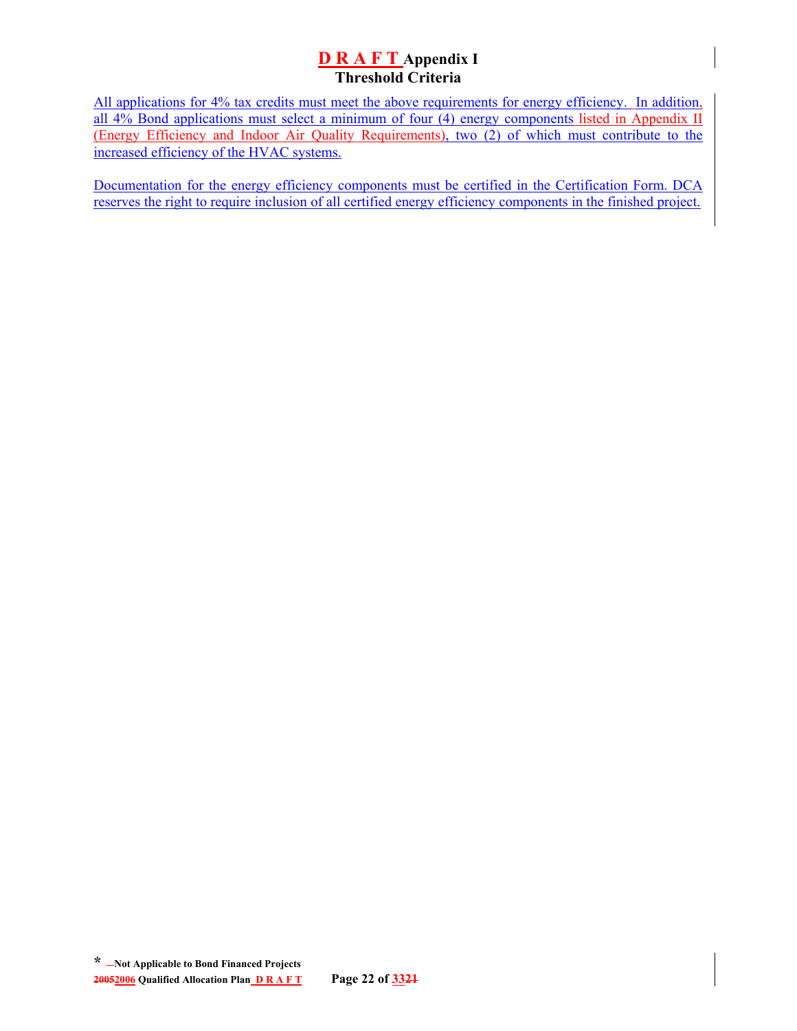All applications for 4% tax credits must meet the above requirements for energy efficiency. In addition, all 4% Bond applications must select a minimum of four (4) energy components listed in Appendix II (Energy Efficiency and Indoor Air Quality Requirements), two (2) of which must contribute to the increased efficiency of the HVAC systems.

Documentation for the energy efficiency components must be certified in the Certification Form. DCA reserves the right to require inclusion of all certified energy efficiency components in the finished project.

\* Not Applicable to Bond Financed Projects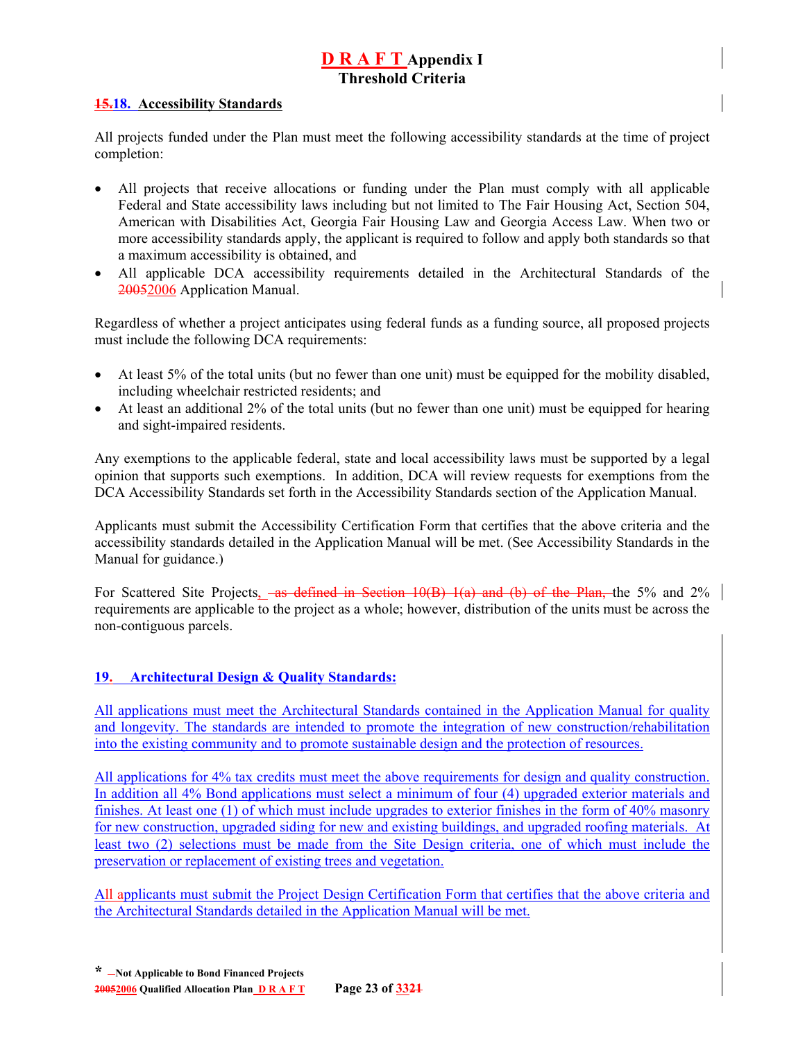# D R A F T Appendix I
## Threshold Criteria

### ~~15.~~18. Accessibility Standards

All projects funded under the Plan must meet the following accessibility standards at the time of project completion:

- All projects that receive allocations or funding under the Plan must comply with all applicable Federal and State accessibility laws including but not limited to The Fair Housing Act, Section 504, American with Disabilities Act, Georgia Fair Housing Law and Georgia Access Law. When two or more accessibility standards apply, the applicant is required to follow and apply both standards so that a maximum accessibility is obtained, and
- All applicable DCA accessibility requirements detailed in the Architectural Standards of the ~~2005~~2006 Application Manual.

Regardless of whether a project anticipates using federal funds as a funding source, all proposed projects must include the following DCA requirements:

- At least 5% of the total units (but no fewer than one unit) must be equipped for the mobility disabled, including wheelchair restricted residents; and
- At least an additional 2% of the total units (but no fewer than one unit) must be equipped for hearing and sight-impaired residents.

Any exemptions to the applicable federal, state and local accessibility laws must be supported by a legal opinion that supports such exemptions. In addition, DCA will review requests for exemptions from the DCA Accessibility Standards set forth in the Accessibility Standards section of the Application Manual.

Applicants must submit the Accessibility Certification Form that certifies that the above criteria and the accessibility standards detailed in the Application Manual will be met. (See Accessibility Standards in the Manual for guidance.)

For Scattered Site Projects, ~~as defined in Section 10(B) 1(a) and (b) of the Plan,~~ the 5% and 2% requirements are applicable to the project as a whole; however, distribution of the units must be across the non-contiguous parcels.

### 19. Architectural Design & Quality Standards:

All applications must meet the Architectural Standards contained in the Application Manual for quality and longevity. The standards are intended to promote the integration of new construction/rehabilitation into the existing community and to promote sustainable design and the protection of resources.

All applications for 4% tax credits must meet the above requirements for design and quality construction. In addition all 4% Bond applications must select a minimum of four (4) upgraded exterior materials and finishes. At least one (1) of which must include upgrades to exterior finishes in the form of 40% masonry for new construction, upgraded siding for new and existing buildings, and upgraded roofing materials. At least two (2) selections must be made from the Site Design criteria, one of which must include the preservation or replacement of existing trees and vegetation.

All applicants must submit the Project Design Certification Form that certifies that the above criteria and the Architectural Standards detailed in the Application Manual will be met.

\* Not Applicable to Bond Financed Projects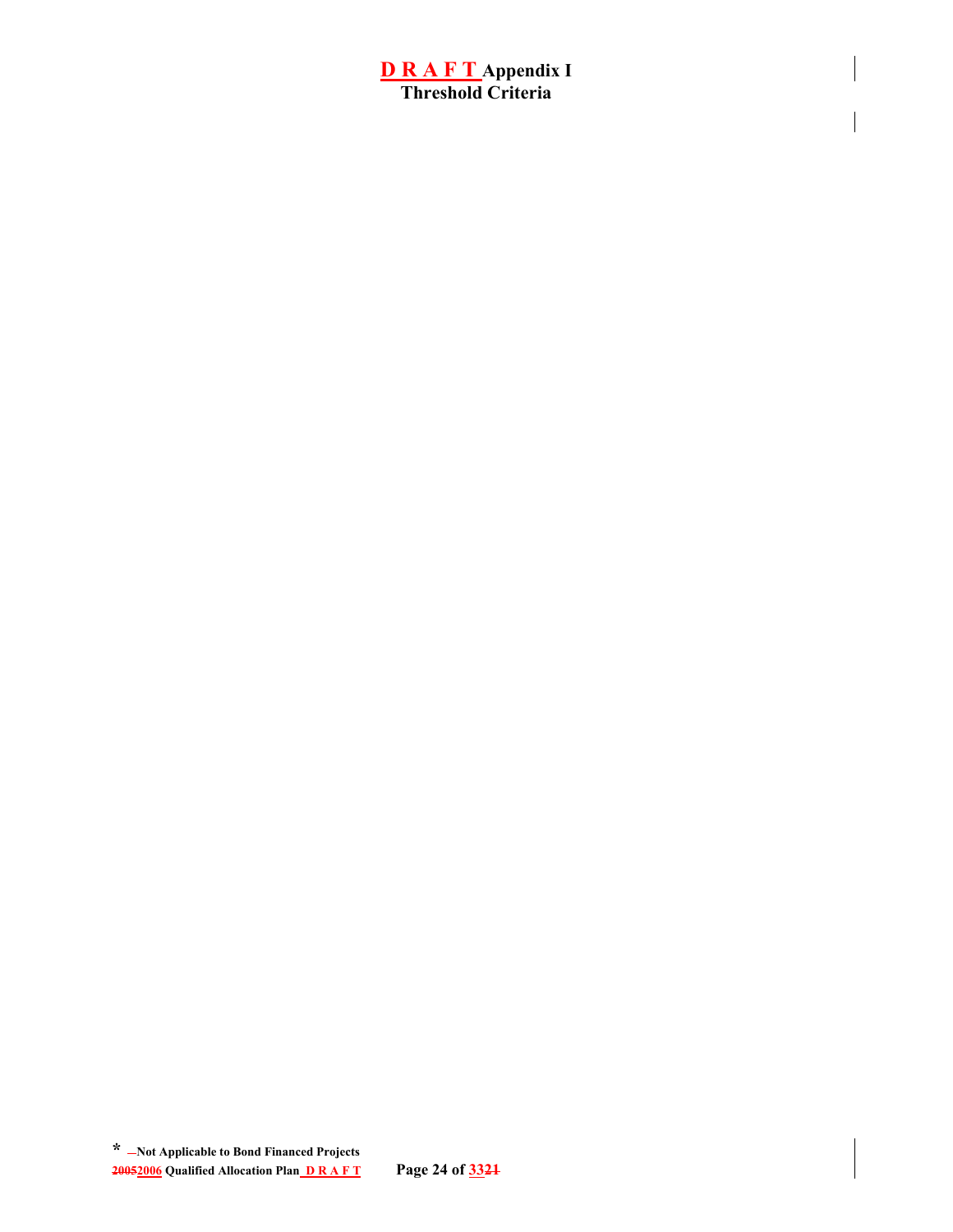# D R A F T Appendix I
## Threshold Criteria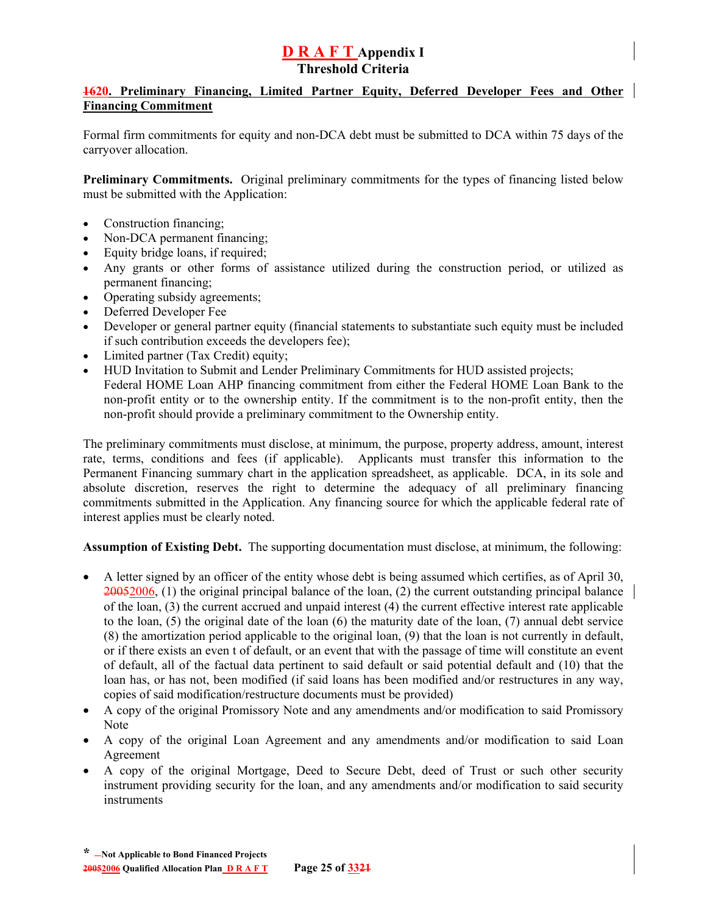# D R A F T Appendix I
## Threshold Criteria

**~~16~~20. Preliminary Financing, Limited Partner Equity, Deferred Developer Fees and Other Financing Commitment**

Formal firm commitments for equity and non-DCA debt must be submitted to DCA within 75 days of the carryover allocation.

**Preliminary Commitments.** Original preliminary commitments for the types of financing listed below must be submitted with the Application:

- Construction financing;
- Non-DCA permanent financing;
- Equity bridge loans, if required;
- Any grants or other forms of assistance utilized during the construction period, or utilized as permanent financing;
- Operating subsidy agreements;
- Deferred Developer Fee
- Developer or general partner equity (financial statements to substantiate such equity must be included if such contribution exceeds the developers fee);
- Limited partner (Tax Credit) equity;
- HUD Invitation to Submit and Lender Preliminary Commitments for HUD assisted projects;
  Federal HOME Loan AHP financing commitment from either the Federal HOME Loan Bank to the non-profit entity or to the ownership entity. If the commitment is to the non-profit entity, then the non-profit should provide a preliminary commitment to the Ownership entity.

The preliminary commitments must disclose, at minimum, the purpose, property address, amount, interest rate, terms, conditions and fees (if applicable). Applicants must transfer this information to the Permanent Financing summary chart in the application spreadsheet, as applicable. DCA, in its sole and absolute discretion, reserves the right to determine the adequacy of all preliminary financing commitments submitted in the Application. Any financing source for which the applicable federal rate of interest applies must be clearly noted.

**Assumption of Existing Debt.** The supporting documentation must disclose, at minimum, the following:

- A letter signed by an officer of the entity whose debt is being assumed which certifies, as of April 30, ~~2005~~2006, (1) the original principal balance of the loan, (2) the current outstanding principal balance of the loan, (3) the current accrued and unpaid interest (4) the current effective interest rate applicable to the loan, (5) the original date of the loan (6) the maturity date of the loan, (7) annual debt service (8) the amortization period applicable to the original loan, (9) that the loan is not currently in default, or if there exists an even t of default, or an event that with the passage of time will constitute an event of default, all of the factual data pertinent to said default or said potential default and (10) that the loan has, or has not, been modified (if said loans has been modified and/or restructures in any way, copies of said modification/restructure documents must be provided)
- A copy of the original Promissory Note and any amendments and/or modification to said Promissory Note
- A copy of the original Loan Agreement and any amendments and/or modification to said Loan Agreement
- A copy of the original Mortgage, Deed to Secure Debt, deed of Trust or such other security instrument providing security for the loan, and any amendments and/or modification to said security instruments

\* Not Applicable to Bond Financed Projects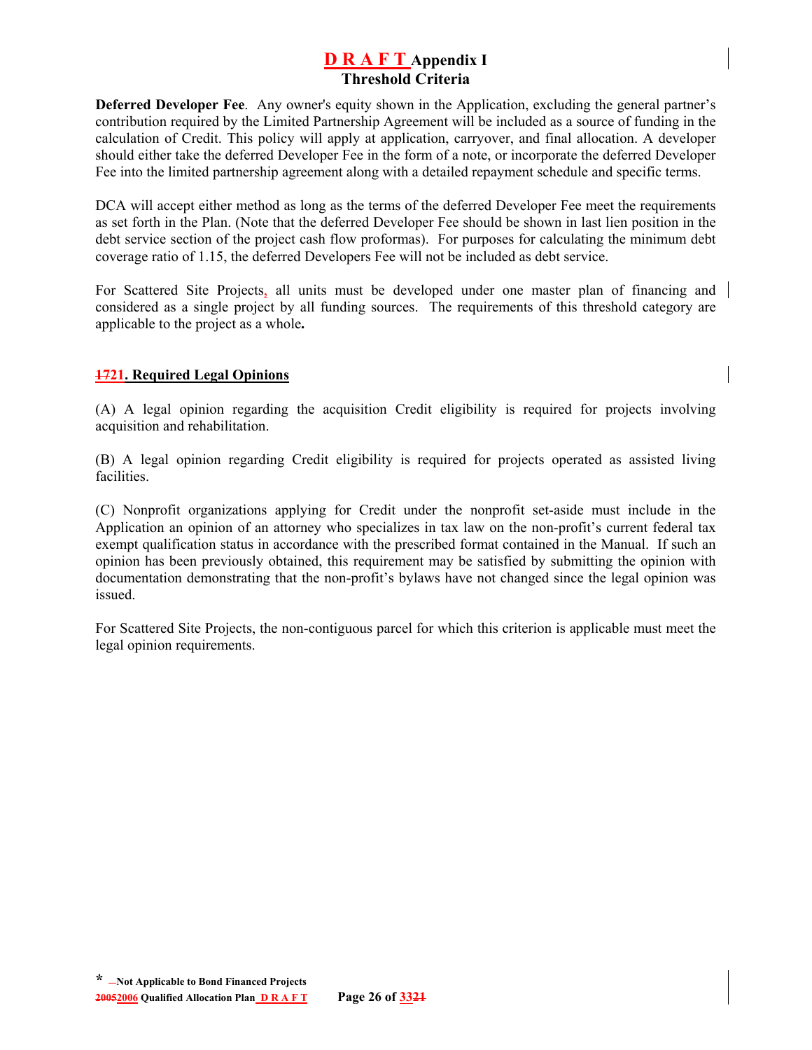**Deferred Developer Fee**. Any owner's equity shown in the Application, excluding the general partner's contribution required by the Limited Partnership Agreement will be included as a source of funding in the calculation of Credit. This policy will apply at application, carryover, and final allocation. A developer should either take the deferred Developer Fee in the form of a note, or incorporate the deferred Developer Fee into the limited partnership agreement along with a detailed repayment schedule and specific terms.

DCA will accept either method as long as the terms of the deferred Developer Fee meet the requirements as set forth in the Plan. (Note that the deferred Developer Fee should be shown in last lien position in the debt service section of the project cash flow proformas). For purposes for calculating the minimum debt coverage ratio of 1.15, the deferred Developers Fee will not be included as debt service.

For Scattered Site Projects, all units must be developed under one master plan of financing and considered as a single project by all funding sources. The requirements of this threshold category are applicable to the project as a whole**.**

## 1721. Required Legal Opinions

(A) A legal opinion regarding the acquisition Credit eligibility is required for projects involving acquisition and rehabilitation.

(B) A legal opinion regarding Credit eligibility is required for projects operated as assisted living facilities.

(C) Nonprofit organizations applying for Credit under the nonprofit set-aside must include in the Application an opinion of an attorney who specializes in tax law on the non-profit's current federal tax exempt qualification status in accordance with the prescribed format contained in the Manual. If such an opinion has been previously obtained, this requirement may be satisfied by submitting the opinion with documentation demonstrating that the non-profit's bylaws have not changed since the legal opinion was issued.

For Scattered Site Projects, the non-contiguous parcel for which this criterion is applicable must meet the legal opinion requirements.

\* Not Applicable to Bond Financed Projects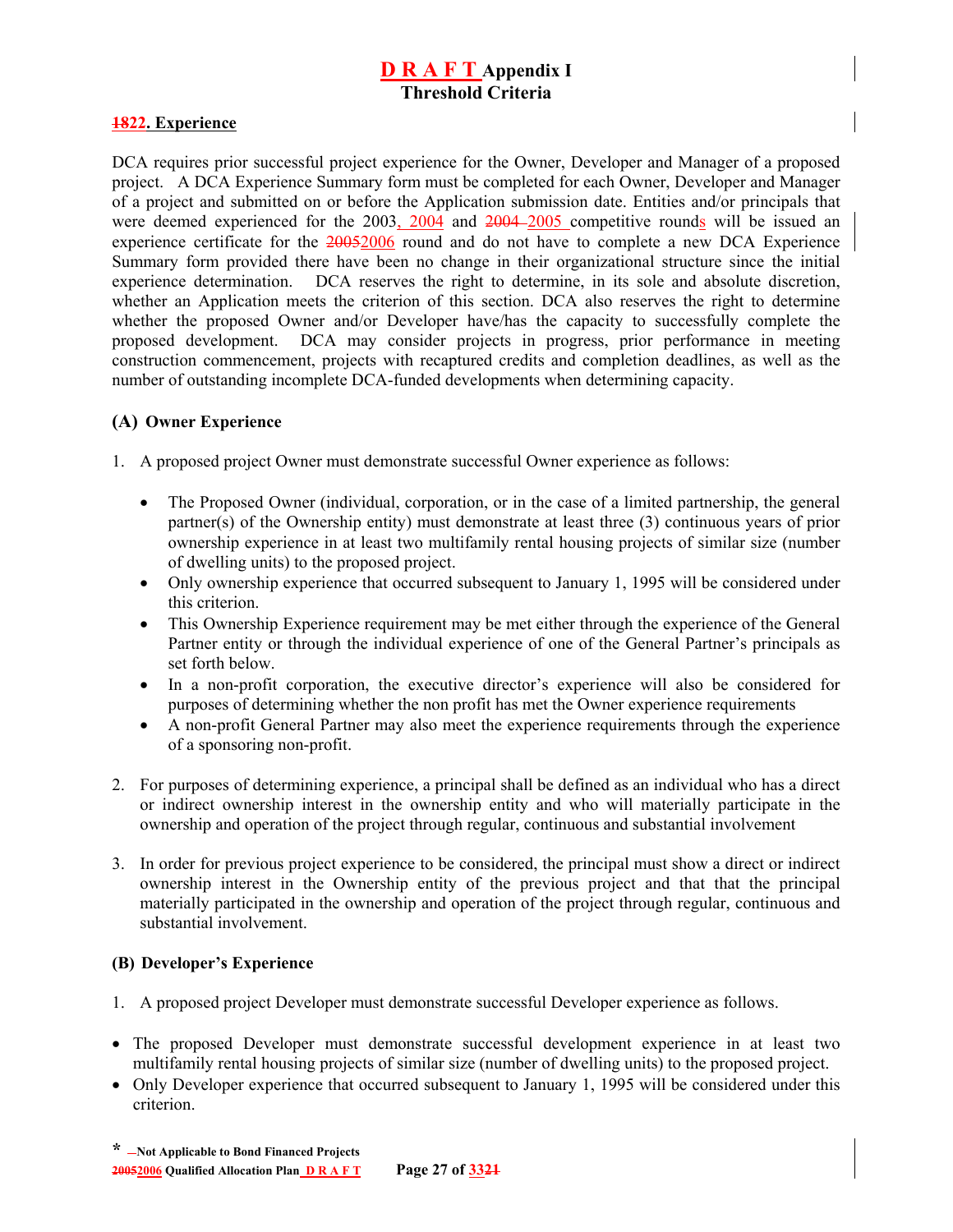# D R A F T Appendix I
## Threshold Criteria

### 1822. Experience

DCA requires prior successful project experience for the Owner, Developer and Manager of a proposed project. A DCA Experience Summary form must be completed for each Owner, Developer and Manager of a project and submitted on or before the Application submission date. Entities and/or principals that were deemed experienced for the 2003, 2004 and 2004 2005 competitive rounds will be issued an experience certificate for the 20052006 round and do not have to complete a new DCA Experience Summary form provided there have been no change in their organizational structure since the initial experience determination. DCA reserves the right to determine, in its sole and absolute discretion, whether an Application meets the criterion of this section. DCA also reserves the right to determine whether the proposed Owner and/or Developer have/has the capacity to successfully complete the proposed development. DCA may consider projects in progress, prior performance in meeting construction commencement, projects with recaptured credits and completion deadlines, as well as the number of outstanding incomplete DCA-funded developments when determining capacity.

#### (A) Owner Experience

1. A proposed project Owner must demonstrate successful Owner experience as follows:

   - The Proposed Owner (individual, corporation, or in the case of a limited partnership, the general partner(s) of the Ownership entity) must demonstrate at least three (3) continuous years of prior ownership experience in at least two multifamily rental housing projects of similar size (number of dwelling units) to the proposed project.
   - Only ownership experience that occurred subsequent to January 1, 1995 will be considered under this criterion.
   - This Ownership Experience requirement may be met either through the experience of the General Partner entity or through the individual experience of one of the General Partner's principals as set forth below.
   - In a non-profit corporation, the executive director's experience will also be considered for purposes of determining whether the non profit has met the Owner experience requirements
   - A non-profit General Partner may also meet the experience requirements through the experience of a sponsoring non-profit.

2. For purposes of determining experience, a principal shall be defined as an individual who has a direct or indirect ownership interest in the ownership entity and who will materially participate in the ownership and operation of the project through regular, continuous and substantial involvement

3. In order for previous project experience to be considered, the principal must show a direct or indirect ownership interest in the Ownership entity of the previous project and that that the principal materially participated in the ownership and operation of the project through regular, continuous and substantial involvement.

#### (B) Developer's Experience

1. A proposed project Developer must demonstrate successful Developer experience as follows.

- The proposed Developer must demonstrate successful development experience in at least two multifamily rental housing projects of similar size (number of dwelling units) to the proposed project.
- Only Developer experience that occurred subsequent to January 1, 1995 will be considered under this criterion.

\* Not Applicable to Bond Financed Projects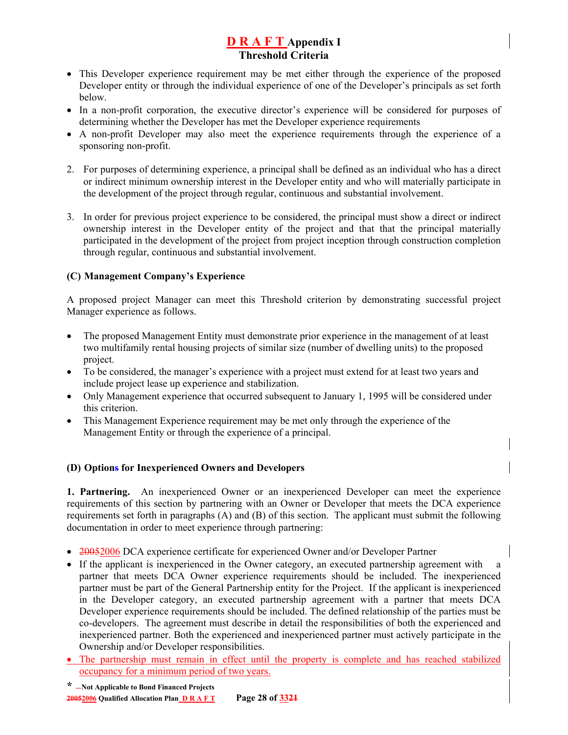- This Developer experience requirement may be met either through the experience of the proposed Developer entity or through the individual experience of one of the Developer's principals as set forth below.
- In a non-profit corporation, the executive director's experience will be considered for purposes of determining whether the Developer has met the Developer experience requirements
- A non-profit Developer may also meet the experience requirements through the experience of a sponsoring non-profit.

2. For purposes of determining experience, a principal shall be defined as an individual who has a direct or indirect minimum ownership interest in the Developer entity and who will materially participate in the development of the project through regular, continuous and substantial involvement.

3. In order for previous project experience to be considered, the principal must show a direct or indirect ownership interest in the Developer entity of the project and that that the principal materially participated in the development of the project from project inception through construction completion through regular, continuous and substantial involvement.

**(C) Management Company's Experience**

A proposed project Manager can meet this Threshold criterion by demonstrating successful project Manager experience as follows.

- The proposed Management Entity must demonstrate prior experience in the management of at least two multifamily rental housing projects of similar size (number of dwelling units) to the proposed project.
- To be considered, the manager's experience with a project must extend for at least two years and include project lease up experience and stabilization.
- Only Management experience that occurred subsequent to January 1, 1995 will be considered under this criterion.
- This Management Experience requirement may be met only through the experience of the Management Entity or through the experience of a principal.

**(D) Options for Inexperienced Owners and Developers**

**1. Partnering.** An inexperienced Owner or an inexperienced Developer can meet the experience requirements of this section by partnering with an Owner or Developer that meets the DCA experience requirements set forth in paragraphs (A) and (B) of this section. The applicant must submit the following documentation in order to meet experience through partnering:

- ~~2005~~2006 DCA experience certificate for experienced Owner and/or Developer Partner
- If the applicant is inexperienced in the Owner category, an executed partnership agreement with a partner that meets DCA Owner experience requirements should be included. The inexperienced partner must be part of the General Partnership entity for the Project. If the applicant is inexperienced in the Developer category, an executed partnership agreement with a partner that meets DCA Developer experience requirements should be included. The defined relationship of the parties must be co-developers. The agreement must describe in detail the responsibilities of both the experienced and inexperienced partner. Both the experienced and inexperienced partner must actively participate in the Ownership and/or Developer responsibilities.
- The partnership must remain in effect until the property is complete and has reached stabilized occupancy for a minimum period of two years.

\* Not Applicable to Bond Financed Projects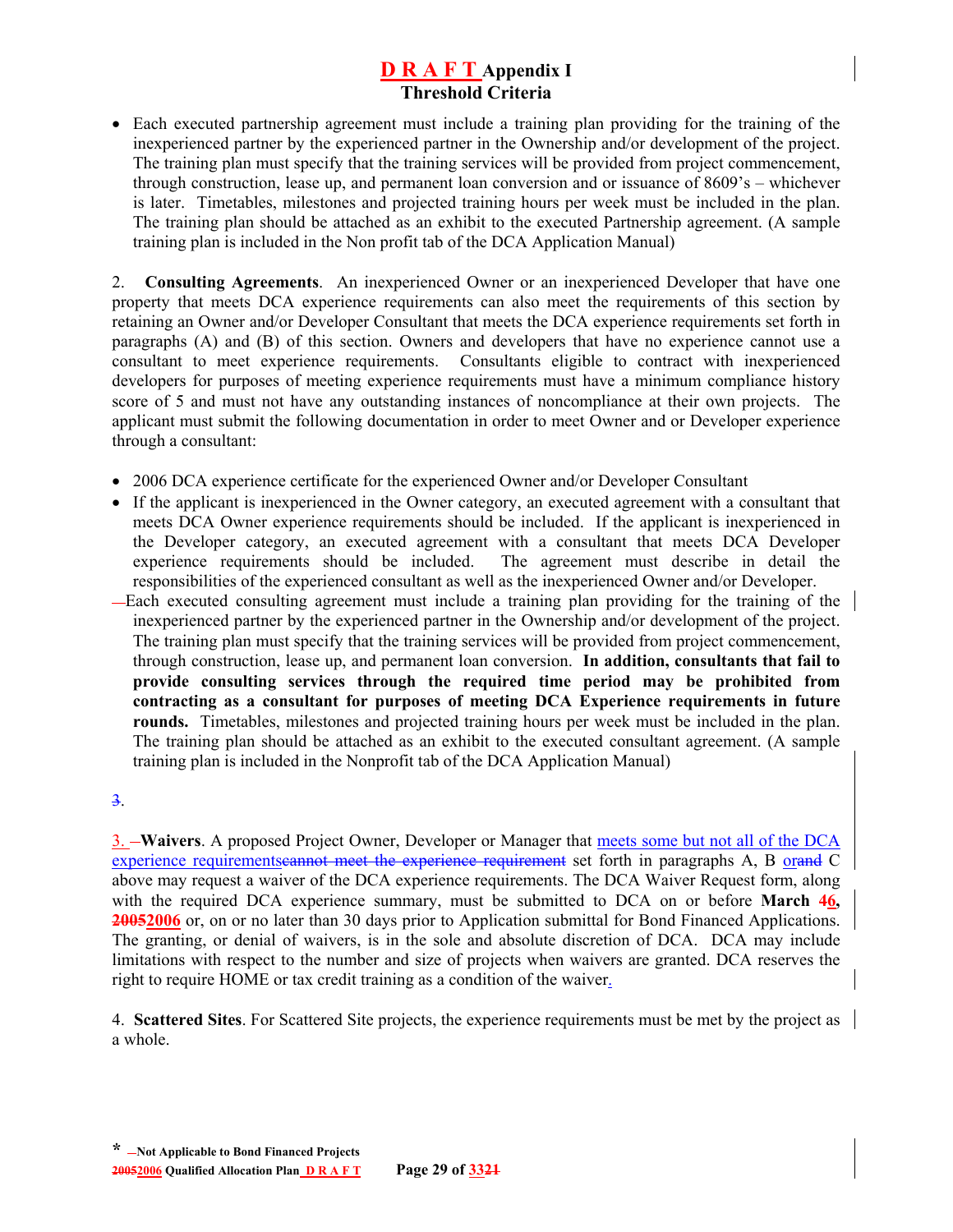# D R A F T Appendix I
## Threshold Criteria

- Each executed partnership agreement must include a training plan providing for the training of the inexperienced partner by the experienced partner in the Ownership and/or development of the project. The training plan must specify that the training services will be provided from project commencement, through construction, lease up, and permanent loan conversion and or issuance of 8609's – whichever is later. Timetables, milestones and projected training hours per week must be included in the plan. The training plan should be attached as an exhibit to the executed Partnership agreement. (A sample training plan is included in the Non profit tab of the DCA Application Manual)

2. **Consulting Agreements**. An inexperienced Owner or an inexperienced Developer that have one property that meets DCA experience requirements can also meet the requirements of this section by retaining an Owner and/or Developer Consultant that meets the DCA experience requirements set forth in paragraphs (A) and (B) of this section. Owners and developers that have no experience cannot use a consultant to meet experience requirements. Consultants eligible to contract with inexperienced developers for purposes of meeting experience requirements must have a minimum compliance history score of 5 and must not have any outstanding instances of noncompliance at their own projects. The applicant must submit the following documentation in order to meet Owner and or Developer experience through a consultant:

- 2006 DCA experience certificate for the experienced Owner and/or Developer Consultant
- If the applicant is inexperienced in the Owner category, an executed agreement with a consultant that meets DCA Owner experience requirements should be included. If the applicant is inexperienced in the Developer category, an executed agreement with a consultant that meets DCA Developer experience requirements should be included. The agreement must describe in detail the responsibilities of the experienced consultant as well as the inexperienced Owner and/or Developer.
- Each executed consulting agreement must include a training plan providing for the training of the inexperienced partner by the experienced partner in the Ownership and/or development of the project. The training plan must specify that the training services will be provided from project commencement, through construction, lease up, and permanent loan conversion. **In addition, consultants that fail to provide consulting services through the required time period may be prohibited from contracting as a consultant for purposes of meeting DCA Experience requirements in future rounds.** Timetables, milestones and projected training hours per week must be included in the plan. The training plan should be attached as an exhibit to the executed consultant agreement. (A sample training plan is included in the Nonprofit tab of the DCA Application Manual)

3. **Waivers**. A proposed Project Owner, Developer or Manager that meets some but not all of the DCA experience requirements~~cannot meet the experience requirement~~ set forth in paragraphs A, B or~~and~~ C above may request a waiver of the DCA experience requirements. The DCA Waiver Request form, along with the required DCA experience summary, must be submitted to DCA on or before **March ~~4~~6, ~~2005~~2006** or, on or no later than 30 days prior to Application submittal for Bond Financed Applications. The granting, or denial of waivers, is in the sole and absolute discretion of DCA. DCA may include limitations with respect to the number and size of projects when waivers are granted. DCA reserves the right to require HOME or tax credit training as a condition of the waiver.

4. **Scattered Sites**. For Scattered Site projects, the experience requirements must be met by the project as a whole.

**\* Not Applicable to Bond Financed Projects**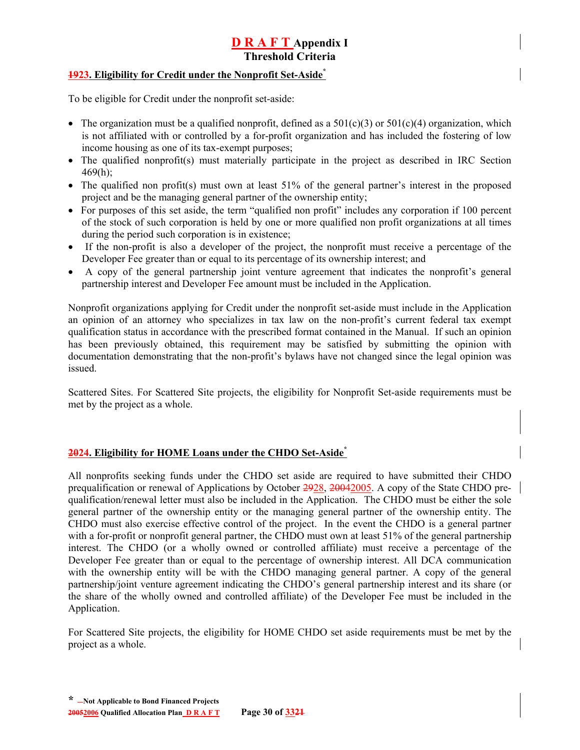# D R A F T Appendix I
## Threshold Criteria

### ~~19~~23. Eligibility for Credit under the Nonprofit Set-Aside*

To be eligible for Credit under the nonprofit set-aside:

- The organization must be a qualified nonprofit, defined as a 501(c)(3) or 501(c)(4) organization, which is not affiliated with or controlled by a for-profit organization and has included the fostering of low income housing as one of its tax-exempt purposes;
- The qualified nonprofit(s) must materially participate in the project as described in IRC Section 469(h);
- The qualified non profit(s) must own at least 51% of the general partner's interest in the proposed project and be the managing general partner of the ownership entity;
- For purposes of this set aside, the term "qualified non profit" includes any corporation if 100 percent of the stock of such corporation is held by one or more qualified non profit organizations at all times during the period such corporation is in existence;
- If the non-profit is also a developer of the project, the nonprofit must receive a percentage of the Developer Fee greater than or equal to its percentage of its ownership interest; and
- A copy of the general partnership joint venture agreement that indicates the nonprofit's general partnership interest and Developer Fee amount must be included in the Application.

Nonprofit organizations applying for Credit under the nonprofit set-aside must include in the Application an opinion of an attorney who specializes in tax law on the non-profit's current federal tax exempt qualification status in accordance with the prescribed format contained in the Manual. If such an opinion has been previously obtained, this requirement may be satisfied by submitting the opinion with documentation demonstrating that the non-profit's bylaws have not changed since the legal opinion was issued.

Scattered Sites. For Scattered Site projects, the eligibility for Nonprofit Set-aside requirements must be met by the project as a whole.

### ~~20~~24. Eligibility for HOME Loans under the CHDO Set-Aside*

All nonprofits seeking funds under the CHDO set aside are required to have submitted their CHDO prequalification or renewal of Applications by October ~~29~~28, ~~2004~~2005. A copy of the State CHDO pre-qualification/renewal letter must also be included in the Application. The CHDO must be either the sole general partner of the ownership entity or the managing general partner of the ownership entity. The CHDO must also exercise effective control of the project. In the event the CHDO is a general partner with a for-profit or nonprofit general partner, the CHDO must own at least 51% of the general partnership interest. The CHDO (or a wholly owned or controlled affiliate) must receive a percentage of the Developer Fee greater than or equal to the percentage of ownership interest. All DCA communication with the ownership entity will be with the CHDO managing general partner. A copy of the general partnership/joint venture agreement indicating the CHDO's general partnership interest and its share (or the share of the wholly owned and controlled affiliate) of the Developer Fee must be included in the Application.

For Scattered Site projects, the eligibility for HOME CHDO set aside requirements must be met by the project as a whole.

\* Not Applicable to Bond Financed Projects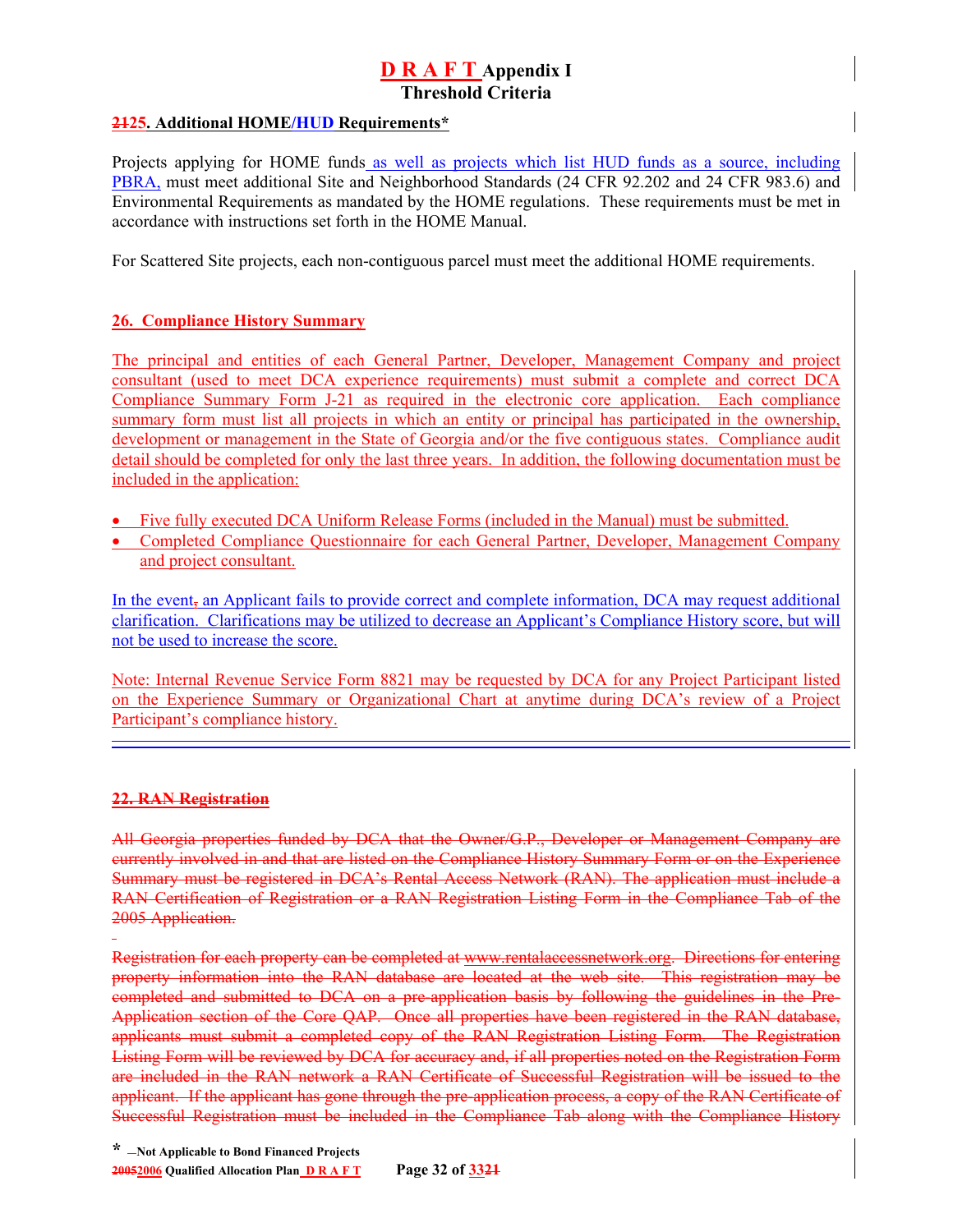# D R A F T Appendix I
## Threshold Criteria

### 2125. Additional HOME/HUD Requirements*

Projects applying for HOME funds as well as projects which list HUD funds as a source, including PBRA, must meet additional Site and Neighborhood Standards (24 CFR 92.202 and 24 CFR 983.6) and Environmental Requirements as mandated by the HOME regulations. These requirements must be met in accordance with instructions set forth in the HOME Manual.

For Scattered Site projects, each non-contiguous parcel must meet the additional HOME requirements.

### 26. Compliance History Summary

The principal and entities of each General Partner, Developer, Management Company and project consultant (used to meet DCA experience requirements) must submit a complete and correct DCA Compliance Summary Form J-21 as required in the electronic core application. Each compliance summary form must list all projects in which an entity or principal has participated in the ownership, development or management in the State of Georgia and/or the five contiguous states. Compliance audit detail should be completed for only the last three years. In addition, the following documentation must be included in the application:

- Five fully executed DCA Uniform Release Forms (included in the Manual) must be submitted.
- Completed Compliance Questionnaire for each General Partner, Developer, Management Company and project consultant.

In the event, an Applicant fails to provide correct and complete information, DCA may request additional clarification. Clarifications may be utilized to decrease an Applicant's Compliance History score, but will not be used to increase the score.

Note: Internal Revenue Service Form 8821 may be requested by DCA for any Project Participant listed on the Experience Summary or Organizational Chart at anytime during DCA's review of a Project Participant's compliance history.

---

### ~~22. RAN Registration~~

~~All Georgia properties funded by DCA that the Owner/G.P., Developer or Management Company are currently involved in and that are listed on the Compliance History Summary Form or on the Experience Summary must be registered in DCA's Rental Access Network (RAN). The application must include a RAN Certification of Registration or a RAN Registration Listing Form in the Compliance Tab of the 2005 Application.~~

~~Registration for each property can be completed at www.rentalaccessnetwork.org. Directions for entering property information into the RAN database are located at the web site. This registration may be completed and submitted to DCA on a pre-application basis by following the guidelines in the Pre-Application section of the Core QAP. Once all properties have been registered in the RAN database, applicants must submit a completed copy of the RAN Registration Listing Form. The Registration Listing Form will be reviewed by DCA for accuracy and, if all properties noted on the Registration Form are included in the RAN network a RAN Certificate of Successful Registration will be issued to the applicant. If the applicant has gone through the pre-application process, a copy of the RAN Certificate of Successful Registration must be included in the Compliance Tab along with the Compliance History~~

\* Not Applicable to Bond Financed Projects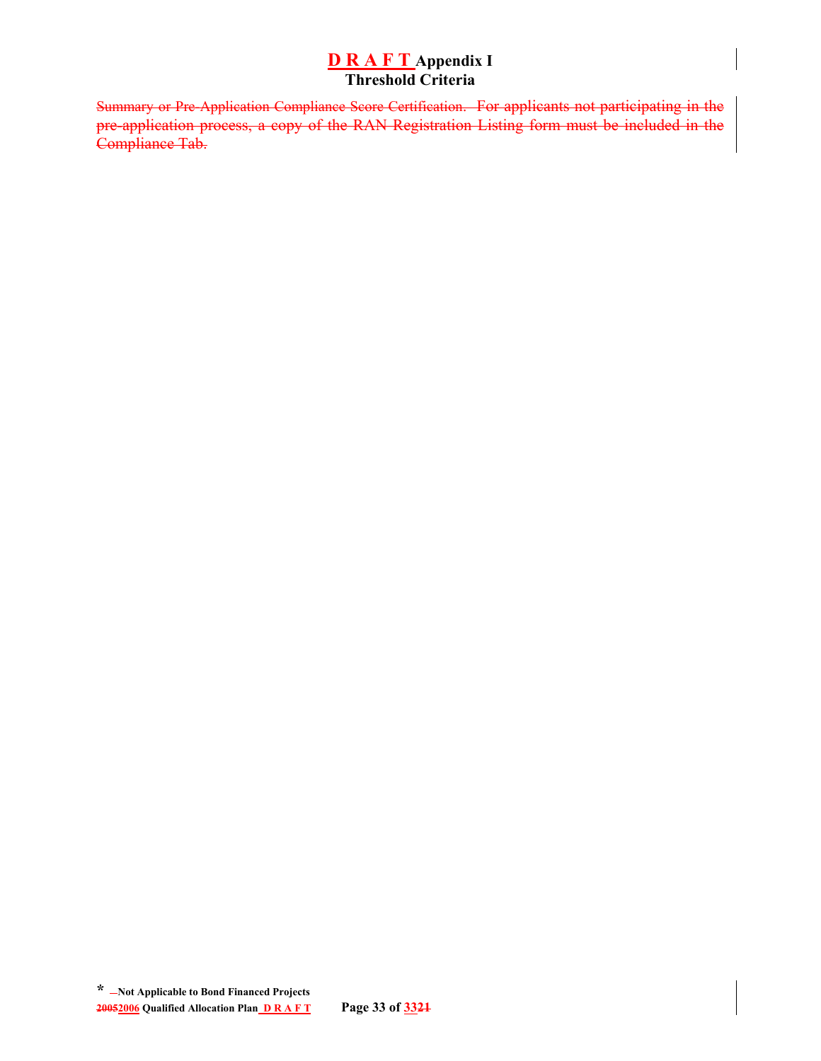# D R A F T Appendix I
## Threshold Criteria

~~Summary or Pre-Application Compliance Score Certification. For applicants not participating in the pre-application process, a copy of the RAN Registration Listing form must be included in the Compliance Tab.~~

\* Not Applicable to Bond Financed Projects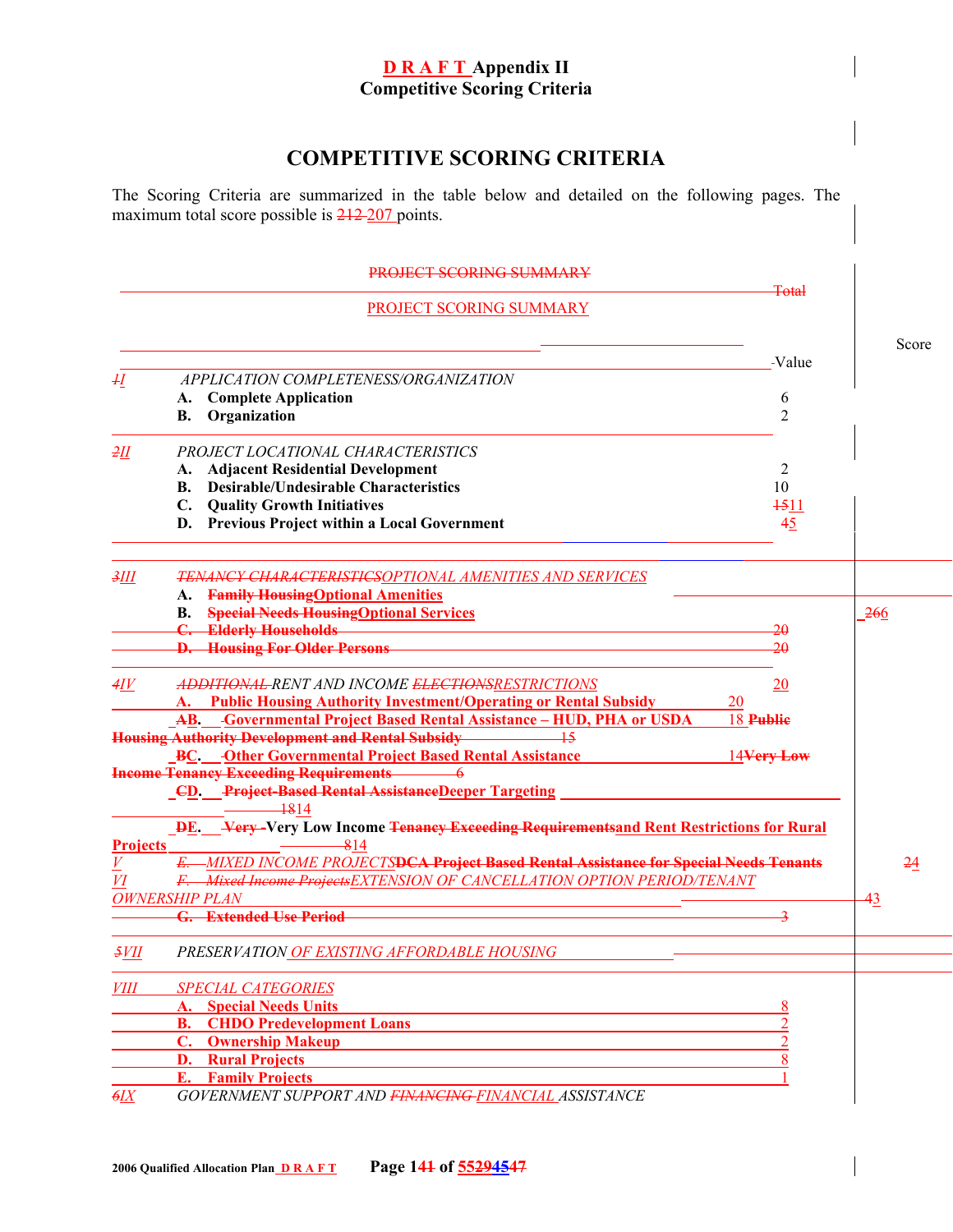# D R A F T Appendix II
## Competitive Scoring Criteria

# COMPETITIVE SCORING CRITERIA

The Scoring Criteria are summarized in the table below and detailed on the following pages. The maximum total score possible is ~~212~~ 207 points.

**PROJECT SCORING SUMMARY**

| | | Value | Score |
|---|---|---|---|
| ~~1~~I | *APPLICATION COMPLETENESS/ORGANIZATION* | | |
| | **A. Complete Application** | 6 | |
| | **B. Organization** | 2 | |
| ~~2~~II | *PROJECT LOCATIONAL CHARACTERISTICS* | | |
| | **A. Adjacent Residential Development** | 2 | |
| | **B. Desirable/Undesirable Characteristics** | 10 | |
| | **C. Quality Growth Initiatives** | ~~15~~11 | |
| | **D. Previous Project within a Local Government** | 45 | |
| ~~3~~III | *~~TENANCY CHARACTERISTICS~~OPTIONAL AMENITIES AND SERVICES* | | |
| | **A. ~~Family Housing~~Optional Amenities** | | |
| | **B. ~~Special Needs Housing~~Optional Services** | | 266 |
| | ~~**C. Elderly Households**~~ | ~~20~~ | |
| | ~~**D. Housing For Older Persons**~~ | ~~20~~ | |
| ~~4~~IV | *~~ADDITIONAL~~ RENT AND INCOME ~~ELECTIONS~~RESTRICTIONS* | 20 | |
| | **A. Public Housing Authority Investment/Operating or Rental Subsidy** | 20 | |
| | **~~A~~B. Governmental Project Based Rental Assistance – HUD, PHA or USDA** | 18 ~~**Public Housing Authority Development and Rental Subsidy** 15~~ | |
| | **~~B~~C. Other Governmental Project Based Rental Assistance** | 14 ~~**Very Low Income Tenancy Exceeding Requirements** 6~~ | |
| | **~~C~~D. ~~Project-Based Rental Assistance~~Deeper Targeting** | ~~18~~14 | |
| | **~~D~~E. ~~Very~~ Very Low Income ~~Tenancy Exceeding Requirements~~and Rent Restrictions for Rural Projects** | ~~8~~14 | |
| V | *~~E.~~ MIXED INCOME PROJECTS*~~**DCA Project Based Rental Assistance for Special Needs Tenants**~~ | | 24 |
| VI | *~~F. Mixed Income Projects~~EXTENSION OF CANCELLATION OPTION PERIOD/TENANT OWNERSHIP PLAN* | | 43 |
| | ~~**G. Extended Use Period**~~ | ~~3~~ | |
| ~~5~~VII | *PRESERVATION OF EXISTING AFFORDABLE HOUSING* | | |
| VIII | *SPECIAL CATEGORIES* | | |
| | **A. Special Needs Units** | 8 | |
| | **B. CHDO Predevelopment Loans** | 2 | |
| | **C. Ownership Makeup** | 2 | |
| | **D. Rural Projects** | 8 | |
| | **E. Family Projects** | 1 | |
| ~~6~~IX | *GOVERNMENT SUPPORT AND ~~FINANCING~~ FINANCIAL ASSISTANCE* | | |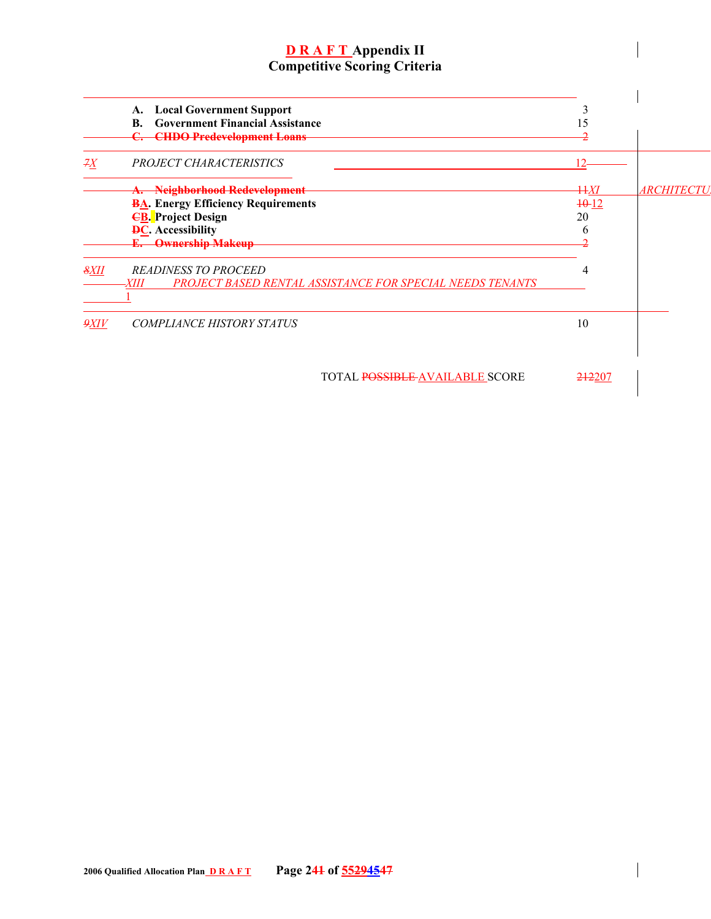# D R A F T Appendix II
## Competitive Scoring Criteria

| | | |
|---|---|---|
| | **A. Local Government Support** | 3 |
| | **B. Government Financial Assistance** | 15 |
| | ~~**C. CHDO Predevelopment Loans**~~ | ~~2~~ |
| ~~7~~X | *PROJECT CHARACTERISTICS* | 12 |
| | ~~**A. Neighborhood Redevelopment**~~ | ~~11~~ |
| XI | *ARCHITECTU* | |
| | **~~B~~A. Energy Efficiency Requirements** | ~~10~~ 12 |
| | **~~C~~B. Project Design** | 20 |
| | **~~D~~C. Accessibility** | 6 |
| | ~~**E. Ownership Makeup**~~ | ~~2~~ |
| ~~8~~XII | *READINESS TO PROCEED* | 4 |
| XIII | *PROJECT BASED RENTAL ASSISTANCE FOR SPECIAL NEEDS TENANTS* | 1 |
| ~~9~~XIV | *COMPLIANCE HISTORY STATUS* | 10 |

TOTAL ~~POSSIBLE~~ AVAILABLE SCORE ~~212~~207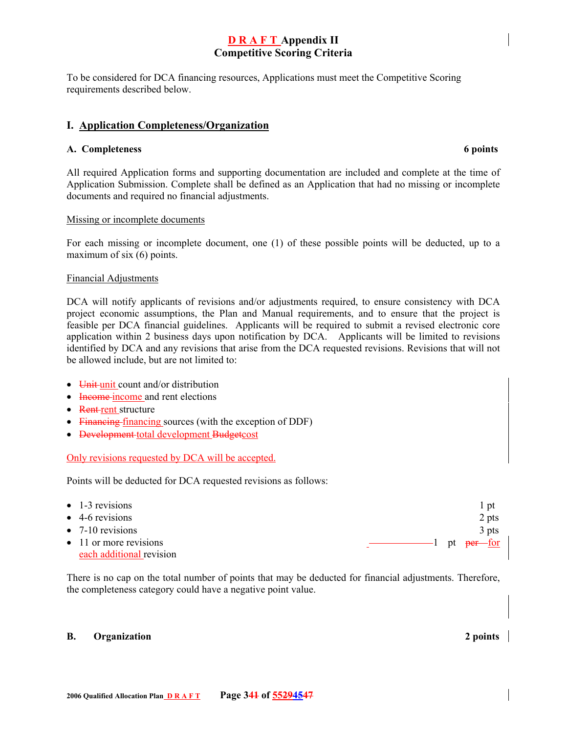# D R A F T Appendix II
# Competitive Scoring Criteria

To be considered for DCA financing resources, Applications must meet the Competitive Scoring requirements described below.

## I. Application Completeness/Organization

### A. Completeness — 6 points

All required Application forms and supporting documentation are included and complete at the time of Application Submission. Complete shall be defined as an Application that had no missing or incomplete documents and required no financial adjustments.

Missing or incomplete documents

For each missing or incomplete document, one (1) of these possible points will be deducted, up to a maximum of six (6) points.

Financial Adjustments

DCA will notify applicants of revisions and/or adjustments required, to ensure consistency with DCA project economic assumptions, the Plan and Manual requirements, and to ensure that the project is feasible per DCA financial guidelines. Applicants will be required to submit a revised electronic core application within 2 business days upon notification by DCA. Applicants will be limited to revisions identified by DCA and any revisions that arise from the DCA requested revisions. Revisions that will not be allowed include, but are not limited to:

- ~~Unit~~ unit count and/or distribution
- ~~Income~~ income and rent elections
- ~~Rent~~ rent structure
- ~~Financing~~ financing sources (with the exception of DDF)
- ~~Development~~ total development ~~Budget~~cost

Only revisions requested by DCA will be accepted.

Points will be deducted for DCA requested revisions as follows:

- 1-3 revisions — 1 pt
- 4-6 revisions — 2 pts
- 7-10 revisions — 3 pts
- 11 or more revisions — 1 pt ~~per~~ for each additional revision

There is no cap on the total number of points that may be deducted for financial adjustments. Therefore, the completeness category could have a negative point value.

### B. Organization — 2 points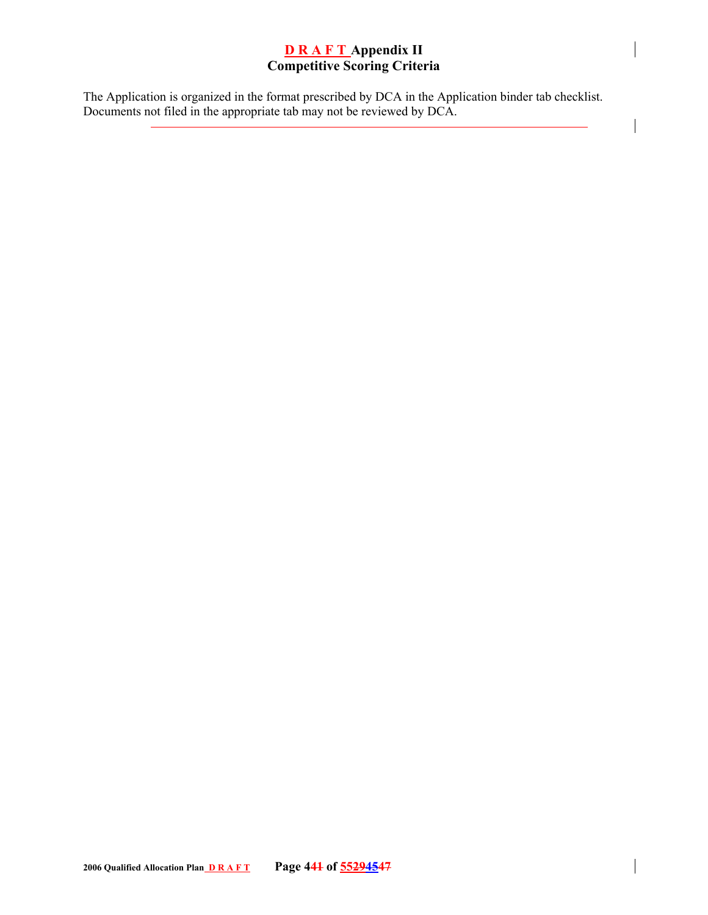# D R A F T Appendix II
## Competitive Scoring Criteria

The Application is organized in the format prescribed by DCA in the Application binder tab checklist. Documents not filed in the appropriate tab may not be reviewed by DCA.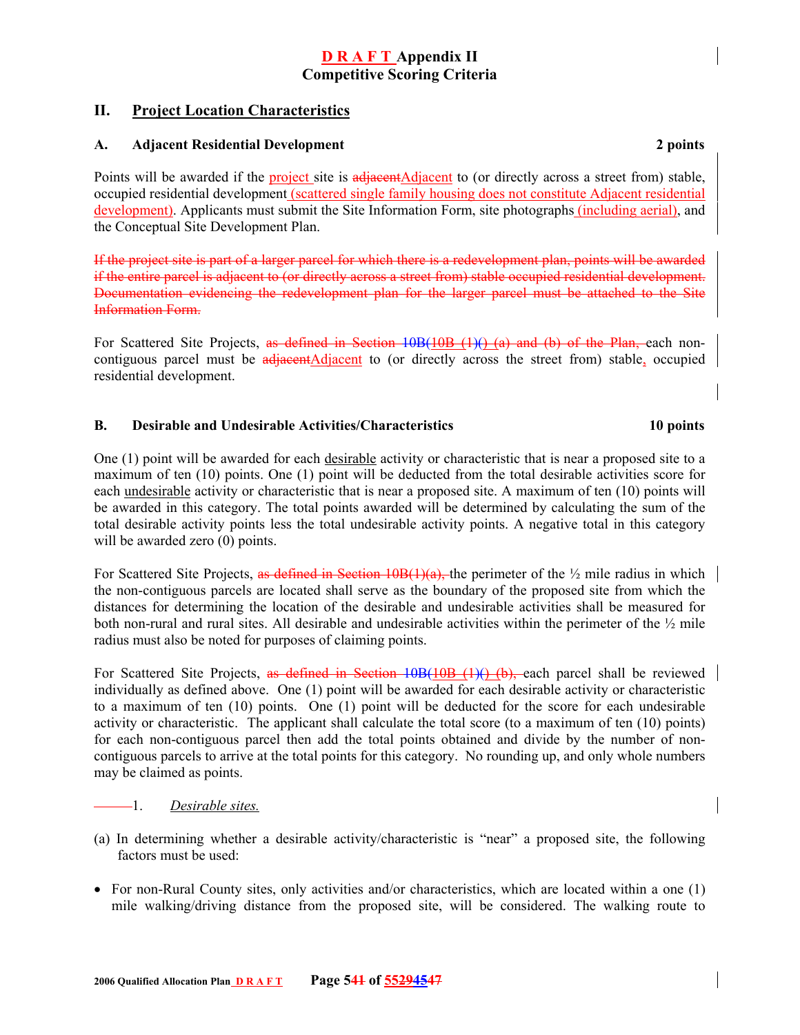# D R A F T Appendix II
## Competitive Scoring Criteria

## II. Project Location Characteristics

### A. Adjacent Residential Development — 2 points

Points will be awarded if the project site is ~~adjacent~~Adjacent to (or directly across a street from) stable, occupied residential development (scattered single family housing does not constitute Adjacent residential development). Applicants must submit the Site Information Form, site photographs (including aerial), and the Conceptual Site Development Plan.

~~If the project site is part of a larger parcel for which there is a redevelopment plan, points will be awarded if the entire parcel is adjacent to (or directly across a street from) stable occupied residential development. Documentation evidencing the redevelopment plan for the larger parcel must be attached to the Site Information Form.~~

For Scattered Site Projects, ~~as defined in Section 10B(10B (1)() (a) and (b) of the Plan,~~ each non-contiguous parcel must be ~~adjacent~~Adjacent to (or directly across the street from) stable, occupied residential development.

### B. Desirable and Undesirable Activities/Characteristics — 10 points

One (1) point will be awarded for each desirable activity or characteristic that is near a proposed site to a maximum of ten (10) points. One (1) point will be deducted from the total desirable activities score for each undesirable activity or characteristic that is near a proposed site. A maximum of ten (10) points will be awarded in this category. The total points awarded will be determined by calculating the sum of the total desirable activity points less the total undesirable activity points. A negative total in this category will be awarded zero (0) points.

For Scattered Site Projects, ~~as defined in Section 10B(1)(a),~~ the perimeter of the ½ mile radius in which the non-contiguous parcels are located shall serve as the boundary of the proposed site from which the distances for determining the location of the desirable and undesirable activities shall be measured for both non-rural and rural sites. All desirable and undesirable activities within the perimeter of the ½ mile radius must also be noted for purposes of claiming points.

For Scattered Site Projects, ~~as defined in Section 10B(10B (1)() (b),~~ each parcel shall be reviewed individually as defined above. One (1) point will be awarded for each desirable activity or characteristic to a maximum of ten (10) points. One (1) point will be deducted for the score for each undesirable activity or characteristic. The applicant shall calculate the total score (to a maximum of ten (10) points) for each non-contiguous parcel then add the total points obtained and divide by the number of non-contiguous parcels to arrive at the total points for this category. No rounding up, and only whole numbers may be claimed as points.

1. *Desirable sites.*

(a) In determining whether a desirable activity/characteristic is "near" a proposed site, the following factors must be used:

- For non-Rural County sites, only activities and/or characteristics, which are located within a one (1) mile walking/driving distance from the proposed site, will be considered. The walking route to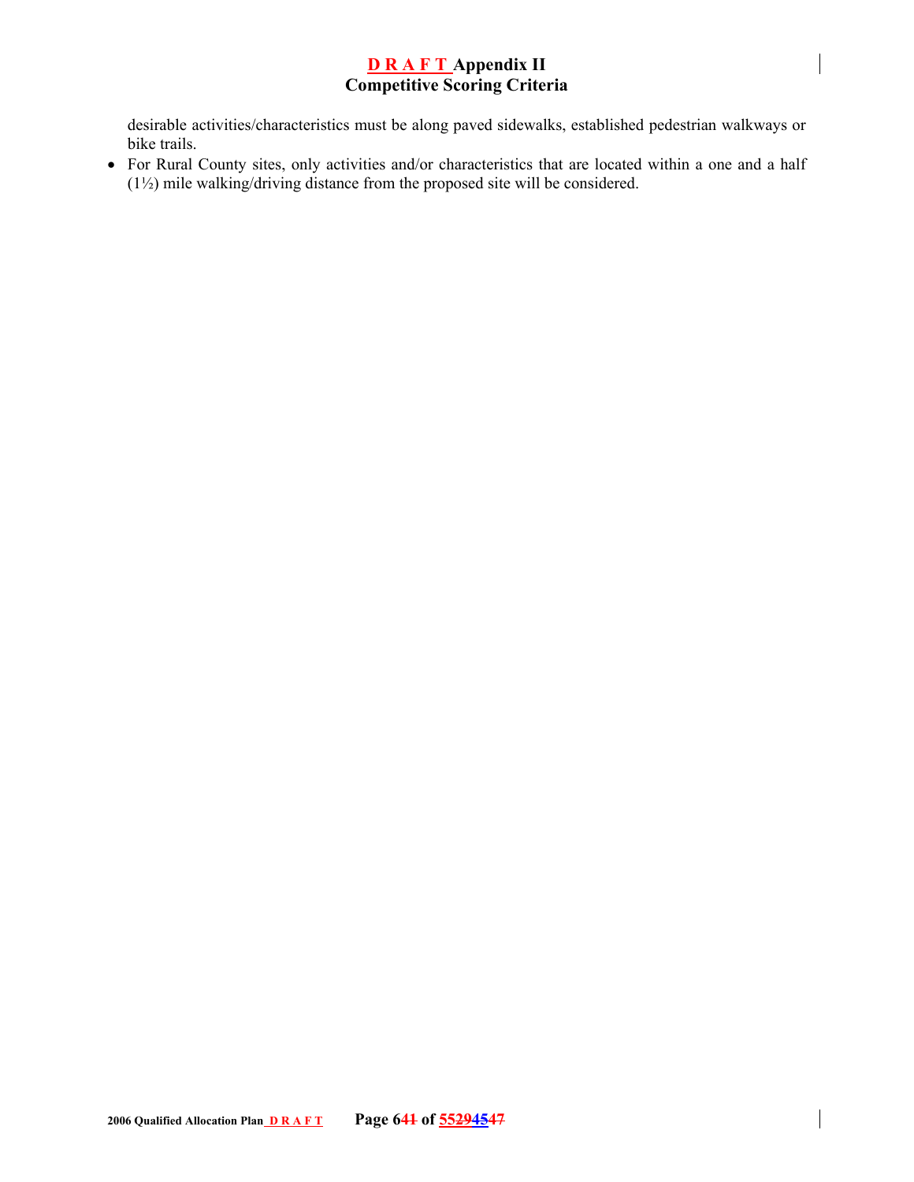desirable activities/characteristics must be along paved sidewalks, established pedestrian walkways or bike trails.

- For Rural County sites, only activities and/or characteristics that are located within a one and a half (1½) mile walking/driving distance from the proposed site will be considered.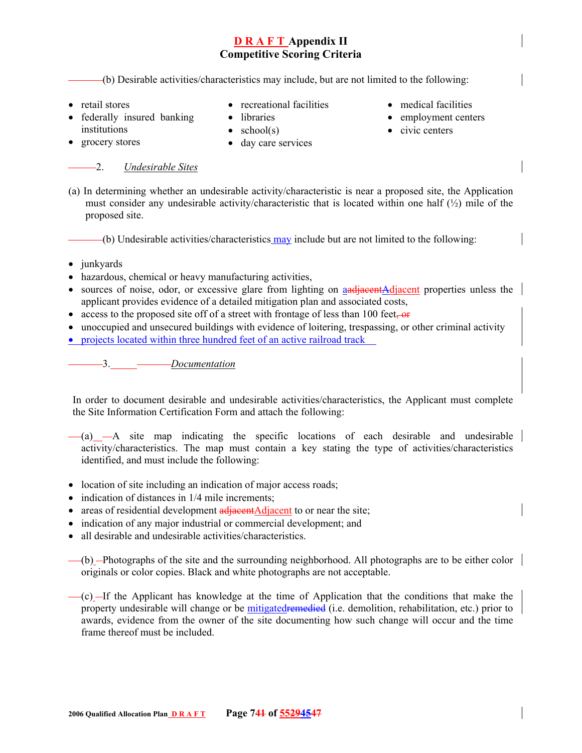(b) Desirable activities/characteristics may include, but are not limited to the following:

- retail stores
- federally insured banking institutions
- grocery stores
- recreational facilities
- libraries
- school(s)
- day care services
- medical facilities
- employment centers
- civic centers

2. *Undesirable Sites*

(a) In determining whether an undesirable activity/characteristic is near a proposed site, the Application must consider any undesirable activity/characteristic that is located within one half (½) mile of the proposed site.

(b) Undesirable activities/characteristics may include but are not limited to the following:

- junkyards
- hazardous, chemical or heavy manufacturing activities,
- sources of noise, odor, or excessive glare from lighting on aadjacentAdjacent properties unless the applicant provides evidence of a detailed mitigation plan and associated costs,
- access to the proposed site off of a street with frontage of less than 100 feet, or
- unoccupied and unsecured buildings with evidence of loitering, trespassing, or other criminal activity
- projects located within three hundred feet of an active railroad track

3. *Documentation*

In order to document desirable and undesirable activities/characteristics, the Applicant must complete the Site Information Certification Form and attach the following:

(a) A site map indicating the specific locations of each desirable and undesirable activity/characteristics. The map must contain a key stating the type of activities/characteristics identified, and must include the following:

- location of site including an indication of major access roads;
- indication of distances in 1/4 mile increments;
- areas of residential development adjacentAdjacent to or near the site;
- indication of any major industrial or commercial development; and
- all desirable and undesirable activities/characteristics.

(b) Photographs of the site and the surrounding neighborhood. All photographs are to be either color originals or color copies. Black and white photographs are not acceptable.

(c) If the Applicant has knowledge at the time of Application that the conditions that make the property undesirable will change or be mitigatedremedied (i.e. demolition, rehabilitation, etc.) prior to awards, evidence from the owner of the site documenting how such change will occur and the time frame thereof must be included.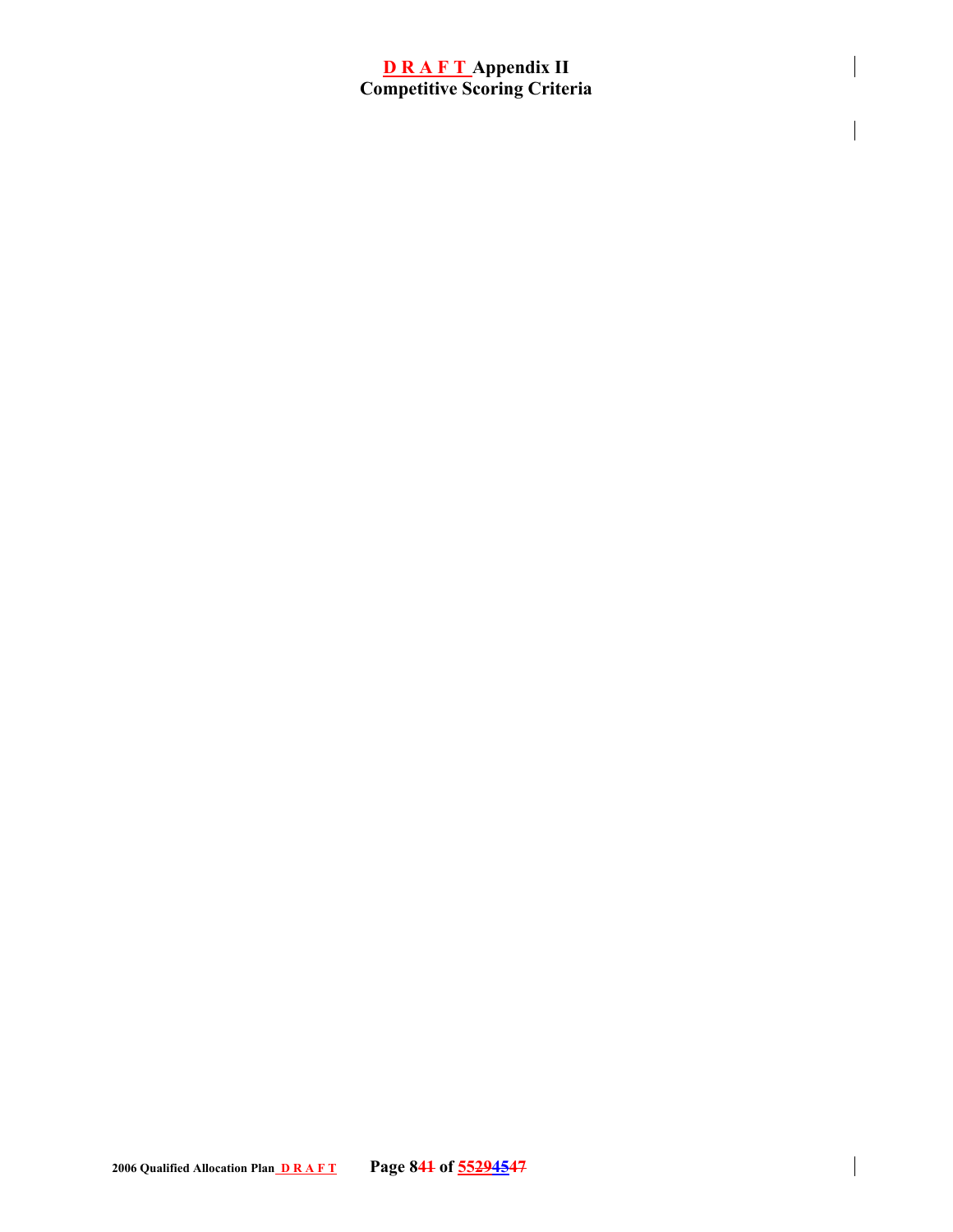# D R A F T Appendix II
# Competitive Scoring Criteria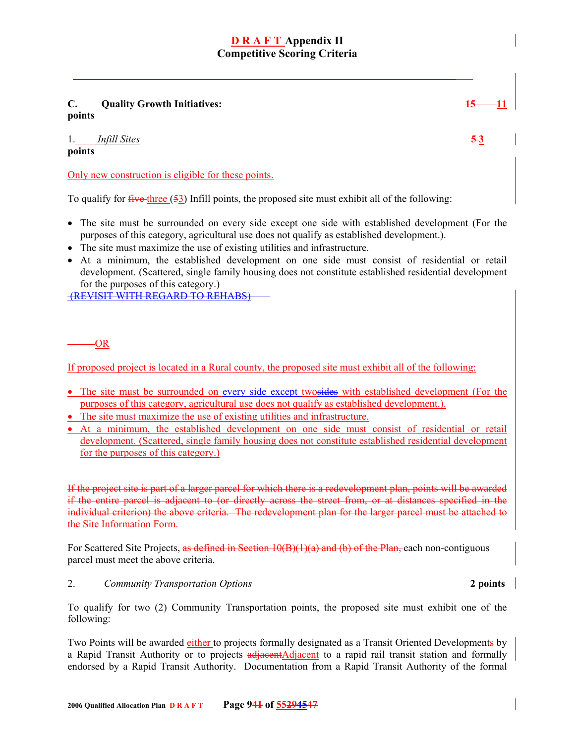# D R A F T Appendix II
# Competitive Scoring Criteria

**C. Quality Growth Initiatives:** **~~15~~ 11 points**

1. *Infill Sites* **~~5~~ 3 points**

Only new construction is eligible for these points.

To qualify for ~~five~~ three (~~5~~3) Infill points, the proposed site must exhibit all of the following:

- The site must be surrounded on every side except one side with established development (For the purposes of this category, agricultural use does not qualify as established development.).
- The site must maximize the use of existing utilities and infrastructure.
- At a minimum, the established development on one side must consist of residential or retail development. (Scattered, single family housing does not constitute established residential development for the purposes of this category.)

~~(REVISIT WITH REGARD TO REHABS)~~

OR

If proposed project is located in a Rural county, the proposed site must exhibit all of the following:

- The site must be surrounded on every side except two~~sides~~ with established development (For the purposes of this category, agricultural use does not qualify as established development.).
- The site must maximize the use of existing utilities and infrastructure.
- At a minimum, the established development on one side must consist of residential or retail development. (Scattered, single family housing does not constitute established residential development for the purposes of this category.)

~~If the project site is part of a larger parcel for which there is a redevelopment plan, points will be awarded if the entire parcel is adjacent to (or directly across the street from, or at distances specified in the individual criterion) the above criteria. The redevelopment plan for the larger parcel must be attached to the Site Information Form.~~

For Scattered Site Projects, ~~as defined in Section 10(B)(1)(a) and (b) of the Plan,~~ each non-contiguous parcel must meet the above criteria.

2. *Community Transportation Options* **2 points**

To qualify for two (2) Community Transportation points, the proposed site must exhibit one of the following:

Two Points will be awarded either to projects formally designated as a Transit Oriented Development~~s~~ by a Rapid Transit Authority or to projects ~~adjacent~~Adjacent to a rapid rail transit station and formally endorsed by a Rapid Transit Authority. Documentation from a Rapid Transit Authority of the formal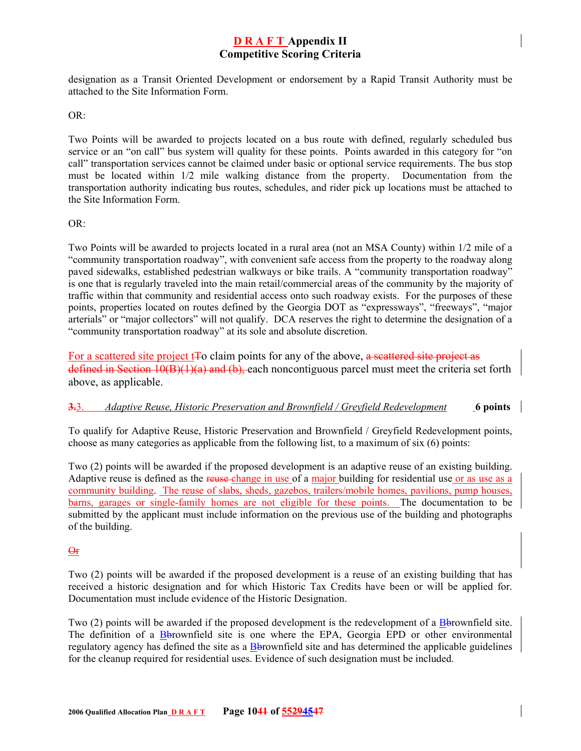designation as a Transit Oriented Development or endorsement by a Rapid Transit Authority must be attached to the Site Information Form.

OR:

Two Points will be awarded to projects located on a bus route with defined, regularly scheduled bus service or an "on call" bus system will quality for these points. Points awarded in this category for "on call" transportation services cannot be claimed under basic or optional service requirements. The bus stop must be located within 1/2 mile walking distance from the property. Documentation from the transportation authority indicating bus routes, schedules, and rider pick up locations must be attached to the Site Information Form.

OR:

Two Points will be awarded to projects located in a rural area (not an MSA County) within 1/2 mile of a "community transportation roadway", with convenient safe access from the property to the roadway along paved sidewalks, established pedestrian walkways or bike trails. A "community transportation roadway" is one that is regularly traveled into the main retail/commercial areas of the community by the majority of traffic within that community and residential access onto such roadway exists. For the purposes of these points, properties located on routes defined by the Georgia DOT as "expressways", "freeways", "major arterials" or "major collectors" will not qualify. DCA reserves the right to determine the designation of a "community transportation roadway" at its sole and absolute discretion.

For a scattered site project tTo claim points for any of the above, a scattered site project as defined in Section 10(B)(1)(a) and (b), each noncontiguous parcel must meet the criteria set forth above, as applicable.

**3.**3. *Adaptive Reuse, Historic Preservation and Brownfield / Greyfield Redevelopment* **6 points**

To qualify for Adaptive Reuse, Historic Preservation and Brownfield / Greyfield Redevelopment points, choose as many categories as applicable from the following list, to a maximum of six (6) points:

Two (2) points will be awarded if the proposed development is an adaptive reuse of an existing building. Adaptive reuse is defined as the reuse change in use of a major building for residential use or as use as a community building. The reuse of slabs, sheds, gazebos, trailers/mobile homes, pavilions, pump houses, barns, garages or single-family homes are not eligible for these points. The documentation to be submitted by the applicant must include information on the previous use of the building and photographs of the building.

Or

Two (2) points will be awarded if the proposed development is a reuse of an existing building that has received a historic designation and for which Historic Tax Credits have been or will be applied for. Documentation must include evidence of the Historic Designation.

Two (2) points will be awarded if the proposed development is the redevelopment of a BBrownfield site. The definition of a BBrownfield site is one where the EPA, Georgia EPD or other environmental regulatory agency has defined the site as a BBrownfield site and has determined the applicable guidelines for the cleanup required for residential uses. Evidence of such designation must be included.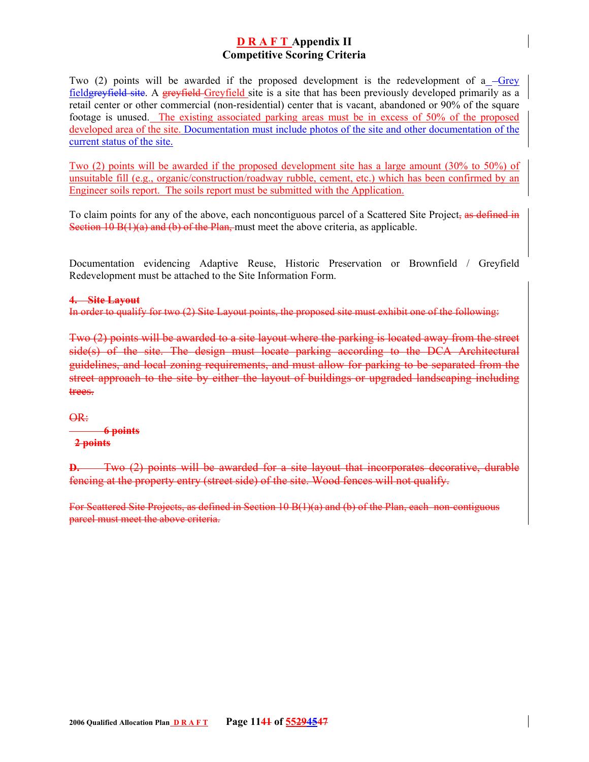# D R A F T Appendix II
## Competitive Scoring Criteria

Two (2) points will be awarded if the proposed development is the redevelopment of a –Grey fieldgreyfield site. A greyfield Greyfield site is a site that has been previously developed primarily as a retail center or other commercial (non-residential) center that is vacant, abandoned or 90% of the square footage is unused. The existing associated parking areas must be in excess of 50% of the proposed developed area of the site. Documentation must include photos of the site and other documentation of the current status of the site.

Two (2) points will be awarded if the proposed development site has a large amount (30% to 50%) of unsuitable fill (e.g., organic/construction/roadway rubble, cement, etc.) which has been confirmed by an Engineer soils report. The soils report must be submitted with the Application.

To claim points for any of the above, each noncontiguous parcel of a Scattered Site Project, as defined in Section 10 B(1)(a) and (b) of the Plan, must meet the above criteria, as applicable.

Documentation evidencing Adaptive Reuse, Historic Preservation or Brownfield / Greyfield Redevelopment must be attached to the Site Information Form.

**~~4. Site Layout~~**

~~In order to qualify for two (2) Site Layout points, the proposed site must exhibit one of the following:~~

~~Two (2) points will be awarded to a site layout where the parking is located away from the street side(s) of the site. The design must locate parking according to the DCA Architectural guidelines, and local zoning requirements, and must allow for parking to be separated from the street approach to the site by either the layout of buildings or upgraded landscaping including trees.~~

~~OR:~~

**~~6 points~~**

**~~2 points~~**

~~**D.** Two (2) points will be awarded for a site layout that incorporates decorative, durable fencing at the property entry (street side) of the site. Wood fences will not qualify.~~

~~For Scattered Site Projects, as defined in Section 10 B(1)(a) and (b) of the Plan, each non-contiguous parcel must meet the above criteria.~~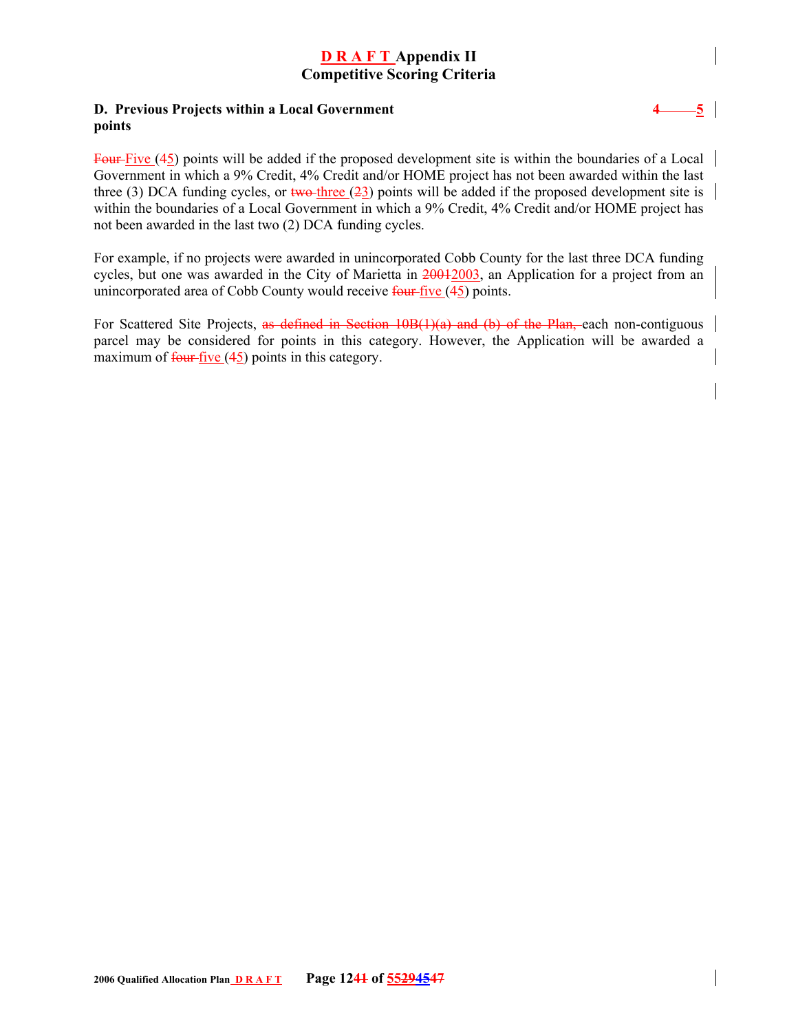# D R A F T Appendix II
# Competitive Scoring Criteria

**D. Previous Projects within a Local Government** **~~4~~ 5 points**

~~Four~~ Five (~~4~~5) points will be added if the proposed development site is within the boundaries of a Local Government in which a 9% Credit, 4% Credit and/or HOME project has not been awarded within the last three (3) DCA funding cycles, or ~~two~~ three (~~2~~3) points will be added if the proposed development site is within the boundaries of a Local Government in which a 9% Credit, 4% Credit and/or HOME project has not been awarded in the last two (2) DCA funding cycles.

For example, if no projects were awarded in unincorporated Cobb County for the last three DCA funding cycles, but one was awarded in the City of Marietta in ~~2001~~2003, an Application for a project from an unincorporated area of Cobb County would receive ~~four~~ five (~~4~~5) points.

For Scattered Site Projects, ~~as defined in Section 10B(1)(a) and (b) of the Plan,~~ each non-contiguous parcel may be considered for points in this category. However, the Application will be awarded a maximum of ~~four~~ five (~~4~~5) points in this category.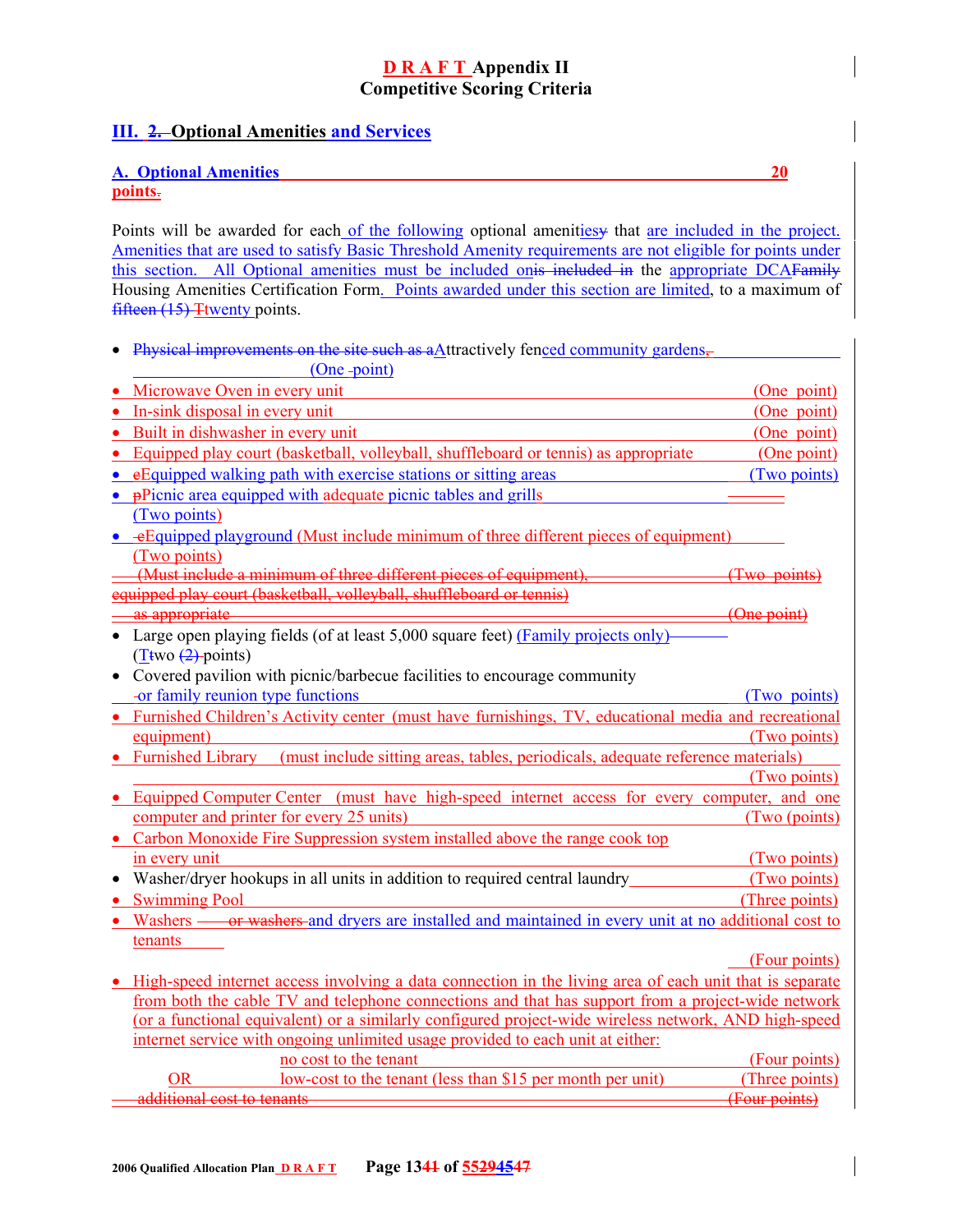# DRAFT Appendix II
# Competitive Scoring Criteria

## III. ~~2.~~ Optional Amenities and Services

### A. Optional Amenities 20 points~~.~~

Points will be awarded for each of the following optional amenities~~y~~ that are included in the project. Amenities that are used to satisfy Basic Threshold Amenity requirements are not eligible for points under this section. All Optional amenities must be included on~~is included in~~ the appropriate DCA~~Family~~ Housing Amenities Certification Form. Points awarded under this section are limited, to a maximum of ~~fifteen (15)~~ ~~T~~twenty points.

- ~~Physical improvements on the site such as a~~Attractively fenced community gardens~~,~~ (One point)
- Microwave Oven in every unit (One point)
- In-sink disposal in every unit (One point)
- Built in dishwasher in every unit (One point)
- Equipped play court (basketball, volleyball, shuffleboard or tennis) as appropriate (One point)
- ~~e~~Equipped walking path with exercise stations or sitting areas (Two points)
- ~~p~~Picnic area equipped with adequate picnic tables and grills (Two points)
- ~~e~~Equipped playground (Must include minimum of three different pieces of equipment) (Two points)
  ~~(Must include a minimum of three different pieces of equipment), (Two points)~~
  ~~equipped play court (basketball, volleyball, shuffleboard or tennis) as appropriate (One point)~~
- Large open playing fields (of at least 5,000 square feet) (Family projects only) (~~T~~two ~~(2)~~ points)
- Covered pavilion with picnic/barbecue facilities to encourage community or family reunion type functions (Two points)
- Furnished Children's Activity center (must have furnishings, TV, educational media and recreational equipment) (Two points)
- Furnished Library (must include sitting areas, tables, periodicals, adequate reference materials) (Two points)
- Equipped Computer Center (must have high-speed internet access for every computer, and one computer and printer for every 25 units) (Two (points)
- Carbon Monoxide Fire Suppression system installed above the range cook top in every unit (Two points)
- Washer/dryer hookups in all units in addition to required central laundry (Two points)
- Swimming Pool (Three points)
- Washers ~~or washers~~ and dryers are installed and maintained in every unit at no additional cost to tenants (Four points)
- High-speed internet access involving a data connection in the living area of each unit that is separate from both the cable TV and telephone connections and that has support from a project-wide network (or a functional equivalent) or a similarly configured project-wide wireless network, AND high-speed internet service with ongoing unlimited usage provided to each unit at either:
  - no cost to the tenant (Four points)
  - OR low-cost to the tenant (less than $15 per month per unit) (Three points)

  ~~additional cost to tenants (Four points)~~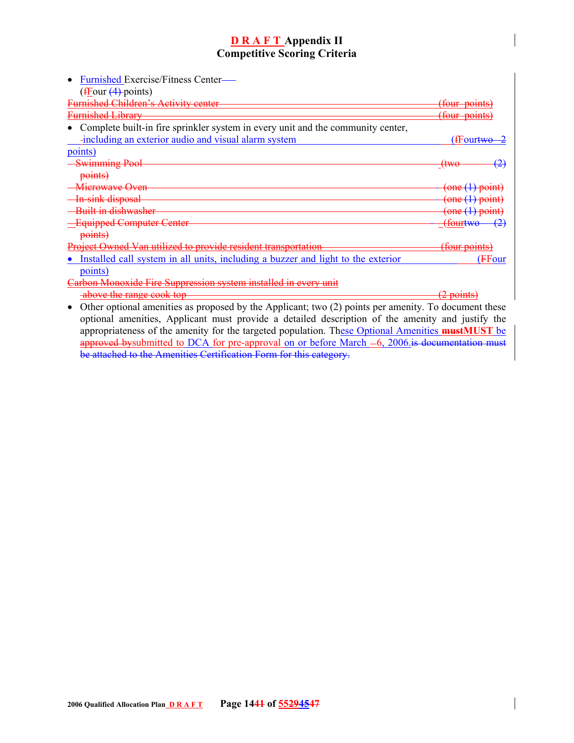# D R A F T Appendix II
## Competitive Scoring Criteria

- Furnished Exercise/Fitness Center (fFour (4) points)

~~Furnished Children's Activity center (four points)~~

~~Furnished Library (four points)~~

- Complete built-in fire sprinkler system in every unit and the community center, including an exterior audio and visual alarm system (fFourtwo 2 points)

~~Swimming Pool (two (2) points)~~

~~Microwave Oven (one (1) point)~~

~~In-sink disposal (one (1) point)~~

~~Built in dishwasher (one (1) point)~~

~~Equipped Computer Center (fourtwo (2) points)~~

~~Project Owned Van utilized to provide resident transportation (four points)~~

- Installed call system in all units, including a buzzer and light to the exterior (FFour points)

~~Carbon Monoxide Fire Suppression system installed in every unit above the range cook top (2 points)~~

- Other optional amenities as proposed by the Applicant; two (2) points per amenity. To document these optional amenities, Applicant must provide a detailed description of the amenity and justify the appropriateness of the amenity for the targeted population. These Optional Amenities ~~must~~**MUST** be ~~approved by~~submitted to DCA for pre-approval on or before March 6, 2006.~~is documentation must be attached to the Amenities Certification Form for this category.~~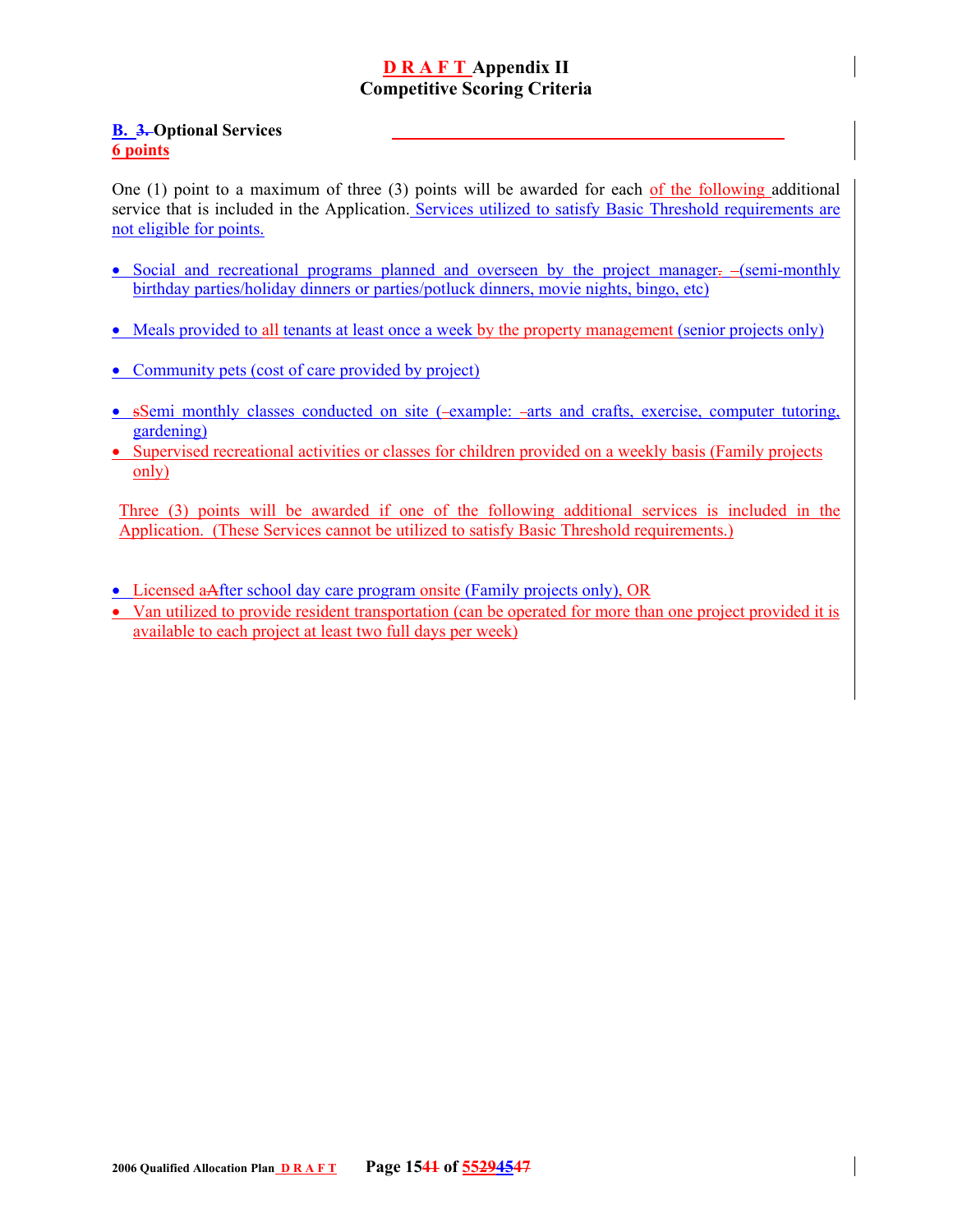# D R A F T Appendix II
# Competitive Scoring Criteria

**B. 3. Optional Services**
**6 points**

One (1) point to a maximum of three (3) points will be awarded for each of the following additional service that is included in the Application. Services utilized to satisfy Basic Threshold requirements are not eligible for points.

- Social and recreational programs planned and overseen by the project manager. –(semi-monthly birthday parties/holiday dinners or parties/potluck dinners, movie nights, bingo, etc)
- Meals provided to all tenants at least once a week by the property management (senior projects only)
- Community pets (cost of care provided by project)
- sSemi monthly classes conducted on site (–example: –arts and crafts, exercise, computer tutoring, gardening)
- Supervised recreational activities or classes for children provided on a weekly basis (Family projects only)

Three (3) points will be awarded if one of the following additional services is included in the Application. (These Services cannot be utilized to satisfy Basic Threshold requirements.)

- Licensed aAfter school day care program onsite (Family projects only), OR
- Van utilized to provide resident transportation (can be operated for more than one project provided it is available to each project at least two full days per week)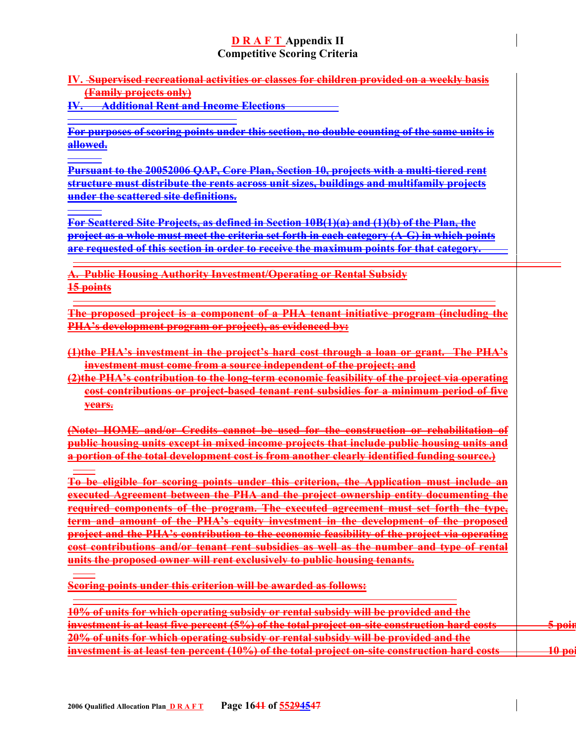# D R A F T Appendix II
## Competitive Scoring Criteria

**IV. Supervised recreational activities or classes for children provided on a weekly basis (Family projects only)**

**IV. Additional Rent and Income Elections**

**For purposes of scoring points under this section, no double counting of the same units is allowed.**

**Pursuant to the 20052006 QAP, Core Plan, Section 10, projects with a multi-tiered rent structure must distribute the rents across unit sizes, buildings and multifamily projects under the scattered site definitions.**

**For Scattered Site Projects, as defined in Section 10B(1)(a) and (1)(b) of the Plan, the project as a whole must meet the criteria set forth in each category (A-G) in which points are requested of this section in order to receive the maximum points for that category.**

**A. Public Housing Authority Investment/Operating or Rental Subsidy**
**15 points**

**The proposed project is a component of a PHA tenant initiative program (including the PHA's development program or project), as evidenced by:**

**(1)the PHA's investment in the project's hard cost through a loan or grant. The PHA's investment must come from a source independent of the project; and**

**(2)the PHA's contribution to the long-term economic feasibility of the project via operating cost contributions or project-based tenant rent subsidies for a minimum period of five years.**

**(Note: HOME and/or Credits cannot be used for the construction or rehabilitation of public housing units except in mixed income projects that include public housing units and a portion of the total development cost is from another clearly identified funding source.)**

**To be eligible for scoring points under this criterion, the Application must include an executed Agreement between the PHA and the project ownership entity documenting the required components of the program. The executed agreement must set forth the type, term and amount of the PHA's equity investment in the development of the proposed project and the PHA's contribution to the economic feasibility of the project via operating cost contributions and/or tenant rent subsidies as well as the number and type of rental units the proposed owner will rent exclusively to public housing tenants.**

**Scoring points under this criterion will be awarded as follows:**

| | |
|---|---|
| **10% of units for which operating subsidy or rental subsidy will be provided and the investment is at least five percent (5%) of the total project on-site construction hard costs** | **5 poin** |
| **20% of units for which operating subsidy or rental subsidy will be provided and the investment is at least ten percent (10%) of the total project on-site construction hard costs** | **10 poi** |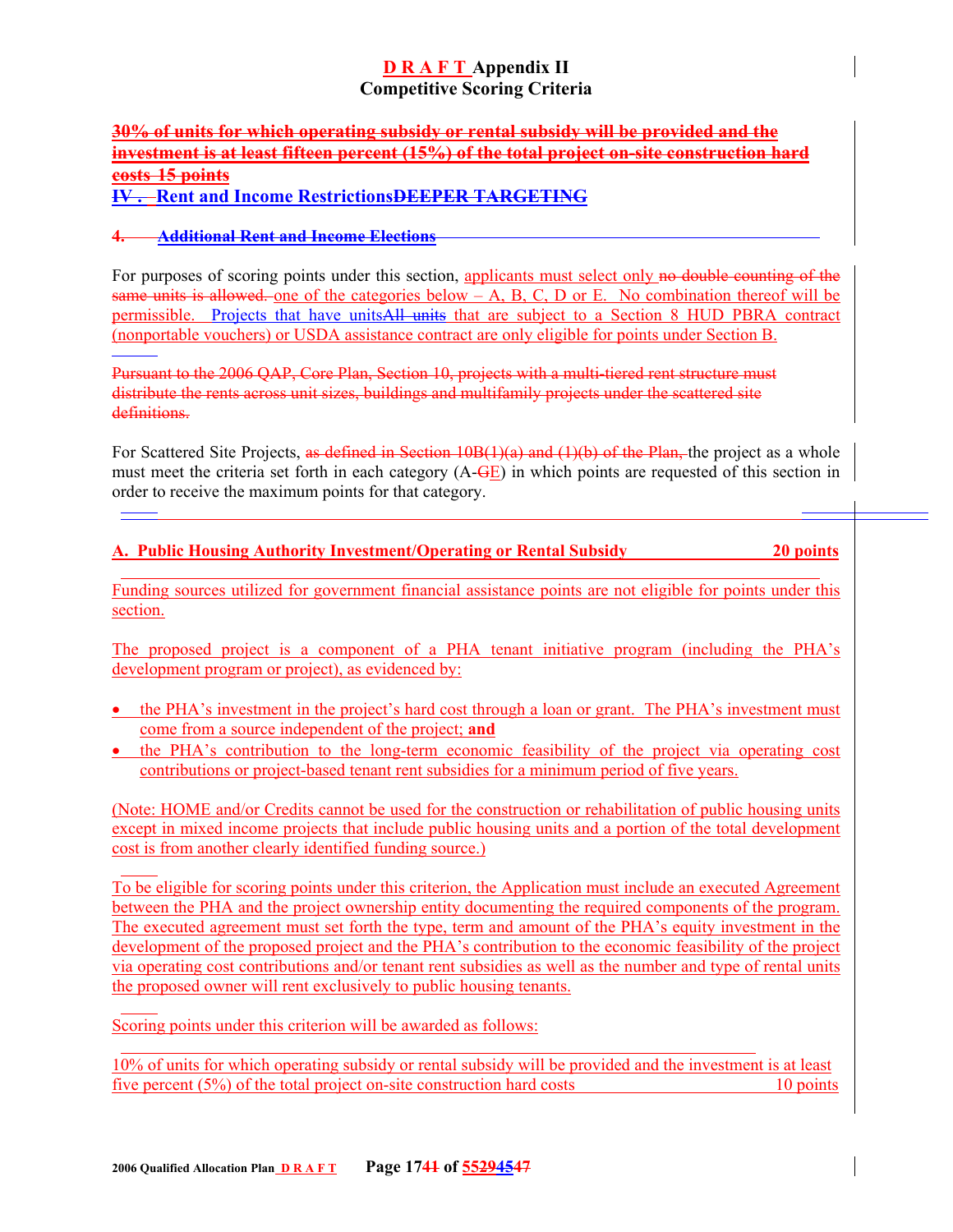# DRAFT Appendix II
## Competitive Scoring Criteria

~~30% of units for which operating subsidy or rental subsidy will be provided and the investment is at least fifteen percent (15%) of the total project on-site construction hard costs 15 points~~

## ~~IV.~~ Rent and Income Restrictions~~DEEPER TARGETING~~

### ~~4. Additional Rent and Income Elections~~

For purposes of scoring points under this section, applicants must select only ~~no double counting of the same units is allowed.~~ one of the categories below – A, B, C, D or E. No combination thereof will be permissible. Projects that have units~~All units~~ that are subject to a Section 8 HUD PBRA contract (nonportable vouchers) or USDA assistance contract are only eligible for points under Section B.

~~Pursuant to the 2006 QAP, Core Plan, Section 10, projects with a multi-tiered rent structure must distribute the rents across unit sizes, buildings and multifamily projects under the scattered site definitions.~~

For Scattered Site Projects, ~~as defined in Section 10B(1)(a) and (1)(b) of the Plan,~~ the project as a whole must meet the criteria set forth in each category (A-~~G~~E) in which points are requested of this section in order to receive the maximum points for that category.

### A. Public Housing Authority Investment/Operating or Rental Subsidy — 20 points

Funding sources utilized for government financial assistance points are not eligible for points under this section.

The proposed project is a component of a PHA tenant initiative program (including the PHA's development program or project), as evidenced by:

- the PHA's investment in the project's hard cost through a loan or grant. The PHA's investment must come from a source independent of the project; **and**
- the PHA's contribution to the long-term economic feasibility of the project via operating cost contributions or project-based tenant rent subsidies for a minimum period of five years.

(Note: HOME and/or Credits cannot be used for the construction or rehabilitation of public housing units except in mixed income projects that include public housing units and a portion of the total development cost is from another clearly identified funding source.)

To be eligible for scoring points under this criterion, the Application must include an executed Agreement between the PHA and the project ownership entity documenting the required components of the program. The executed agreement must set forth the type, term and amount of the PHA's equity investment in the development of the proposed project and the PHA's contribution to the economic feasibility of the project via operating cost contributions and/or tenant rent subsidies as well as the number and type of rental units the proposed owner will rent exclusively to public housing tenants.

Scoring points under this criterion will be awarded as follows:

10% of units for which operating subsidy or rental subsidy will be provided and the investment is at least five percent (5%) of the total project on-site construction hard costs — 10 points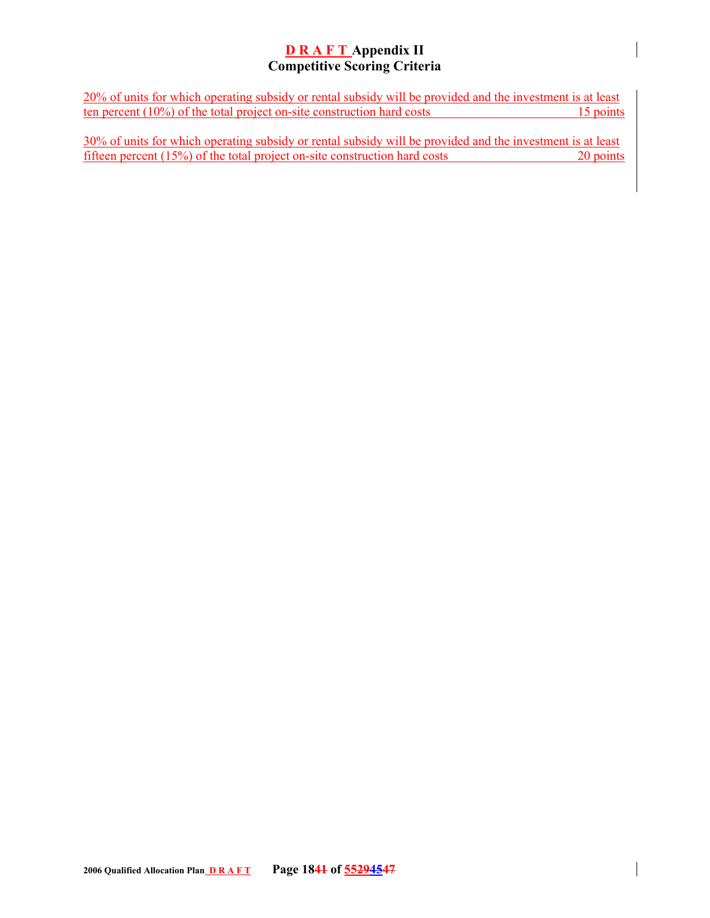# D R A F T Appendix II
## Competitive Scoring Criteria

20% of units for which operating subsidy or rental subsidy will be provided and the investment is at least ten percent (10%) of the total project on-site construction hard costs 15 points

30% of units for which operating subsidy or rental subsidy will be provided and the investment is at least fifteen percent (15%) of the total project on-site construction hard costs 20 points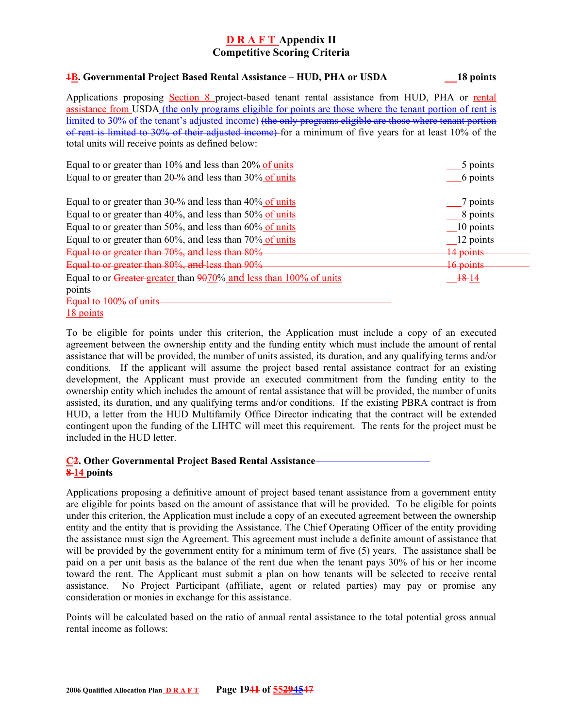# DRAFT Appendix II
## Competitive Scoring Criteria

**1B. Governmental Project Based Rental Assistance – HUD, PHA or USDA __18 points**

Applications proposing Section 8 project-based tenant rental assistance from HUD, PHA or rental assistance from USDA (the only programs eligible for points are those where the tenant portion of rent is limited to 30% of the tenant's adjusted income) ~~(the only programs eligible are those where tenant portion of rent is limited to 30% of their adjusted income)~~ for a minimum of five years for at least 10% of the total units will receive points as defined below:

| | |
|---|---|
| Equal to or greater than 10% and less than 20% of units | ___5 points |
| Equal to or greater than 20-% and less than 30% of units | ___6 points |
| Equal to or greater than 30-% and less than 40% of units | ___7 points |
| Equal to or greater than 40%, and less than 50% of units | ___8 points |
| Equal to or greater than 50%, and less than 60% of units | __10 points |
| Equal to or greater than 60%, and less than 70% of units | __12 points |
| ~~Equal to or greater than 70%, and less than 80%~~ | ~~14 points~~ |
| ~~Equal to or greater than 80%, and less than 90%~~ | ~~16 points~~ |
| Equal to or ~~Greater~~ greater than ~~90~~70% and less than 100% of units points | __~~18~~ 14 |
| Equal to 100% of units 18 points | |

To be eligible for points under this criterion, the Application must include a copy of an executed agreement between the ownership entity and the funding entity which must include the amount of rental assistance that will be provided, the number of units assisted, its duration, and any qualifying terms and/or conditions. If the applicant will assume the project based rental assistance contract for an existing development, the Applicant must provide an executed commitment from the funding entity to the ownership entity which includes the amount of rental assistance that will be provided, the number of units assisted, its duration, and any qualifying terms and/or conditions. If the existing PBRA contract is from HUD, a letter from the HUD Multifamily Office Director indicating that the contract will be extended contingent upon the funding of the LIHTC will meet this requirement. The rents for the project must be included in the HUD letter.

**C2. Other Governmental Project Based Rental Assistance ~~8~~ 14 points**

Applications proposing a definitive amount of project based tenant assistance from a government entity are eligible for points based on the amount of assistance that will be provided. To be eligible for points under this criterion, the Application must include a copy of an executed agreement between the ownership entity and the entity that is providing the Assistance. The Chief Operating Officer of the entity providing the assistance must sign the Agreement. This agreement must include a definite amount of assistance that will be provided by the government entity for a minimum term of five (5) years. The assistance shall be paid on a per unit basis as the balance of the rent due when the tenant pays 30% of his or her income toward the rent. The Applicant must submit a plan on how tenants will be selected to receive rental assistance. No Project Participant (affiliate, agent or related parties) may pay or promise any consideration or monies in exchange for this assistance.

Points will be calculated based on the ratio of annual rental assistance to the total potential gross annual rental income as follows: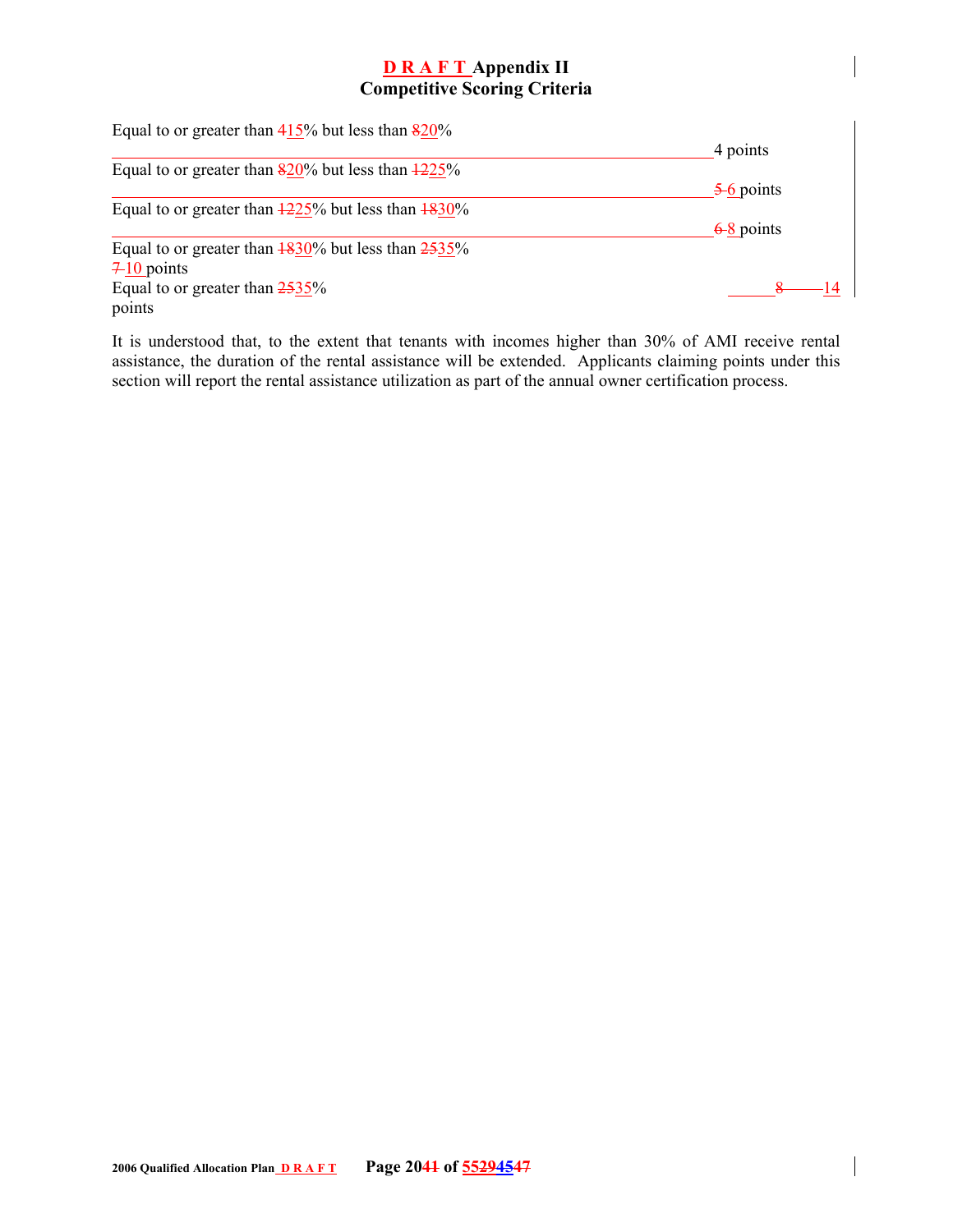# D R A F T Appendix II
## Competitive Scoring Criteria

Equal to or greater than 415% but less than 820% 4 points

Equal to or greater than 820% but less than 1225% 5 6 points

Equal to or greater than 1225% but less than 1830% 6 8 points

Equal to or greater than 1830% but less than 2535% 7 10 points

Equal to or greater than 2535% 8 14 points

It is understood that, to the extent that tenants with incomes higher than 30% of AMI receive rental assistance, the duration of the rental assistance will be extended. Applicants claiming points under this section will report the rental assistance utilization as part of the annual owner certification process.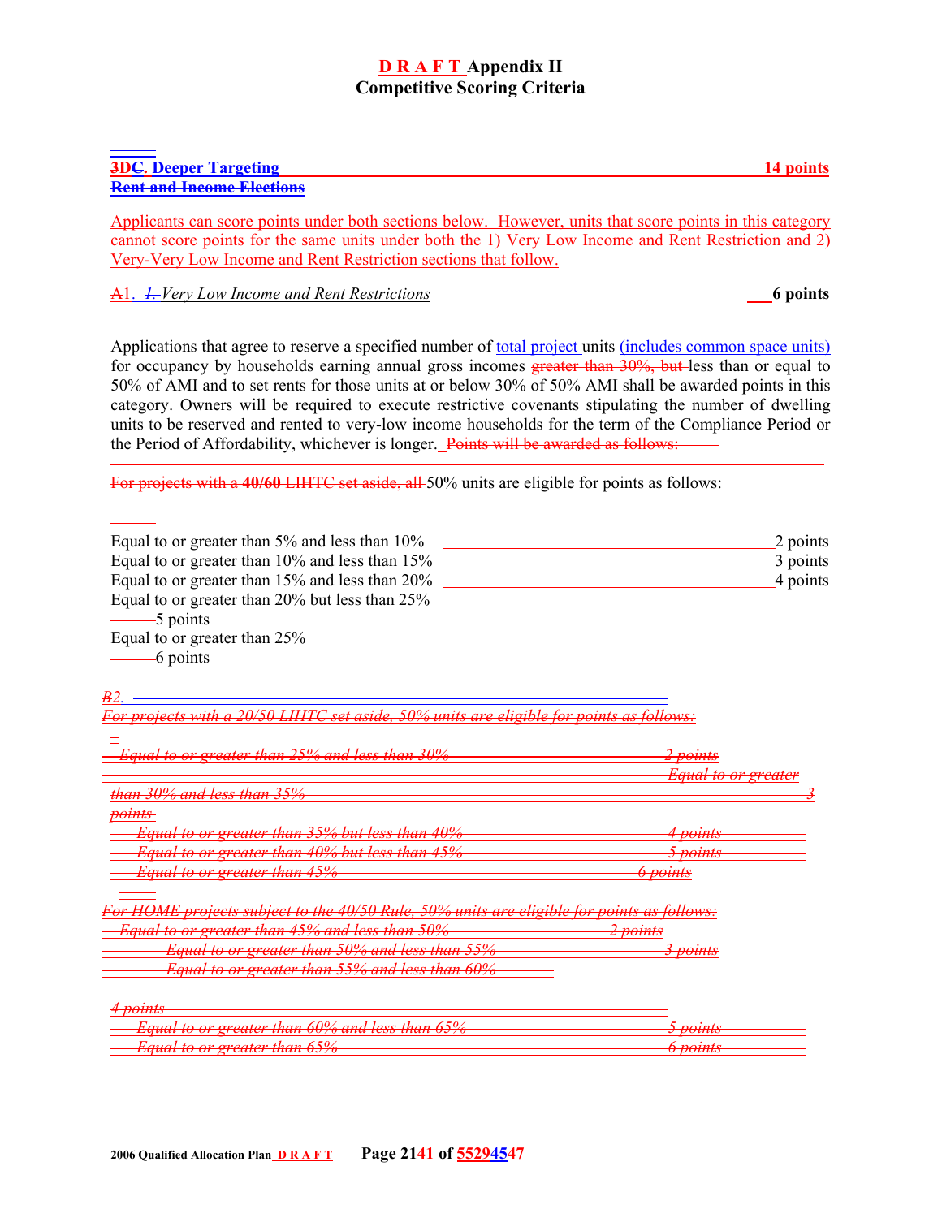# D R A F T Appendix II
## Competitive Scoring Criteria

**3DC. Deeper Targeting** **14 points**

**Rent and Income Elections**

Applicants can score points under both sections below. However, units that score points in this category cannot score points for the same units under both the 1) Very Low Income and Rent Restriction and 2) Very-Very Low Income and Rent Restriction sections that follow.

A1. *1. Very Low Income and Rent Restrictions* **6 points**

Applications that agree to reserve a specified number of total project units (includes common space units) for occupancy by households earning annual gross incomes greater than 30%, but less than or equal to 50% of AMI and to set rents for those units at or below 30% of 50% AMI shall be awarded points in this category. Owners will be required to execute restrictive covenants stipulating the number of dwelling units to be reserved and rented to very-low income households for the term of the Compliance Period or the Period of Affordability, whichever is longer. Points will be awarded as follows:

For projects with a **40/60** LIHTC set aside, all 50% units are eligible for points as follows:

| | |
|---|---|
| Equal to or greater than 5% and less than 10% | 2 points |
| Equal to or greater than 10% and less than 15% | 3 points |
| Equal to or greater than 15% and less than 20% | 4 points |
| Equal to or greater than 20% but less than 25% | 5 points |
| Equal to or greater than 25% | 6 points |

*B2.*

*For projects with a 20/50 LIHTC set aside, 50% units are eligible for points as follows:*

| | |
|---|---|
| *Equal to or greater than 25% and less than 30%* | *2 points* |
| *Equal to or greater than 30% and less than 35%* | *3 points* |
| *Equal to or greater than 35% but less than 40%* | *4 points* |
| *Equal to or greater than 40% but less than 45%* | *5 points* |
| *Equal to or greater than 45%* | *6 points* |

*For HOME projects subject to the 40/50 Rule, 50% units are eligible for points as follows:*

| | |
|---|---|
| *Equal to or greater than 45% and less than 50%* | *2 points* |
| *Equal to or greater than 50% and less than 55%* | *3 points* |
| *Equal to or greater than 55% and less than 60%* | *4 points* |
| *Equal to or greater than 60% and less than 65%* | *5 points* |
| *Equal to or greater than 65%* | *6 points* |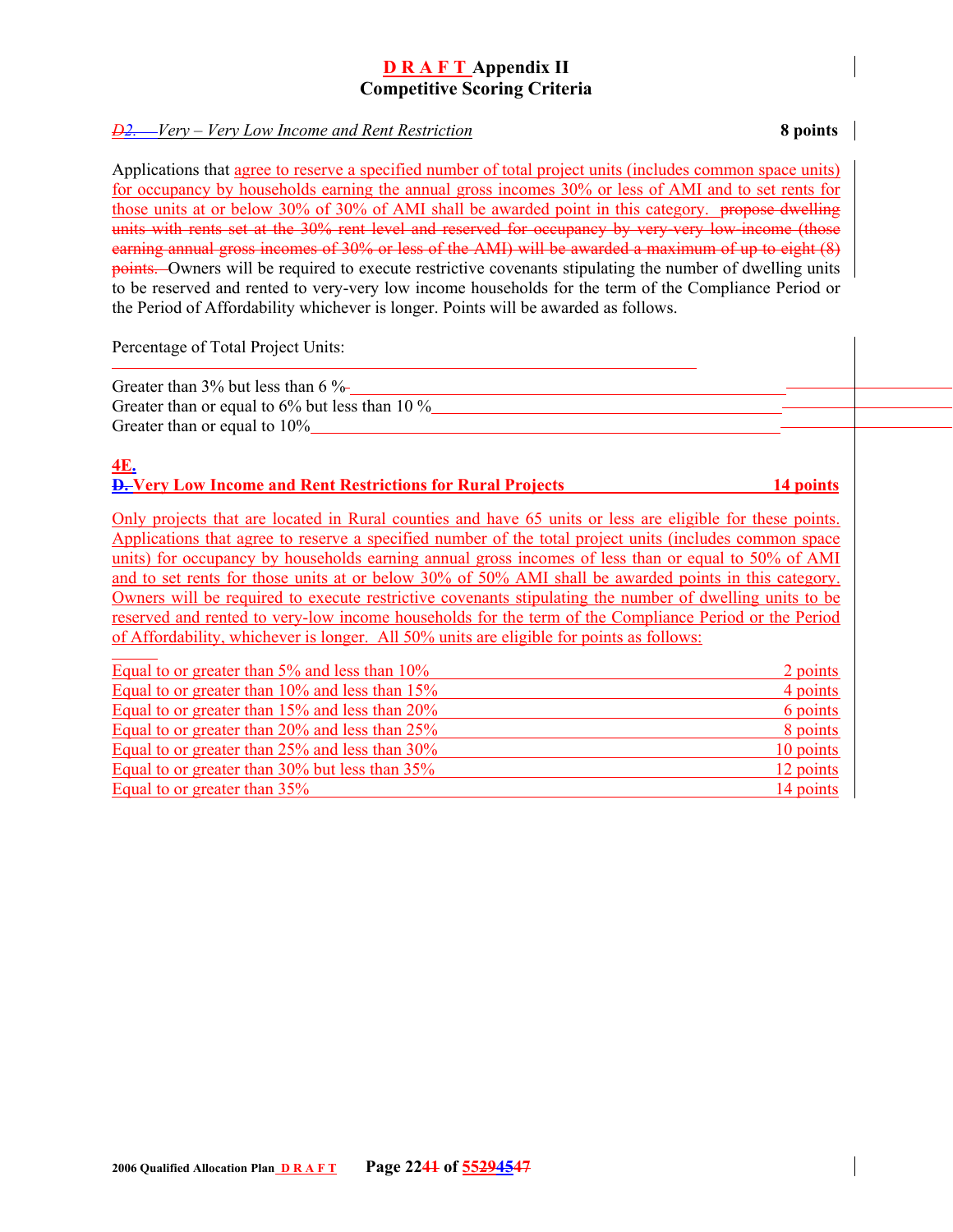# D R A F T Appendix II
## Competitive Scoring Criteria

*D2. Very – Very Low Income and Rent Restriction* **8 points**

Applications that agree to reserve a specified number of total project units (includes common space units) for occupancy by households earning the annual gross incomes 30% or less of AMI and to set rents for those units at or below 30% of 30% of AMI shall be awarded point in this category. ~~propose dwelling units with rents set at the 30% rent level and reserved for occupancy by very-very low income (those earning annual gross incomes of 30% or less of the AMI) will be awarded a maximum of up to eight (8) points.~~ Owners will be required to execute restrictive covenants stipulating the number of dwelling units to be reserved and rented to very-very low income households for the term of the Compliance Period or the Period of Affordability whichever is longer. Points will be awarded as follows.

Percentage of Total Project Units:

Greater than 3% but less than 6 %

Greater than or equal to 6% but less than 10 %

Greater than or equal to 10%

### 4E. ~~D.~~ Very Low Income and Rent Restrictions for Rural Projects **14 points**

Only projects that are located in Rural counties and have 65 units or less are eligible for these points. Applications that agree to reserve a specified number of the total project units (includes common space units) for occupancy by households earning annual gross incomes of less than or equal to 50% of AMI and to set rents for those units at or below 30% of 50% AMI shall be awarded points in this category. Owners will be required to execute restrictive covenants stipulating the number of dwelling units to be reserved and rented to very-low income households for the term of the Compliance Period or the Period of Affordability, whichever is longer. All 50% units are eligible for points as follows:

| | |
|---|---|
| Equal to or greater than 5% and less than 10% | 2 points |
| Equal to or greater than 10% and less than 15% | 4 points |
| Equal to or greater than 15% and less than 20% | 6 points |
| Equal to or greater than 20% and less than 25% | 8 points |
| Equal to or greater than 25% and less than 30% | 10 points |
| Equal to or greater than 30% but less than 35% | 12 points |
| Equal to or greater than 35% | 14 points |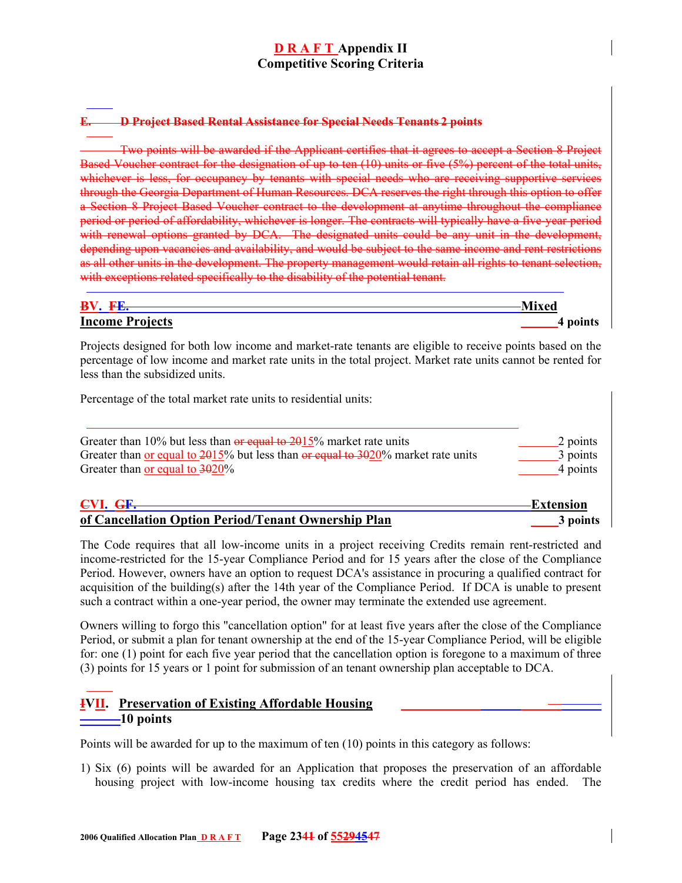# D R A F T Appendix II
## Competitive Scoring Criteria

~~E. D Project Based Rental Assistance for Special Needs Tenants 2 points~~

~~Two points will be awarded if the Applicant certifies that it agrees to accept a Section 8 Project Based Voucher contract for the designation of up to ten (10) units or five (5%) percent of the total units, whichever is less, for occupancy by tenants with special needs who are receiving supportive services through the Georgia Department of Human Resources. DCA reserves the right through this option to offer a Section 8 Project Based Voucher contract to the development at anytime throughout the compliance period or period of affordability, whichever is longer. The contracts will typically have a five-year period with renewal options granted by DCA. The designated units could be any unit in the development, depending upon vacancies and availability, and would be subject to the same income and rent restrictions as all other units in the development. The property management would retain all rights to tenant selection, with exceptions related specifically to the disability of the potential tenant.~~

## ~~B~~V. ~~FE.~~ Mixed Income Projects — 4 points

Projects designed for both low income and market-rate tenants are eligible to receive points based on the percentage of low income and market rate units in the total project. Market rate units cannot be rented for less than the subsidized units.

Percentage of the total market rate units to residential units:

| | |
|---|---|
| Greater than 10% but less than ~~or equal to 20~~15% market rate units | 2 points |
| Greater than or equal to ~~20~~15% but less than ~~or equal to 30~~20% market rate units | 3 points |
| Greater than or equal to ~~30~~20% | 4 points |

## ~~C~~VI. ~~GF.~~ Extension of Cancellation Option Period/Tenant Ownership Plan — 3 points

The Code requires that all low-income units in a project receiving Credits remain rent-restricted and income-restricted for the 15-year Compliance Period and for 15 years after the close of the Compliance Period. However, owners have an option to request DCA's assistance in procuring a qualified contract for acquisition of the building(s) after the 14th year of the Compliance Period. If DCA is unable to present such a contract within a one-year period, the owner may terminate the extended use agreement.

Owners willing to forgo this "cancellation option" for at least five years after the close of the Compliance Period, or submit a plan for tenant ownership at the end of the 15-year Compliance Period, will be eligible for: one (1) point for each five year period that the cancellation option is foregone to a maximum of three (3) points for 15 years or 1 point for submission of an tenant ownership plan acceptable to DCA.

## ~~I~~VII. Preservation of Existing Affordable Housing — 10 points

Points will be awarded for up to the maximum of ten (10) points in this category as follows:

1) Six (6) points will be awarded for an Application that proposes the preservation of an affordable housing project with low-income housing tax credits where the credit period has ended. The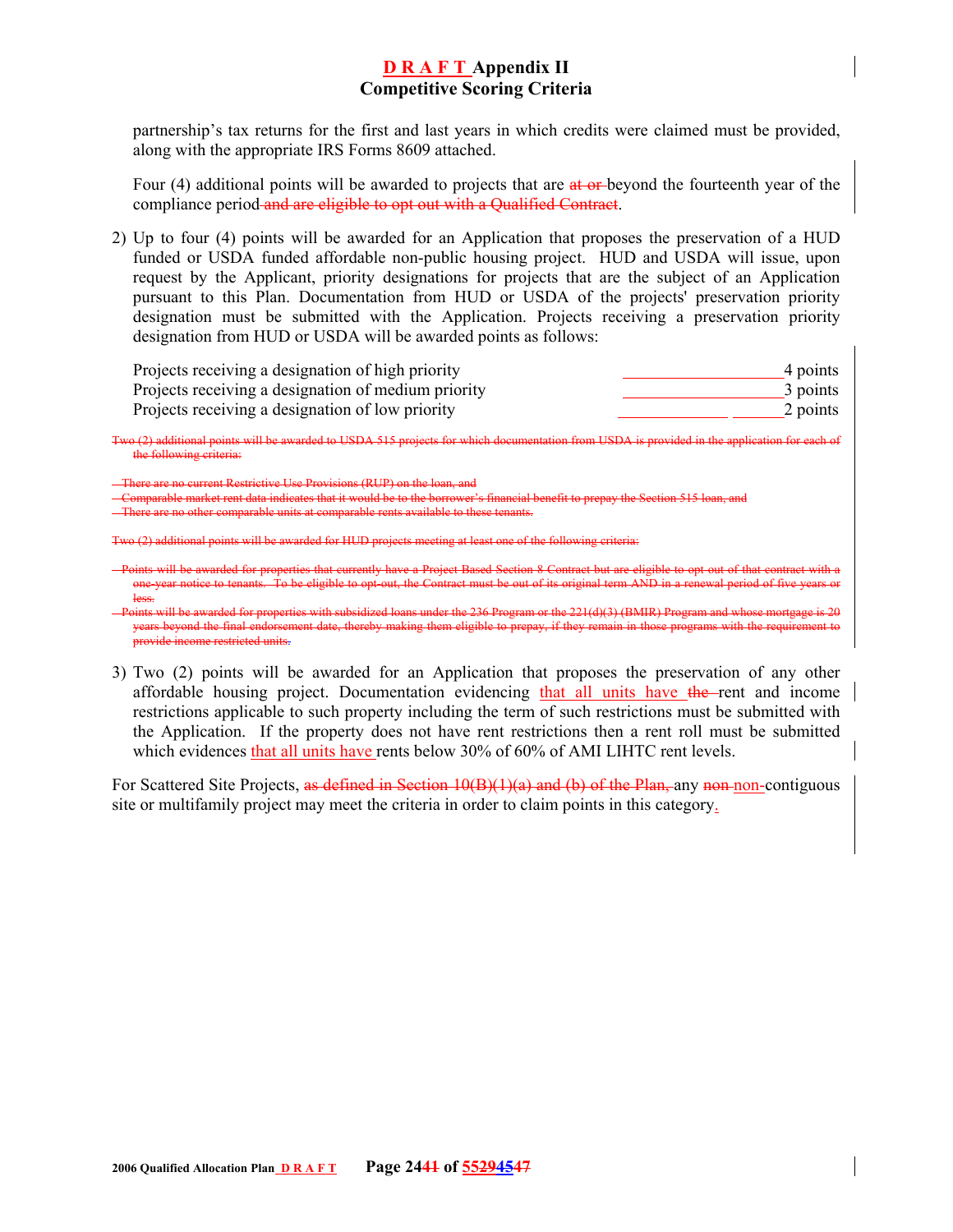partnership's tax returns for the first and last years in which credits were claimed must be provided, along with the appropriate IRS Forms 8609 attached.

Four (4) additional points will be awarded to projects that are ~~at or~~ beyond the fourteenth year of the compliance period ~~and are eligible to opt out with a Qualified Contract~~.

2) Up to four (4) points will be awarded for an Application that proposes the preservation of a HUD funded or USDA funded affordable non-public housing project. HUD and USDA will issue, upon request by the Applicant, priority designations for projects that are the subject of an Application pursuant to this Plan. Documentation from HUD or USDA of the projects' preservation priority designation must be submitted with the Application. Projects receiving a preservation priority designation from HUD or USDA will be awarded points as follows:

| | |
|---|---|
| Projects receiving a designation of high priority | 4 points |
| Projects receiving a designation of medium priority | 3 points |
| Projects receiving a designation of low priority | 2 points |

~~Two (2) additional points will be awarded to USDA 515 projects for which documentation from USDA is provided in the application for each of the following criteria:~~

- ~~There are no current Restrictive Use Provisions (RUP) on the loan, and~~
- ~~Comparable market rent data indicates that it would be to the borrower's financial benefit to prepay the Section 515 loan, and~~
- ~~There are no other comparable units at comparable rents available to these tenants.~~

~~Two (2) additional points will be awarded for HUD projects meeting at least one of the following criteria:~~

- ~~Points will be awarded for properties that currently have a Project Based Section 8 Contract but are eligible to opt out of that contract with a one-year notice to tenants. To be eligible to opt-out, the Contract must be out of its original term AND in a renewal period of five years or less.~~
- ~~Points will be awarded for properties with subsidized loans under the 236 Program or the 221(d)(3) (BMIR) Program and whose mortgage is 20 years beyond the final endorsement date, thereby making them eligible to prepay, if they remain in those programs with the requirement to provide income restricted units.~~

3) Two (2) points will be awarded for an Application that proposes the preservation of any other affordable housing project. Documentation evidencing that all units have ~~the~~ rent and income restrictions applicable to such property including the term of such restrictions must be submitted with the Application. If the property does not have rent restrictions then a rent roll must be submitted which evidences that all units have rents below 30% of 60% of AMI LIHTC rent levels.

For Scattered Site Projects, ~~as defined in Section 10(B)(1)(a) and (b) of the Plan,~~ any ~~non~~ non-contiguous site or multifamily project may meet the criteria in order to claim points in this category.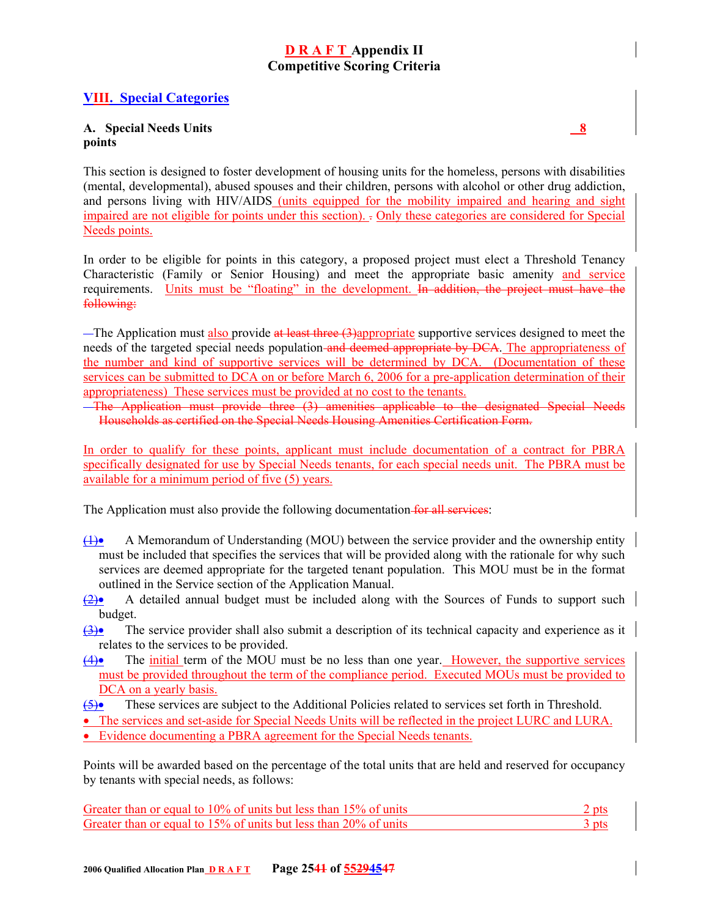# D R A F T Appendix II
# Competitive Scoring Criteria

## VIII. Special Categories

### A. Special Needs Units 8 points

This section is designed to foster development of housing units for the homeless, persons with disabilities (mental, developmental), abused spouses and their children, persons with alcohol or other drug addiction, and persons living with HIV/AIDS (units equipped for the mobility impaired and hearing and sight impaired are not eligible for points under this section). . Only these categories are considered for Special Needs points.

In order to be eligible for points in this category, a proposed project must elect a Threshold Tenancy Characteristic (Family or Senior Housing) and meet the appropriate basic amenity and service requirements. Units must be "floating" in the development. ~~In addition, the project must have the following:~~

~~—~~The Application must also provide ~~at least three (3)~~appropriate supportive services designed to meet the needs of the targeted special needs population ~~and deemed appropriate by DCA~~. The appropriateness of the number and kind of supportive services will be determined by DCA. (Documentation of these services can be submitted to DCA on or before March 6, 2006 for a pre-application determination of their appropriateness) These services must be provided at no cost to the tenants.

~~—The Application must provide three (3) amenities applicable to the designated Special Needs Households as certified on the Special Needs Housing Amenities Certification Form.~~

In order to qualify for these points, applicant must include documentation of a contract for PBRA specifically designated for use by Special Needs tenants, for each special needs unit. The PBRA must be available for a minimum period of five (5) years.

The Application must also provide the following documentation ~~for all services~~:

- ~~(1)~~ A Memorandum of Understanding (MOU) between the service provider and the ownership entity must be included that specifies the services that will be provided along with the rationale for why such services are deemed appropriate for the targeted tenant population. This MOU must be in the format outlined in the Service section of the Application Manual.
- ~~(2)~~ A detailed annual budget must be included along with the Sources of Funds to support such budget.
- ~~(3)~~ The service provider shall also submit a description of its technical capacity and experience as it relates to the services to be provided.
- ~~(4)~~ The initial term of the MOU must be no less than one year. However, the supportive services must be provided throughout the term of the compliance period. Executed MOUs must be provided to DCA on a yearly basis.
- ~~(5)~~ These services are subject to the Additional Policies related to services set forth in Threshold.
- The services and set-aside for Special Needs Units will be reflected in the project LURC and LURA.
- Evidence documenting a PBRA agreement for the Special Needs tenants.

Points will be awarded based on the percentage of the total units that are held and reserved for occupancy by tenants with special needs, as follows:

| | |
|---|---|
| Greater than or equal to 10% of units but less than 15% of units | 2 pts |
| Greater than or equal to 15% of units but less than 20% of units | 3 pts |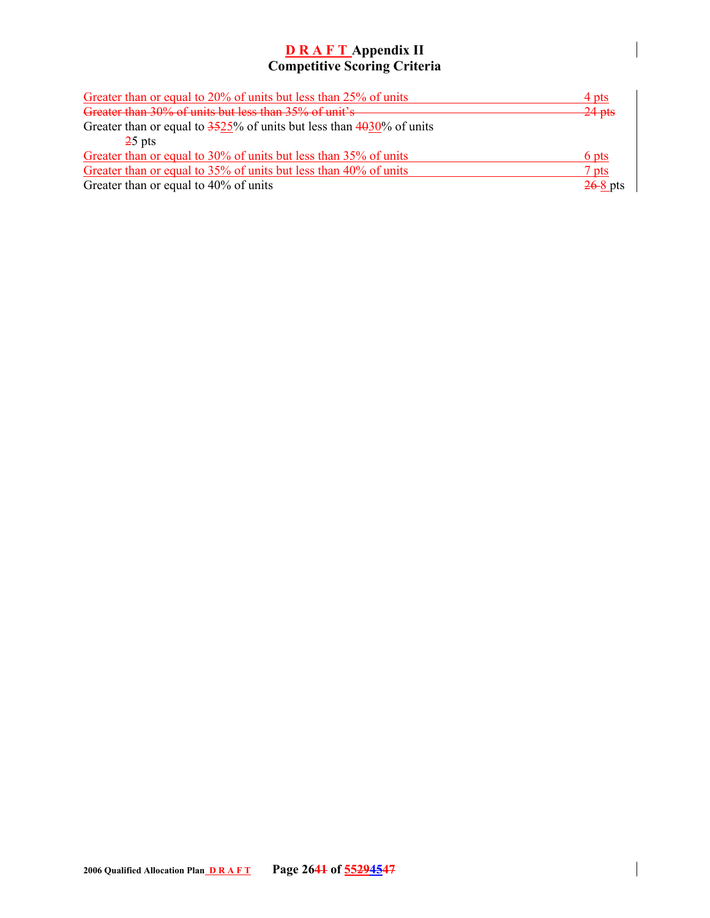**D R A F T Appendix II**
**Competitive Scoring Criteria**

Greater than or equal to 20% of units but less than 25% of units 4 pts

~~Greater than 30% of units but less than 35% of unit's 24 pts~~

Greater than or equal to ~~35~~25% of units but less than ~~40~~30% of units
~~2~~5 pts

Greater than or equal to 30% of units but less than 35% of units 6 pts

Greater than or equal to 35% of units but less than 40% of units 7 pts

Greater than or equal to 40% of units ~~26~~ 8 pts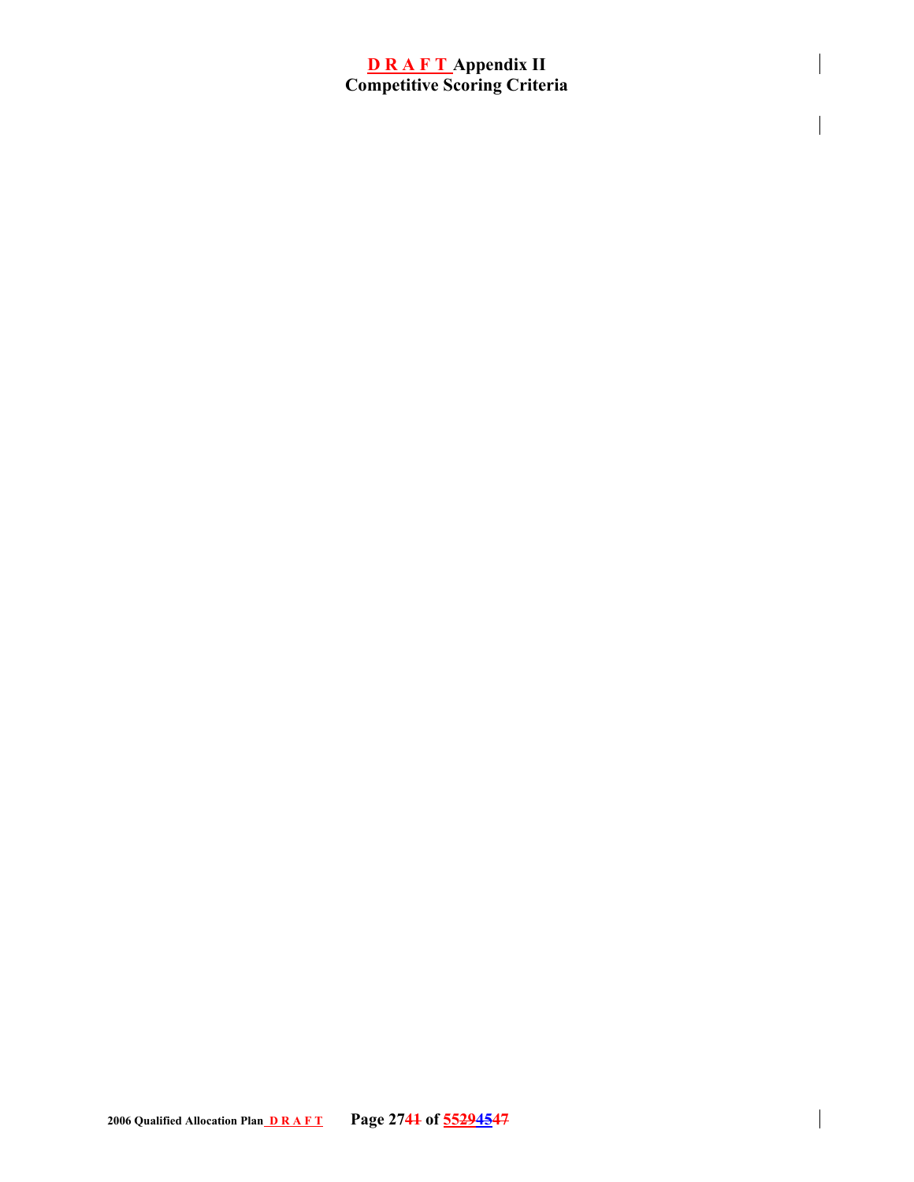# D R A F T Appendix II
## Competitive Scoring Criteria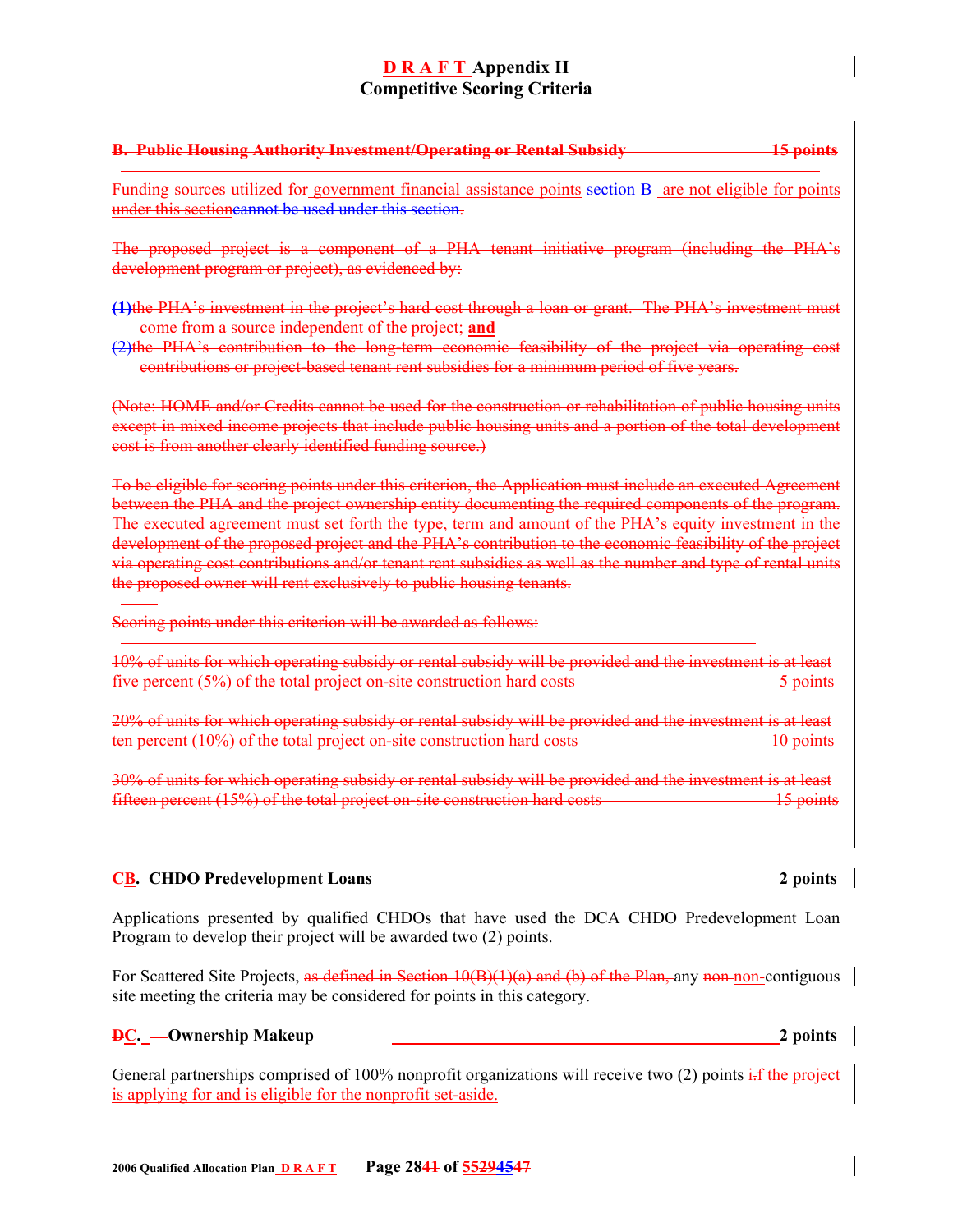# D R A F T Appendix II
## Competitive Scoring Criteria

~~**B. Public Housing Authority Investment/Operating or Rental Subsidy 15 points**~~

~~Funding sources utilized for government financial assistance points section B are not eligible for points under this sectioncannot be used under this section.~~

~~The proposed project is a component of a PHA tenant initiative program (including the PHA's development program or project), as evidenced by:~~

~~(1)the PHA's investment in the project's hard cost through a loan or grant. The PHA's investment must come from a source independent of the project; **and**~~

~~(2)the PHA's contribution to the long-term economic feasibility of the project via operating cost contributions or project-based tenant rent subsidies for a minimum period of five years.~~

~~(Note: HOME and/or Credits cannot be used for the construction or rehabilitation of public housing units except in mixed income projects that include public housing units and a portion of the total development cost is from another clearly identified funding source.)~~

~~To be eligible for scoring points under this criterion, the Application must include an executed Agreement between the PHA and the project ownership entity documenting the required components of the program. The executed agreement must set forth the type, term and amount of the PHA's equity investment in the development of the proposed project and the PHA's contribution to the economic feasibility of the project via operating cost contributions and/or tenant rent subsidies as well as the number and type of rental units the proposed owner will rent exclusively to public housing tenants.~~

~~Scoring points under this criterion will be awarded as follows:~~

~~10% of units for which operating subsidy or rental subsidy will be provided and the investment is at least five percent (5%) of the total project on-site construction hard costs 5 points~~

~~20% of units for which operating subsidy or rental subsidy will be provided and the investment is at least ten percent (10%) of the total project on-site construction hard costs 10 points~~

~~30% of units for which operating subsidy or rental subsidy will be provided and the investment is at least fifteen percent (15%) of the total project on-site construction hard costs 15 points~~

**~~C~~B. CHDO Predevelopment Loans 2 points**

Applications presented by qualified CHDOs that have used the DCA CHDO Predevelopment Loan Program to develop their project will be awarded two (2) points.

For Scattered Site Projects, ~~as defined in Section 10(B)(1)(a) and (b) of the Plan,~~ any ~~non~~ non-contiguous site meeting the criteria may be considered for points in this category.

**~~D~~C. Ownership Makeup 2 points**

General partnerships comprised of 100% nonprofit organizations will receive two (2) points ~~i.~~if the project is applying for and is eligible for the nonprofit set-aside.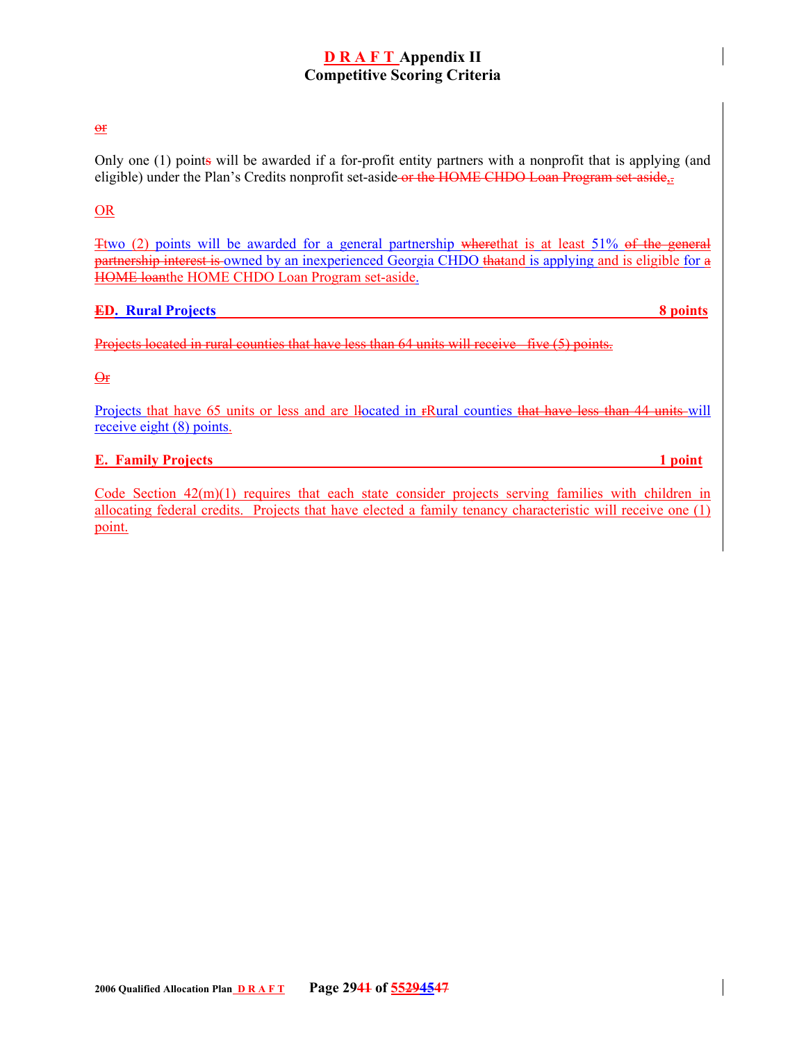or

Only one (1) points will be awarded if a for-profit entity partners with a nonprofit that is applying (and eligible) under the Plan's Credits nonprofit set-aside or the HOME CHDO Loan Program set-aside,.

OR

Ttwo (2) points will be awarded for a general partnership wherethat is at least 51% of the general partnership interest is owned by an inexperienced Georgia CHDO thatand is applying and is eligible for a HOME loanthe HOME CHDO Loan Program set-aside.

**ED. Rural Projects 8 points**

Projects located in rural counties that have less than 64 units will receive five (5) points.

Or

Projects that have 65 units or less and are lIocated in rRural counties that have less than 44 units will receive eight (8) points.

**E. Family Projects 1 point**

Code Section 42(m)(1) requires that each state consider projects serving families with children in allocating federal credits. Projects that have elected a family tenancy characteristic will receive one (1) point.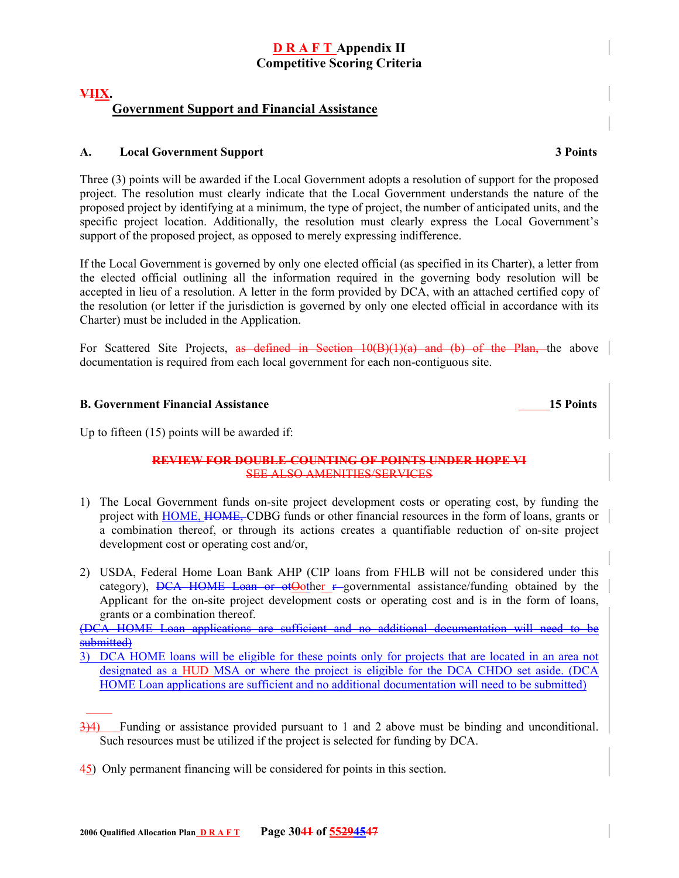# D R A F T Appendix II
## Competitive Scoring Criteria

## ~~VI~~IX. Government Support and Financial Assistance

### A. Local Government Support — 3 Points

Three (3) points will be awarded if the Local Government adopts a resolution of support for the proposed project. The resolution must clearly indicate that the Local Government understands the nature of the proposed project by identifying at a minimum, the type of project, the number of anticipated units, and the specific project location. Additionally, the resolution must clearly express the Local Government's support of the proposed project, as opposed to merely expressing indifference.

If the Local Government is governed by only one elected official (as specified in its Charter), a letter from the elected official outlining all the information required in the governing body resolution will be accepted in lieu of a resolution. A letter in the form provided by DCA, with an attached certified copy of the resolution (or letter if the jurisdiction is governed by only one elected official in accordance with its Charter) must be included in the Application.

For Scattered Site Projects, ~~as defined in Section 10(B)(1)(a) and (b) of the Plan,~~ the above documentation is required from each local government for each non-contiguous site.

### B. Government Financial Assistance — 15 Points

Up to fifteen (15) points will be awarded if:

~~**REVIEW FOR DOUBLE-COUNTING OF POINTS UNDER HOPE VI**~~
~~SEE ALSO AMENITIES/SERVICES~~

1) The Local Government funds on-site project development costs or operating cost, by funding the project with HOME, ~~HOME,~~ CDBG funds or other financial resources in the form of loans, grants or a combination thereof, or through its actions creates a quantifiable reduction of on-site project development cost or operating cost and/or,

2) USDA, Federal Home Loan Bank AHP (CIP loans from FHLB will not be considered under this category), ~~DCA HOME Loan or ot~~Other ~~r~~ governmental assistance/funding obtained by the Applicant for the on-site project development costs or operating cost and is in the form of loans, grants or a combination thereof.

~~(DCA HOME Loan applications are sufficient and no additional documentation will need to be submitted)~~

3) DCA HOME loans will be eligible for these points only for projects that are located in an area not designated as a HUD MSA or where the project is eligible for the DCA CHDO set aside. (DCA HOME Loan applications are sufficient and no additional documentation will need to be submitted)

~~3)~~4) Funding or assistance provided pursuant to 1 and 2 above must be binding and unconditional. Such resources must be utilized if the project is selected for funding by DCA.

~~4~~5) Only permanent financing will be considered for points in this section.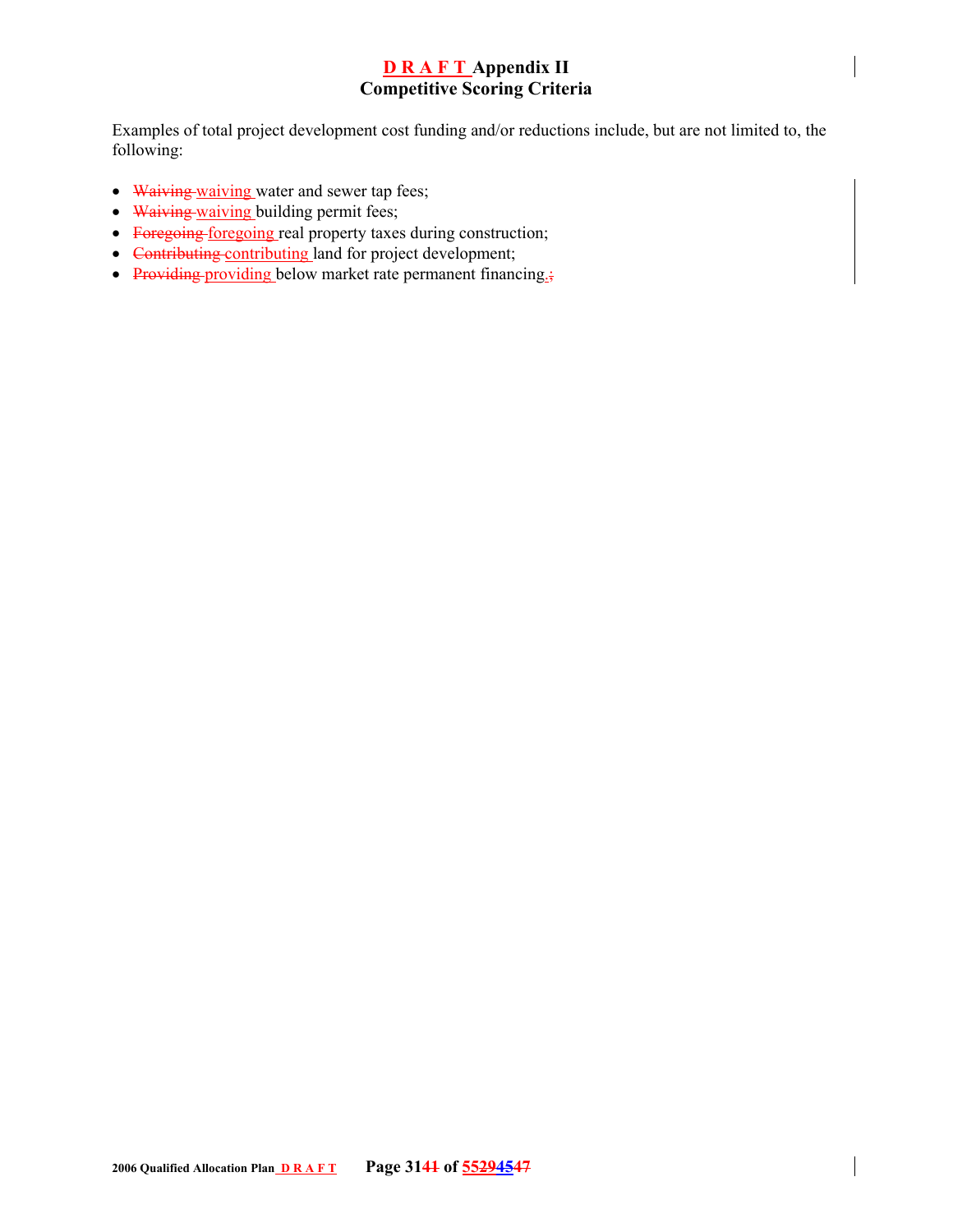# D R A F T Appendix II
## Competitive Scoring Criteria

Examples of total project development cost funding and/or reductions include, but are not limited to, the following:

- ~~Waiving~~ waiving water and sewer tap fees;
- ~~Waiving~~ waiving building permit fees;
- ~~Foregoing~~ foregoing real property taxes during construction;
- ~~Contributing~~ contributing land for project development;
- ~~Providing~~ providing below market rate permanent financing.~~;~~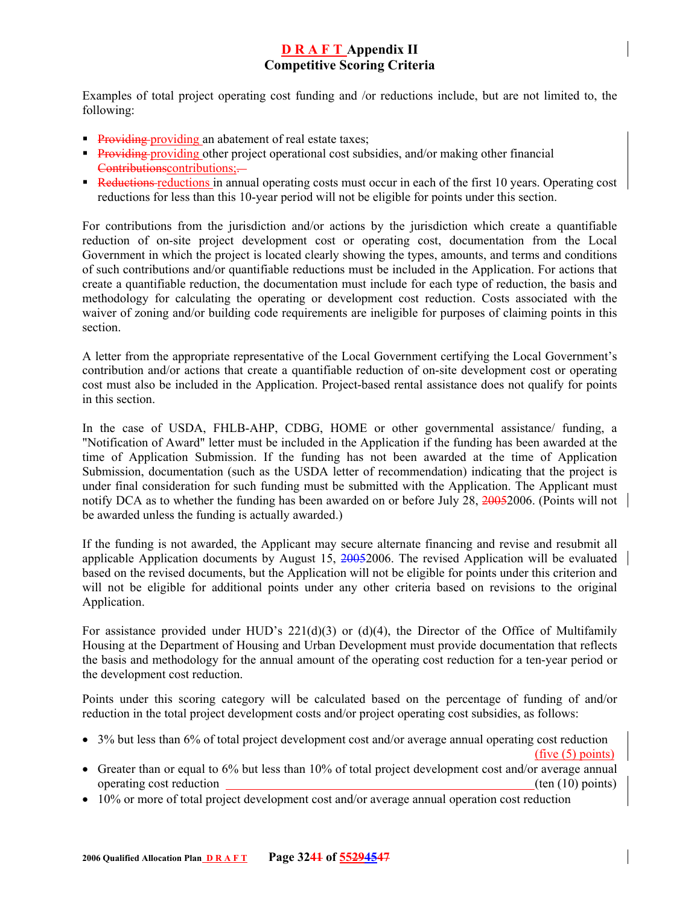# D R A F T Appendix II
## Competitive Scoring Criteria

Examples of total project operating cost funding and /or reductions include, but are not limited to, the following:

- ~~Providing~~ providing an abatement of real estate taxes;
- ~~Providing~~ providing other project operational cost subsidies, and/or making other financial ~~Contributions~~contributions;
- ~~Reductions~~ reductions in annual operating costs must occur in each of the first 10 years. Operating cost reductions for less than this 10-year period will not be eligible for points under this section.

For contributions from the jurisdiction and/or actions by the jurisdiction which create a quantifiable reduction of on-site project development cost or operating cost, documentation from the Local Government in which the project is located clearly showing the types, amounts, and terms and conditions of such contributions and/or quantifiable reductions must be included in the Application. For actions that create a quantifiable reduction, the documentation must include for each type of reduction, the basis and methodology for calculating the operating or development cost reduction. Costs associated with the waiver of zoning and/or building code requirements are ineligible for purposes of claiming points in this section.

A letter from the appropriate representative of the Local Government certifying the Local Government's contribution and/or actions that create a quantifiable reduction of on-site development cost or operating cost must also be included in the Application. Project-based rental assistance does not qualify for points in this section.

In the case of USDA, FHLB-AHP, CDBG, HOME or other governmental assistance/ funding, a "Notification of Award" letter must be included in the Application if the funding has been awarded at the time of Application Submission. If the funding has not been awarded at the time of Application Submission, documentation (such as the USDA letter of recommendation) indicating that the project is under final consideration for such funding must be submitted with the Application. The Applicant must notify DCA as to whether the funding has been awarded on or before July 28, ~~2005~~2006. (Points will not be awarded unless the funding is actually awarded.)

If the funding is not awarded, the Applicant may secure alternate financing and revise and resubmit all applicable Application documents by August 15, ~~2005~~2006. The revised Application will be evaluated based on the revised documents, but the Application will not be eligible for points under this criterion and will not be eligible for additional points under any other criteria based on revisions to the original Application.

For assistance provided under HUD's 221(d)(3) or (d)(4), the Director of the Office of Multifamily Housing at the Department of Housing and Urban Development must provide documentation that reflects the basis and methodology for the annual amount of the operating cost reduction for a ten-year period or the development cost reduction.

Points under this scoring category will be calculated based on the percentage of funding of and/or reduction in the total project development costs and/or project operating cost subsidies, as follows:

- 3% but less than 6% of total project development cost and/or average annual operating cost reduction (five (5) points)
- Greater than or equal to 6% but less than 10% of total project development cost and/or average annual operating cost reduction ______________________________ (ten (10) points)
- 10% or more of total project development cost and/or average annual operation cost reduction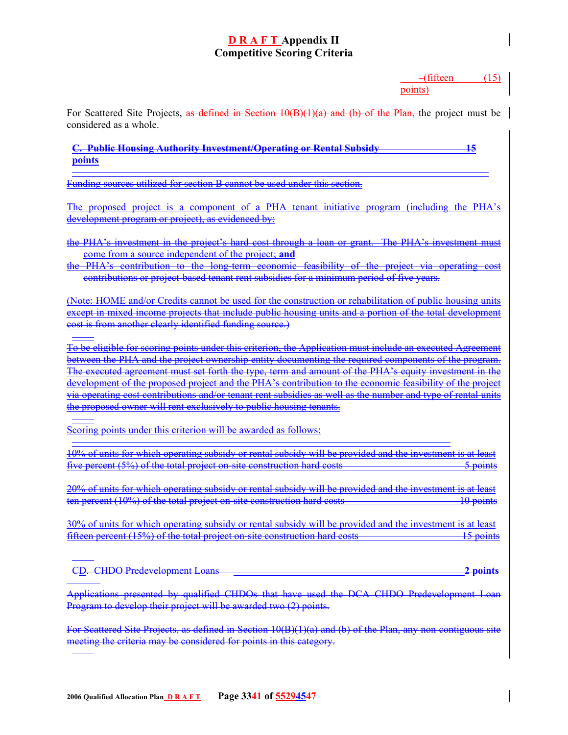–(fifteen (15) points)

For Scattered Site Projects, as defined in Section 10(B)(1)(a) and (b) of the Plan, the project must be considered as a whole.

**C. Public Housing Authority Investment/Operating or Rental Subsidy 15 points**

Funding sources utilized for section B cannot be used under this section.

The proposed project is a component of a PHA tenant initiative program (including the PHA's development program or project), as evidenced by:

- the PHA's investment in the project's hard cost through a loan or grant. The PHA's investment must come from a source independent of the project; **and**
- the PHA's contribution to the long-term economic feasibility of the project via operating cost contributions or project-based tenant rent subsidies for a minimum period of five years.

(Note: HOME and/or Credits cannot be used for the construction or rehabilitation of public housing units except in mixed income projects that include public housing units and a portion of the total development cost is from another clearly identified funding source.)

To be eligible for scoring points under this criterion, the Application must include an executed Agreement between the PHA and the project ownership entity documenting the required components of the program. The executed agreement must set forth the type, term and amount of the PHA's equity investment in the development of the proposed project and the PHA's contribution to the economic feasibility of the project via operating cost contributions and/or tenant rent subsidies as well as the number and type of rental units the proposed owner will rent exclusively to public housing tenants.

Scoring points under this criterion will be awarded as follows:

10% of units for which operating subsidy or rental subsidy will be provided and the investment is at least five percent (5%) of the total project on-site construction hard costs 5 points

20% of units for which operating subsidy or rental subsidy will be provided and the investment is at least ten percent (10%) of the total project on-site construction hard costs 10 points

30% of units for which operating subsidy or rental subsidy will be provided and the investment is at least fifteen percent (15%) of the total project on-site construction hard costs 15 points

**CD. CHDO Predevelopment Loans 2 points**

Applications presented by qualified CHDOs that have used the DCA CHDO Predevelopment Loan Program to develop their project will be awarded two (2) points.

For Scattered Site Projects, as defined in Section 10(B)(1)(a) and (b) of the Plan, any non contiguous site meeting the criteria may be considered for points in this category.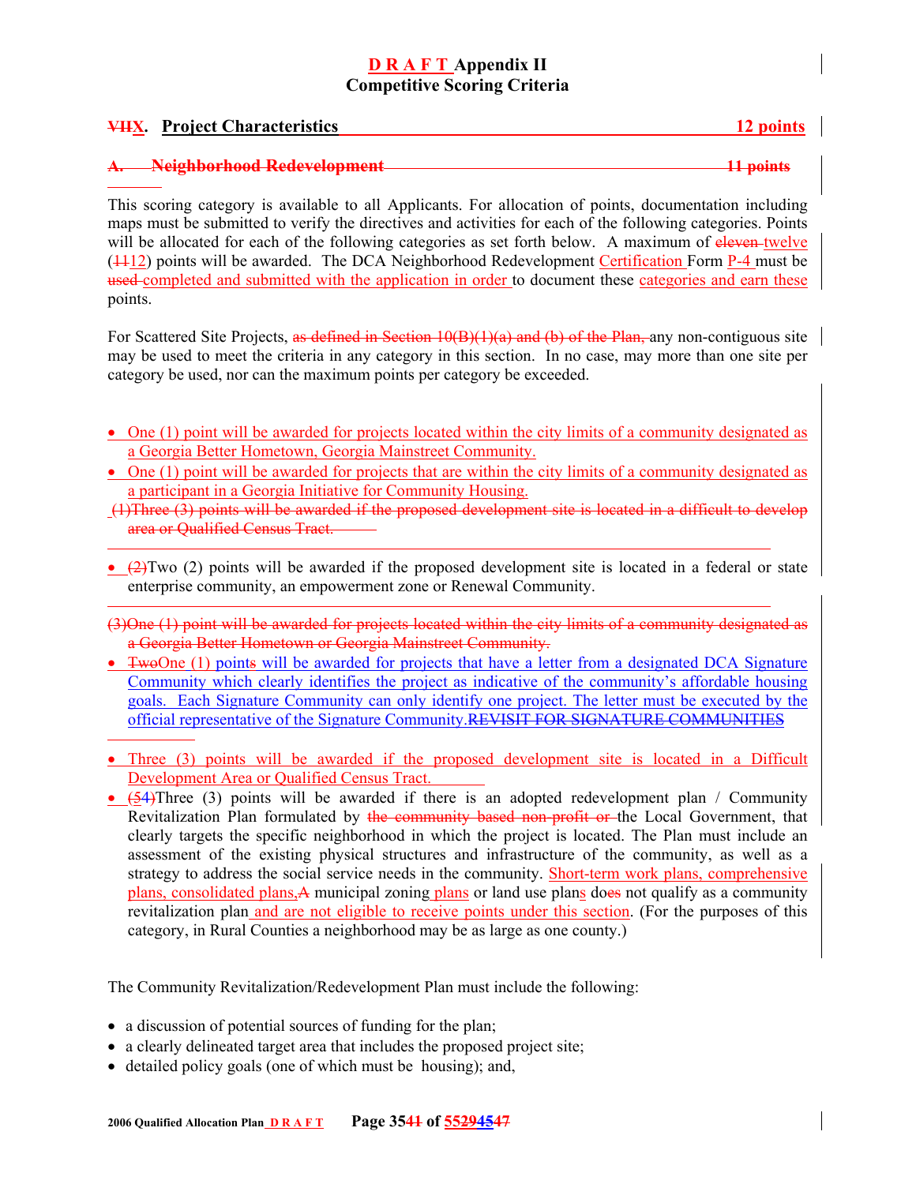# D R A F T Appendix II
# Competitive Scoring Criteria

## ~~VII~~X. Project Characteristics 12 points

### ~~A. Neighborhood Redevelopment 11 points~~

This scoring category is available to all Applicants. For allocation of points, documentation including maps must be submitted to verify the directives and activities for each of the following categories. Points will be allocated for each of the following categories as set forth below. A maximum of ~~eleven~~ twelve (~~11~~12) points will be awarded. The DCA Neighborhood Redevelopment Certification Form P-4 must be ~~used~~ completed and submitted with the application in order to document these categories and earn these points.

For Scattered Site Projects, ~~as defined in Section 10(B)(1)(a) and (b) of the Plan,~~ any non-contiguous site may be used to meet the criteria in any category in this section. In no case, may more than one site per category be used, nor can the maximum points per category be exceeded.

- One (1) point will be awarded for projects located within the city limits of a community designated as a Georgia Better Hometown, Georgia Mainstreet Community.
- One (1) point will be awarded for projects that are within the city limits of a community designated as a participant in a Georgia Initiative for Community Housing.

~~(1)Three (3) points will be awarded if the proposed development site is located in a difficult to develop area or Qualified Census Tract.~~

- ~~(2)~~Two (2) points will be awarded if the proposed development site is located in a federal or state enterprise community, an empowerment zone or Renewal Community.

~~(3)One (1) point will be awarded for projects located within the city limits of a community designated as a Georgia Better Hometown or Georgia Mainstreet Community.~~

- ~~Two~~One (1) point~~s~~ will be awarded for projects that have a letter from a designated DCA Signature Community which clearly identifies the project as indicative of the community's affordable housing goals. Each Signature Community can only identify one project. The letter must be executed by the official representative of the Signature Community.~~REVISIT FOR SIGNATURE COMMUNITIES~~

- Three (3) points will be awarded if the proposed development site is located in a Difficult Development Area or Qualified Census Tract.
- ~~(5~~4)Three (3) points will be awarded if there is an adopted redevelopment plan / Community Revitalization Plan formulated by ~~the community based non-profit or~~ the Local Government, that clearly targets the specific neighborhood in which the project is located. The Plan must include an assessment of the existing physical structures and infrastructure of the community, as well as a strategy to address the social service needs in the community. Short-term work plans, comprehensive plans, consolidated plans,~~A~~ municipal zoning plans or land use plans do~~es~~ not qualify as a community revitalization plan and are not eligible to receive points under this section. (For the purposes of this category, in Rural Counties a neighborhood may be as large as one county.)

The Community Revitalization/Redevelopment Plan must include the following:

- a discussion of potential sources of funding for the plan;
- a clearly delineated target area that includes the proposed project site;
- detailed policy goals (one of which must be housing); and,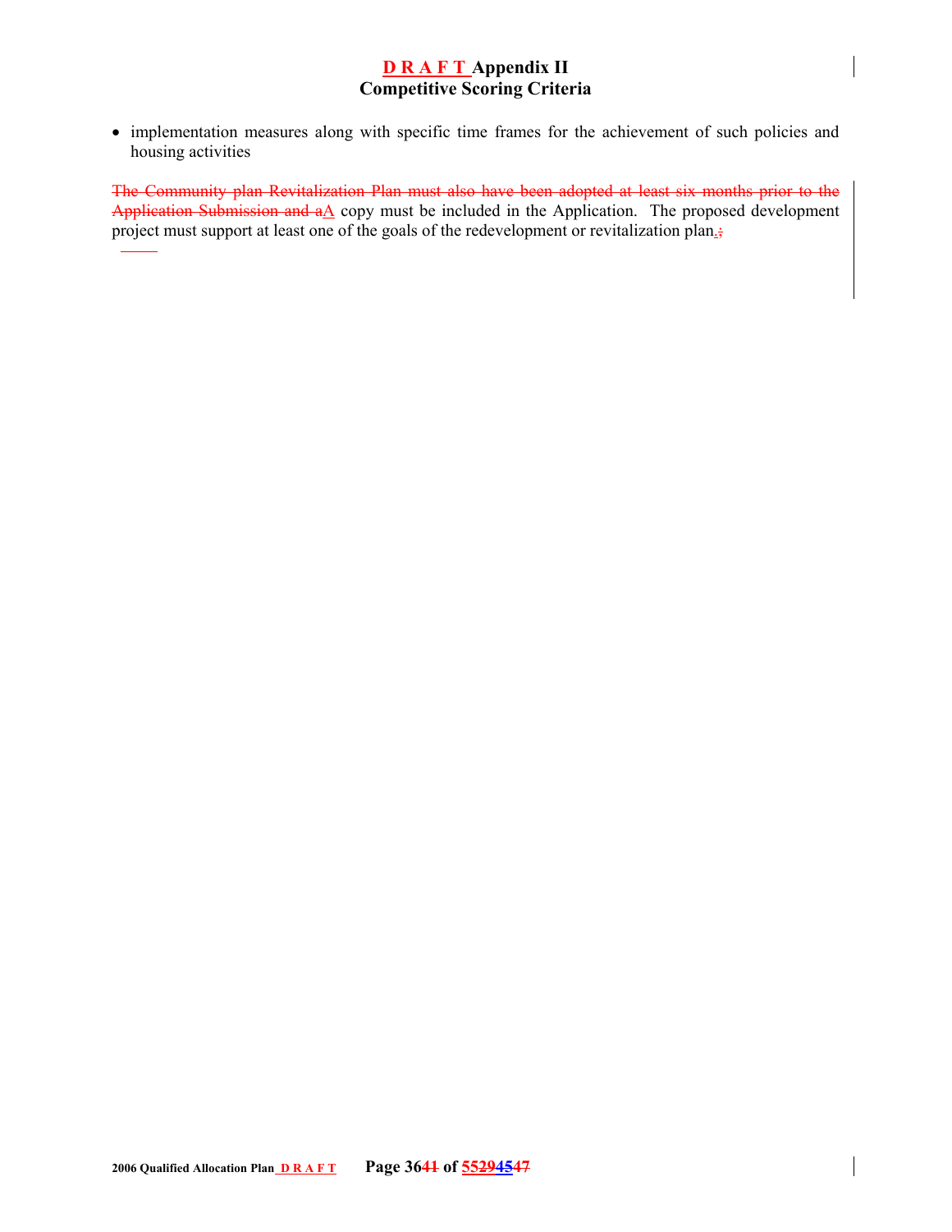- implementation measures along with specific time frames for the achievement of such policies and housing activities

~~The Community plan Revitalization Plan must also have been adopted at least six months prior to the Application Submission and a~~A copy must be included in the Application. The proposed development project must support at least one of the goals of the redevelopment or revitalization plan.~~;~~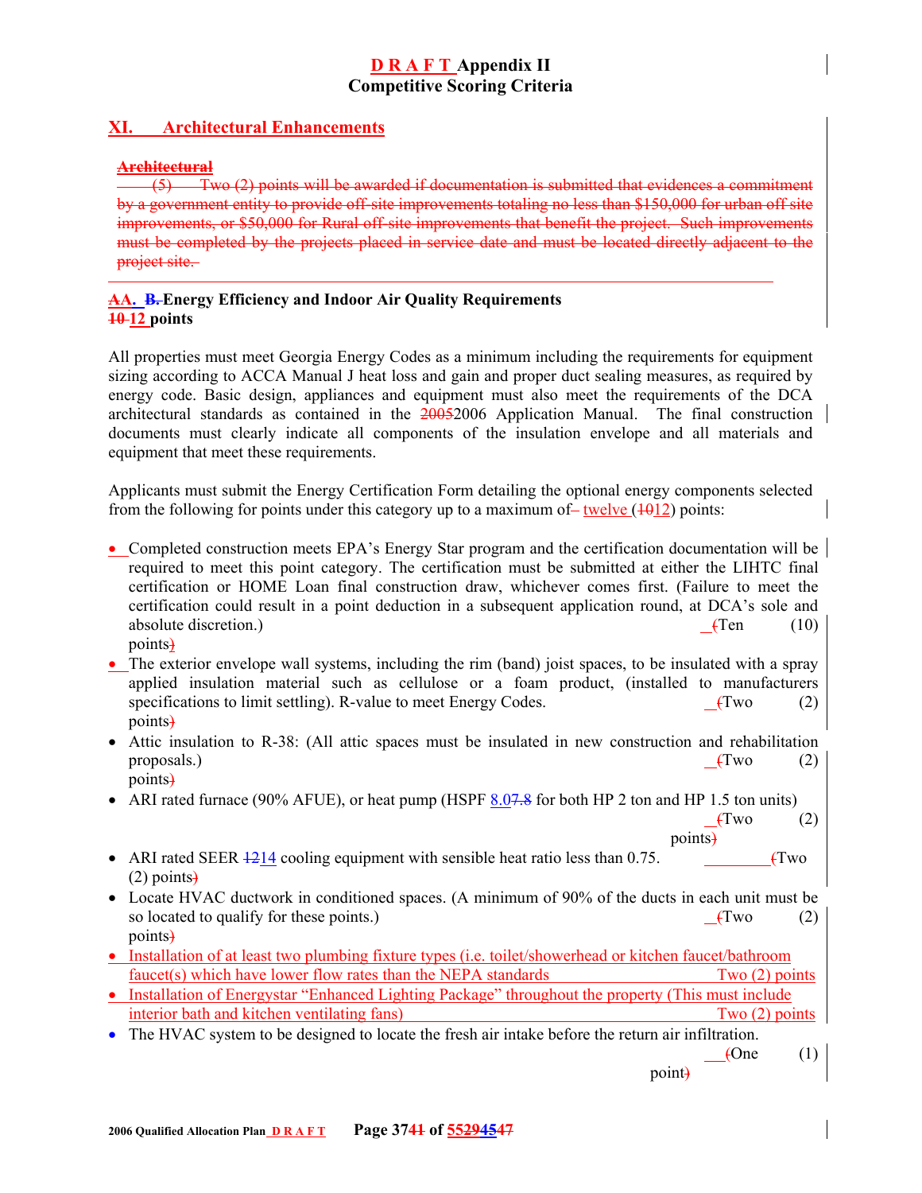# DRAFT Appendix II
## Competitive Scoring Criteria

## XI. Architectural Enhancements

~~**Architectural**~~

~~(5) Two (2) points will be awarded if documentation is submitted that evidences a commitment by a government entity to provide off-site improvements totaling no less than $150,000 for urban off site improvements, or $50,000 for Rural off-site improvements that benefit the project. Such improvements must be completed by the projects placed in service date and must be located directly adjacent to the project site.~~

---

### ~~AA.~~ ~~B.~~ Energy Efficiency and Indoor Air Quality Requirements
**~~10~~ 12 points**

All properties must meet Georgia Energy Codes as a minimum including the requirements for equipment sizing according to ACCA Manual J heat loss and gain and proper duct sealing measures, as required by energy code. Basic design, appliances and equipment must also meet the requirements of the DCA architectural standards as contained in the ~~2005~~2006 Application Manual. The final construction documents must clearly indicate all components of the insulation envelope and all materials and equipment that meet these requirements.

Applicants must submit the Energy Certification Form detailing the optional energy components selected from the following for points under this category up to a maximum of twelve (~~10~~12) points:

- Completed construction meets EPA's Energy Star program and the certification documentation will be required to meet this point category. The certification must be submitted at either the LIHTC final certification or HOME Loan final construction draw, whichever comes first. (Failure to meet the certification could result in a point deduction in a subsequent application round, at DCA's sole and absolute discretion.) ~~(~~Ten (10) points~~)~~
- The exterior envelope wall systems, including the rim (band) joist spaces, to be insulated with a spray applied insulation material such as cellulose or a foam product, (installed to manufacturers specifications to limit settling). R-value to meet Energy Codes. ~~(~~Two (2) points~~)~~
- Attic insulation to R-38: (All attic spaces must be insulated in new construction and rehabilitation proposals.) ~~(~~Two (2) points~~)~~
- ARI rated furnace (90% AFUE), or heat pump (HSPF 8.0~~7.8~~ for both HP 2 ton and HP 1.5 ton units) ~~(~~Two (2) points~~)~~
- ARI rated SEER ~~12~~14 cooling equipment with sensible heat ratio less than 0.75. ~~(~~Two (2) points~~)~~
- Locate HVAC ductwork in conditioned spaces. (A minimum of 90% of the ducts in each unit must be so located to qualify for these points.) ~~(~~Two (2) points~~)~~
- Installation of at least two plumbing fixture types (i.e. toilet/showerhead or kitchen faucet/bathroom faucet(s) which have lower flow rates than the NEPA standards Two (2) points
- Installation of Energystar "Enhanced Lighting Package" throughout the property (This must include interior bath and kitchen ventilating fans) Two (2) points
- The HVAC system to be designed to locate the fresh air intake before the return air infiltration. ~~(~~One (1) point~~)~~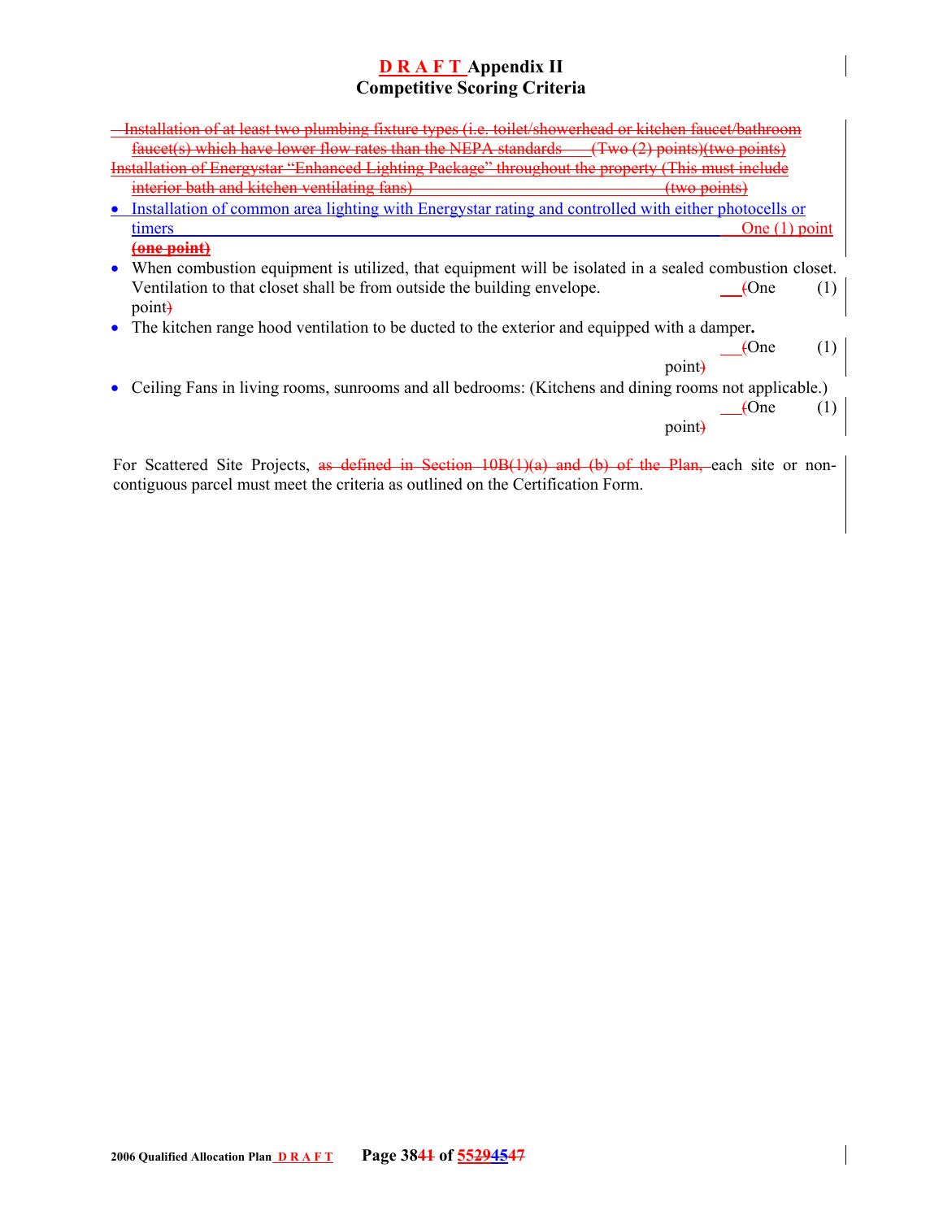# D R A F T Appendix II
## Competitive Scoring Criteria

~~Installation of at least two plumbing fixture types (i.e. toilet/showerhead or kitchen faucet/bathroom faucet(s) which have lower flow rates than the NEPA standards (Two (2) points)(two points)~~

~~Installation of Energystar "Enhanced Lighting Package" throughout the property (This must include interior bath and kitchen ventilating fans) (two points)~~

- Installation of common area lighting with Energystar rating and controlled with either photocells or timers One (1) point ~~(one point)~~
- When combustion equipment is utilized, that equipment will be isolated in a sealed combustion closet. Ventilation to that closet shall be from outside the building envelope. One (1) point
- The kitchen range hood ventilation to be ducted to the exterior and equipped with a damper. One (1) point
- Ceiling Fans in living rooms, sunrooms and all bedrooms: (Kitchens and dining rooms not applicable.) One (1) point

For Scattered Site Projects, ~~as defined in Section 10B(1)(a) and (b) of the Plan,~~ each site or non-contiguous parcel must meet the criteria as outlined on the Certification Form.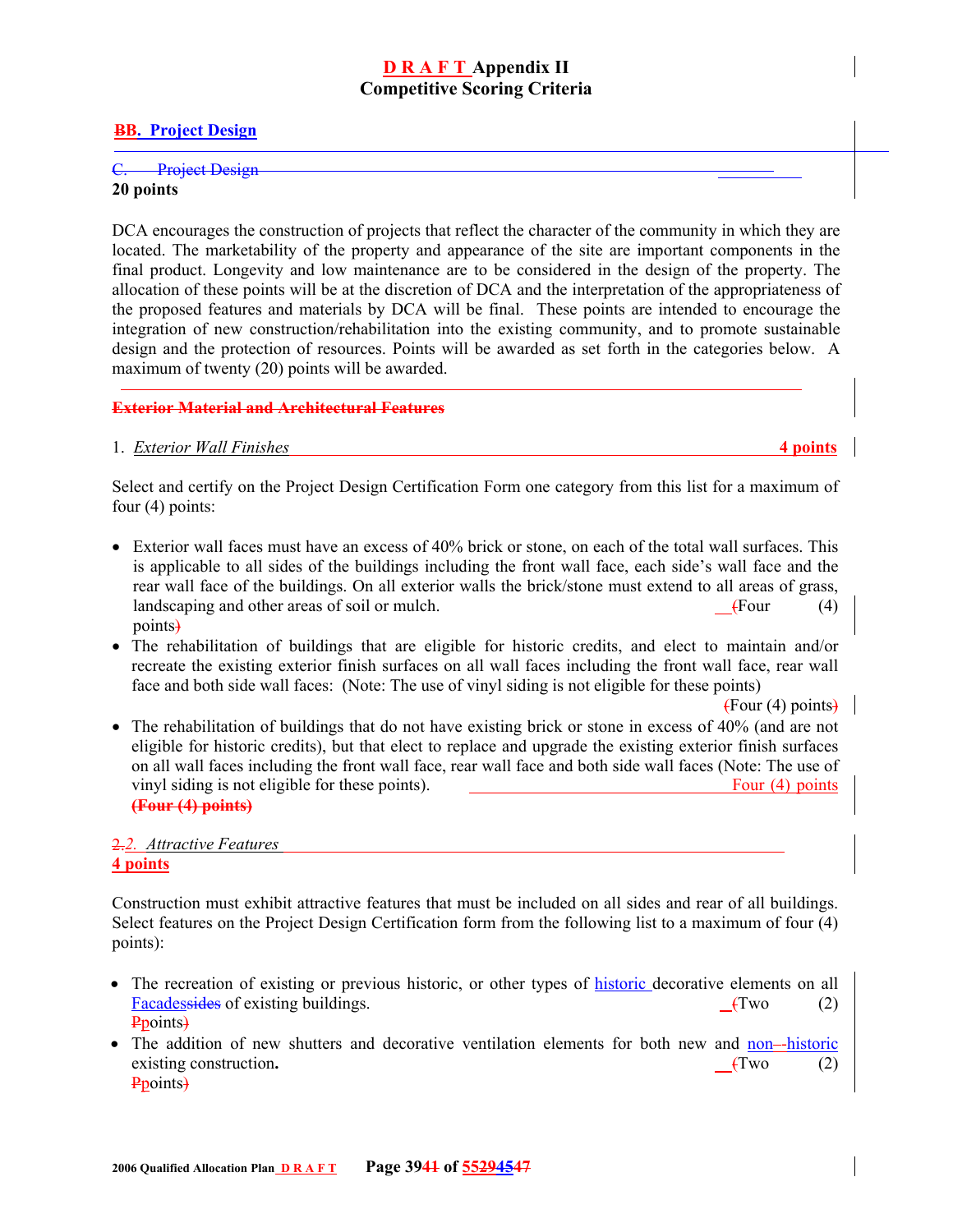# DRAFT Appendix II
## Competitive Scoring Criteria

### B. Project Design

**20 points**

DCA encourages the construction of projects that reflect the character of the community in which they are located. The marketability of the property and appearance of the site are important components in the final product. Longevity and low maintenance are to be considered in the design of the property. The allocation of these points will be at the discretion of DCA and the interpretation of the appropriateness of the proposed features and materials by DCA will be final. These points are intended to encourage the integration of new construction/rehabilitation into the existing community, and to promote sustainable design and the protection of resources. Points will be awarded as set forth in the categories below. A maximum of twenty (20) points will be awarded.

1. *Exterior Wall Finishes* **4 points**

Select and certify on the Project Design Certification Form one category from this list for a maximum of four (4) points:

- Exterior wall faces must have an excess of 40% brick or stone, on each of the total wall surfaces. This is applicable to all sides of the buildings including the front wall face, each side's wall face and the rear wall face of the buildings. On all exterior walls the brick/stone must extend to all areas of grass, landscaping and other areas of soil or mulch. Four (4) points
- The rehabilitation of buildings that are eligible for historic credits, and elect to maintain and/or recreate the existing exterior finish surfaces on all wall faces including the front wall face, rear wall face and both side wall faces: (Note: The use of vinyl siding is not eligible for these points) Four (4) points
- The rehabilitation of buildings that do not have existing brick or stone in excess of 40% (and are not eligible for historic credits), but that elect to replace and upgrade the existing exterior finish surfaces on all wall faces including the front wall face, rear wall face and both side wall faces (Note: The use of vinyl siding is not eligible for these points). Four (4) points

2. *Attractive Features*
**4 points**

Construction must exhibit attractive features that must be included on all sides and rear of all buildings. Select features on the Project Design Certification form from the following list to a maximum of four (4) points):

- The recreation of existing or previous historic, or other types of historic decorative elements on all Facades of existing buildings. Two (2) points
- The addition of new shutters and decorative ventilation elements for both new and non-historic existing construction. Two (2) points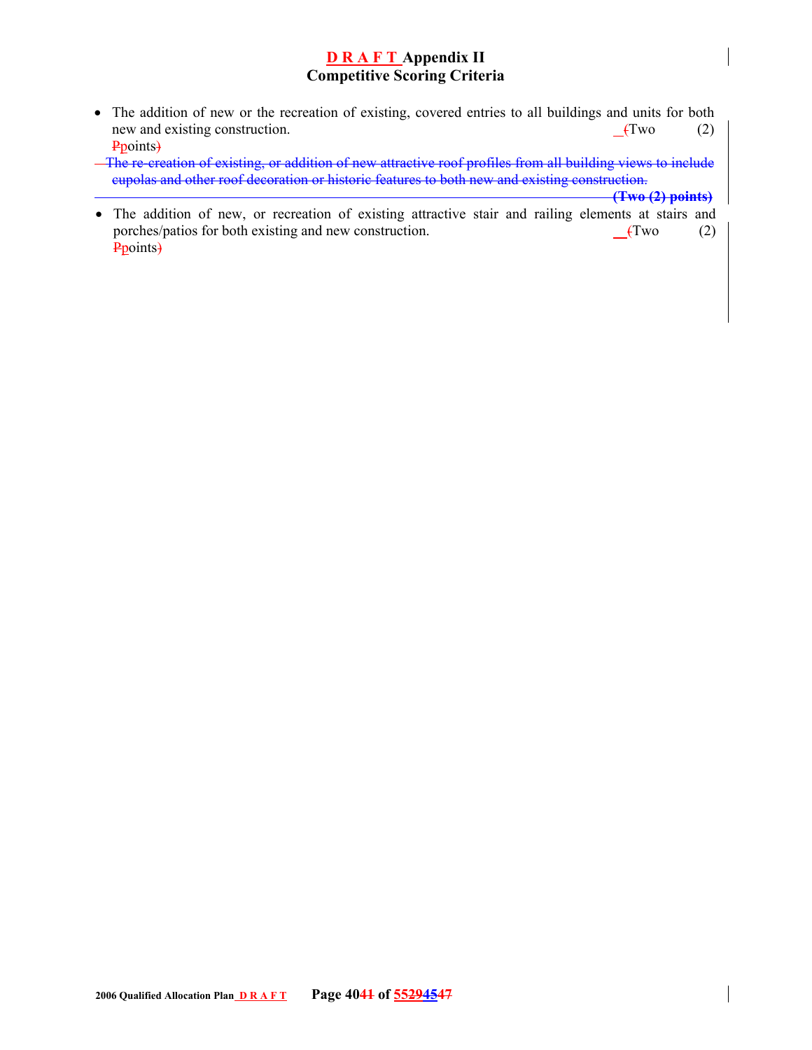# D R A F T Appendix II
## Competitive Scoring Criteria

- The addition of new or the recreation of existing, covered entries to all buildings and units for both new and existing construction. (Two (2) Ppoints)

~~The re-creation of existing, or addition of new attractive roof profiles from all building views to include cupolas and other roof decoration or historic features to both new and existing construction.~~ ~~**(Two (2) points)**~~

- The addition of new, or recreation of existing attractive stair and railing elements at stairs and porches/patios for both existing and new construction. (Two (2) Ppoints)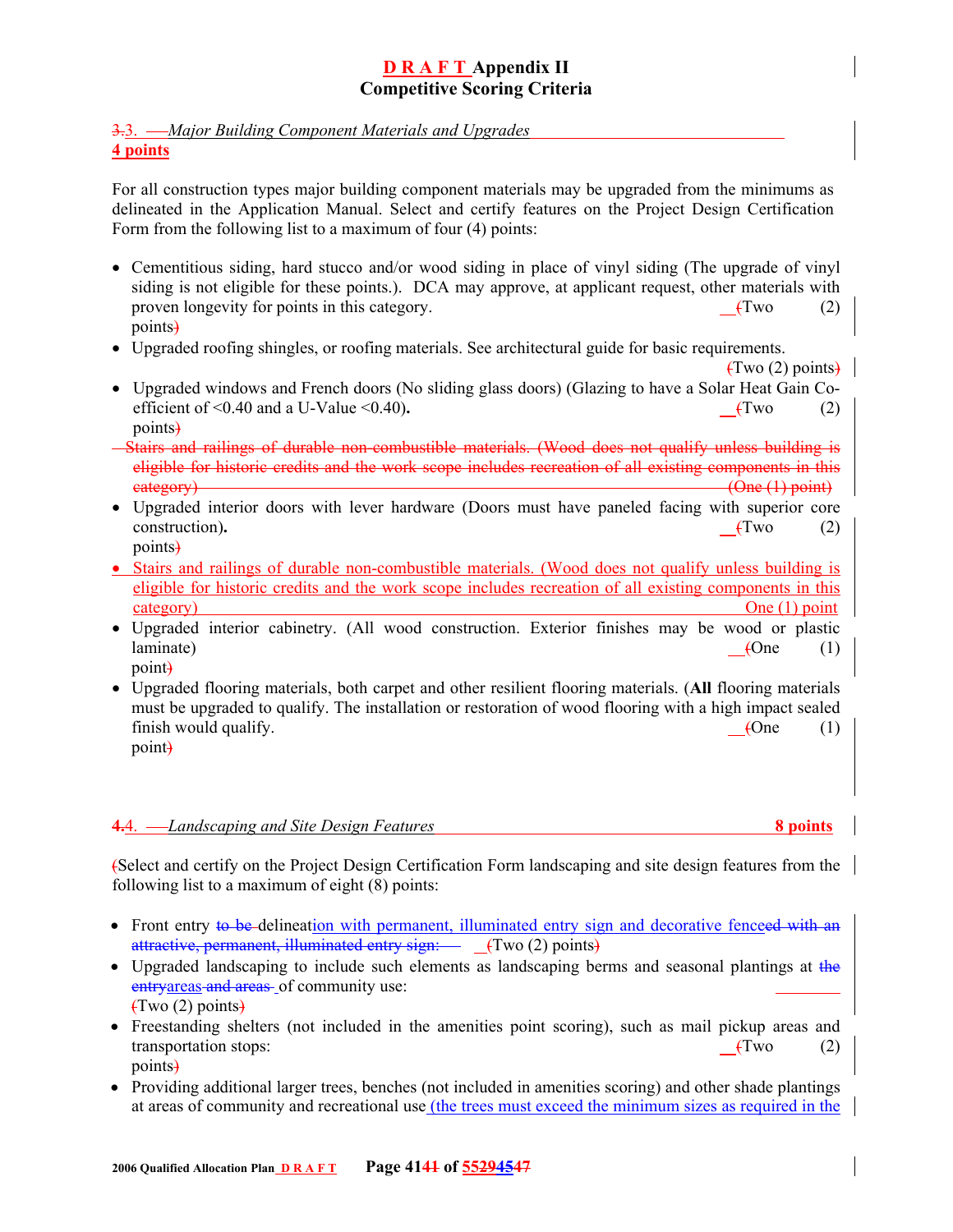# D R A F T Appendix II
## Competitive Scoring Criteria

3.3. *Major Building Component Materials and Upgrades*

**4 points**

For all construction types major building component materials may be upgraded from the minimums as delineated in the Application Manual. Select and certify features on the Project Design Certification Form from the following list to a maximum of four (4) points:

- Cementitious siding, hard stucco and/or wood siding in place of vinyl siding (The upgrade of vinyl siding is not eligible for these points.). DCA may approve, at applicant request, other materials with proven longevity for points in this category. (Two (2) points)
- Upgraded roofing shingles, or roofing materials. See architectural guide for basic requirements. (Two (2) points)
- Upgraded windows and French doors (No sliding glass doors) (Glazing to have a Solar Heat Gain Co-efficient of <0.40 and a U-Value <0.40). (Two (2) points)
- ~~Stairs and railings of durable non-combustible materials. (Wood does not qualify unless building is eligible for historic credits and the work scope includes recreation of all existing components in this category) (One (1) point)~~
- Upgraded interior doors with lever hardware (Doors must have paneled facing with superior core construction). (Two (2) points)
- Stairs and railings of durable non-combustible materials. (Wood does not qualify unless building is eligible for historic credits and the work scope includes recreation of all existing components in this category) One (1) point
- Upgraded interior cabinetry. (All wood construction. Exterior finishes may be wood or plastic laminate) (One (1) point)
- Upgraded flooring materials, both carpet and other resilient flooring materials. (**All** flooring materials must be upgraded to qualify. The installation or restoration of wood flooring with a high impact sealed finish would qualify. (One (1) point)

4.4. *Landscaping and Site Design Features* **8 points**

(Select and certify on the Project Design Certification Form landscaping and site design features from the following list to a maximum of eight (8) points:

- Front entry ~~to be~~ delineation with permanent, illuminated entry sign and decorative fence~~ed with an attractive, permanent, illuminated entry sign:~~ (Two (2) points)
- Upgraded landscaping to include such elements as landscaping berms and seasonal plantings at ~~the entry~~areas ~~and areas~~ of community use: (Two (2) points)
- Freestanding shelters (not included in the amenities point scoring), such as mail pickup areas and transportation stops: (Two (2) points)
- Providing additional larger trees, benches (not included in amenities scoring) and other shade plantings at areas of community and recreational use (the trees must exceed the minimum sizes as required in the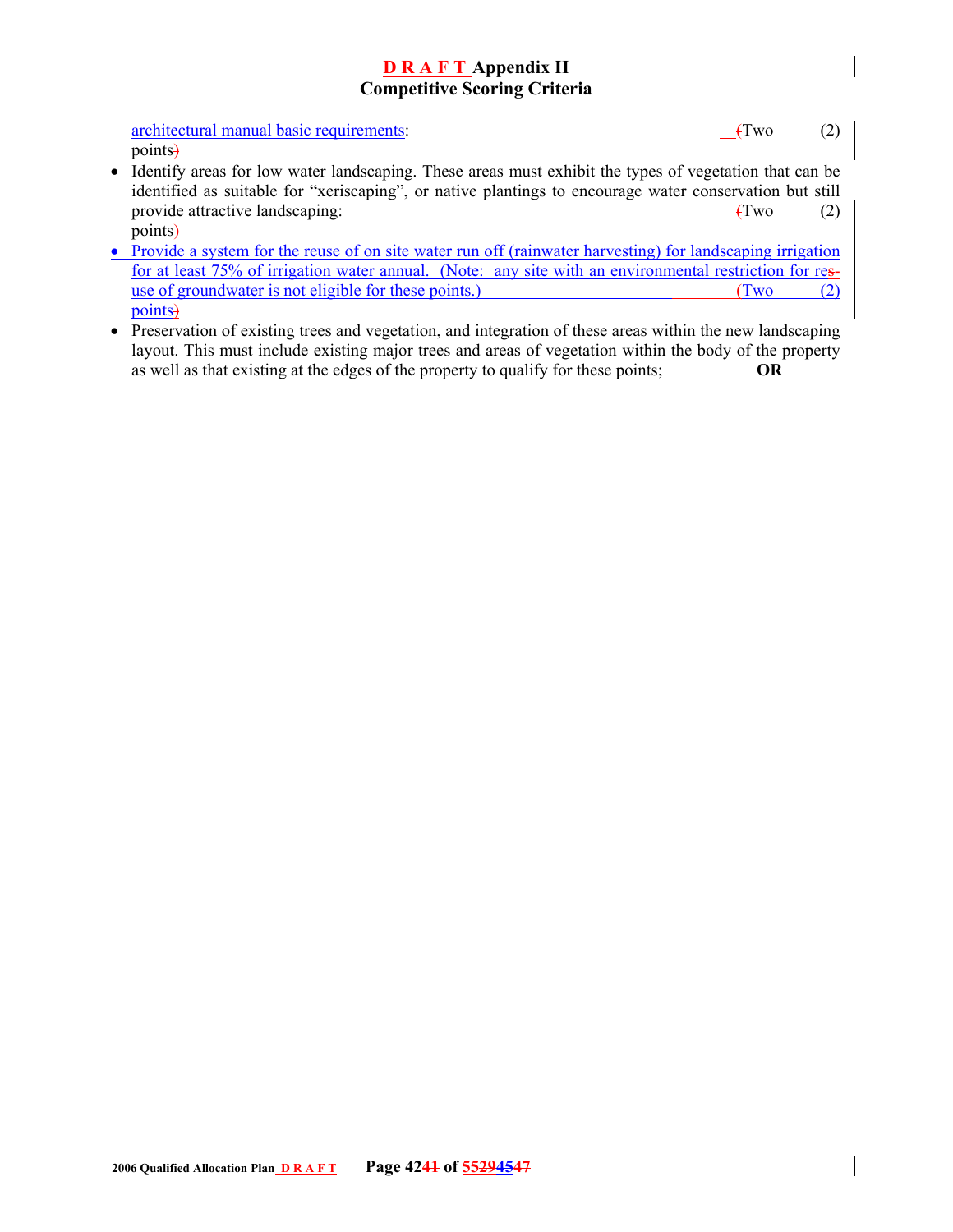architectural manual basic requirements: (Two (2) points)

- Identify areas for low water landscaping. These areas must exhibit the types of vegetation that can be identified as suitable for "xeriscaping", or native plantings to encourage water conservation but still provide attractive landscaping: (Two (2) points)
- Provide a system for the reuse of on site water run off (rainwater harvesting) for landscaping irrigation for at least 75% of irrigation water annual. (Note: any site with an environmental restriction for res-use of groundwater is not eligible for these points.) (Two (2) points)
- Preservation of existing trees and vegetation, and integration of these areas within the new landscaping layout. This must include existing major trees and areas of vegetation within the body of the property as well as that existing at the edges of the property to qualify for these points; **OR**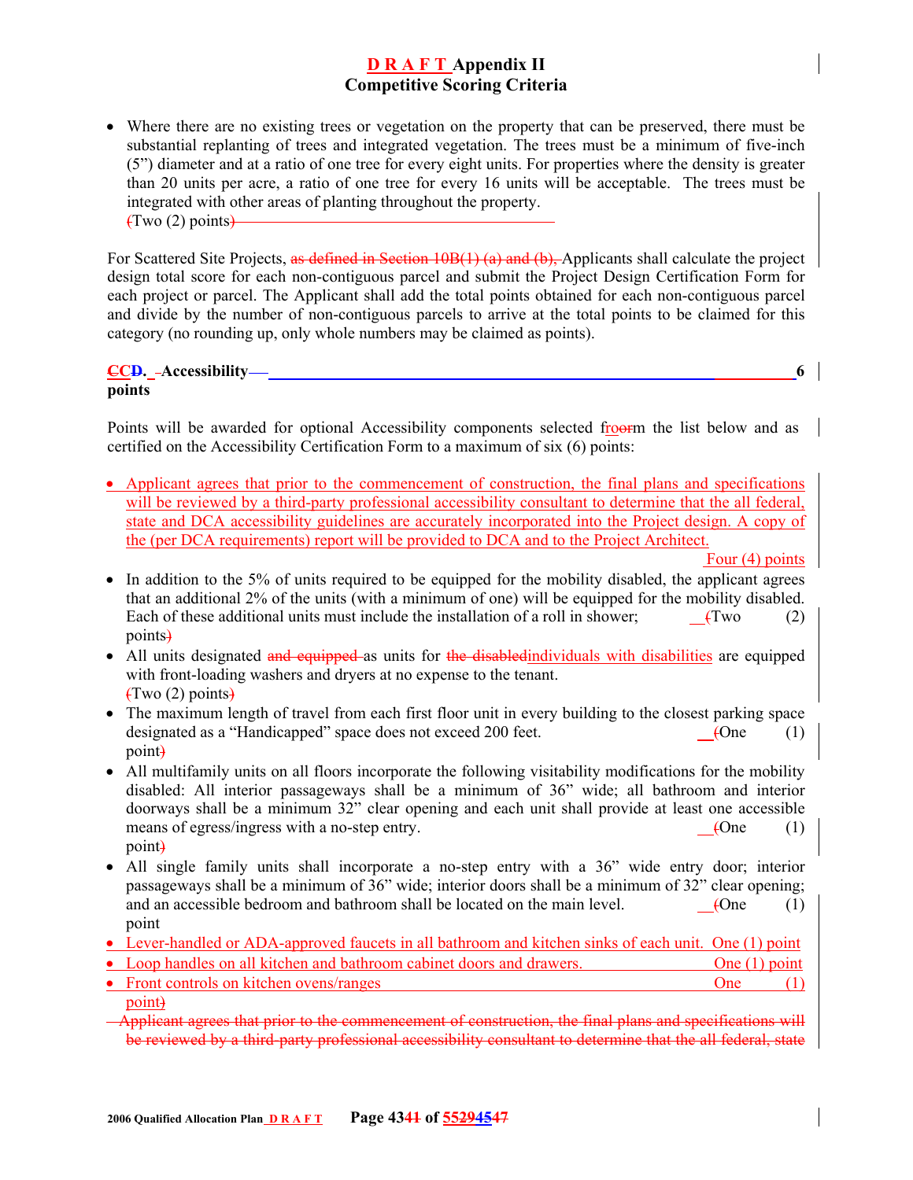# D R A F T Appendix II
## Competitive Scoring Criteria

- Where there are no existing trees or vegetation on the property that can be preserved, there must be substantial replanting of trees and integrated vegetation. The trees must be a minimum of five-inch (5") diameter and at a ratio of one tree for every eight units. For properties where the density is greater than 20 units per acre, a ratio of one tree for every 16 units will be acceptable. The trees must be integrated with other areas of planting throughout the property.
  (Two (2) points)

For Scattered Site Projects, as defined in Section 10B(1) (a) and (b), Applicants shall calculate the project design total score for each non-contiguous parcel and submit the Project Design Certification Form for each project or parcel. The Applicant shall add the total points obtained for each non-contiguous parcel and divide by the number of non-contiguous parcels to arrive at the total points to be claimed for this category (no rounding up, only whole numbers may be claimed as points).

**CCD. Accessibility 6 points**

Points will be awarded for optional Accessibility components selected froorm the list below and as certified on the Accessibility Certification Form to a maximum of six (6) points:

- Applicant agrees that prior to the commencement of construction, the final plans and specifications will be reviewed by a third-party professional accessibility consultant to determine that the all federal, state and DCA accessibility guidelines are accurately incorporated into the Project design. A copy of the (per DCA requirements) report will be provided to DCA and to the Project Architect.
  Four (4) points
- In addition to the 5% of units required to be equipped for the mobility disabled, the applicant agrees that an additional 2% of the units (with a minimum of one) will be equipped for the mobility disabled. Each of these additional units must include the installation of a roll in shower; (Two (2) points)
- All units designated and equipped as units for the disabledindividuals with disabilities are equipped with front-loading washers and dryers at no expense to the tenant.
  (Two (2) points)
- The maximum length of travel from each first floor unit in every building to the closest parking space designated as a "Handicapped" space does not exceed 200 feet. (One (1) point)
- All multifamily units on all floors incorporate the following visitability modifications for the mobility disabled: All interior passageways shall be a minimum of 36" wide; all bathroom and interior doorways shall be a minimum 32" clear opening and each unit shall provide at least one accessible means of egress/ingress with a no-step entry. (One (1) point)
- All single family units shall incorporate a no-step entry with a 36" wide entry door; interior passageways shall be a minimum of 36" wide; interior doors shall be a minimum of 32" clear opening; and an accessible bedroom and bathroom shall be located on the main level. (One (1) point
- Lever-handled or ADA-approved faucets in all bathroom and kitchen sinks of each unit. One (1) point
- Loop handles on all kitchen and bathroom cabinet doors and drawers. One (1) point
- Front controls on kitchen ovens/ranges One (1) point)
- Applicant agrees that prior to the commencement of construction, the final plans and specifications will be reviewed by a third-party professional accessibility consultant to determine that the all federal, state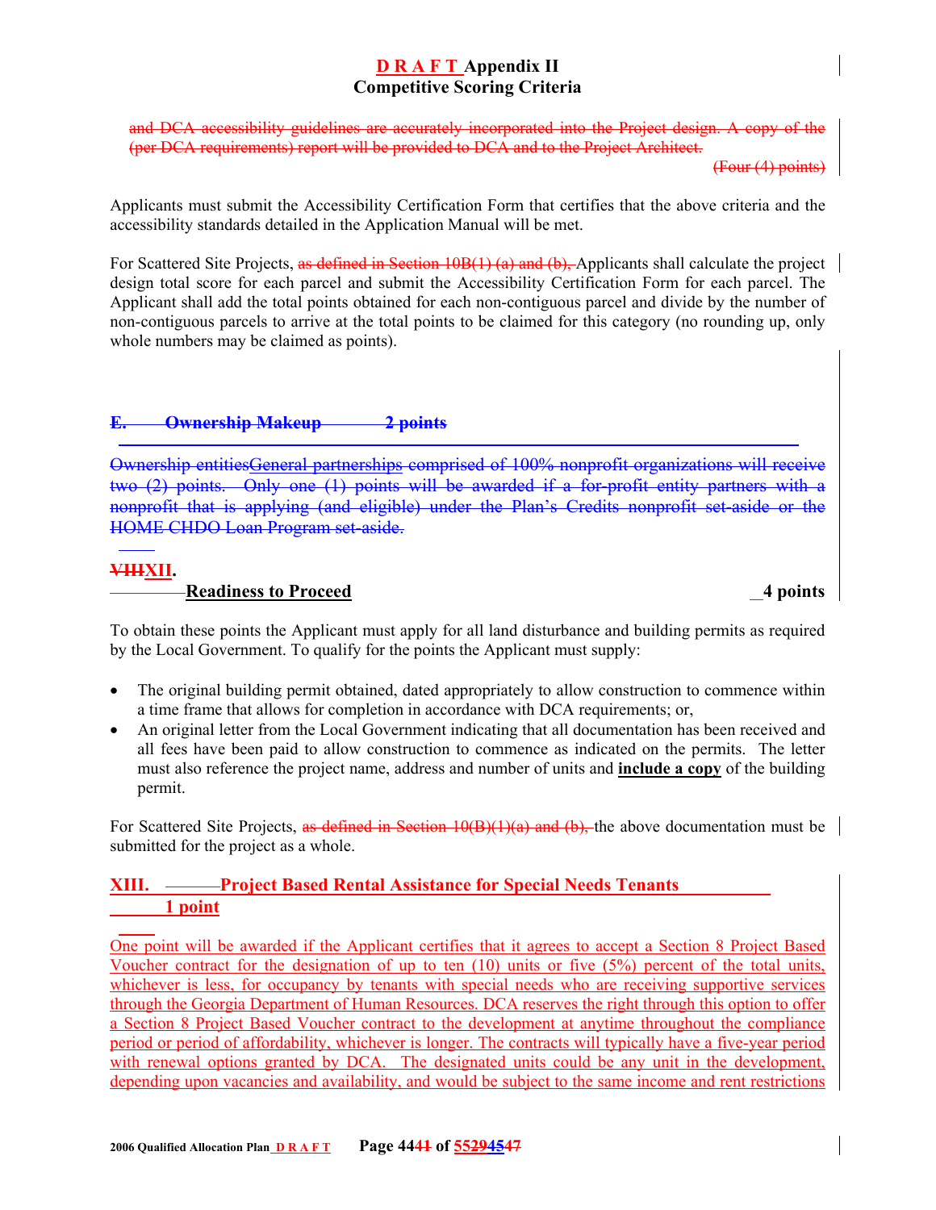~~and DCA accessibility guidelines are accurately incorporated into the Project design. A copy of the (per DCA requirements) report will be provided to DCA and to the Project Architect.~~

~~(Four (4) points)~~

Applicants must submit the Accessibility Certification Form that certifies that the above criteria and the accessibility standards detailed in the Application Manual will be met.

For Scattered Site Projects, ~~as defined in Section 10B(1) (a) and (b),~~ Applicants shall calculate the project design total score for each parcel and submit the Accessibility Certification Form for each parcel. The Applicant shall add the total points obtained for each non-contiguous parcel and divide by the number of non-contiguous parcels to arrive at the total points to be claimed for this category (no rounding up, only whole numbers may be claimed as points).

~~**E. Ownership Makeup 2 points**~~

~~Ownership entitiesGeneral partnerships comprised of 100% nonprofit organizations will receive two (2) points. Only one (1) points will be awarded if a for-profit entity partners with a nonprofit that is applying (and eligible) under the Plan's Credits nonprofit set-aside or the HOME CHDO Loan Program set-aside.~~

## ~~VIII~~XII. Readiness to Proceed — 4 points

To obtain these points the Applicant must apply for all land disturbance and building permits as required by the Local Government. To qualify for the points the Applicant must supply:

- The original building permit obtained, dated appropriately to allow construction to commence within a time frame that allows for completion in accordance with DCA requirements; or,
- An original letter from the Local Government indicating that all documentation has been received and all fees have been paid to allow construction to commence as indicated on the permits. The letter must also reference the project name, address and number of units and **include a copy** of the building permit.

For Scattered Site Projects, ~~as defined in Section 10(B)(1)(a) and (b),~~ the above documentation must be submitted for the project as a whole.

## XIII. Project Based Rental Assistance for Special Needs Tenants — 1 point

One point will be awarded if the Applicant certifies that it agrees to accept a Section 8 Project Based Voucher contract for the designation of up to ten (10) units or five (5%) percent of the total units, whichever is less, for occupancy by tenants with special needs who are receiving supportive services through the Georgia Department of Human Resources. DCA reserves the right through this option to offer a Section 8 Project Based Voucher contract to the development at anytime throughout the compliance period or period of affordability, whichever is longer. The contracts will typically have a five-year period with renewal options granted by DCA. The designated units could be any unit in the development, depending upon vacancies and availability, and would be subject to the same income and rent restrictions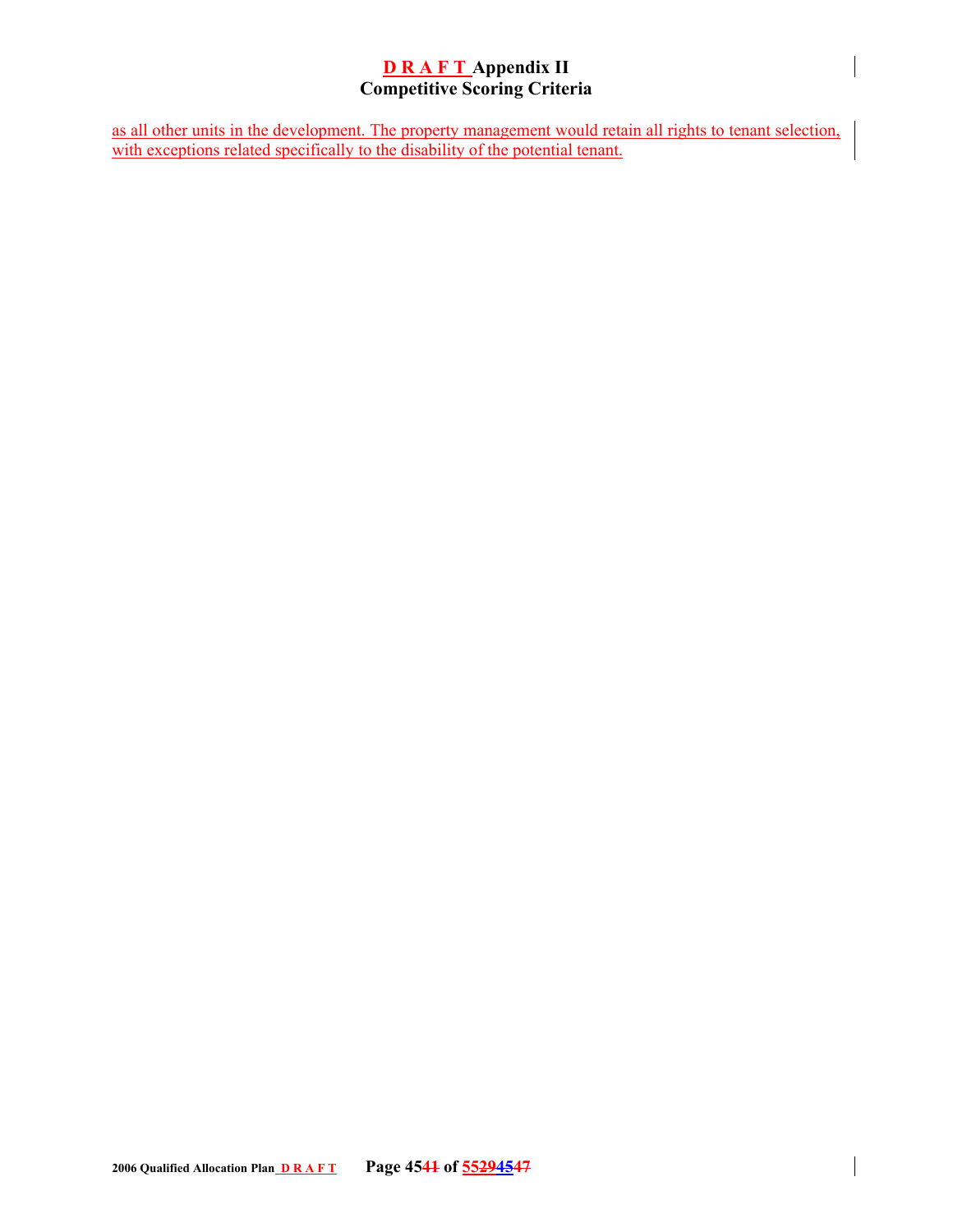as all other units in the development. The property management would retain all rights to tenant selection, with exceptions related specifically to the disability of the potential tenant.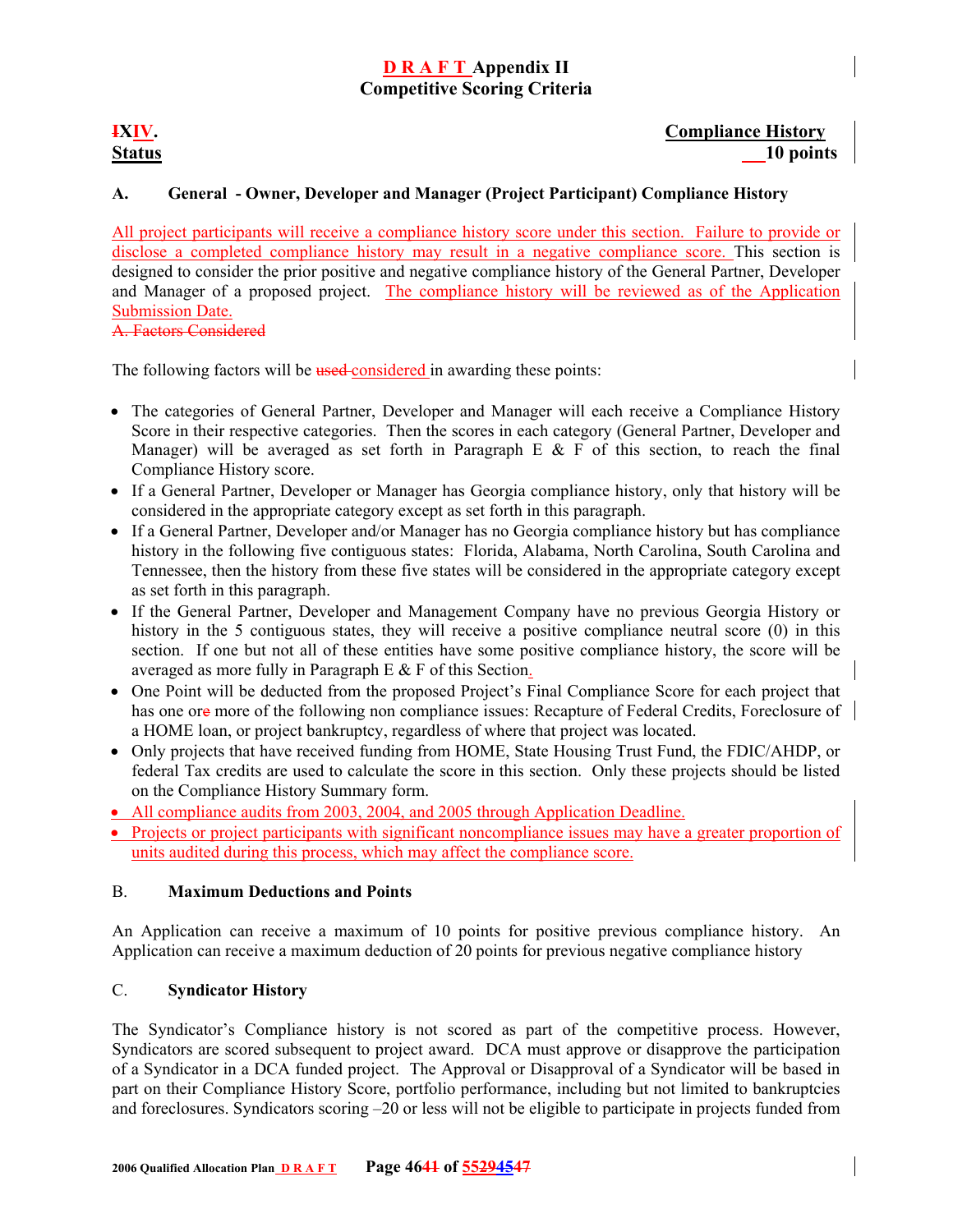# D R A F T Appendix II
## Competitive Scoring Criteria

**XIV. Compliance History Status — 10 points**

### A. General - Owner, Developer and Manager (Project Participant) Compliance History

All project participants will receive a compliance history score under this section. Failure to provide or disclose a completed compliance history may result in a negative compliance score. This section is designed to consider the prior positive and negative compliance history of the General Partner, Developer and Manager of a proposed project. The compliance history will be reviewed as of the Application Submission Date.

The following factors will be considered in awarding these points:

- The categories of General Partner, Developer and Manager will each receive a Compliance History Score in their respective categories. Then the scores in each category (General Partner, Developer and Manager) will be averaged as set forth in Paragraph E & F of this section, to reach the final Compliance History score.
- If a General Partner, Developer or Manager has Georgia compliance history, only that history will be considered in the appropriate category except as set forth in this paragraph.
- If a General Partner, Developer and/or Manager has no Georgia compliance history but has compliance history in the following five contiguous states: Florida, Alabama, North Carolina, South Carolina and Tennessee, then the history from these five states will be considered in the appropriate category except as set forth in this paragraph.
- If the General Partner, Developer and Management Company have no previous Georgia History or history in the 5 contiguous states, they will receive a positive compliance neutral score (0) in this section. If one but not all of these entities have some positive compliance history, the score will be averaged as more fully in Paragraph E & F of this Section.
- One Point will be deducted from the proposed Project's Final Compliance Score for each project that has one or more of the following non compliance issues: Recapture of Federal Credits, Foreclosure of a HOME loan, or project bankruptcy, regardless of where that project was located.
- Only projects that have received funding from HOME, State Housing Trust Fund, the FDIC/AHDP, or federal Tax credits are used to calculate the score in this section. Only these projects should be listed on the Compliance History Summary form.
- All compliance audits from 2003, 2004, and 2005 through Application Deadline.
- Projects or project participants with significant noncompliance issues may have a greater proportion of units audited during this process, which may affect the compliance score.

### B. Maximum Deductions and Points

An Application can receive a maximum of 10 points for positive previous compliance history. An Application can receive a maximum deduction of 20 points for previous negative compliance history

### C. Syndicator History

The Syndicator's Compliance history is not scored as part of the competitive process. However, Syndicators are scored subsequent to project award. DCA must approve or disapprove the participation of a Syndicator in a DCA funded project. The Approval or Disapproval of a Syndicator will be based in part on their Compliance History Score, portfolio performance, including but not limited to bankruptcies and foreclosures. Syndicators scoring –20 or less will not be eligible to participate in projects funded from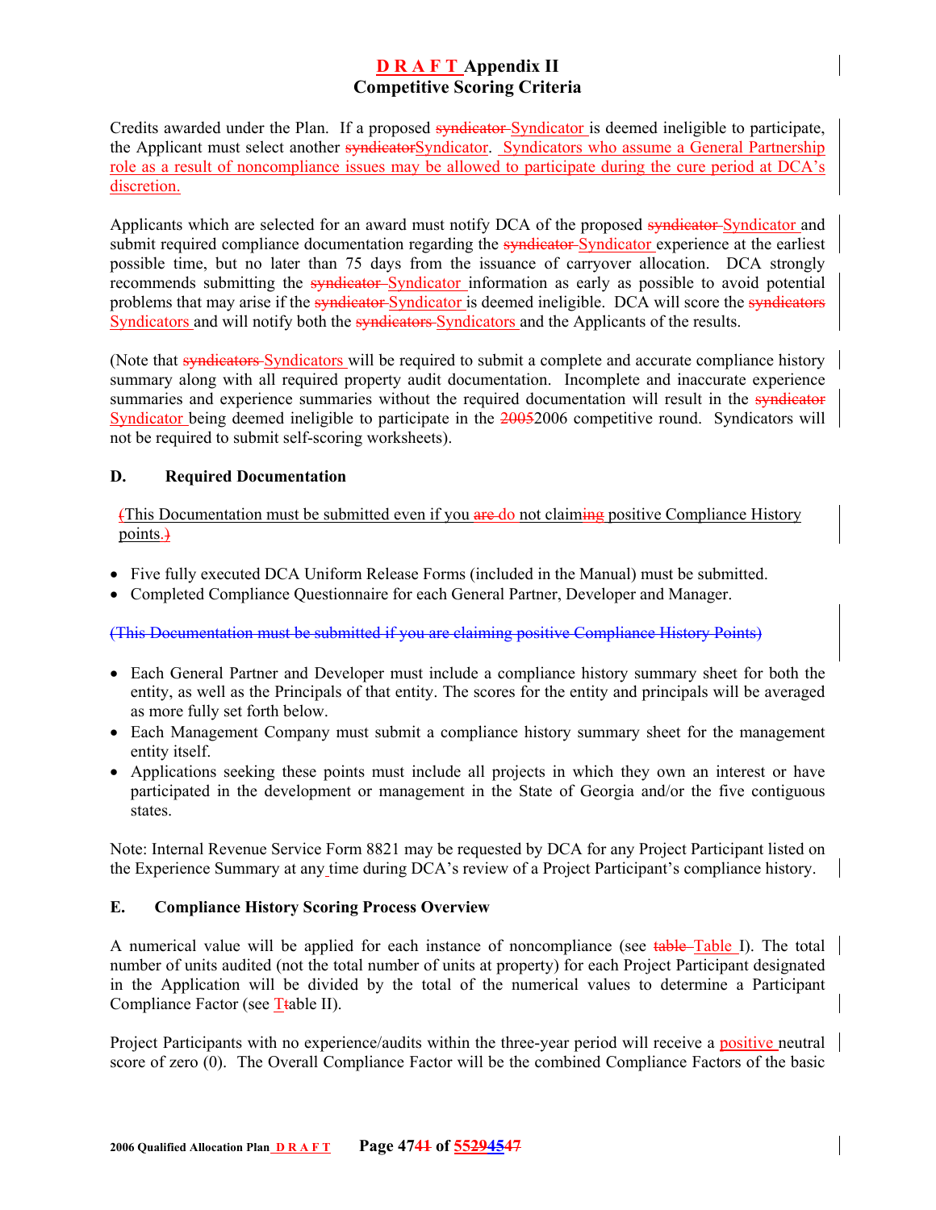# D R A F T Appendix II
## Competitive Scoring Criteria

Credits awarded under the Plan. If a proposed ~~syndicator~~ Syndicator is deemed ineligible to participate, the Applicant must select another ~~syndicator~~Syndicator. Syndicators who assume a General Partnership role as a result of noncompliance issues may be allowed to participate during the cure period at DCA's discretion.

Applicants which are selected for an award must notify DCA of the proposed ~~syndicator~~ Syndicator and submit required compliance documentation regarding the ~~syndicator~~ Syndicator experience at the earliest possible time, but no later than 75 days from the issuance of carryover allocation. DCA strongly recommends submitting the ~~syndicator~~ Syndicator information as early as possible to avoid potential problems that may arise if the ~~syndicator~~ Syndicator is deemed ineligible. DCA will score the ~~syndicators~~ Syndicators and will notify both the ~~syndicators~~ Syndicators and the Applicants of the results.

(Note that ~~syndicators~~ Syndicators will be required to submit a complete and accurate compliance history summary along with all required property audit documentation. Incomplete and inaccurate experience summaries and experience summaries without the required documentation will result in the ~~syndicator~~ Syndicator being deemed ineligible to participate in the ~~2005~~2006 competitive round. Syndicators will not be required to submit self-scoring worksheets).

### D. Required Documentation

~~(~~This Documentation must be submitted even if you ~~are~~ do not claim~~ing~~ positive Compliance History points.~~)~~

- Five fully executed DCA Uniform Release Forms (included in the Manual) must be submitted.
- Completed Compliance Questionnaire for each General Partner, Developer and Manager.

~~(This Documentation must be submitted if you are claiming positive Compliance History Points)~~

- Each General Partner and Developer must include a compliance history summary sheet for both the entity, as well as the Principals of that entity. The scores for the entity and principals will be averaged as more fully set forth below.
- Each Management Company must submit a compliance history summary sheet for the management entity itself.
- Applications seeking these points must include all projects in which they own an interest or have participated in the development or management in the State of Georgia and/or the five contiguous states.

Note: Internal Revenue Service Form 8821 may be requested by DCA for any Project Participant listed on the Experience Summary at any time during DCA's review of a Project Participant's compliance history.

### E. Compliance History Scoring Process Overview

A numerical value will be applied for each instance of noncompliance (see ~~table~~ Table I). The total number of units audited (not the total number of units at property) for each Project Participant designated in the Application will be divided by the total of the numerical values to determine a Participant Compliance Factor (see T~~t~~able II).

Project Participants with no experience/audits within the three-year period will receive a positive neutral score of zero (0). The Overall Compliance Factor will be the combined Compliance Factors of the basic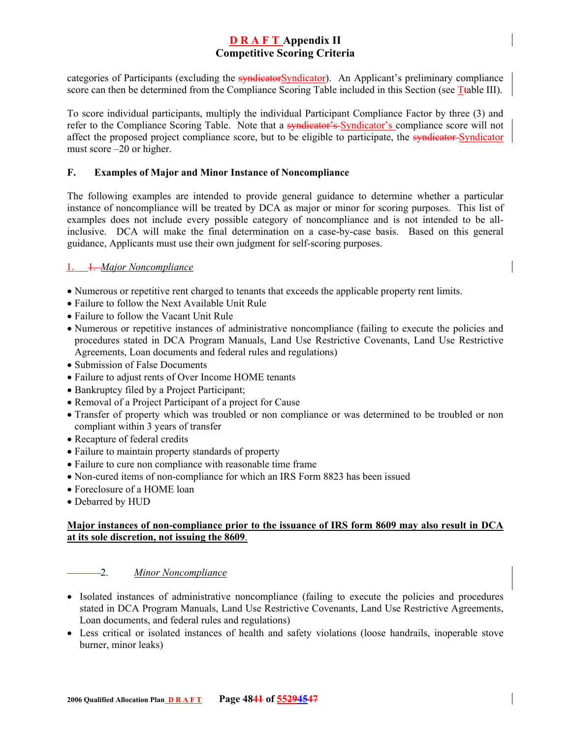categories of Participants (excluding the Syndicator). An Applicant's preliminary compliance score can then be determined from the Compliance Scoring Table included in this Section (see table III).

To score individual participants, multiply the individual Participant Compliance Factor by three (3) and refer to the Compliance Scoring Table. Note that a Syndicator's compliance score will not affect the proposed project compliance score, but to be eligible to participate, the Syndicator must score –20 or higher.

## F. Examples of Major and Minor Instance of Noncompliance

The following examples are intended to provide general guidance to determine whether a particular instance of noncompliance will be treated by DCA as major or minor for scoring purposes. This list of examples does not include every possible category of noncompliance and is not intended to be all-inclusive. DCA will make the final determination on a case-by-case basis. Based on this general guidance, Applicants must use their own judgment for self-scoring purposes.

### 1. *Major Noncompliance*

- Numerous or repetitive rent charged to tenants that exceeds the applicable property rent limits.
- Failure to follow the Next Available Unit Rule
- Failure to follow the Vacant Unit Rule
- Numerous or repetitive instances of administrative noncompliance (failing to execute the policies and procedures stated in DCA Program Manuals, Land Use Restrictive Covenants, Land Use Restrictive Agreements, Loan documents and federal rules and regulations)
- Submission of False Documents
- Failure to adjust rents of Over Income HOME tenants
- Bankruptcy filed by a Project Participant;
- Removal of a Project Participant of a project for Cause
- Transfer of property which was troubled or non compliance or was determined to be troubled or non compliant within 3 years of transfer
- Recapture of federal credits
- Failure to maintain property standards of property
- Failure to cure non compliance with reasonable time frame
- Non-cured items of non-compliance for which an IRS Form 8823 has been issued
- Foreclosure of a HOME loan
- Debarred by HUD

**Major instances of non-compliance prior to the issuance of IRS form 8609 may also result in DCA at its sole discretion, not issuing the 8609**.

### 2. *Minor Noncompliance*

- Isolated instances of administrative noncompliance (failing to execute the policies and procedures stated in DCA Program Manuals, Land Use Restrictive Covenants, Land Use Restrictive Agreements, Loan documents, and federal rules and regulations)
- Less critical or isolated instances of health and safety violations (loose handrails, inoperable stove burner, minor leaks)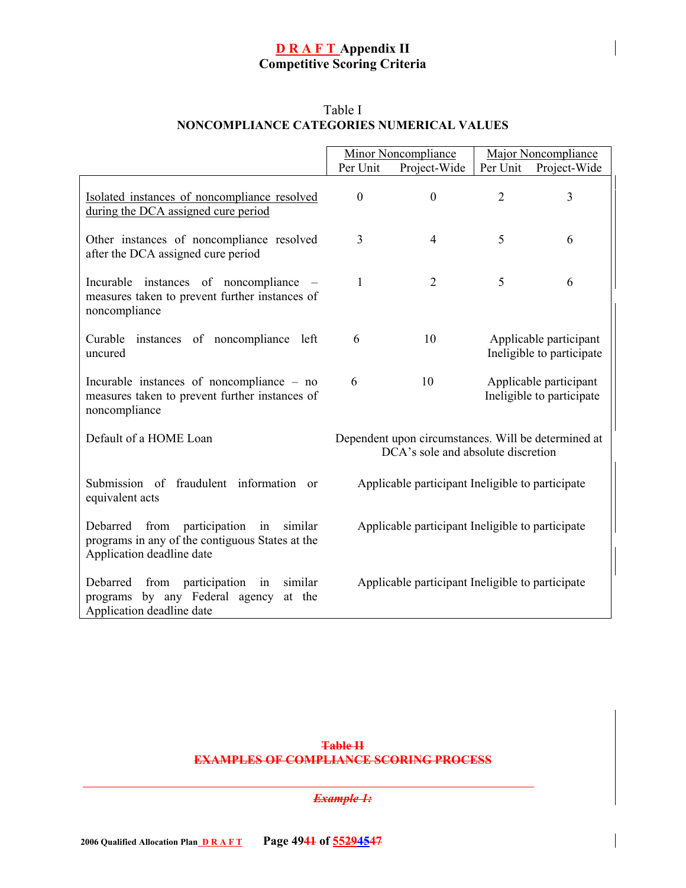# D R A F T Appendix II
## Competitive Scoring Criteria

Table I
**NONCOMPLIANCE CATEGORIES NUMERICAL VALUES**

| | Minor Noncompliance | | Major Noncompliance | |
|---|---|---|---|---|
| | Per Unit | Project-Wide | Per Unit | Project-Wide |
| Isolated instances of noncompliance resolved during the DCA assigned cure period | 0 | 0 | 2 | 3 |
| Other instances of noncompliance resolved after the DCA assigned cure period | 3 | 4 | 5 | 6 |
| Incurable instances of noncompliance – measures taken to prevent further instances of noncompliance | 1 | 2 | 5 | 6 |
| Curable instances of noncompliance left uncured | 6 | 10 | Applicable participant Ineligible to participate | |
| Incurable instances of noncompliance – no measures taken to prevent further instances of noncompliance | 6 | 10 | Applicable participant Ineligible to participate | |
| Default of a HOME Loan | Dependent upon circumstances. Will be determined at DCA's sole and absolute discretion | | | |
| Submission of fraudulent information or equivalent acts | Applicable participant Ineligible to participate | | | |
| Debarred from participation in similar programs in any of the contiguous States at the Application deadline date | Applicable participant Ineligible to participate | | | |
| Debarred from participation in similar programs by any Federal agency at the Application deadline date | Applicable participant Ineligible to participate | | | |

~~**Table II**~~
~~**EXAMPLES OF COMPLIANCE SCORING PROCESS**~~

~~***Example 1:***~~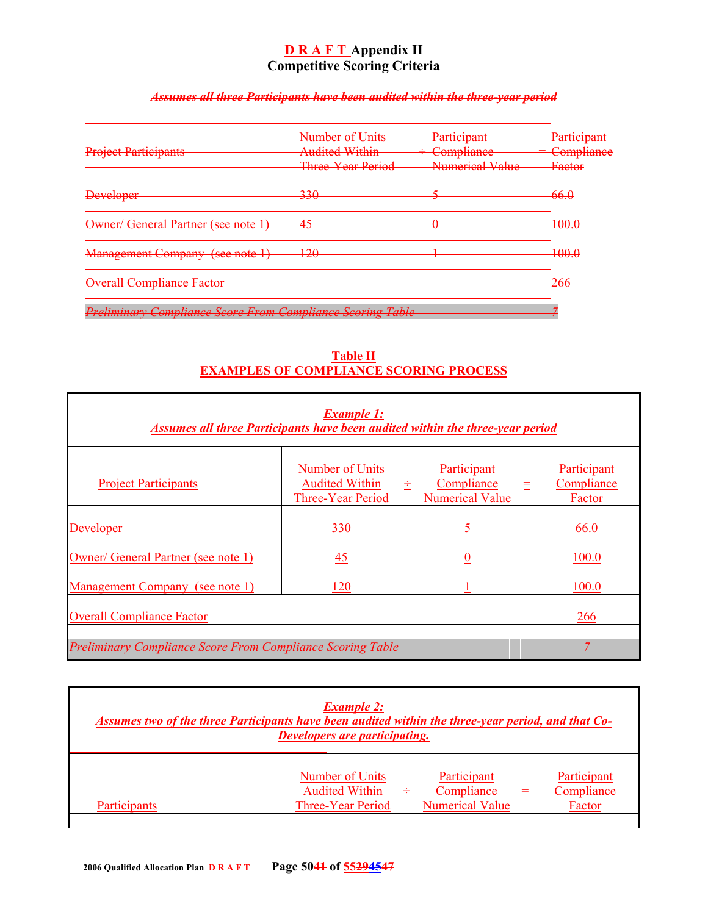# DRAFT Appendix II
## Competitive Scoring Criteria

~~*Assumes all three Participants have been audited within the three-year period*~~

| ~~Project Participants~~ | ~~Number of Units Audited Within Three-Year Period~~ | ÷ | ~~Participant Compliance Numerical Value~~ | = | ~~Participant Compliance Factor~~ |
|---|---|---|---|---|---|
| ~~Developer~~ | ~~330~~ | | ~~5~~ | | ~~66.0~~ |
| ~~Owner/ General Partner (see note 1)~~ | ~~45~~ | | ~~0~~ | | ~~100.0~~ |
| ~~Management Company (see note 1)~~ | ~~120~~ | | ~~1~~ | | ~~100.0~~ |
| ~~Overall Compliance Factor~~ | | | | | ~~266~~ |
| ~~*Preliminary Compliance Score From Compliance Scoring Table*~~ | | | | | ~~*7*~~ |

**Table II**
**EXAMPLES OF COMPLIANCE SCORING PROCESS**

***Example 1:***
***Assumes all three Participants have been audited within the three-year period***

| Project Participants | Number of Units Audited Within Three-Year Period | ÷ | Participant Compliance Numerical Value | = | Participant Compliance Factor |
|---|---|---|---|---|---|
| Developer | 330 | | 5 | | 66.0 |
| Owner/ General Partner (see note 1) | 45 | | 0 | | 100.0 |
| Management Company (see note 1) | 120 | | 1 | | 100.0 |
| Overall Compliance Factor | | | | | 266 |
| *Preliminary Compliance Score From Compliance Scoring Table* | | | | | *7* |

***Example 2:***
***Assumes two of the three Participants have been audited within the three-year period, and that Co-Developers are participating.***

| Participants | Number of Units Audited Within Three-Year Period | ÷ | Participant Compliance Numerical Value | = | Participant Compliance Factor |
|---|---|---|---|---|---|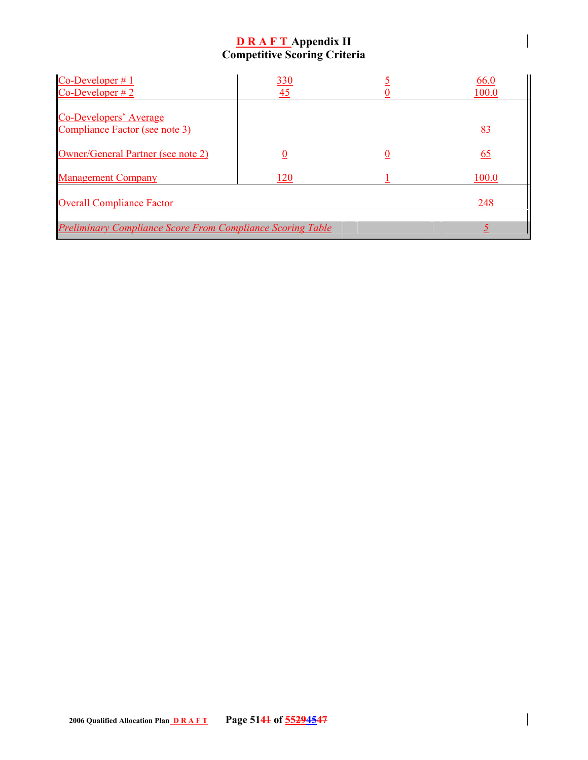**D R A F T Appendix II**
**Competitive Scoring Criteria**

| | | | |
|---|---|---|---|
| Co-Developer # 1 | 330 | 5 | 66.0 |
| Co-Developer # 2 | 45 | 0 | 100.0 |
| Co-Developers' Average Compliance Factor (see note 3) | | | 83 |
| Owner/General Partner (see note 2) | 0 | 0 | 65 |
| Management Company | 120 | 1 | 100.0 |
| Overall Compliance Factor | | | 248 |
| *Preliminary Compliance Score From Compliance Scoring Table* | | | *5* |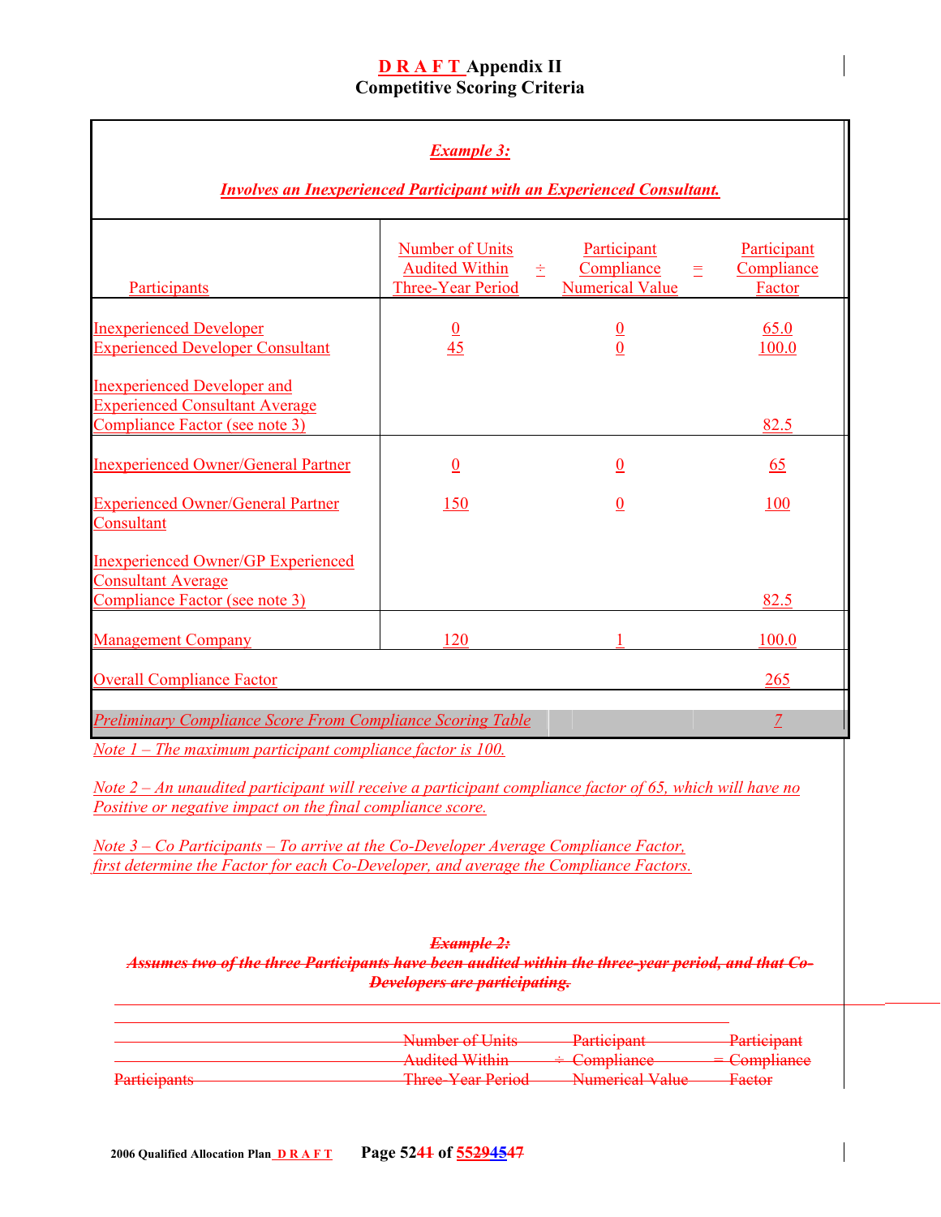**D R A F T** Appendix II
**Competitive Scoring Criteria**

| *Example 3:* | | | |
|---|---|---|---|
| ***Involves an Inexperienced Participant with an Experienced Consultant.*** | | | |
| Participants | Number of Units Audited Within Three-Year Period ÷ | Participant Compliance Numerical Value = | Participant Compliance Factor |
| Inexperienced Developer | 0 | 0 | 65.0 |
| Experienced Developer Consultant | 45 | 0 | 100.0 |
| Inexperienced Developer and Experienced Consultant Average Compliance Factor (see note 3) | | | 82.5 |
| Inexperienced Owner/General Partner | 0 | 0 | 65 |
| Experienced Owner/General Partner Consultant | 150 | 0 | 100 |
| Inexperienced Owner/GP Experienced Consultant Average Compliance Factor (see note 3) | | | 82.5 |
| Management Company | 120 | 1 | 100.0 |
| Overall Compliance Factor | | | 265 |
| *Preliminary Compliance Score From Compliance Scoring Table* | | | *7* |

*Note 1 – The maximum participant compliance factor is 100.*

*Note 2 – An unaudited participant will receive a participant compliance factor of 65, which will have no Positive or negative impact on the final compliance score.*

*Note 3 – Co Participants – To arrive at the Co-Developer Average Compliance Factor, first determine the Factor for each Co-Developer, and average the Compliance Factors.*

~~***Example 2:***~~

~~***Assumes two of the three Participants have been audited within the three-year period, and that Co-Developers are participating.***~~

| ~~Participants~~ | ~~Number of Units Audited Within Three-Year Period~~ ÷ | ~~Participant Compliance Numerical Value~~ = | ~~Participant Compliance Factor~~ |
|---|---|---|---|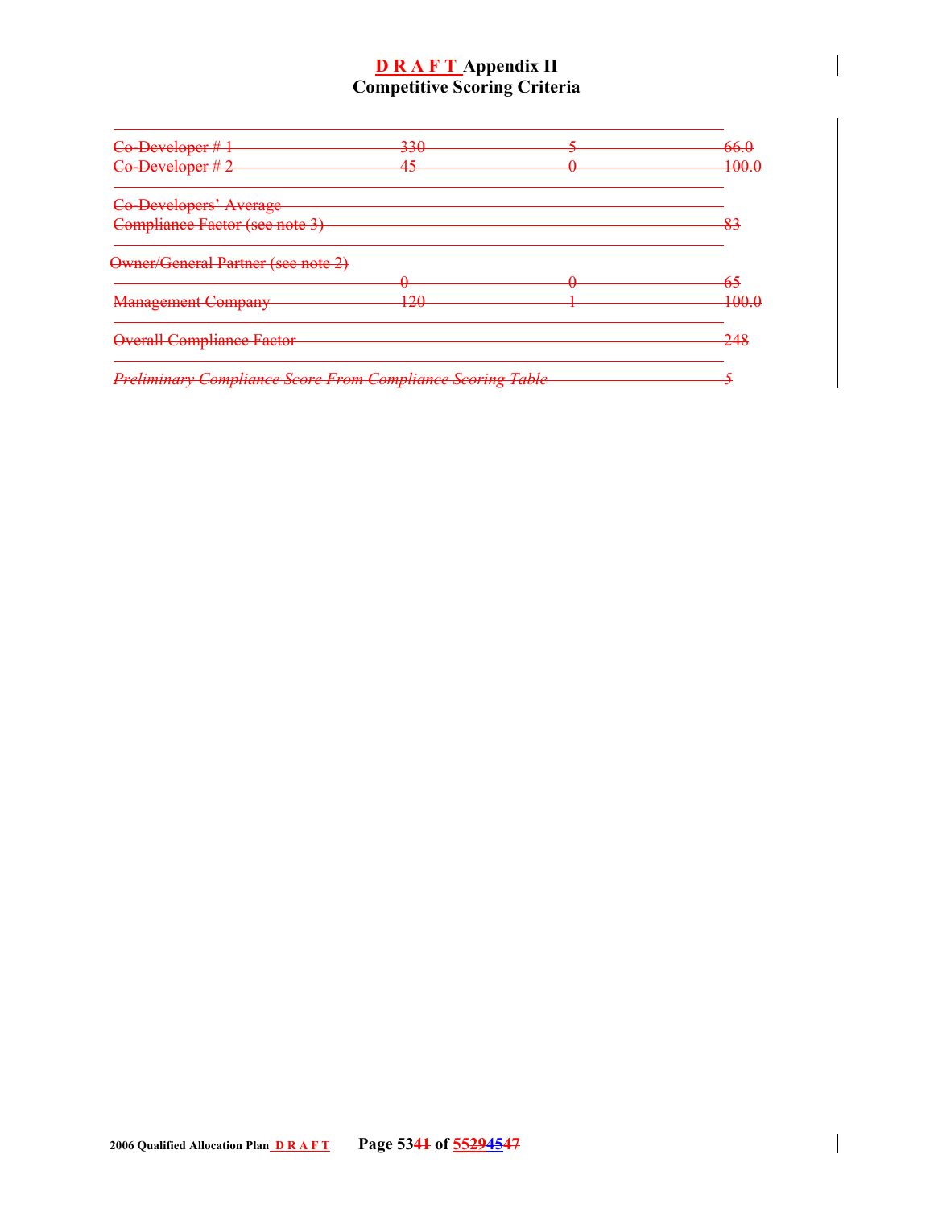# DRAFT Appendix II
# Competitive Scoring Criteria

| | | | |
|---|---|---|---|
| ~~Co-Developer # 1~~ | ~~330~~ | ~~5~~ | ~~66.0~~ |
| ~~Co-Developer # 2~~ | ~~45~~ | ~~0~~ | ~~100.0~~ |
| ~~Co-Developers' Average Compliance Factor (see note 3)~~ | | | ~~83~~ |
| ~~Owner/General Partner (see note 2)~~ | ~~0~~ | ~~0~~ | ~~65~~ |
| ~~Management Company~~ | ~~120~~ | ~~1~~ | ~~100.0~~ |
| ~~Overall Compliance Factor~~ | | | ~~248~~ |
| ~~*Preliminary Compliance Score From Compliance Scoring Table*~~ | | | ~~5~~ |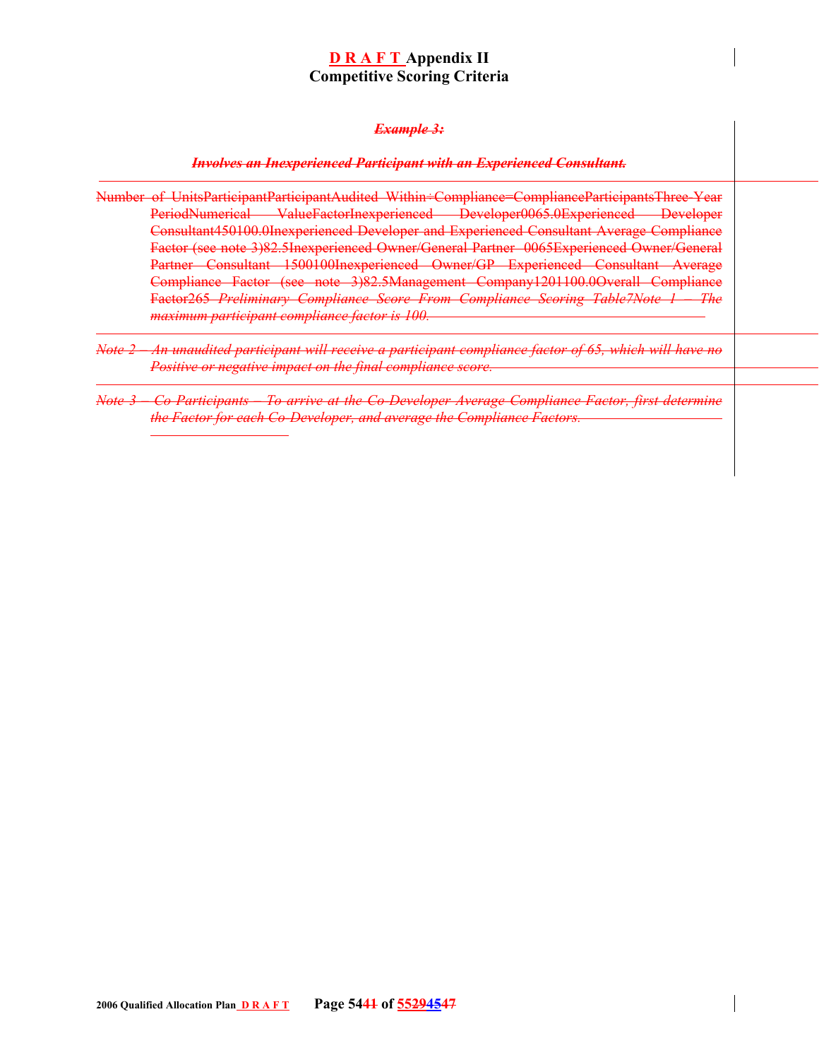# DRAFT Appendix II
## Competitive Scoring Criteria

~~***Example 3:***~~

~~***Involves an Inexperienced Participant with an Experienced Consultant.***~~

~~Number of UnitsParticipantParticipantAudited Within÷Compliance=ComplianceParticipantsThree Year PeriodNumerical ValueFactorInexperienced Developer0065.0Experienced Developer Consultant450100.0Inexperienced Developer and Experienced Consultant Average Compliance Factor (see note 3)82.5Inexperienced Owner/General Partner 0065Experienced Owner/General Partner Consultant 1500100Inexperienced Owner/GP Experienced Consultant Average Compliance Factor (see note 3)82.5Management Company1201100.0Overall Compliance Factor265~~ ~~*Preliminary Compliance Score From Compliance Scoring Table7Note 1 – The maximum participant compliance factor is 100.*~~

~~*Note 2 – An unaudited participant will receive a participant compliance factor of 65, which will have no Positive or negative impact on the final compliance score.*~~

~~*Note 3 – Co Participants – To arrive at the Co-Developer Average Compliance Factor, first determine the Factor for each Co-Developer, and average the Compliance Factors.*~~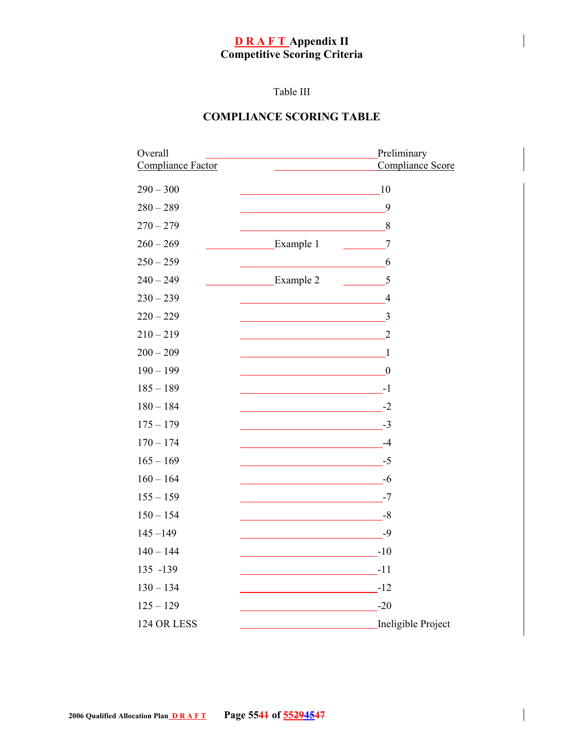**D R A F T Appendix II**
**Competitive Scoring Criteria**

Table III

**COMPLIANCE SCORING TABLE**

| Overall Compliance Factor | | Preliminary Compliance Score |
|---|---|---|
| 290 – 300 | | 10 |
| 280 – 289 | | 9 |
| 270 – 279 | | 8 |
| 260 – 269 | Example 1 | 7 |
| 250 – 259 | | 6 |
| 240 – 249 | Example 2 | 5 |
| 230 – 239 | | 4 |
| 220 – 229 | | 3 |
| 210 – 219 | | 2 |
| 200 – 209 | | 1 |
| 190 – 199 | | 0 |
| 185 – 189 | | -1 |
| 180 – 184 | | -2 |
| 175 – 179 | | -3 |
| 170 – 174 | | -4 |
| 165 – 169 | | -5 |
| 160 – 164 | | -6 |
| 155 – 159 | | -7 |
| 150 – 154 | | -8 |
| 145 –149 | | -9 |
| 140 – 144 | | -10 |
| 135 -139 | | -11 |
| 130 – 134 | | -12 |
| 125 – 129 | | -20 |
| 124 OR LESS | | Ineligible Project |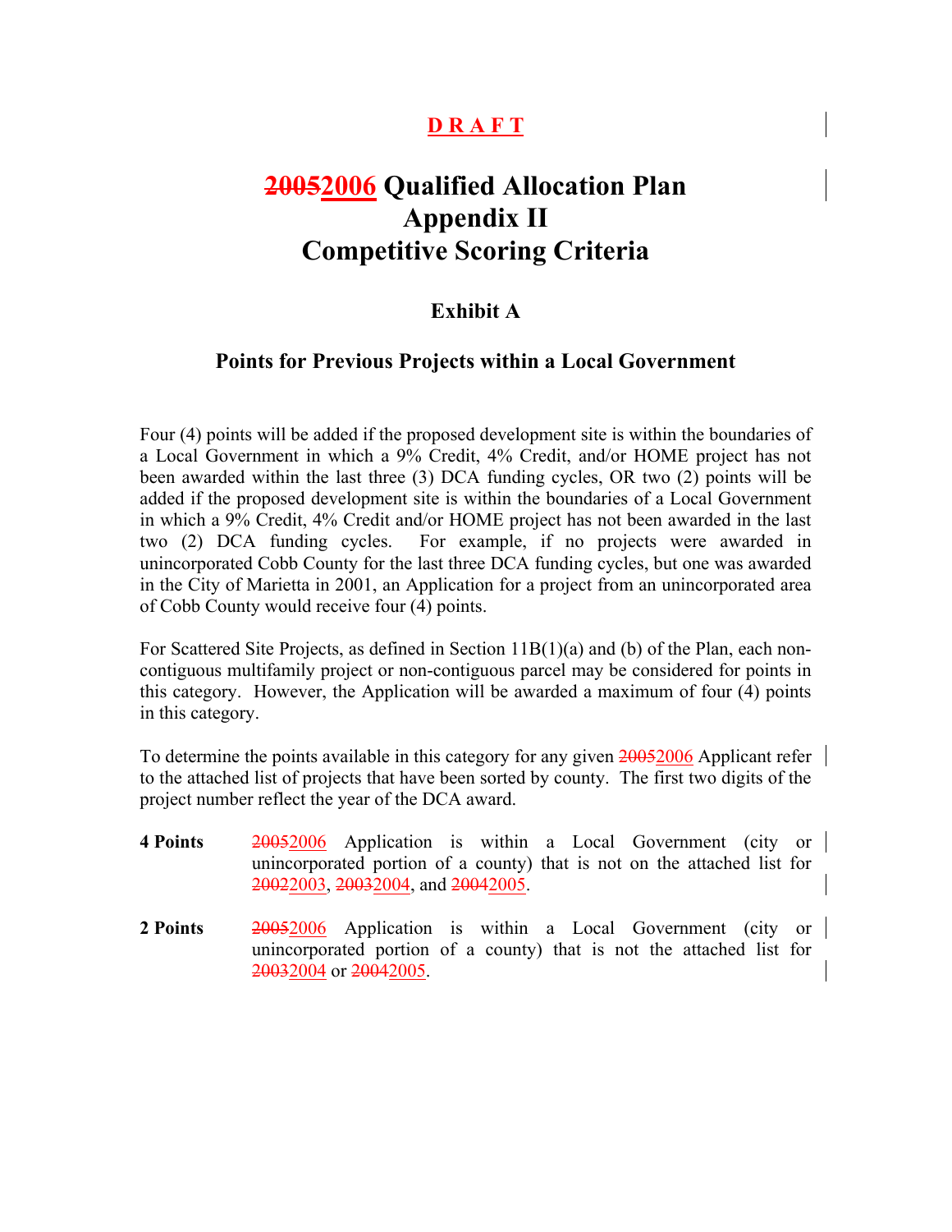**D R A F T**

# ~~2005~~2006 Qualified Allocation Plan Appendix II Competitive Scoring Criteria

## Exhibit A

### Points for Previous Projects within a Local Government

Four (4) points will be added if the proposed development site is within the boundaries of a Local Government in which a 9% Credit, 4% Credit, and/or HOME project has not been awarded within the last three (3) DCA funding cycles, OR two (2) points will be added if the proposed development site is within the boundaries of a Local Government in which a 9% Credit, 4% Credit and/or HOME project has not been awarded in the last two (2) DCA funding cycles. For example, if no projects were awarded in unincorporated Cobb County for the last three DCA funding cycles, but one was awarded in the City of Marietta in 2001, an Application for a project from an unincorporated area of Cobb County would receive four (4) points.

For Scattered Site Projects, as defined in Section 11B(1)(a) and (b) of the Plan, each non-contiguous multifamily project or non-contiguous parcel may be considered for points in this category. However, the Application will be awarded a maximum of four (4) points in this category.

To determine the points available in this category for any given ~~2005~~2006 Applicant refer to the attached list of projects that have been sorted by county. The first two digits of the project number reflect the year of the DCA award.

**4 Points** ~~2005~~2006 Application is within a Local Government (city or unincorporated portion of a county) that is not on the attached list for ~~2002~~2003, ~~2003~~2004, and ~~2004~~2005.

**2 Points** ~~2005~~2006 Application is within a Local Government (city or unincorporated portion of a county) that is not the attached list for ~~2003~~2004 or ~~2004~~2005.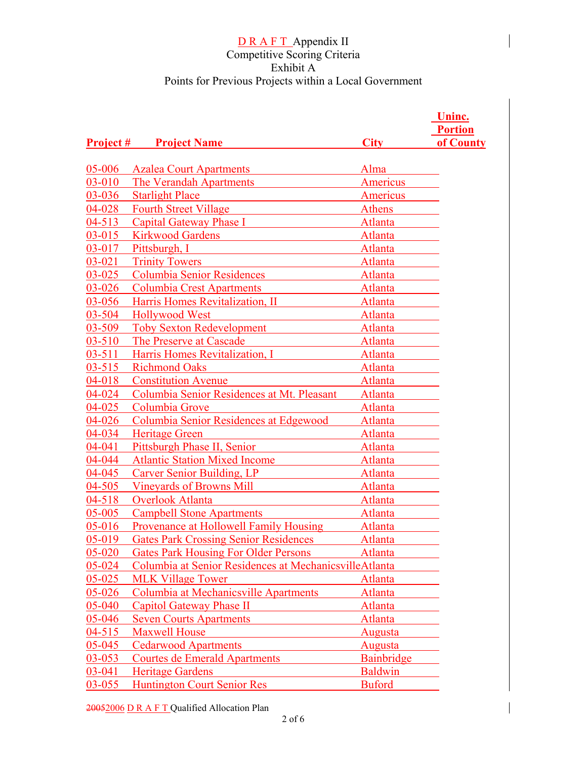D R A F T Appendix II
Competitive Scoring Criteria
Exhibit A
Points for Previous Projects within a Local Government

| Project # | Project Name | City | Uninc. Portion of County |
|---|---|---|---|
| 05-006 | Azalea Court Apartments | Alma | |
| 03-010 | The Verandah Apartments | Americus | |
| 03-036 | Starlight Place | Americus | |
| 04-028 | Fourth Street Village | Athens | |
| 04-513 | Capital Gateway Phase I | Atlanta | |
| 03-015 | Kirkwood Gardens | Atlanta | |
| 03-017 | Pittsburgh, I | Atlanta | |
| 03-021 | Trinity Towers | Atlanta | |
| 03-025 | Columbia Senior Residences | Atlanta | |
| 03-026 | Columbia Crest Apartments | Atlanta | |
| 03-056 | Harris Homes Revitalization, II | Atlanta | |
| 03-504 | Hollywood West | Atlanta | |
| 03-509 | Toby Sexton Redevelopment | Atlanta | |
| 03-510 | The Preserve at Cascade | Atlanta | |
| 03-511 | Harris Homes Revitalization, I | Atlanta | |
| 03-515 | Richmond Oaks | Atlanta | |
| 04-018 | Constitution Avenue | Atlanta | |
| 04-024 | Columbia Senior Residences at Mt. Pleasant | Atlanta | |
| 04-025 | Columbia Grove | Atlanta | |
| 04-026 | Columbia Senior Residences at Edgewood | Atlanta | |
| 04-034 | Heritage Green | Atlanta | |
| 04-041 | Pittsburgh Phase II, Senior | Atlanta | |
| 04-044 | Atlantic Station Mixed Income | Atlanta | |
| 04-045 | Carver Senior Building, LP | Atlanta | |
| 04-505 | Vineyards of Browns Mill | Atlanta | |
| 04-518 | Overlook Atlanta | Atlanta | |
| 05-005 | Campbell Stone Apartments | Atlanta | |
| 05-016 | Provenance at Hollowell Family Housing | Atlanta | |
| 05-019 | Gates Park Crossing Senior Residences | Atlanta | |
| 05-020 | Gates Park Housing For Older Persons | Atlanta | |
| 05-024 | Columbia at Senior Residences at Mechanicsville | Atlanta | |
| 05-025 | MLK Village Tower | Atlanta | |
| 05-026 | Columbia at Mechanicsville Apartments | Atlanta | |
| 05-040 | Capitol Gateway Phase II | Atlanta | |
| 05-046 | Seven Courts Apartments | Atlanta | |
| 04-515 | Maxwell House | Augusta | |
| 05-045 | Cedarwood Apartments | Augusta | |
| 03-053 | Courtes de Emerald Apartments | Bainbridge | |
| 03-041 | Heritage Gardens | Baldwin | |
| 03-055 | Huntington Court Senior Res | Buford | |

~~2005~~2006 D R A F T Qualified Allocation Plan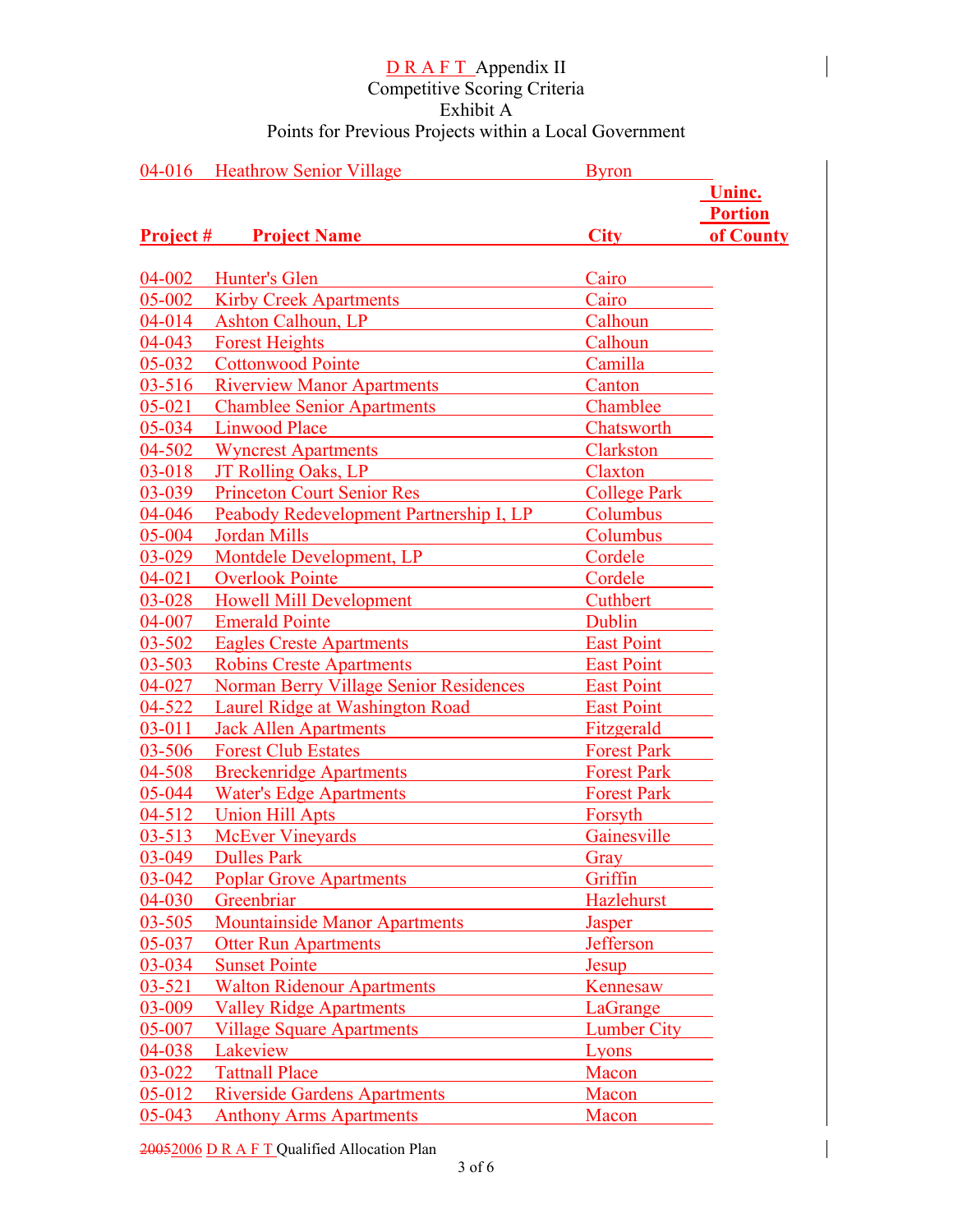DRAFT Appendix II
Competitive Scoring Criteria
Exhibit A
Points for Previous Projects within a Local Government

| Project # | Project Name | City | Uninc. Portion of County |
|---|---|---|---|
| 04-016 | Heathrow Senior Village | Byron | |
| 04-002 | Hunter's Glen | Cairo | |
| 05-002 | Kirby Creek Apartments | Cairo | |
| 04-014 | Ashton Calhoun, LP | Calhoun | |
| 04-043 | Forest Heights | Calhoun | |
| 05-032 | Cottonwood Pointe | Camilla | |
| 03-516 | Riverview Manor Apartments | Canton | |
| 05-021 | Chamblee Senior Apartments | Chamblee | |
| 05-034 | Linwood Place | Chatsworth | |
| 04-502 | Wyncrest Apartments | Clarkston | |
| 03-018 | JT Rolling Oaks, LP | Claxton | |
| 03-039 | Princeton Court Senior Res | College Park | |
| 04-046 | Peabody Redevelopment Partnership I, LP | Columbus | |
| 05-004 | Jordan Mills | Columbus | |
| 03-029 | Montdele Development, LP | Cordele | |
| 04-021 | Overlook Pointe | Cordele | |
| 03-028 | Howell Mill Development | Cuthbert | |
| 04-007 | Emerald Pointe | Dublin | |
| 03-502 | Eagles Creste Apartments | East Point | |
| 03-503 | Robins Creste Apartments | East Point | |
| 04-027 | Norman Berry Village Senior Residences | East Point | |
| 04-522 | Laurel Ridge at Washington Road | East Point | |
| 03-011 | Jack Allen Apartments | Fitzgerald | |
| 03-506 | Forest Club Estates | Forest Park | |
| 04-508 | Breckenridge Apartments | Forest Park | |
| 05-044 | Water's Edge Apartments | Forest Park | |
| 04-512 | Union Hill Apts | Forsyth | |
| 03-513 | McEver Vineyards | Gainesville | |
| 03-049 | Dulles Park | Gray | |
| 03-042 | Poplar Grove Apartments | Griffin | |
| 04-030 | Greenbriar | Hazlehurst | |
| 03-505 | Mountainside Manor Apartments | Jasper | |
| 05-037 | Otter Run Apartments | Jefferson | |
| 03-034 | Sunset Pointe | Jesup | |
| 03-521 | Walton Ridenour Apartments | Kennesaw | |
| 03-009 | Valley Ridge Apartments | LaGrange | |
| 05-007 | Village Square Apartments | Lumber City | |
| 04-038 | Lakeview | Lyons | |
| 03-022 | Tattnall Place | Macon | |
| 05-012 | Riverside Gardens Apartments | Macon | |
| 05-043 | Anthony Arms Apartments | Macon | |

~~2005~~2006 DRAFT Qualified Allocation Plan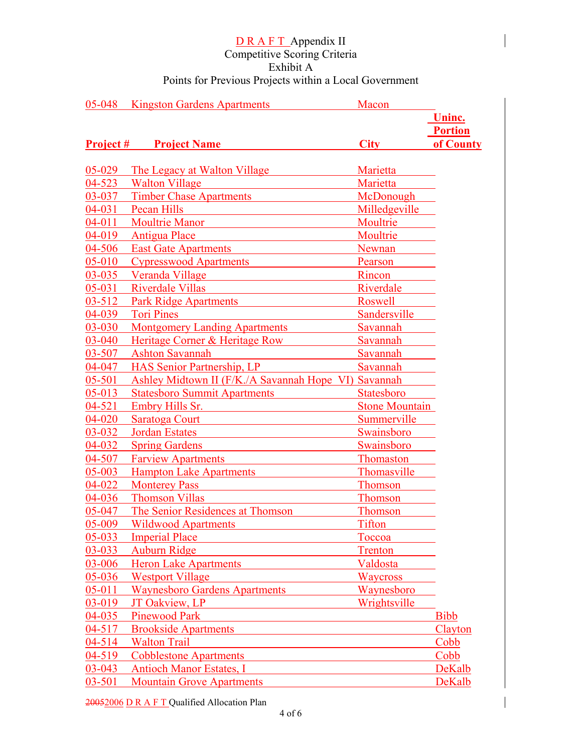D R A F T Appendix II
Competitive Scoring Criteria
Exhibit A
Points for Previous Projects within a Local Government

| Project # | Project Name | City | Uninc. Portion of County |
|---|---|---|---|
| 05-048 | Kingston Gardens Apartments | Macon | |
| 05-029 | The Legacy at Walton Village | Marietta | |
| 04-523 | Walton Village | Marietta | |
| 03-037 | Timber Chase Apartments | McDonough | |
| 04-031 | Pecan Hills | Milledgeville | |
| 04-011 | Moultrie Manor | Moultrie | |
| 04-019 | Antigua Place | Moultrie | |
| 04-506 | East Gate Apartments | Newnan | |
| 05-010 | Cypresswood Apartments | Pearson | |
| 03-035 | Veranda Village | Rincon | |
| 05-031 | Riverdale Villas | Riverdale | |
| 03-512 | Park Ridge Apartments | Roswell | |
| 04-039 | Tori Pines | Sandersville | |
| 03-030 | Montgomery Landing Apartments | Savannah | |
| 03-040 | Heritage Corner & Heritage Row | Savannah | |
| 03-507 | Ashton Savannah | Savannah | |
| 04-047 | HAS Senior Partnership, LP | Savannah | |
| 05-501 | Ashley Midtown II (F/K./A Savannah Hope VI) | Savannah | |
| 05-013 | Statesboro Summit Apartments | Statesboro | |
| 04-521 | Embry Hills Sr. | Stone Mountain | |
| 04-020 | Saratoga Court | Summerville | |
| 03-032 | Jordan Estates | Swainsboro | |
| 04-032 | Spring Gardens | Swainsboro | |
| 04-507 | Farview Apartments | Thomaston | |
| 05-003 | Hampton Lake Apartments | Thomasville | |
| 04-022 | Monterey Pass | Thomson | |
| 04-036 | Thomson Villas | Thomson | |
| 05-047 | The Senior Residences at Thomson | Thomson | |
| 05-009 | Wildwood Apartments | Tifton | |
| 05-033 | Imperial Place | Toccoa | |
| 03-033 | Auburn Ridge | Trenton | |
| 03-006 | Heron Lake Apartments | Valdosta | |
| 05-036 | Westport Village | Waycross | |
| 05-011 | Waynesboro Gardens Apartments | Waynesboro | |
| 03-019 | JT Oakview, LP | Wrightsville | |
| 04-035 | Pinewood Park | | Bibb |
| 04-517 | Brookside Apartments | | Clayton |
| 04-514 | Walton Trail | | Cobb |
| 04-519 | Cobblestone Apartments | | Cobb |
| 03-043 | Antioch Manor Estates, I | | DeKalb |
| 03-501 | Mountain Grove Apartments | | DeKalb |

~~2005~~2006 D R A F T Qualified Allocation Plan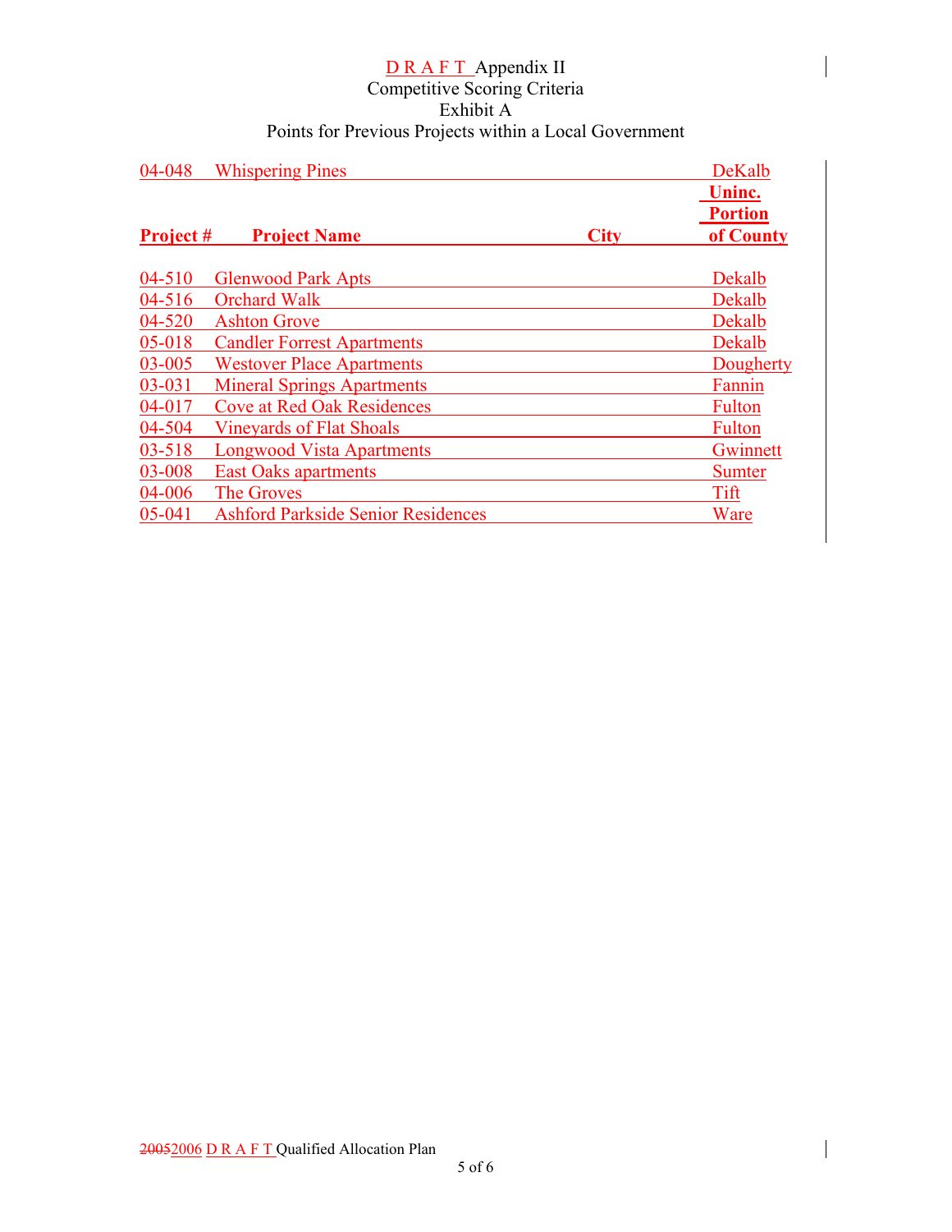# D R A F T Appendix II

## Competitive Scoring Criteria

## Exhibit A

## Points for Previous Projects within a Local Government

| Project # | Project Name | City | Uninc. Portion of County |
|---|---|---|---|
| 04-048 | Whispering Pines | | DeKalb |
| 04-510 | Glenwood Park Apts | | Dekalb |
| 04-516 | Orchard Walk | | Dekalb |
| 04-520 | Ashton Grove | | Dekalb |
| 05-018 | Candler Forrest Apartments | | Dekalb |
| 03-005 | Westover Place Apartments | | Dougherty |
| 03-031 | Mineral Springs Apartments | | Fannin |
| 04-017 | Cove at Red Oak Residences | | Fulton |
| 04-504 | Vineyards of Flat Shoals | | Fulton |
| 03-518 | Longwood Vista Apartments | | Gwinnett |
| 03-008 | East Oaks apartments | | Sumter |
| 04-006 | The Groves | | Tift |
| 05-041 | Ashford Parkside Senior Residences | | Ware |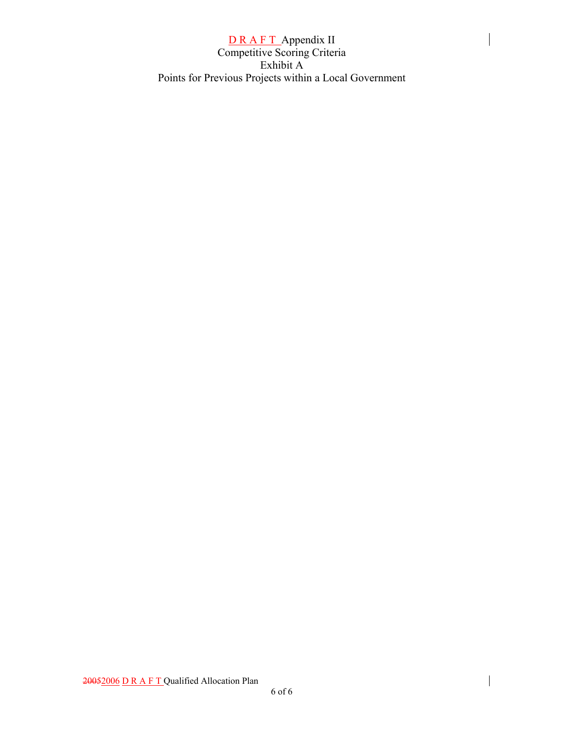D R A F T Appendix II
Competitive Scoring Criteria
Exhibit A
Points for Previous Projects within a Local Government